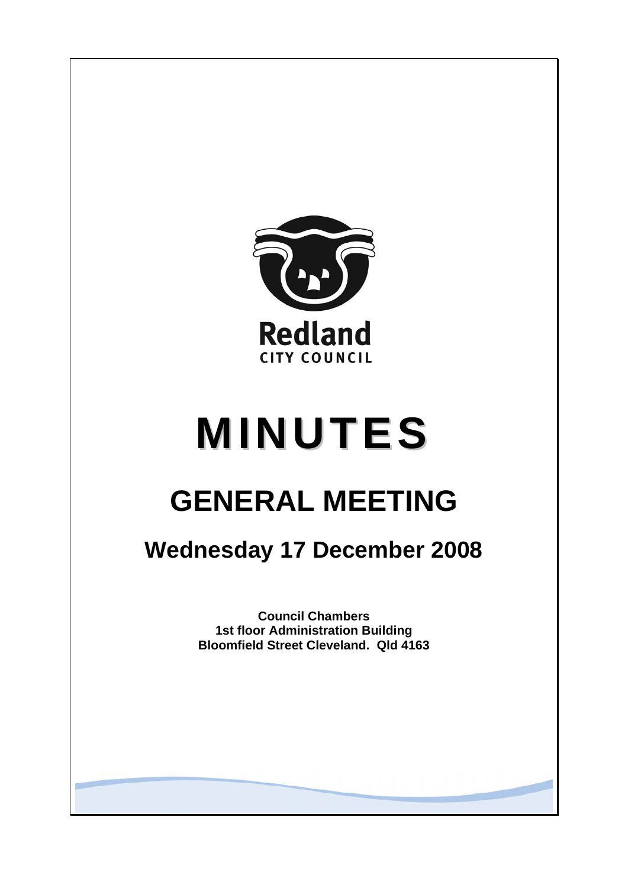Redland

CITY COUNCIL

# MINUTES

## GENERAL MEETING

### Wednesday 17 December 2008

**Council Chambers**
**1st floor Administration Building**
**Bloomfield Street Cleveland. Qld 4163**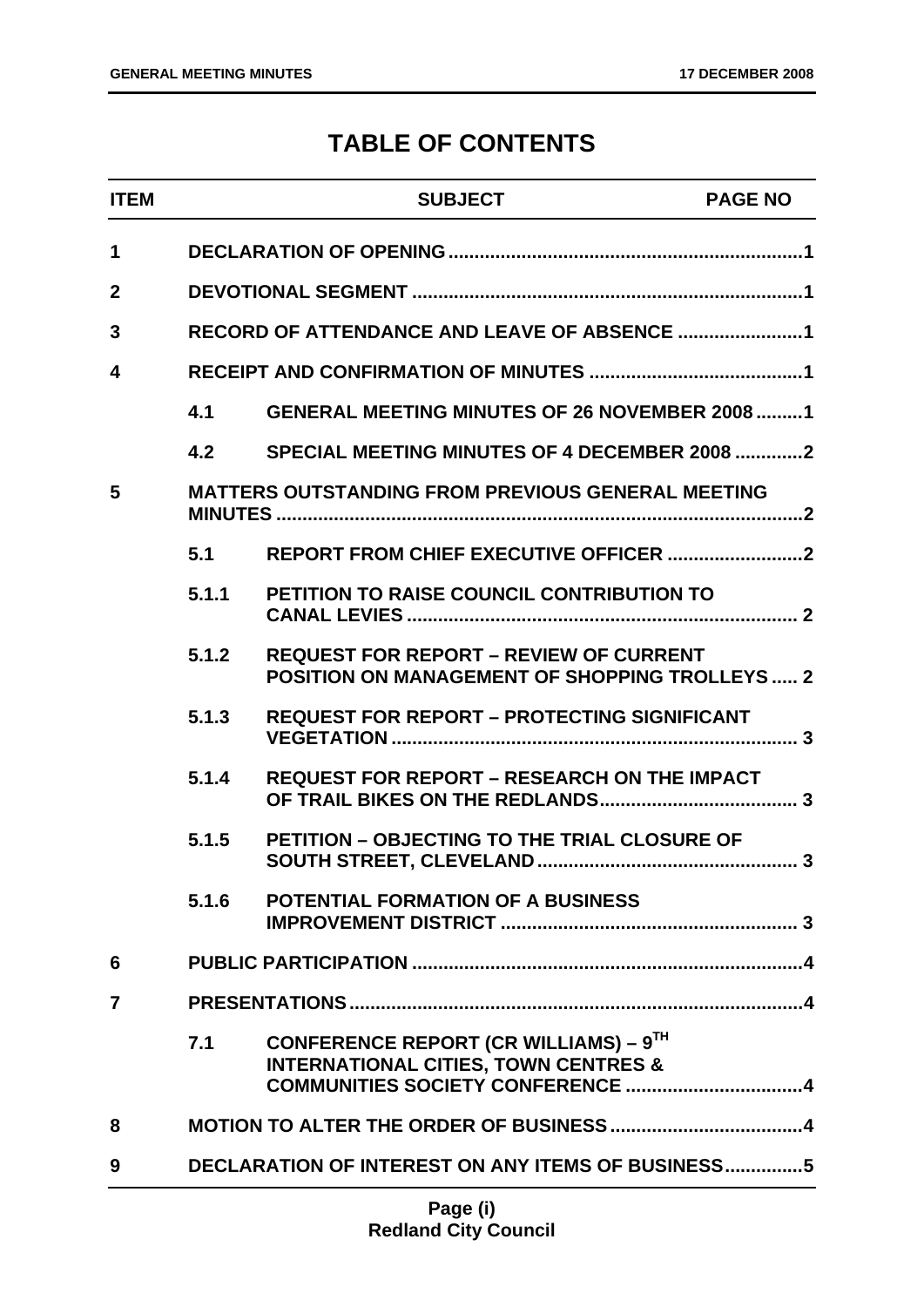# TABLE OF CONTENTS

| ITEM | | SUBJECT | PAGE NO |
|---|---|---|---|
| 1 | | DECLARATION OF OPENING | 1 |
| 2 | | DEVOTIONAL SEGMENT | 1 |
| 3 | | RECORD OF ATTENDANCE AND LEAVE OF ABSENCE | 1 |
| 4 | | RECEIPT AND CONFIRMATION OF MINUTES | 1 |
| | 4.1 | GENERAL MEETING MINUTES OF 26 NOVEMBER 2008 | 1 |
| | 4.2 | SPECIAL MEETING MINUTES OF 4 DECEMBER 2008 | 2 |
| 5 | | MATTERS OUTSTANDING FROM PREVIOUS GENERAL MEETING MINUTES | 2 |
| | 5.1 | REPORT FROM CHIEF EXECUTIVE OFFICER | 2 |
| | 5.1.1 | PETITION TO RAISE COUNCIL CONTRIBUTION TO CANAL LEVIES | 2 |
| | 5.1.2 | REQUEST FOR REPORT – REVIEW OF CURRENT POSITION ON MANAGEMENT OF SHOPPING TROLLEYS | 2 |
| | 5.1.3 | REQUEST FOR REPORT – PROTECTING SIGNIFICANT VEGETATION | 3 |
| | 5.1.4 | REQUEST FOR REPORT – RESEARCH ON THE IMPACT OF TRAIL BIKES ON THE REDLANDS | 3 |
| | 5.1.5 | PETITION – OBJECTING TO THE TRIAL CLOSURE OF SOUTH STREET, CLEVELAND | 3 |
| | 5.1.6 | POTENTIAL FORMATION OF A BUSINESS IMPROVEMENT DISTRICT | 3 |
| 6 | | PUBLIC PARTICIPATION | 4 |
| 7 | | PRESENTATIONS | 4 |
| | 7.1 | CONFERENCE REPORT (CR WILLIAMS) – 9TH INTERNATIONAL CITIES, TOWN CENTRES & COMMUNITIES SOCIETY CONFERENCE | 4 |
| 8 | | MOTION TO ALTER THE ORDER OF BUSINESS | 4 |
| 9 | | DECLARATION OF INTEREST ON ANY ITEMS OF BUSINESS | 5 |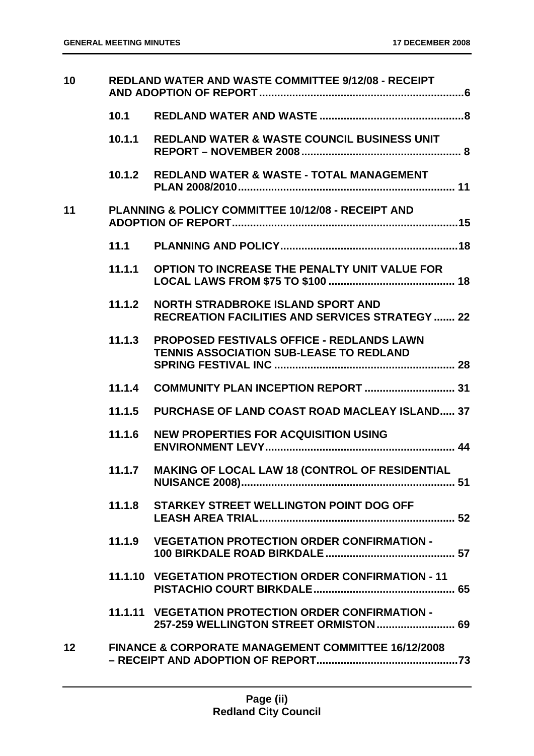| | | | |
|---|---|---|---|
| **10** | **REDLAND WATER AND WASTE COMMITTEE 9/12/08 - RECEIPT AND ADOPTION OF REPORT** | | **6** |
| | **10.1** | **REDLAND WATER AND WASTE** | **8** |
| | **10.1.1** | **REDLAND WATER & WASTE COUNCIL BUSINESS UNIT REPORT – NOVEMBER 2008** | **8** |
| | **10.1.2** | **REDLAND WATER & WASTE - TOTAL MANAGEMENT PLAN 2008/2010** | **11** |
| **11** | **PLANNING & POLICY COMMITTEE 10/12/08 - RECEIPT AND ADOPTION OF REPORT** | | **15** |
| | **11.1** | **PLANNING AND POLICY** | **18** |
| | **11.1.1** | **OPTION TO INCREASE THE PENALTY UNIT VALUE FOR LOCAL LAWS FROM $75 TO $100** | **18** |
| | **11.1.2** | **NORTH STRADBROKE ISLAND SPORT AND RECREATION FACILITIES AND SERVICES STRATEGY** | **22** |
| | **11.1.3** | **PROPOSED FESTIVALS OFFICE - REDLANDS LAWN TENNIS ASSOCIATION SUB-LEASE TO REDLAND SPRING FESTIVAL INC** | **28** |
| | **11.1.4** | **COMMUNITY PLAN INCEPTION REPORT** | **31** |
| | **11.1.5** | **PURCHASE OF LAND COAST ROAD MACLEAY ISLAND** | **37** |
| | **11.1.6** | **NEW PROPERTIES FOR ACQUISITION USING ENVIRONMENT LEVY** | **44** |
| | **11.1.7** | **MAKING OF LOCAL LAW 18 (CONTROL OF RESIDENTIAL NUISANCE 2008)** | **51** |
| | **11.1.8** | **STARKEY STREET WELLINGTON POINT DOG OFF LEASH AREA TRIAL** | **52** |
| | **11.1.9** | **VEGETATION PROTECTION ORDER CONFIRMATION - 100 BIRKDALE ROAD BIRKDALE** | **57** |
| | **11.1.10** | **VEGETATION PROTECTION ORDER CONFIRMATION - 11 PISTACHIO COURT BIRKDALE** | **65** |
| | **11.1.11** | **VEGETATION PROTECTION ORDER CONFIRMATION - 257-259 WELLINGTON STREET ORMISTON** | **69** |
| **12** | **FINANCE & CORPORATE MANAGEMENT COMMITTEE 16/12/2008 – RECEIPT AND ADOPTION OF REPORT** | | **73** |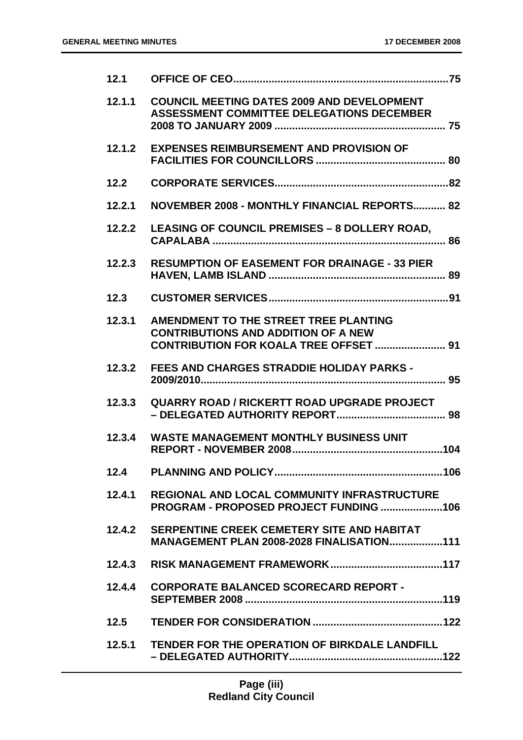| | | |
|---|---|---|
| **12.1** | **OFFICE OF CEO** | **75** |
| **12.1.1** | **COUNCIL MEETING DATES 2009 AND DEVELOPMENT ASSESSMENT COMMITTEE DELEGATIONS DECEMBER 2008 TO JANUARY 2009** | **75** |
| **12.1.2** | **EXPENSES REIMBURSEMENT AND PROVISION OF FACILITIES FOR COUNCILLORS** | **80** |
| **12.2** | **CORPORATE SERVICES** | **82** |
| **12.2.1** | **NOVEMBER 2008 - MONTHLY FINANCIAL REPORTS** | **82** |
| **12.2.2** | **LEASING OF COUNCIL PREMISES – 8 DOLLERY ROAD, CAPALABA** | **86** |
| **12.2.3** | **RESUMPTION OF EASEMENT FOR DRAINAGE - 33 PIER HAVEN, LAMB ISLAND** | **89** |
| **12.3** | **CUSTOMER SERVICES** | **91** |
| **12.3.1** | **AMENDMENT TO THE STREET TREE PLANTING CONTRIBUTIONS AND ADDITION OF A NEW CONTRIBUTION FOR KOALA TREE OFFSET** | **91** |
| **12.3.2** | **FEES AND CHARGES STRADDIE HOLIDAY PARKS - 2009/2010** | **95** |
| **12.3.3** | **QUARRY ROAD / RICKERTT ROAD UPGRADE PROJECT – DELEGATED AUTHORITY REPORT** | **98** |
| **12.3.4** | **WASTE MANAGEMENT MONTHLY BUSINESS UNIT REPORT - NOVEMBER 2008** | **104** |
| **12.4** | **PLANNING AND POLICY** | **106** |
| **12.4.1** | **REGIONAL AND LOCAL COMMUNITY INFRASTRUCTURE PROGRAM - PROPOSED PROJECT FUNDING** | **106** |
| **12.4.2** | **SERPENTINE CREEK CEMETERY SITE AND HABITAT MANAGEMENT PLAN 2008-2028 FINALISATION** | **111** |
| **12.4.3** | **RISK MANAGEMENT FRAMEWORK** | **117** |
| **12.4.4** | **CORPORATE BALANCED SCORECARD REPORT - SEPTEMBER 2008** | **119** |
| **12.5** | **TENDER FOR CONSIDERATION** | **122** |
| **12.5.1** | **TENDER FOR THE OPERATION OF BIRKDALE LANDFILL – DELEGATED AUTHORITY** | **122** |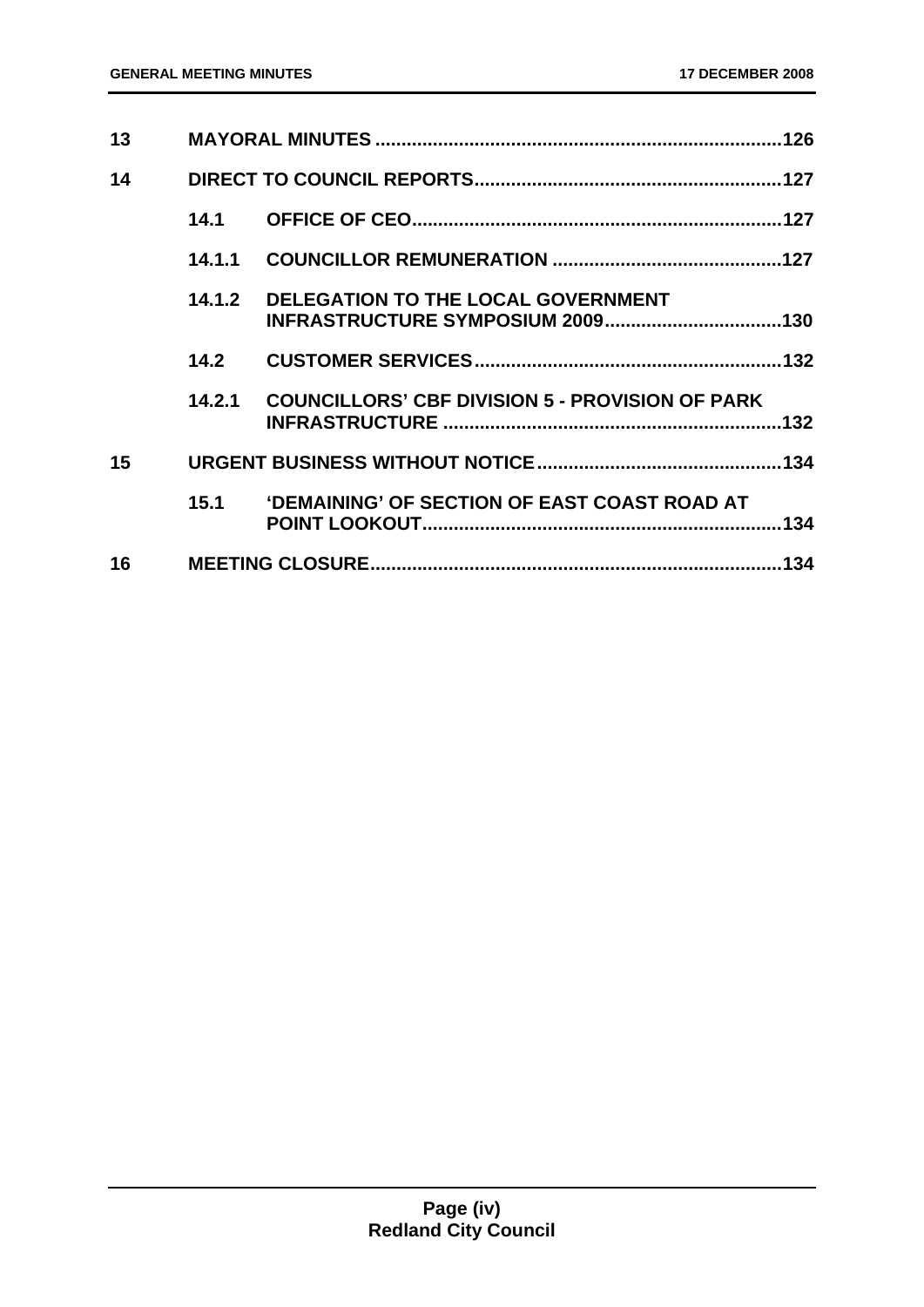| | | | |
|---|---|---|---|
| 13 | MAYORAL MINUTES | | 126 |
| 14 | DIRECT TO COUNCIL REPORTS | | 127 |
| | 14.1 | OFFICE OF CEO | 127 |
| | 14.1.1 | COUNCILLOR REMUNERATION | 127 |
| | 14.1.2 | DELEGATION TO THE LOCAL GOVERNMENT INFRASTRUCTURE SYMPOSIUM 2009 | 130 |
| | 14.2 | CUSTOMER SERVICES | 132 |
| | 14.2.1 | COUNCILLORS' CBF DIVISION 5 - PROVISION OF PARK INFRASTRUCTURE | 132 |
| 15 | URGENT BUSINESS WITHOUT NOTICE | | 134 |
| | 15.1 | 'DEMAINING' OF SECTION OF EAST COAST ROAD AT POINT LOOKOUT | 134 |
| 16 | MEETING CLOSURE | | 134 |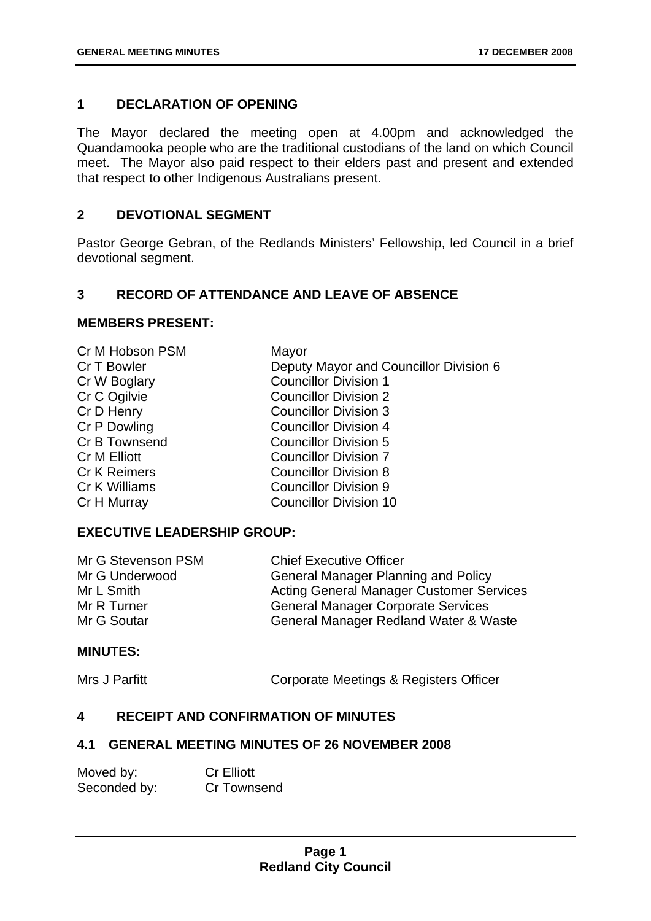## 1 DECLARATION OF OPENING

The Mayor declared the meeting open at 4.00pm and acknowledged the Quandamooka people who are the traditional custodians of the land on which Council meet. The Mayor also paid respect to their elders past and present and extended that respect to other Indigenous Australians present.

## 2 DEVOTIONAL SEGMENT

Pastor George Gebran, of the Redlands Ministers' Fellowship, led Council in a brief devotional segment.

## 3 RECORD OF ATTENDANCE AND LEAVE OF ABSENCE

### MEMBERS PRESENT:

| | |
|---|---|
| Cr M Hobson PSM | Mayor |
| Cr T Bowler | Deputy Mayor and Councillor Division 6 |
| Cr W Boglary | Councillor Division 1 |
| Cr C Ogilvie | Councillor Division 2 |
| Cr D Henry | Councillor Division 3 |
| Cr P Dowling | Councillor Division 4 |
| Cr B Townsend | Councillor Division 5 |
| Cr M Elliott | Councillor Division 7 |
| Cr K Reimers | Councillor Division 8 |
| Cr K Williams | Councillor Division 9 |
| Cr H Murray | Councillor Division 10 |

### EXECUTIVE LEADERSHIP GROUP:

| | |
|---|---|
| Mr G Stevenson PSM | Chief Executive Officer |
| Mr G Underwood | General Manager Planning and Policy |
| Mr L Smith | Acting General Manager Customer Services |
| Mr R Turner | General Manager Corporate Services |
| Mr G Soutar | General Manager Redland Water & Waste |

### MINUTES:

| | |
|---|---|
| Mrs J Parfitt | Corporate Meetings & Registers Officer |

## 4 RECEIPT AND CONFIRMATION OF MINUTES

### 4.1 GENERAL MEETING MINUTES OF 26 NOVEMBER 2008

| | |
|---|---|
| Moved by: | Cr Elliott |
| Seconded by: | Cr Townsend |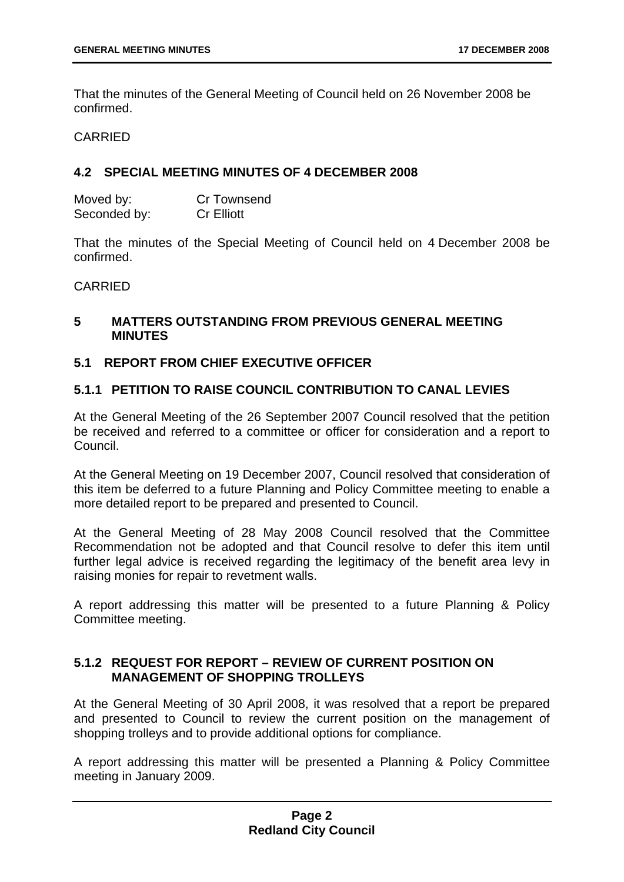That the minutes of the General Meeting of Council held on 26 November 2008 be confirmed.

CARRIED

### 4.2 SPECIAL MEETING MINUTES OF 4 DECEMBER 2008

Moved by: Cr Townsend
Seconded by: Cr Elliott

That the minutes of the Special Meeting of Council held on 4 December 2008 be confirmed.

CARRIED

## 5 MATTERS OUTSTANDING FROM PREVIOUS GENERAL MEETING MINUTES

### 5.1 REPORT FROM CHIEF EXECUTIVE OFFICER

#### 5.1.1 PETITION TO RAISE COUNCIL CONTRIBUTION TO CANAL LEVIES

At the General Meeting of the 26 September 2007 Council resolved that the petition be received and referred to a committee or officer for consideration and a report to Council.

At the General Meeting on 19 December 2007, Council resolved that consideration of this item be deferred to a future Planning and Policy Committee meeting to enable a more detailed report to be prepared and presented to Council.

At the General Meeting of 28 May 2008 Council resolved that the Committee Recommendation not be adopted and that Council resolve to defer this item until further legal advice is received regarding the legitimacy of the benefit area levy in raising monies for repair to revetment walls.

A report addressing this matter will be presented to a future Planning & Policy Committee meeting.

#### 5.1.2 REQUEST FOR REPORT – REVIEW OF CURRENT POSITION ON MANAGEMENT OF SHOPPING TROLLEYS

At the General Meeting of 30 April 2008, it was resolved that a report be prepared and presented to Council to review the current position on the management of shopping trolleys and to provide additional options for compliance.

A report addressing this matter will be presented a Planning & Policy Committee meeting in January 2009.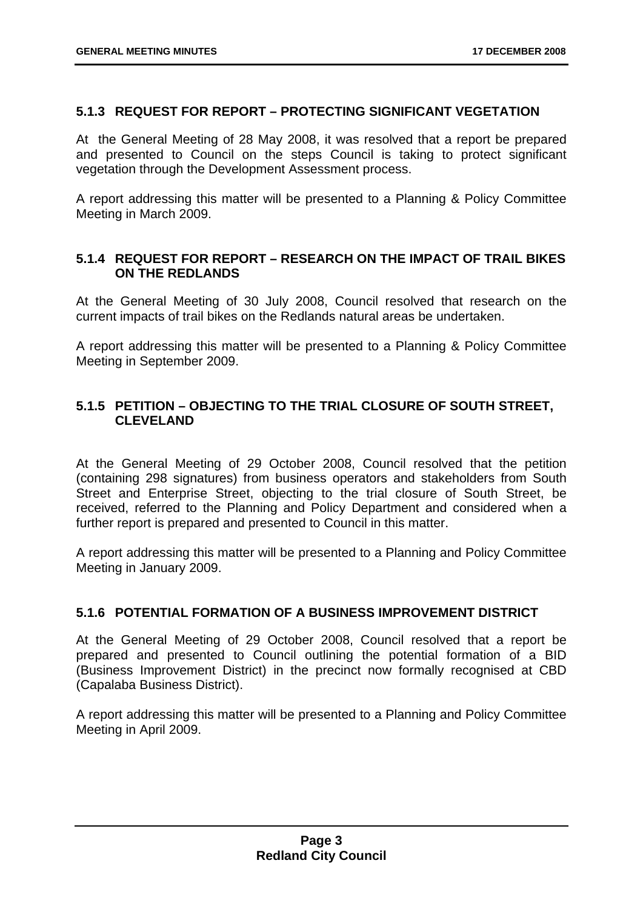### 5.1.3 REQUEST FOR REPORT – PROTECTING SIGNIFICANT VEGETATION

At the General Meeting of 28 May 2008, it was resolved that a report be prepared and presented to Council on the steps Council is taking to protect significant vegetation through the Development Assessment process.

A report addressing this matter will be presented to a Planning & Policy Committee Meeting in March 2009.

### 5.1.4 REQUEST FOR REPORT – RESEARCH ON THE IMPACT OF TRAIL BIKES ON THE REDLANDS

At the General Meeting of 30 July 2008, Council resolved that research on the current impacts of trail bikes on the Redlands natural areas be undertaken.

A report addressing this matter will be presented to a Planning & Policy Committee Meeting in September 2009.

### 5.1.5 PETITION – OBJECTING TO THE TRIAL CLOSURE OF SOUTH STREET, CLEVELAND

At the General Meeting of 29 October 2008, Council resolved that the petition (containing 298 signatures) from business operators and stakeholders from South Street and Enterprise Street, objecting to the trial closure of South Street, be received, referred to the Planning and Policy Department and considered when a further report is prepared and presented to Council in this matter.

A report addressing this matter will be presented to a Planning and Policy Committee Meeting in January 2009.

### 5.1.6 POTENTIAL FORMATION OF A BUSINESS IMPROVEMENT DISTRICT

At the General Meeting of 29 October 2008, Council resolved that a report be prepared and presented to Council outlining the potential formation of a BID (Business Improvement District) in the precinct now formally recognised at CBD (Capalaba Business District).

A report addressing this matter will be presented to a Planning and Policy Committee Meeting in April 2009.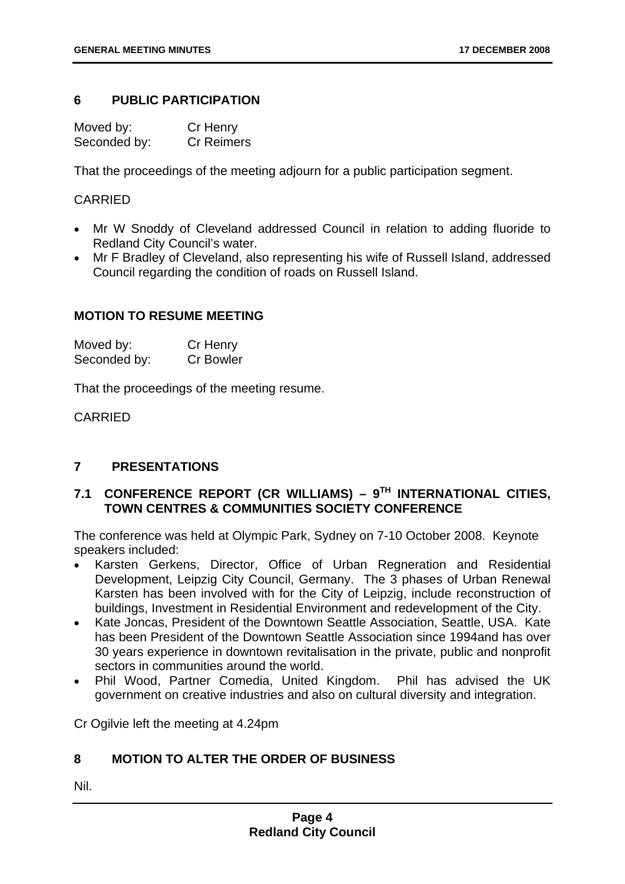## 6 PUBLIC PARTICIPATION

Moved by: Cr Henry
Seconded by: Cr Reimers

That the proceedings of the meeting adjourn for a public participation segment.

CARRIED

- Mr W Snoddy of Cleveland addressed Council in relation to adding fluoride to Redland City Council's water.
- Mr F Bradley of Cleveland, also representing his wife of Russell Island, addressed Council regarding the condition of roads on Russell Island.

### MOTION TO RESUME MEETING

Moved by: Cr Henry
Seconded by: Cr Bowler

That the proceedings of the meeting resume.

CARRIED

## 7 PRESENTATIONS

### 7.1 CONFERENCE REPORT (CR WILLIAMS) – 9TH INTERNATIONAL CITIES, TOWN CENTRES & COMMUNITIES SOCIETY CONFERENCE

The conference was held at Olympic Park, Sydney on 7-10 October 2008. Keynote speakers included:

- Karsten Gerkens, Director, Office of Urban Regneration and Residential Development, Leipzig City Council, Germany. The 3 phases of Urban Renewal Karsten has been involved with for the City of Leipzig, include reconstruction of buildings, Investment in Residential Environment and redevelopment of the City.
- Kate Joncas, President of the Downtown Seattle Association, Seattle, USA. Kate has been President of the Downtown Seattle Association since 1994and has over 30 years experience in downtown revitalisation in the private, public and nonprofit sectors in communities around the world.
- Phil Wood, Partner Comedia, United Kingdom. Phil has advised the UK government on creative industries and also on cultural diversity and integration.

Cr Ogilvie left the meeting at 4.24pm

## 8 MOTION TO ALTER THE ORDER OF BUSINESS

Nil.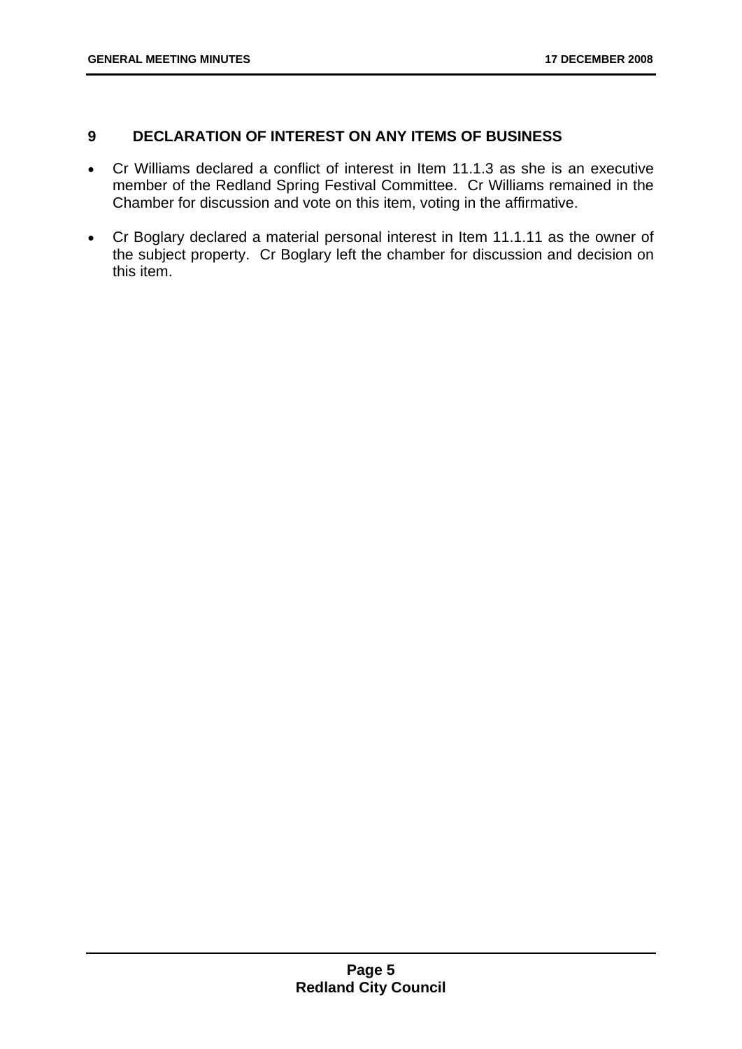## 9 DECLARATION OF INTEREST ON ANY ITEMS OF BUSINESS

- Cr Williams declared a conflict of interest in Item 11.1.3 as she is an executive member of the Redland Spring Festival Committee. Cr Williams remained in the Chamber for discussion and vote on this item, voting in the affirmative.
- Cr Boglary declared a material personal interest in Item 11.1.11 as the owner of the subject property. Cr Boglary left the chamber for discussion and decision on this item.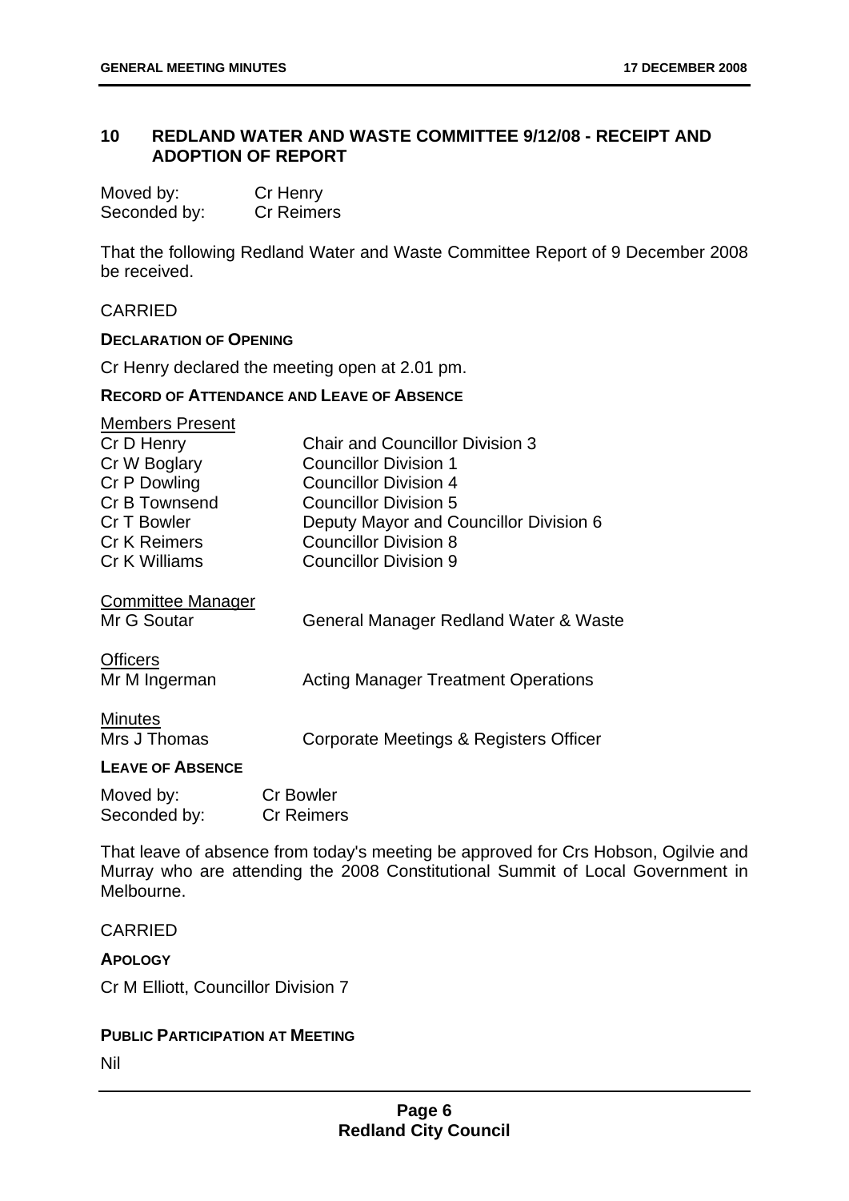## 10 REDLAND WATER AND WASTE COMMITTEE 9/12/08 - RECEIPT AND ADOPTION OF REPORT

| | |
|---|---|
| Moved by: | Cr Henry |
| Seconded by: | Cr Reimers |

That the following Redland Water and Waste Committee Report of 9 December 2008 be received.

CARRIED

**DECLARATION OF OPENING**

Cr Henry declared the meeting open at 2.01 pm.

**RECORD OF ATTENDANCE AND LEAVE OF ABSENCE**

Members Present

| | |
|---|---|
| Cr D Henry | Chair and Councillor Division 3 |
| Cr W Boglary | Councillor Division 1 |
| Cr P Dowling | Councillor Division 4 |
| Cr B Townsend | Councillor Division 5 |
| Cr T Bowler | Deputy Mayor and Councillor Division 6 |
| Cr K Reimers | Councillor Division 8 |
| Cr K Williams | Councillor Division 9 |

Committee Manager

| | |
|---|---|
| Mr G Soutar | General Manager Redland Water & Waste |

Officers

| | |
|---|---|
| Mr M Ingerman | Acting Manager Treatment Operations |

Minutes

| | |
|---|---|
| Mrs J Thomas | Corporate Meetings & Registers Officer |

**LEAVE OF ABSENCE**

| | |
|---|---|
| Moved by: | Cr Bowler |
| Seconded by: | Cr Reimers |

That leave of absence from today's meeting be approved for Crs Hobson, Ogilvie and Murray who are attending the 2008 Constitutional Summit of Local Government in Melbourne.

CARRIED

**APOLOGY**

Cr M Elliott, Councillor Division 7

**PUBLIC PARTICIPATION AT MEETING**

Nil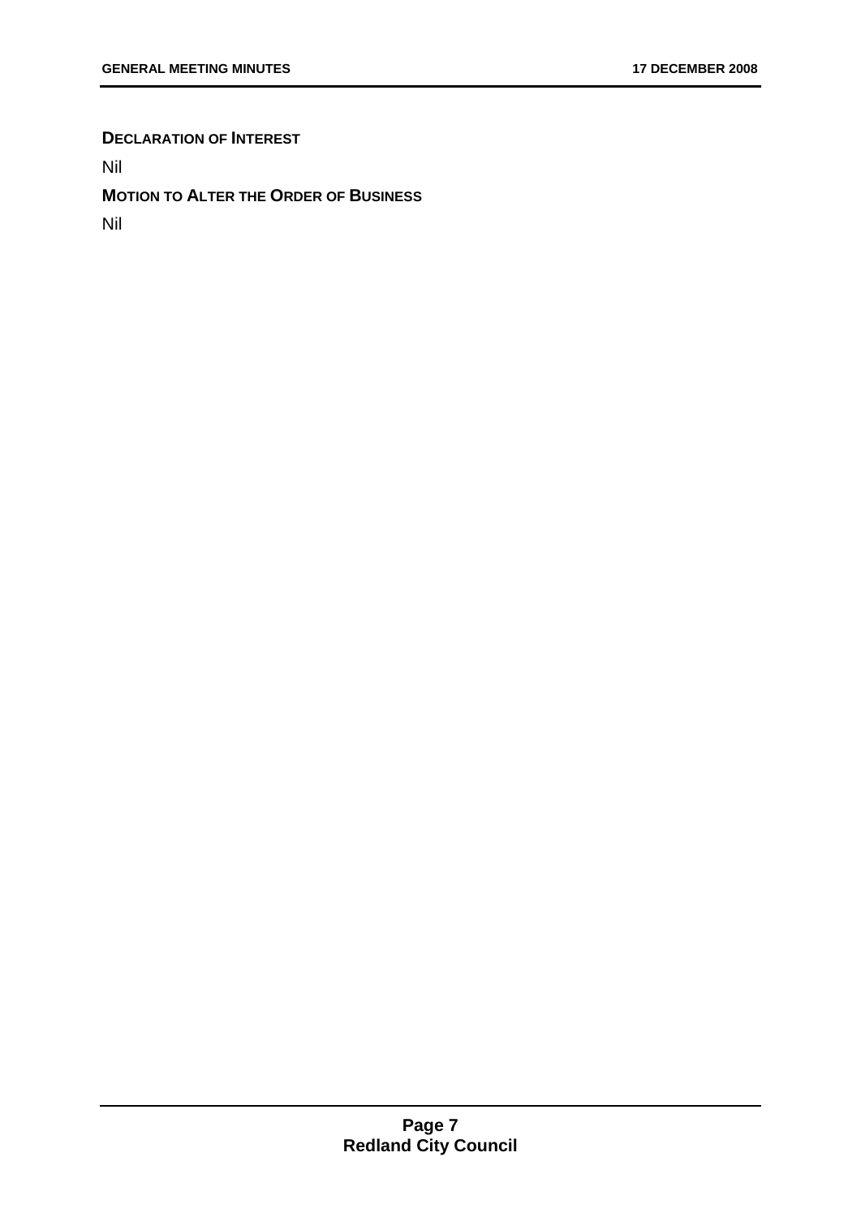**DECLARATION OF INTEREST**

Nil

**MOTION TO ALTER THE ORDER OF BUSINESS**

Nil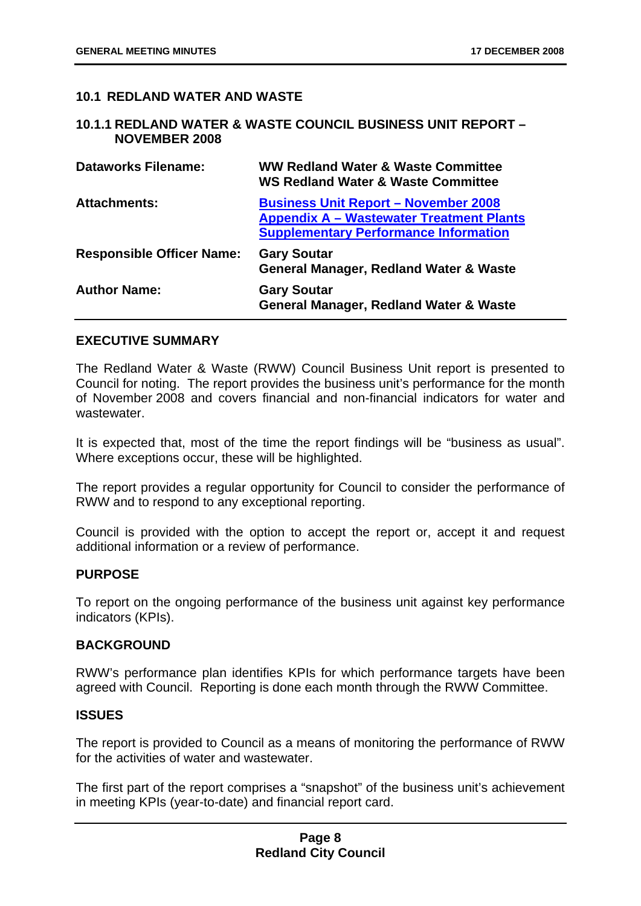## 10.1 REDLAND WATER AND WASTE

### 10.1.1 REDLAND WATER & WASTE COUNCIL BUSINESS UNIT REPORT – NOVEMBER 2008

| | |
|---|---|
| **Dataworks Filename:** | **WW Redland Water & Waste Committee**<br>**WS Redland Water & Waste Committee** |
| **Attachments:** | **Business Unit Report – November 2008**<br>**Appendix A – Wastewater Treatment Plants Supplementary Performance Information** |
| **Responsible Officer Name:** | **Gary Soutar**<br>**General Manager, Redland Water & Waste** |
| **Author Name:** | **Gary Soutar**<br>**General Manager, Redland Water & Waste** |

**EXECUTIVE SUMMARY**

The Redland Water & Waste (RWW) Council Business Unit report is presented to Council for noting. The report provides the business unit's performance for the month of November 2008 and covers financial and non-financial indicators for water and wastewater.

It is expected that, most of the time the report findings will be "business as usual". Where exceptions occur, these will be highlighted.

The report provides a regular opportunity for Council to consider the performance of RWW and to respond to any exceptional reporting.

Council is provided with the option to accept the report or, accept it and request additional information or a review of performance.

**PURPOSE**

To report on the ongoing performance of the business unit against key performance indicators (KPIs).

**BACKGROUND**

RWW's performance plan identifies KPIs for which performance targets have been agreed with Council. Reporting is done each month through the RWW Committee.

**ISSUES**

The report is provided to Council as a means of monitoring the performance of RWW for the activities of water and wastewater.

The first part of the report comprises a "snapshot" of the business unit's achievement in meeting KPIs (year-to-date) and financial report card.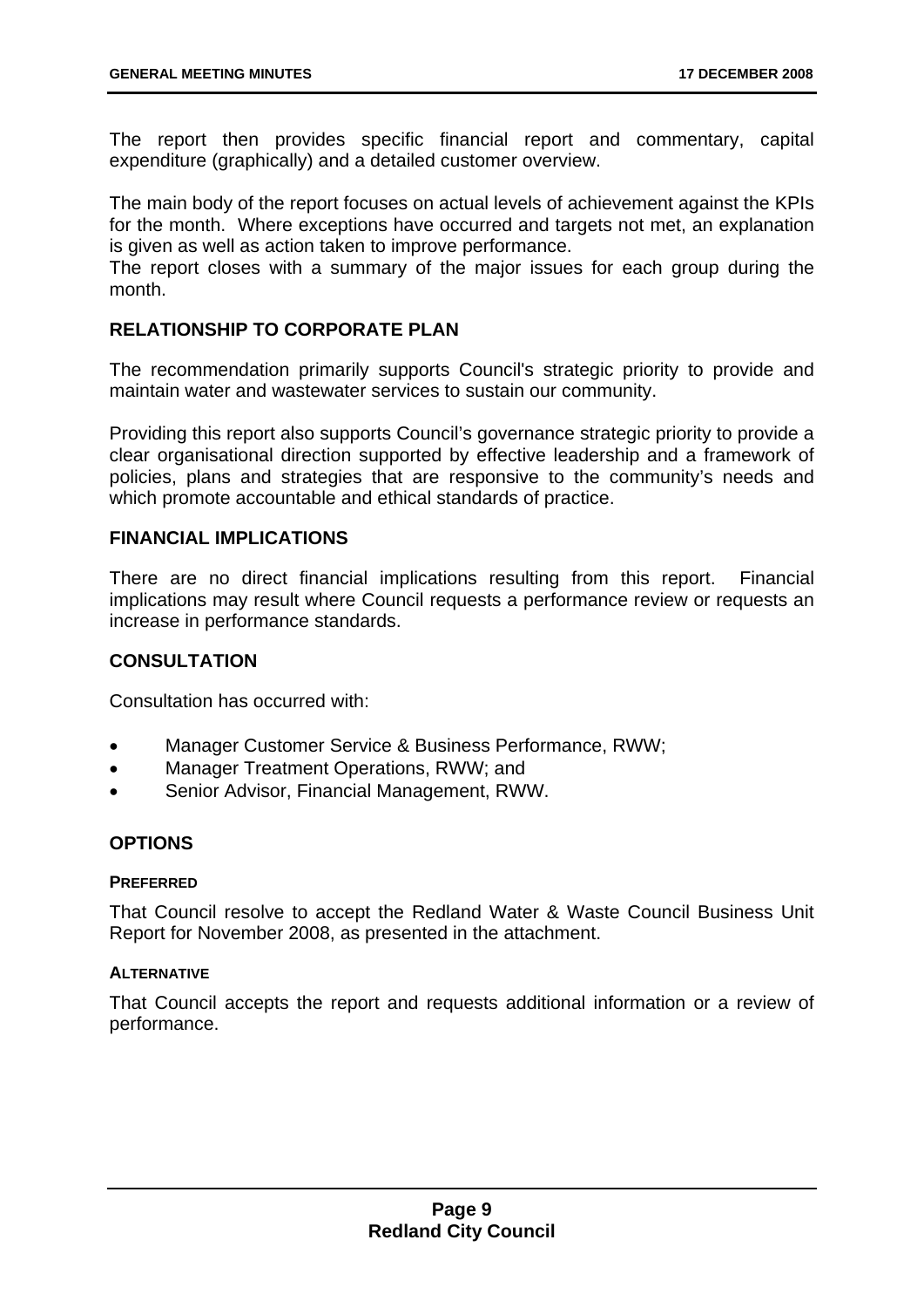The report then provides specific financial report and commentary, capital expenditure (graphically) and a detailed customer overview.

The main body of the report focuses on actual levels of achievement against the KPIs for the month. Where exceptions have occurred and targets not met, an explanation is given as well as action taken to improve performance.
The report closes with a summary of the major issues for each group during the month.

## RELATIONSHIP TO CORPORATE PLAN

The recommendation primarily supports Council's strategic priority to provide and maintain water and wastewater services to sustain our community.

Providing this report also supports Council's governance strategic priority to provide a clear organisational direction supported by effective leadership and a framework of policies, plans and strategies that are responsive to the community's needs and which promote accountable and ethical standards of practice.

## FINANCIAL IMPLICATIONS

There are no direct financial implications resulting from this report. Financial implications may result where Council requests a performance review or requests an increase in performance standards.

## CONSULTATION

Consultation has occurred with:

- Manager Customer Service & Business Performance, RWW;
- Manager Treatment Operations, RWW; and
- Senior Advisor, Financial Management, RWW.

## OPTIONS

#### PREFERRED

That Council resolve to accept the Redland Water & Waste Council Business Unit Report for November 2008, as presented in the attachment.

#### ALTERNATIVE

That Council accepts the report and requests additional information or a review of performance.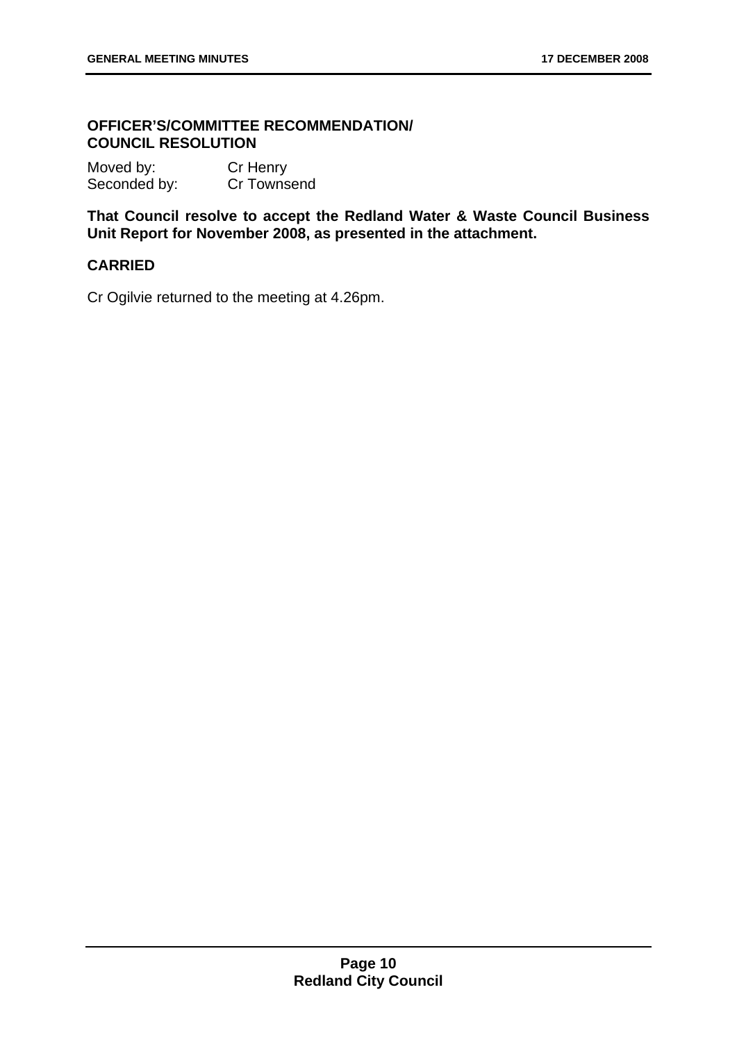**OFFICER'S/COMMITTEE RECOMMENDATION/ COUNCIL RESOLUTION**

Moved by: Cr Henry
Seconded by: Cr Townsend

**That Council resolve to accept the Redland Water & Waste Council Business Unit Report for November 2008, as presented in the attachment.**

**CARRIED**

Cr Ogilvie returned to the meeting at 4.26pm.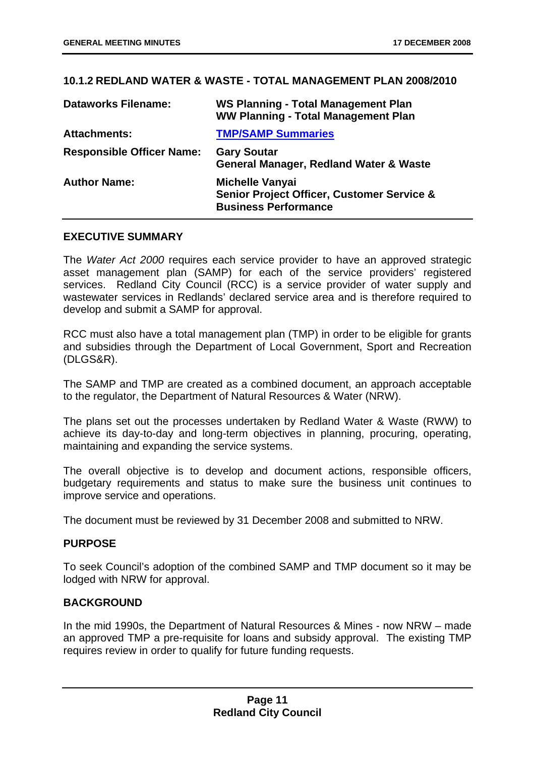### 10.1.2 REDLAND WATER & WASTE - TOTAL MANAGEMENT PLAN 2008/2010

| | |
|---|---|
| **Dataworks Filename:** | **WS Planning - Total Management Plan**<br>**WW Planning - Total Management Plan** |
| **Attachments:** | **TMP/SAMP Summaries** |
| **Responsible Officer Name:** | **Gary Soutar**<br>**General Manager, Redland Water & Waste** |
| **Author Name:** | **Michelle Vanyai**<br>**Senior Project Officer, Customer Service & Business Performance** |

#### EXECUTIVE SUMMARY

The *Water Act 2000* requires each service provider to have an approved strategic asset management plan (SAMP) for each of the service providers' registered services. Redland City Council (RCC) is a service provider of water supply and wastewater services in Redlands' declared service area and is therefore required to develop and submit a SAMP for approval.

RCC must also have a total management plan (TMP) in order to be eligible for grants and subsidies through the Department of Local Government, Sport and Recreation (DLGS&R).

The SAMP and TMP are created as a combined document, an approach acceptable to the regulator, the Department of Natural Resources & Water (NRW).

The plans set out the processes undertaken by Redland Water & Waste (RWW) to achieve its day-to-day and long-term objectives in planning, procuring, operating, maintaining and expanding the service systems.

The overall objective is to develop and document actions, responsible officers, budgetary requirements and status to make sure the business unit continues to improve service and operations.

The document must be reviewed by 31 December 2008 and submitted to NRW.

#### PURPOSE

To seek Council's adoption of the combined SAMP and TMP document so it may be lodged with NRW for approval.

#### BACKGROUND

In the mid 1990s, the Department of Natural Resources & Mines - now NRW – made an approved TMP a pre-requisite for loans and subsidy approval. The existing TMP requires review in order to qualify for future funding requests.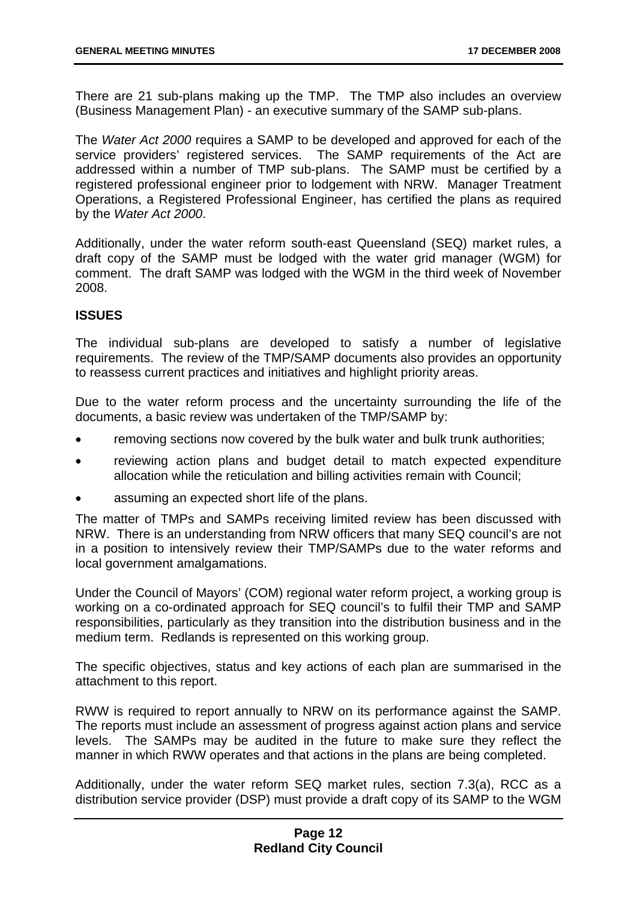There are 21 sub-plans making up the TMP. The TMP also includes an overview (Business Management Plan) - an executive summary of the SAMP sub-plans.

The *Water Act 2000* requires a SAMP to be developed and approved for each of the service providers' registered services. The SAMP requirements of the Act are addressed within a number of TMP sub-plans. The SAMP must be certified by a registered professional engineer prior to lodgement with NRW. Manager Treatment Operations, a Registered Professional Engineer, has certified the plans as required by the *Water Act 2000*.

Additionally, under the water reform south-east Queensland (SEQ) market rules, a draft copy of the SAMP must be lodged with the water grid manager (WGM) for comment. The draft SAMP was lodged with the WGM in the third week of November 2008.

**ISSUES**

The individual sub-plans are developed to satisfy a number of legislative requirements. The review of the TMP/SAMP documents also provides an opportunity to reassess current practices and initiatives and highlight priority areas.

Due to the water reform process and the uncertainty surrounding the life of the documents, a basic review was undertaken of the TMP/SAMP by:

- removing sections now covered by the bulk water and bulk trunk authorities;
- reviewing action plans and budget detail to match expected expenditure allocation while the reticulation and billing activities remain with Council;
- assuming an expected short life of the plans.

The matter of TMPs and SAMPs receiving limited review has been discussed with NRW. There is an understanding from NRW officers that many SEQ council's are not in a position to intensively review their TMP/SAMPs due to the water reforms and local government amalgamations.

Under the Council of Mayors' (COM) regional water reform project, a working group is working on a co-ordinated approach for SEQ council's to fulfil their TMP and SAMP responsibilities, particularly as they transition into the distribution business and in the medium term. Redlands is represented on this working group.

The specific objectives, status and key actions of each plan are summarised in the attachment to this report.

RWW is required to report annually to NRW on its performance against the SAMP. The reports must include an assessment of progress against action plans and service levels. The SAMPs may be audited in the future to make sure they reflect the manner in which RWW operates and that actions in the plans are being completed.

Additionally, under the water reform SEQ market rules, section 7.3(a), RCC as a distribution service provider (DSP) must provide a draft copy of its SAMP to the WGM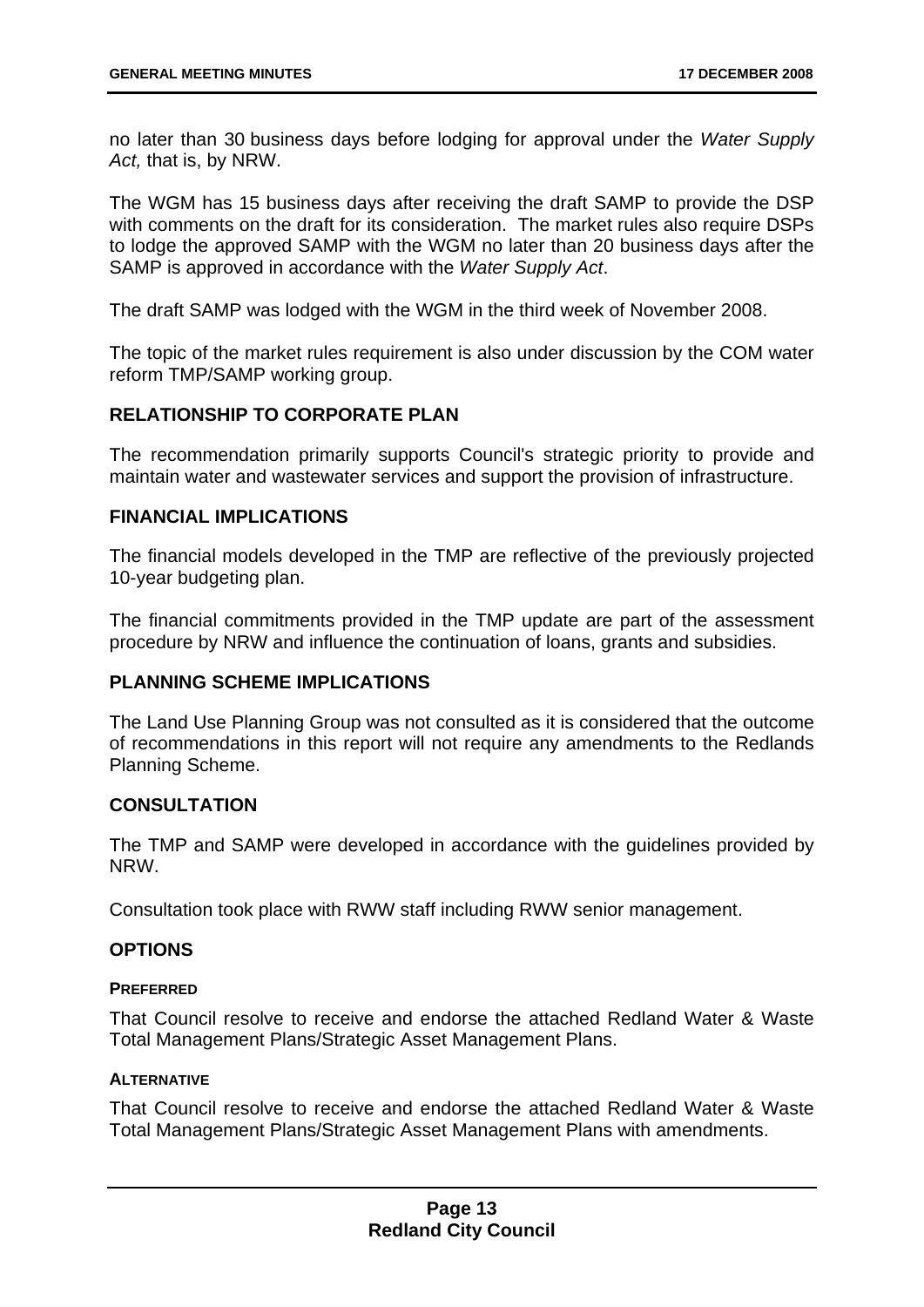no later than 30 business days before lodging for approval under the *Water Supply Act,* that is, by NRW.

The WGM has 15 business days after receiving the draft SAMP to provide the DSP with comments on the draft for its consideration. The market rules also require DSPs to lodge the approved SAMP with the WGM no later than 20 business days after the SAMP is approved in accordance with the *Water Supply Act*.

The draft SAMP was lodged with the WGM in the third week of November 2008.

The topic of the market rules requirement is also under discussion by the COM water reform TMP/SAMP working group.

## RELATIONSHIP TO CORPORATE PLAN

The recommendation primarily supports Council's strategic priority to provide and maintain water and wastewater services and support the provision of infrastructure.

## FINANCIAL IMPLICATIONS

The financial models developed in the TMP are reflective of the previously projected 10-year budgeting plan.

The financial commitments provided in the TMP update are part of the assessment procedure by NRW and influence the continuation of loans, grants and subsidies.

## PLANNING SCHEME IMPLICATIONS

The Land Use Planning Group was not consulted as it is considered that the outcome of recommendations in this report will not require any amendments to the Redlands Planning Scheme.

## CONSULTATION

The TMP and SAMP were developed in accordance with the guidelines provided by NRW.

Consultation took place with RWW staff including RWW senior management.

## OPTIONS

### PREFERRED

That Council resolve to receive and endorse the attached Redland Water & Waste Total Management Plans/Strategic Asset Management Plans.

### ALTERNATIVE

That Council resolve to receive and endorse the attached Redland Water & Waste Total Management Plans/Strategic Asset Management Plans with amendments.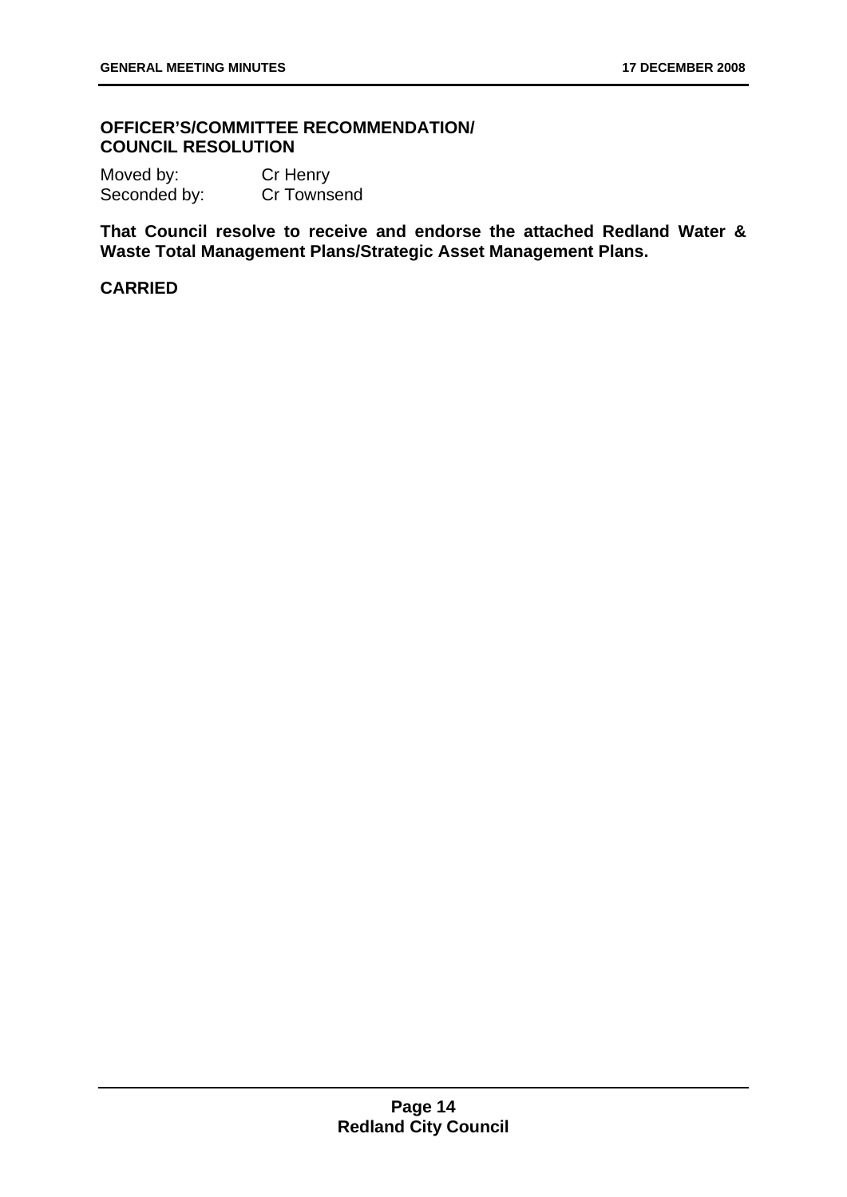**OFFICER'S/COMMITTEE RECOMMENDATION/ COUNCIL RESOLUTION**

Moved by: Cr Henry
Seconded by: Cr Townsend

**That Council resolve to receive and endorse the attached Redland Water & Waste Total Management Plans/Strategic Asset Management Plans.**

**CARRIED**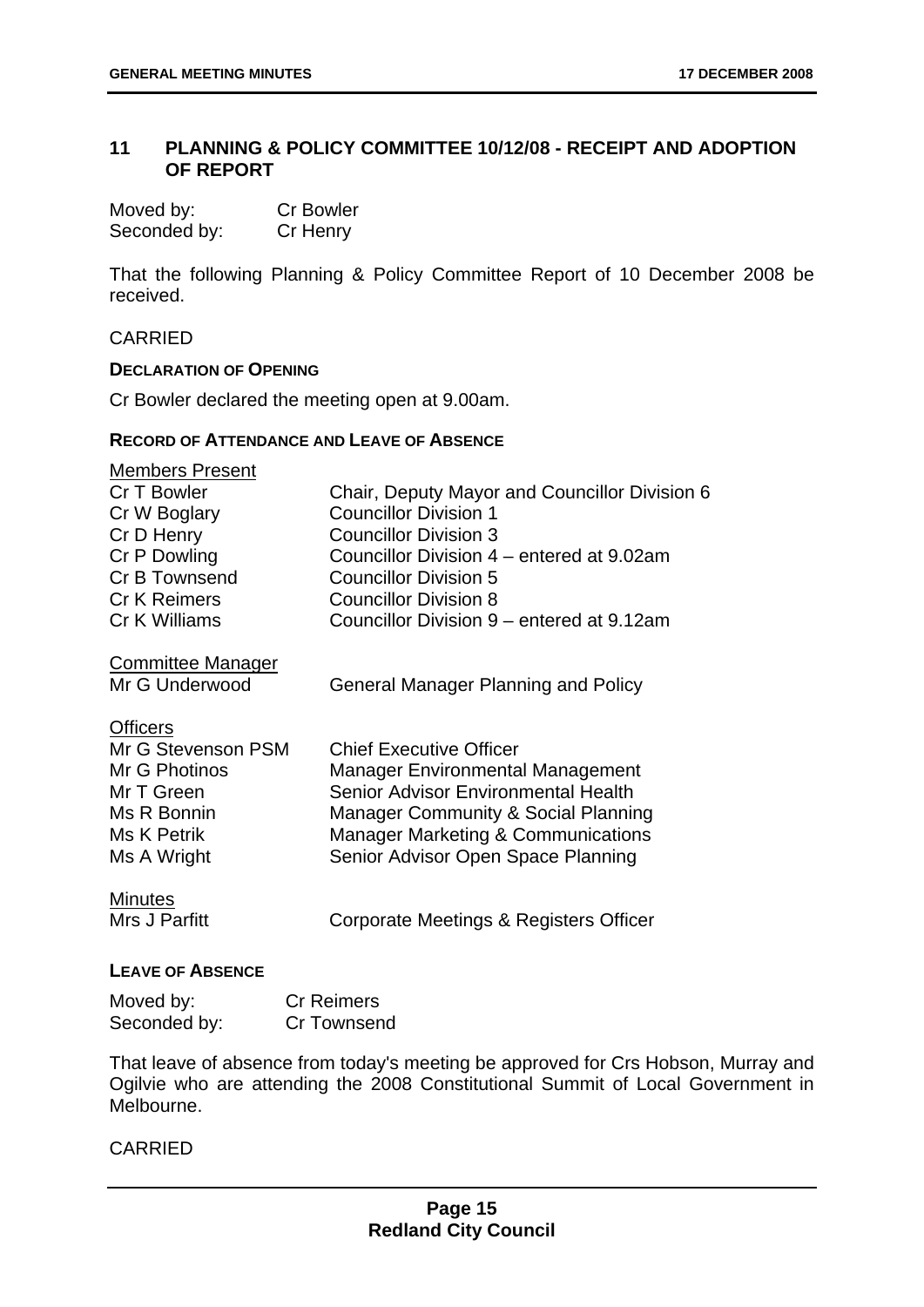## 11 PLANNING & POLICY COMMITTEE 10/12/08 - RECEIPT AND ADOPTION OF REPORT

| | |
|---|---|
| Moved by: | Cr Bowler |
| Seconded by: | Cr Henry |

That the following Planning & Policy Committee Report of 10 December 2008 be received.

CARRIED

**DECLARATION OF OPENING**

Cr Bowler declared the meeting open at 9.00am.

**RECORD OF ATTENDANCE AND LEAVE OF ABSENCE**

<u>Members Present</u>

| | |
|---|---|
| Cr T Bowler | Chair, Deputy Mayor and Councillor Division 6 |
| Cr W Boglary | Councillor Division 1 |
| Cr D Henry | Councillor Division 3 |
| Cr P Dowling | Councillor Division 4 – entered at 9.02am |
| Cr B Townsend | Councillor Division 5 |
| Cr K Reimers | Councillor Division 8 |
| Cr K Williams | Councillor Division 9 – entered at 9.12am |

<u>Committee Manager</u>

| | |
|---|---|
| Mr G Underwood | General Manager Planning and Policy |

<u>Officers</u>

| | |
|---|---|
| Mr G Stevenson PSM | Chief Executive Officer |
| Mr G Photinos | Manager Environmental Management |
| Mr T Green | Senior Advisor Environmental Health |
| Ms R Bonnin | Manager Community & Social Planning |
| Ms K Petrik | Manager Marketing & Communications |
| Ms A Wright | Senior Advisor Open Space Planning |

<u>Minutes</u>

| | |
|---|---|
| Mrs J Parfitt | Corporate Meetings & Registers Officer |

**LEAVE OF ABSENCE**

| | |
|---|---|
| Moved by: | Cr Reimers |
| Seconded by: | Cr Townsend |

That leave of absence from today's meeting be approved for Crs Hobson, Murray and Ogilvie who are attending the 2008 Constitutional Summit of Local Government in Melbourne.

CARRIED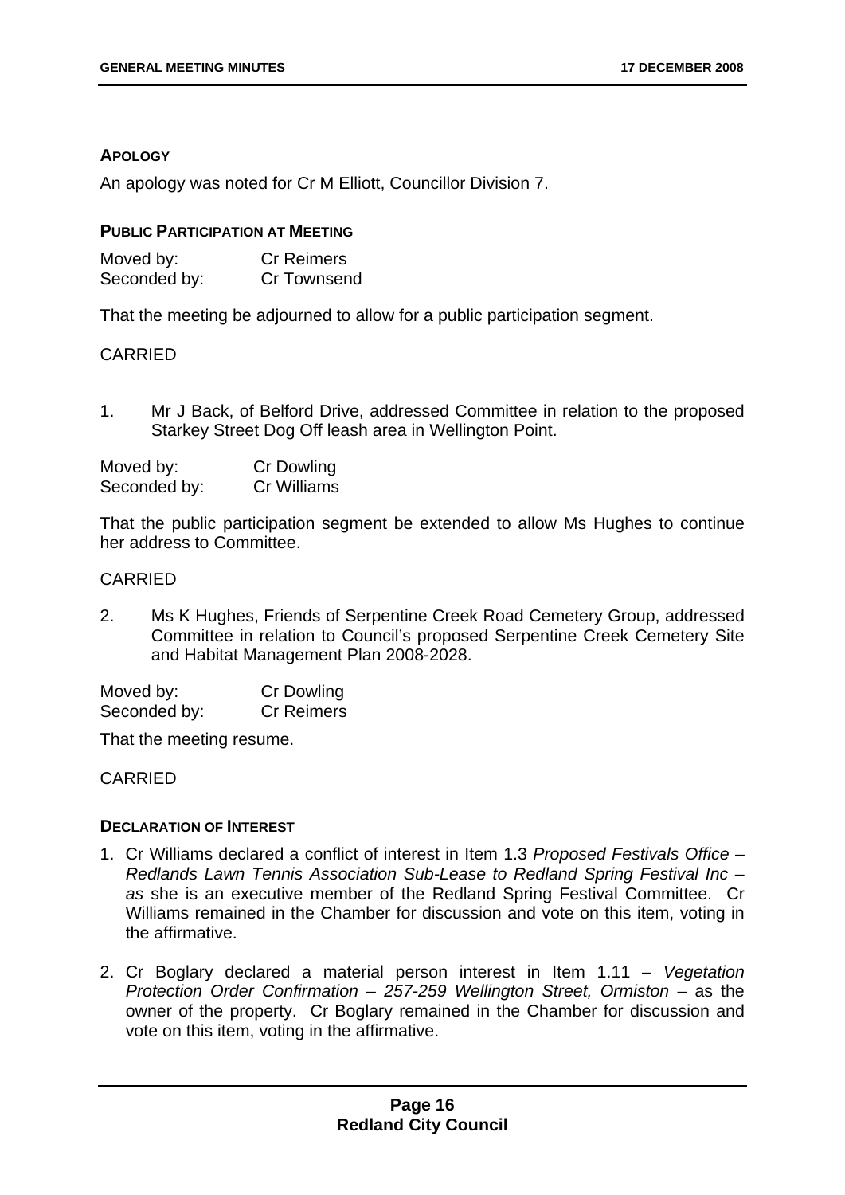## APOLOGY

An apology was noted for Cr M Elliott, Councillor Division 7.

## PUBLIC PARTICIPATION AT MEETING

Moved by: Cr Reimers
Seconded by: Cr Townsend

That the meeting be adjourned to allow for a public participation segment.

CARRIED

1. Mr J Back, of Belford Drive, addressed Committee in relation to the proposed Starkey Street Dog Off leash area in Wellington Point.

Moved by: Cr Dowling
Seconded by: Cr Williams

That the public participation segment be extended to allow Ms Hughes to continue her address to Committee.

CARRIED

2. Ms K Hughes, Friends of Serpentine Creek Road Cemetery Group, addressed Committee in relation to Council's proposed Serpentine Creek Cemetery Site and Habitat Management Plan 2008-2028.

Moved by: Cr Dowling
Seconded by: Cr Reimers

That the meeting resume.

CARRIED

## DECLARATION OF INTEREST

1. Cr Williams declared a conflict of interest in Item 1.3 *Proposed Festivals Office – Redlands Lawn Tennis Association Sub-Lease to Redland Spring Festival Inc – as* she is an executive member of the Redland Spring Festival Committee. Cr Williams remained in the Chamber for discussion and vote on this item, voting in the affirmative.

2. Cr Boglary declared a material person interest in Item 1.11 – *Vegetation Protection Order Confirmation – 257-259 Wellington Street, Ormiston* – as the owner of the property. Cr Boglary remained in the Chamber for discussion and vote on this item, voting in the affirmative.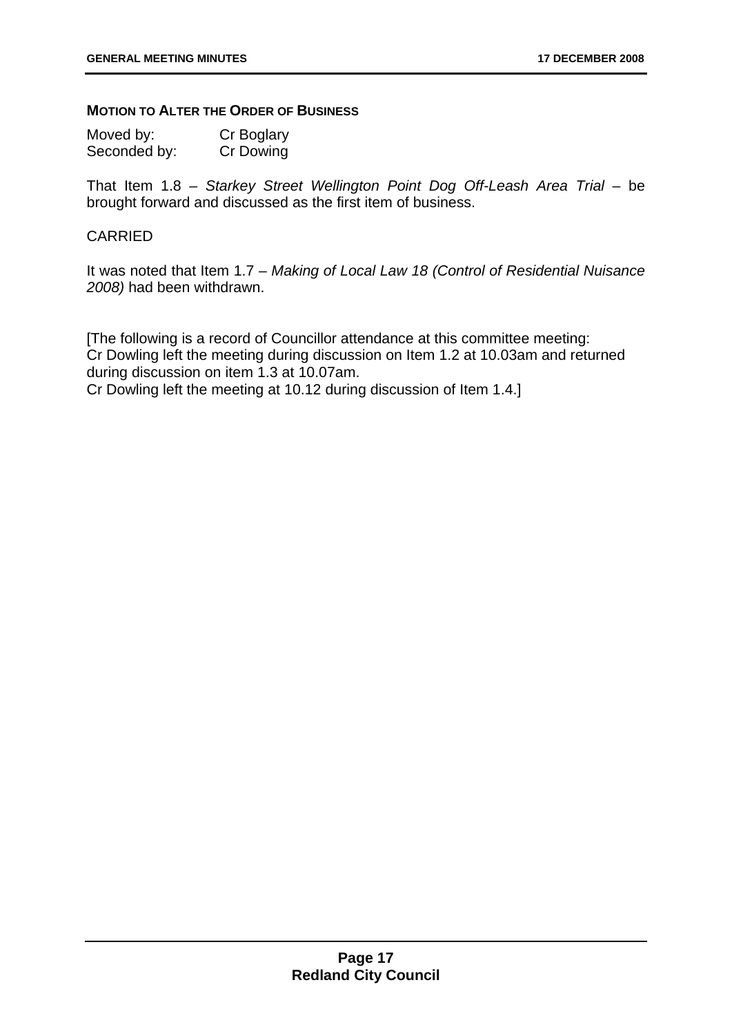**MOTION TO ALTER THE ORDER OF BUSINESS**

Moved by: Cr Boglary
Seconded by: Cr Dowing

That Item 1.8 – *Starkey Street Wellington Point Dog Off-Leash Area Trial* – be brought forward and discussed as the first item of business.

CARRIED

It was noted that Item 1.7 – *Making of Local Law 18 (Control of Residential Nuisance 2008)* had been withdrawn.

[The following is a record of Councillor attendance at this committee meeting:
Cr Dowling left the meeting during discussion on Item 1.2 at 10.03am and returned during discussion on item 1.3 at 10.07am.
Cr Dowling left the meeting at 10.12 during discussion of Item 1.4.]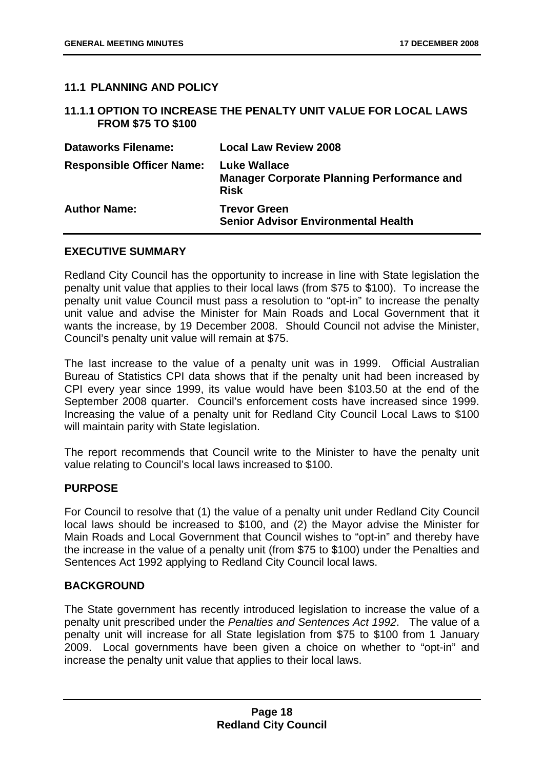## 11.1 PLANNING AND POLICY

### 11.1.1 OPTION TO INCREASE THE PENALTY UNIT VALUE FOR LOCAL LAWS FROM $75 TO $100

| | |
|---|---|
| **Dataworks Filename:** | **Local Law Review 2008** |
| **Responsible Officer Name:** | **Luke Wallace**<br>**Manager Corporate Planning Performance and Risk** |
| **Author Name:** | **Trevor Green**<br>**Senior Advisor Environmental Health** |

**EXECUTIVE SUMMARY**

Redland City Council has the opportunity to increase in line with State legislation the penalty unit value that applies to their local laws (from $75 to $100). To increase the penalty unit value Council must pass a resolution to "opt-in" to increase the penalty unit value and advise the Minister for Main Roads and Local Government that it wants the increase, by 19 December 2008. Should Council not advise the Minister, Council's penalty unit value will remain at $75.

The last increase to the value of a penalty unit was in 1999. Official Australian Bureau of Statistics CPI data shows that if the penalty unit had been increased by CPI every year since 1999, its value would have been $103.50 at the end of the September 2008 quarter. Council's enforcement costs have increased since 1999. Increasing the value of a penalty unit for Redland City Council Local Laws to $100 will maintain parity with State legislation.

The report recommends that Council write to the Minister to have the penalty unit value relating to Council's local laws increased to $100.

**PURPOSE**

For Council to resolve that (1) the value of a penalty unit under Redland City Council local laws should be increased to $100, and (2) the Mayor advise the Minister for Main Roads and Local Government that Council wishes to "opt-in" and thereby have the increase in the value of a penalty unit (from $75 to $100) under the Penalties and Sentences Act 1992 applying to Redland City Council local laws.

**BACKGROUND**

The State government has recently introduced legislation to increase the value of a penalty unit prescribed under the *Penalties and Sentences Act 1992*. The value of a penalty unit will increase for all State legislation from $75 to $100 from 1 January 2009. Local governments have been given a choice on whether to "opt-in" and increase the penalty unit value that applies to their local laws.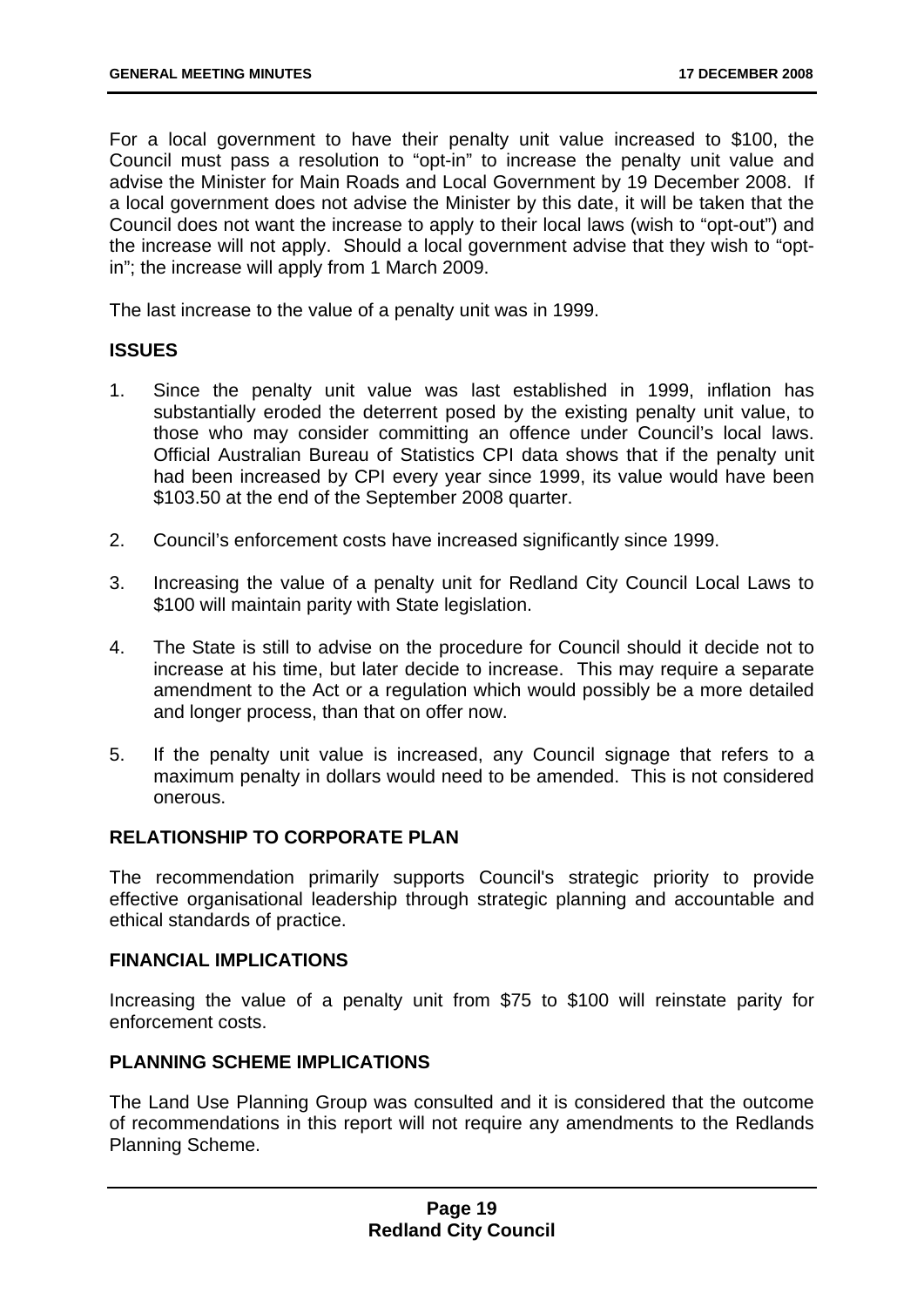For a local government to have their penalty unit value increased to $100, the Council must pass a resolution to "opt-in" to increase the penalty unit value and advise the Minister for Main Roads and Local Government by 19 December 2008. If a local government does not advise the Minister by this date, it will be taken that the Council does not want the increase to apply to their local laws (wish to "opt-out") and the increase will not apply. Should a local government advise that they wish to "opt-in"; the increase will apply from 1 March 2009.

The last increase to the value of a penalty unit was in 1999.

### ISSUES

1. Since the penalty unit value was last established in 1999, inflation has substantially eroded the deterrent posed by the existing penalty unit value, to those who may consider committing an offence under Council's local laws. Official Australian Bureau of Statistics CPI data shows that if the penalty unit had been increased by CPI every year since 1999, its value would have been $103.50 at the end of the September 2008 quarter.

2. Council's enforcement costs have increased significantly since 1999.

3. Increasing the value of a penalty unit for Redland City Council Local Laws to $100 will maintain parity with State legislation.

4. The State is still to advise on the procedure for Council should it decide not to increase at his time, but later decide to increase. This may require a separate amendment to the Act or a regulation which would possibly be a more detailed and longer process, than that on offer now.

5. If the penalty unit value is increased, any Council signage that refers to a maximum penalty in dollars would need to be amended. This is not considered onerous.

### RELATIONSHIP TO CORPORATE PLAN

The recommendation primarily supports Council's strategic priority to provide effective organisational leadership through strategic planning and accountable and ethical standards of practice.

### FINANCIAL IMPLICATIONS

Increasing the value of a penalty unit from $75 to $100 will reinstate parity for enforcement costs.

### PLANNING SCHEME IMPLICATIONS

The Land Use Planning Group was consulted and it is considered that the outcome of recommendations in this report will not require any amendments to the Redlands Planning Scheme.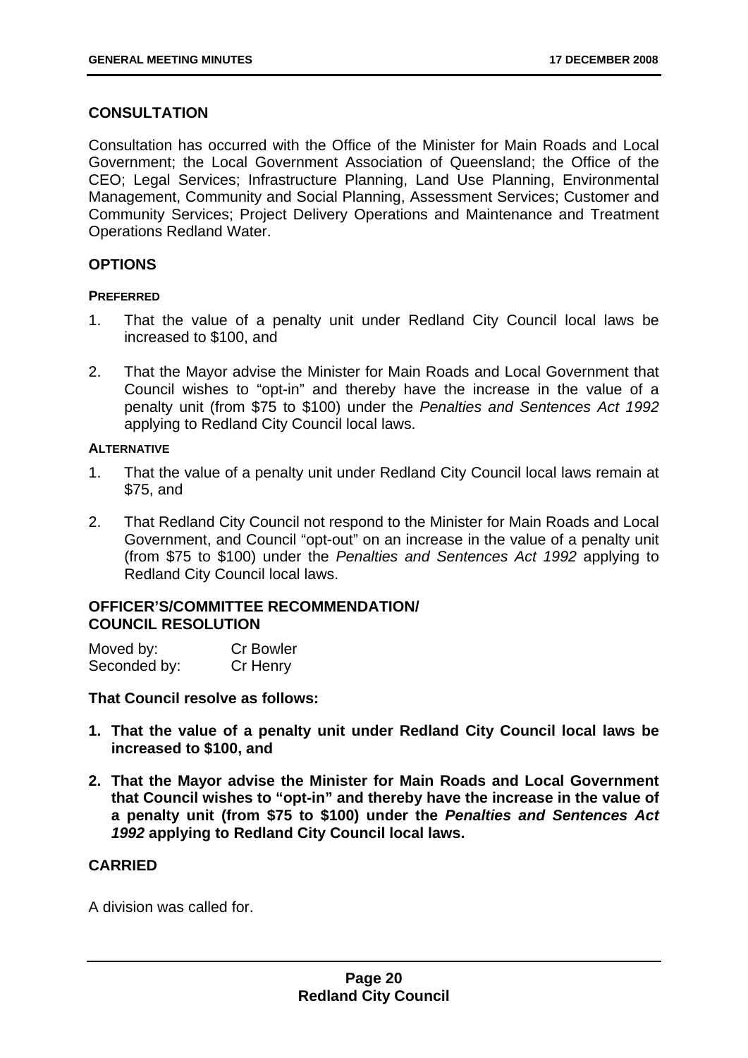## CONSULTATION

Consultation has occurred with the Office of the Minister for Main Roads and Local Government; the Local Government Association of Queensland; the Office of the CEO; Legal Services; Infrastructure Planning, Land Use Planning, Environmental Management, Community and Social Planning, Assessment Services; Customer and Community Services; Project Delivery Operations and Maintenance and Treatment Operations Redland Water.

## OPTIONS

#### PREFERRED

1. That the value of a penalty unit under Redland City Council local laws be increased to $100, and
2. That the Mayor advise the Minister for Main Roads and Local Government that Council wishes to "opt-in" and thereby have the increase in the value of a penalty unit (from $75 to $100) under the *Penalties and Sentences Act 1992* applying to Redland City Council local laws.

#### ALTERNATIVE

1. That the value of a penalty unit under Redland City Council local laws remain at $75, and
2. That Redland City Council not respond to the Minister for Main Roads and Local Government, and Council "opt-out" on an increase in the value of a penalty unit (from $75 to $100) under the *Penalties and Sentences Act 1992* applying to Redland City Council local laws.

## OFFICER'S/COMMITTEE RECOMMENDATION/ COUNCIL RESOLUTION

Moved by: Cr Bowler
Seconded by: Cr Henry

**That Council resolve as follows:**

1. **That the value of a penalty unit under Redland City Council local laws be increased to $100, and**
2. **That the Mayor advise the Minister for Main Roads and Local Government that Council wishes to "opt-in" and thereby have the increase in the value of a penalty unit (from $75 to $100) under the *Penalties and Sentences Act 1992* applying to Redland City Council local laws.**

**CARRIED**

A division was called for.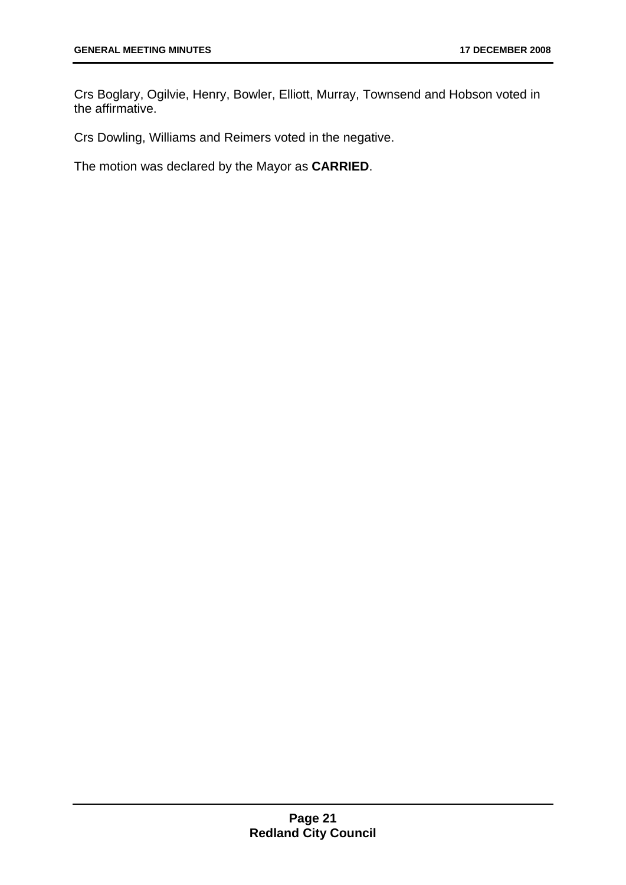Crs Boglary, Ogilvie, Henry, Bowler, Elliott, Murray, Townsend and Hobson voted in the affirmative.

Crs Dowling, Williams and Reimers voted in the negative.

The motion was declared by the Mayor as **CARRIED**.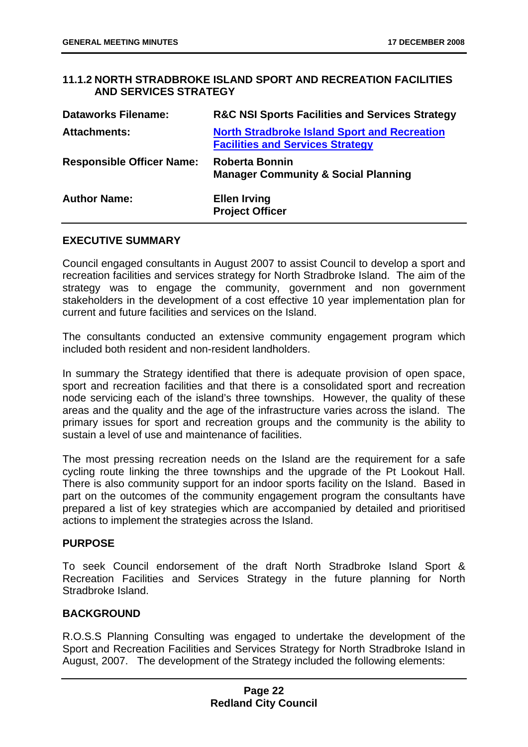## 11.1.2 NORTH STRADBROKE ISLAND SPORT AND RECREATION FACILITIES AND SERVICES STRATEGY

| | |
|---|---|
| **Dataworks Filename:** | **R&C NSI Sports Facilities and Services Strategy** |
| **Attachments:** | **North Stradbroke Island Sport and Recreation Facilities and Services Strategy** |
| **Responsible Officer Name:** | **Roberta Bonnin**<br>**Manager Community & Social Planning** |
| **Author Name:** | **Ellen Irving**<br>**Project Officer** |

### EXECUTIVE SUMMARY

Council engaged consultants in August 2007 to assist Council to develop a sport and recreation facilities and services strategy for North Stradbroke Island. The aim of the strategy was to engage the community, government and non government stakeholders in the development of a cost effective 10 year implementation plan for current and future facilities and services on the Island.

The consultants conducted an extensive community engagement program which included both resident and non-resident landholders.

In summary the Strategy identified that there is adequate provision of open space, sport and recreation facilities and that there is a consolidated sport and recreation node servicing each of the island's three townships. However, the quality of these areas and the quality and the age of the infrastructure varies across the island. The primary issues for sport and recreation groups and the community is the ability to sustain a level of use and maintenance of facilities.

The most pressing recreation needs on the Island are the requirement for a safe cycling route linking the three townships and the upgrade of the Pt Lookout Hall. There is also community support for an indoor sports facility on the Island. Based in part on the outcomes of the community engagement program the consultants have prepared a list of key strategies which are accompanied by detailed and prioritised actions to implement the strategies across the Island.

### PURPOSE

To seek Council endorsement of the draft North Stradbroke Island Sport & Recreation Facilities and Services Strategy in the future planning for North Stradbroke Island.

### BACKGROUND

R.O.S.S Planning Consulting was engaged to undertake the development of the Sport and Recreation Facilities and Services Strategy for North Stradbroke Island in August, 2007. The development of the Strategy included the following elements: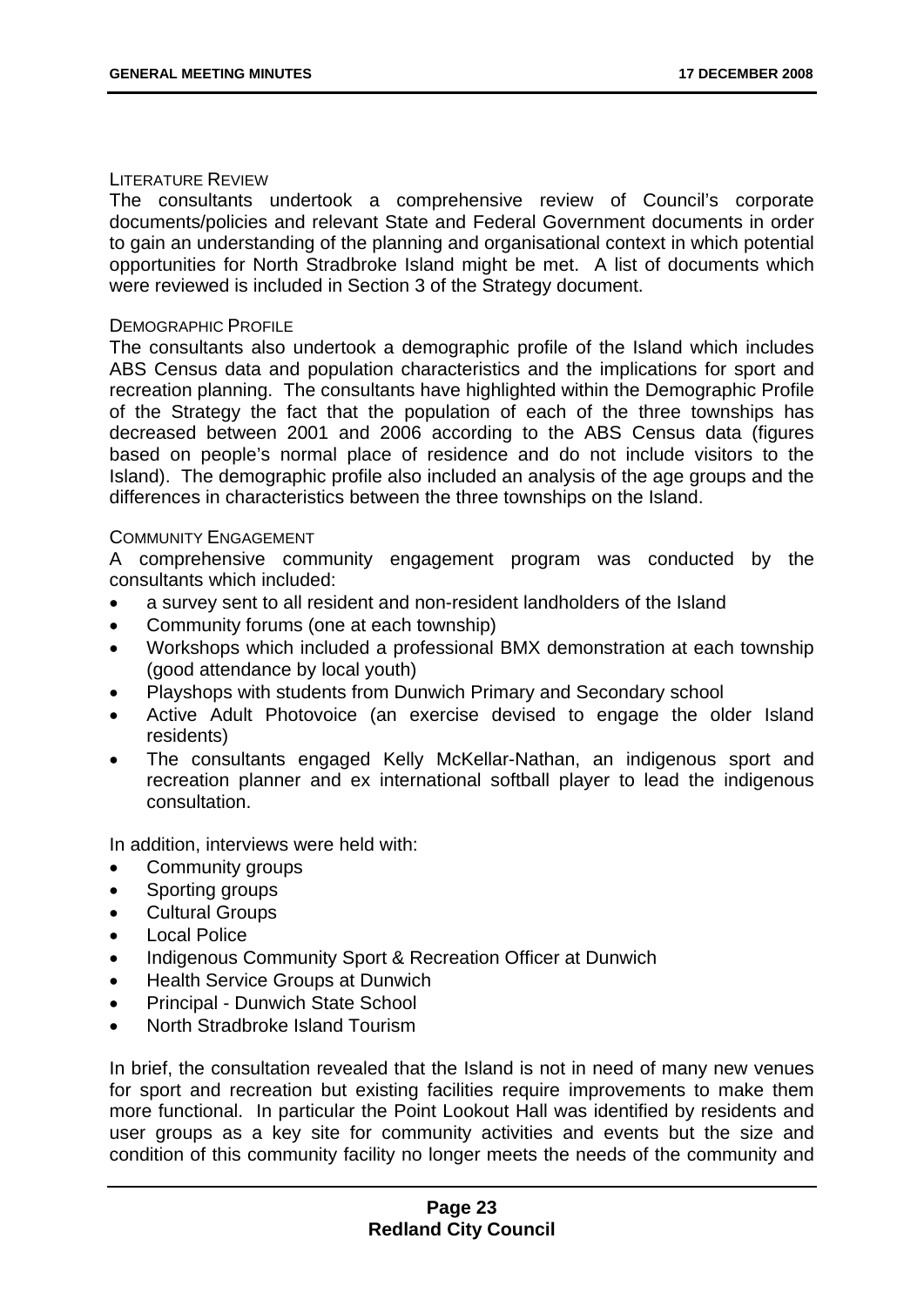LITERATURE REVIEW

The consultants undertook a comprehensive review of Council's corporate documents/policies and relevant State and Federal Government documents in order to gain an understanding of the planning and organisational context in which potential opportunities for North Stradbroke Island might be met. A list of documents which were reviewed is included in Section 3 of the Strategy document.

DEMOGRAPHIC PROFILE

The consultants also undertook a demographic profile of the Island which includes ABS Census data and population characteristics and the implications for sport and recreation planning. The consultants have highlighted within the Demographic Profile of the Strategy the fact that the population of each of the three townships has decreased between 2001 and 2006 according to the ABS Census data (figures based on people's normal place of residence and do not include visitors to the Island). The demographic profile also included an analysis of the age groups and the differences in characteristics between the three townships on the Island.

COMMUNITY ENGAGEMENT

A comprehensive community engagement program was conducted by the consultants which included:

- a survey sent to all resident and non-resident landholders of the Island
- Community forums (one at each township)
- Workshops which included a professional BMX demonstration at each township (good attendance by local youth)
- Playshops with students from Dunwich Primary and Secondary school
- Active Adult Photovoice (an exercise devised to engage the older Island residents)
- The consultants engaged Kelly McKellar-Nathan, an indigenous sport and recreation planner and ex international softball player to lead the indigenous consultation.

In addition, interviews were held with:

- Community groups
- Sporting groups
- Cultural Groups
- Local Police
- Indigenous Community Sport & Recreation Officer at Dunwich
- Health Service Groups at Dunwich
- Principal - Dunwich State School
- North Stradbroke Island Tourism

In brief, the consultation revealed that the Island is not in need of many new venues for sport and recreation but existing facilities require improvements to make them more functional. In particular the Point Lookout Hall was identified by residents and user groups as a key site for community activities and events but the size and condition of this community facility no longer meets the needs of the community and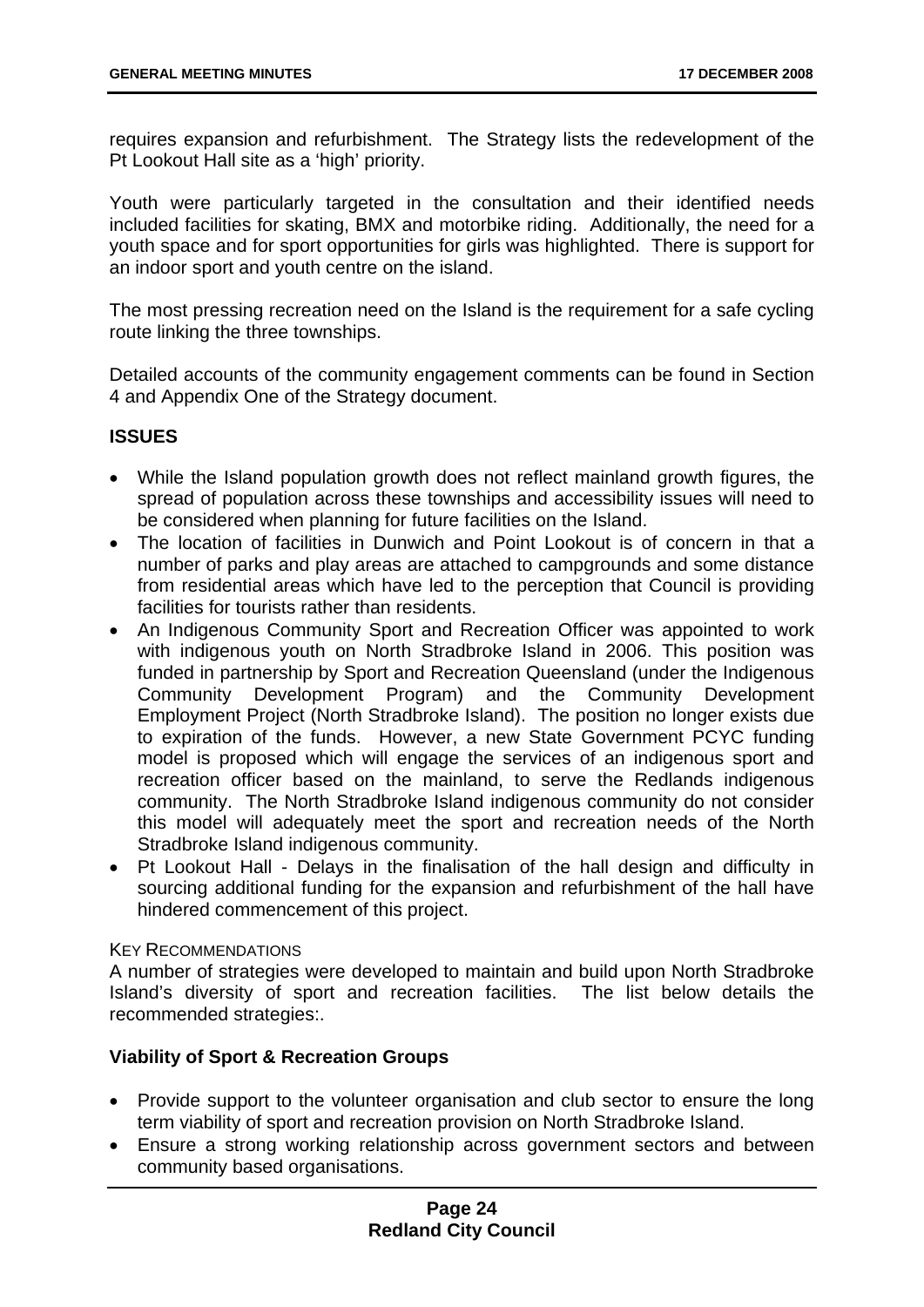requires expansion and refurbishment. The Strategy lists the redevelopment of the Pt Lookout Hall site as a 'high' priority.

Youth were particularly targeted in the consultation and their identified needs included facilities for skating, BMX and motorbike riding. Additionally, the need for a youth space and for sport opportunities for girls was highlighted. There is support for an indoor sport and youth centre on the island.

The most pressing recreation need on the Island is the requirement for a safe cycling route linking the three townships.

Detailed accounts of the community engagement comments can be found in Section 4 and Appendix One of the Strategy document.

**ISSUES**

- While the Island population growth does not reflect mainland growth figures, the spread of population across these townships and accessibility issues will need to be considered when planning for future facilities on the Island.
- The location of facilities in Dunwich and Point Lookout is of concern in that a number of parks and play areas are attached to campgrounds and some distance from residential areas which have led to the perception that Council is providing facilities for tourists rather than residents.
- An Indigenous Community Sport and Recreation Officer was appointed to work with indigenous youth on North Stradbroke Island in 2006. This position was funded in partnership by Sport and Recreation Queensland (under the Indigenous Community Development Program) and the Community Development Employment Project (North Stradbroke Island). The position no longer exists due to expiration of the funds. However, a new State Government PCYC funding model is proposed which will engage the services of an indigenous sport and recreation officer based on the mainland, to serve the Redlands indigenous community. The North Stradbroke Island indigenous community do not consider this model will adequately meet the sport and recreation needs of the North Stradbroke Island indigenous community.
- Pt Lookout Hall - Delays in the finalisation of the hall design and difficulty in sourcing additional funding for the expansion and refurbishment of the hall have hindered commencement of this project.

KEY RECOMMENDATIONS

A number of strategies were developed to maintain and build upon North Stradbroke Island's diversity of sport and recreation facilities. The list below details the recommended strategies:.

**Viability of Sport & Recreation Groups**

- Provide support to the volunteer organisation and club sector to ensure the long term viability of sport and recreation provision on North Stradbroke Island.
- Ensure a strong working relationship across government sectors and between community based organisations.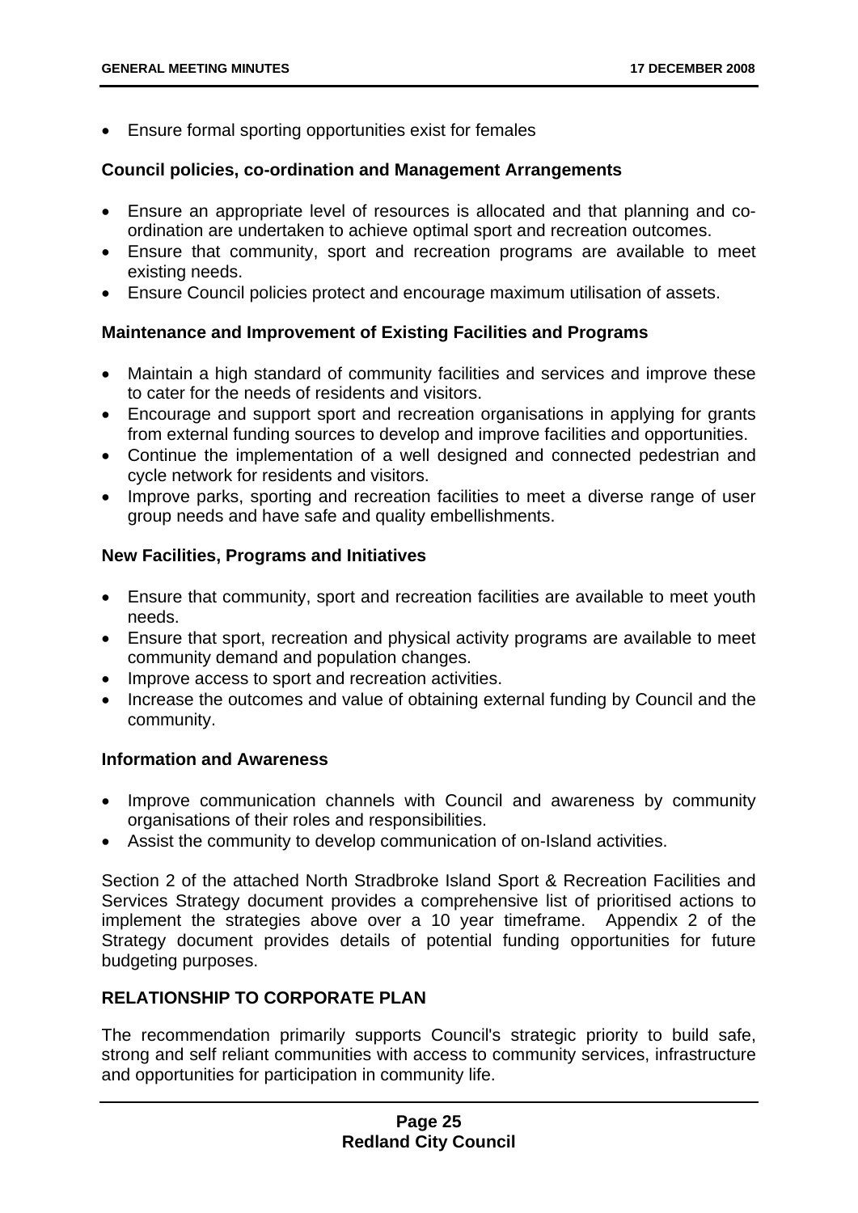- Ensure formal sporting opportunities exist for females

**Council policies, co-ordination and Management Arrangements**

- Ensure an appropriate level of resources is allocated and that planning and co-ordination are undertaken to achieve optimal sport and recreation outcomes.
- Ensure that community, sport and recreation programs are available to meet existing needs.
- Ensure Council policies protect and encourage maximum utilisation of assets.

**Maintenance and Improvement of Existing Facilities and Programs**

- Maintain a high standard of community facilities and services and improve these to cater for the needs of residents and visitors.
- Encourage and support sport and recreation organisations in applying for grants from external funding sources to develop and improve facilities and opportunities.
- Continue the implementation of a well designed and connected pedestrian and cycle network for residents and visitors.
- Improve parks, sporting and recreation facilities to meet a diverse range of user group needs and have safe and quality embellishments.

**New Facilities, Programs and Initiatives**

- Ensure that community, sport and recreation facilities are available to meet youth needs.
- Ensure that sport, recreation and physical activity programs are available to meet community demand and population changes.
- Improve access to sport and recreation activities.
- Increase the outcomes and value of obtaining external funding by Council and the community.

**Information and Awareness**

- Improve communication channels with Council and awareness by community organisations of their roles and responsibilities.
- Assist the community to develop communication of on-Island activities.

Section 2 of the attached North Stradbroke Island Sport & Recreation Facilities and Services Strategy document provides a comprehensive list of prioritised actions to implement the strategies above over a 10 year timeframe. Appendix 2 of the Strategy document provides details of potential funding opportunities for future budgeting purposes.

## RELATIONSHIP TO CORPORATE PLAN

The recommendation primarily supports Council's strategic priority to build safe, strong and self reliant communities with access to community services, infrastructure and opportunities for participation in community life.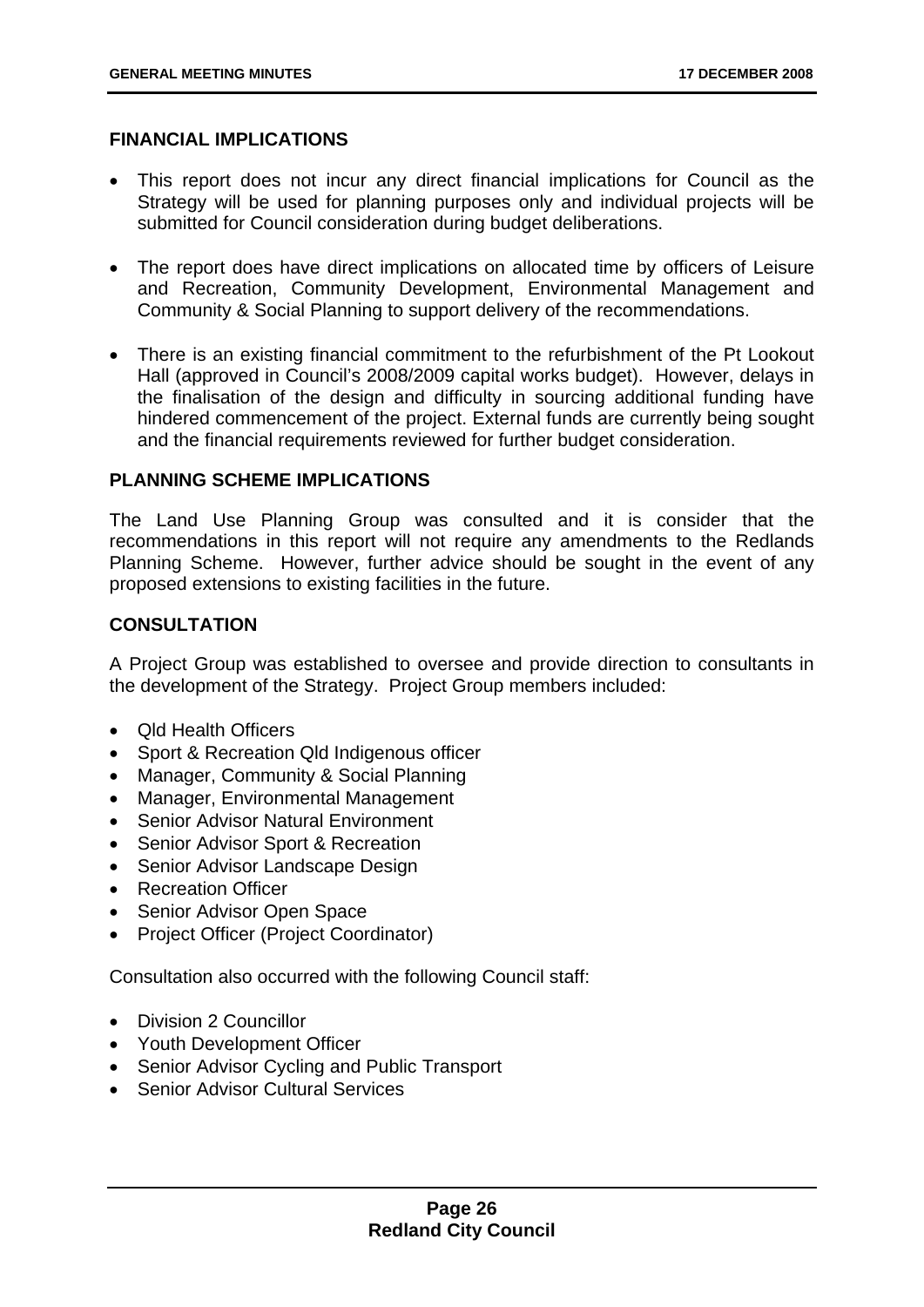**FINANCIAL IMPLICATIONS**

- This report does not incur any direct financial implications for Council as the Strategy will be used for planning purposes only and individual projects will be submitted for Council consideration during budget deliberations.
- The report does have direct implications on allocated time by officers of Leisure and Recreation, Community Development, Environmental Management and Community & Social Planning to support delivery of the recommendations.
- There is an existing financial commitment to the refurbishment of the Pt Lookout Hall (approved in Council's 2008/2009 capital works budget). However, delays in the finalisation of the design and difficulty in sourcing additional funding have hindered commencement of the project. External funds are currently being sought and the financial requirements reviewed for further budget consideration.

**PLANNING SCHEME IMPLICATIONS**

The Land Use Planning Group was consulted and it is consider that the recommendations in this report will not require any amendments to the Redlands Planning Scheme. However, further advice should be sought in the event of any proposed extensions to existing facilities in the future.

**CONSULTATION**

A Project Group was established to oversee and provide direction to consultants in the development of the Strategy. Project Group members included:

- Qld Health Officers
- Sport & Recreation Qld Indigenous officer
- Manager, Community & Social Planning
- Manager, Environmental Management
- Senior Advisor Natural Environment
- Senior Advisor Sport & Recreation
- Senior Advisor Landscape Design
- Recreation Officer
- Senior Advisor Open Space
- Project Officer (Project Coordinator)

Consultation also occurred with the following Council staff:

- Division 2 Councillor
- Youth Development Officer
- Senior Advisor Cycling and Public Transport
- Senior Advisor Cultural Services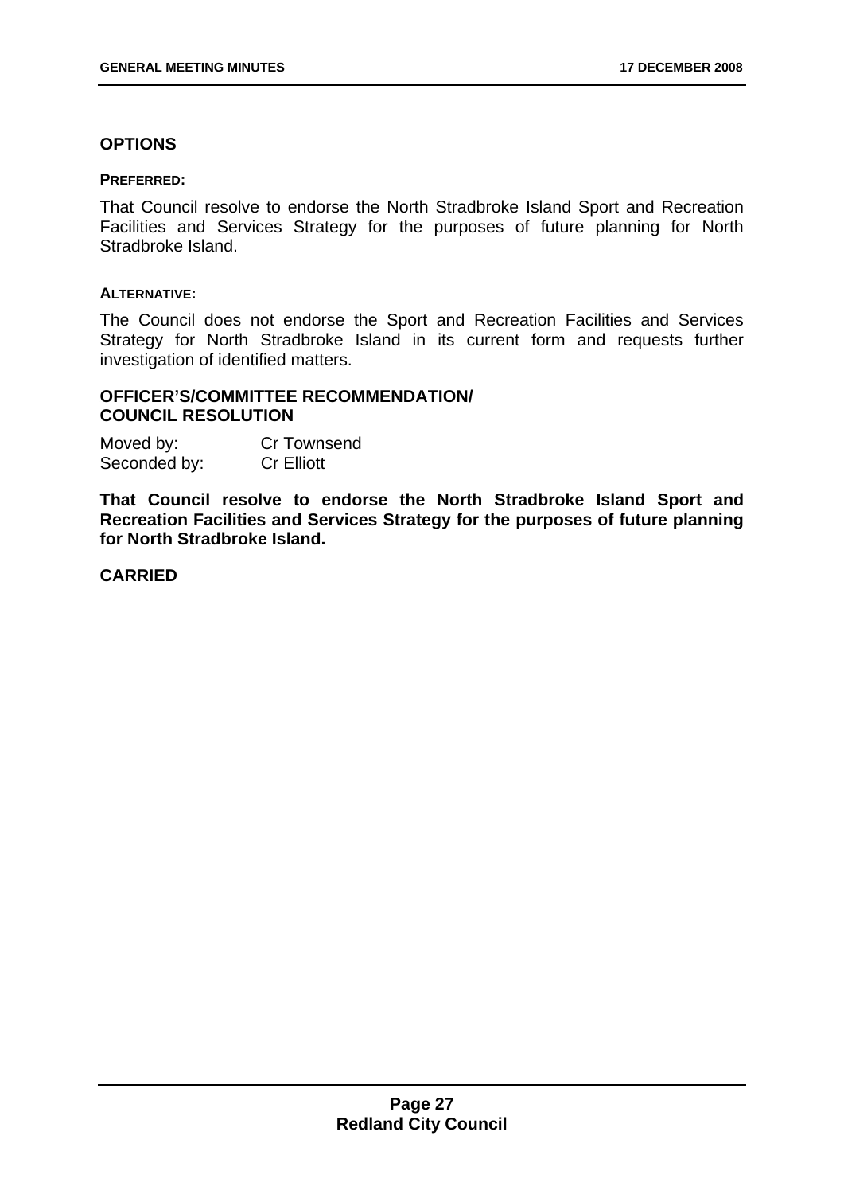## OPTIONS

**PREFERRED:**

That Council resolve to endorse the North Stradbroke Island Sport and Recreation Facilities and Services Strategy for the purposes of future planning for North Stradbroke Island.

**ALTERNATIVE:**

The Council does not endorse the Sport and Recreation Facilities and Services Strategy for North Stradbroke Island in its current form and requests further investigation of identified matters.

## OFFICER'S/COMMITTEE RECOMMENDATION/ COUNCIL RESOLUTION

Moved by: Cr Townsend
Seconded by: Cr Elliott

**That Council resolve to endorse the North Stradbroke Island Sport and Recreation Facilities and Services Strategy for the purposes of future planning for North Stradbroke Island.**

**CARRIED**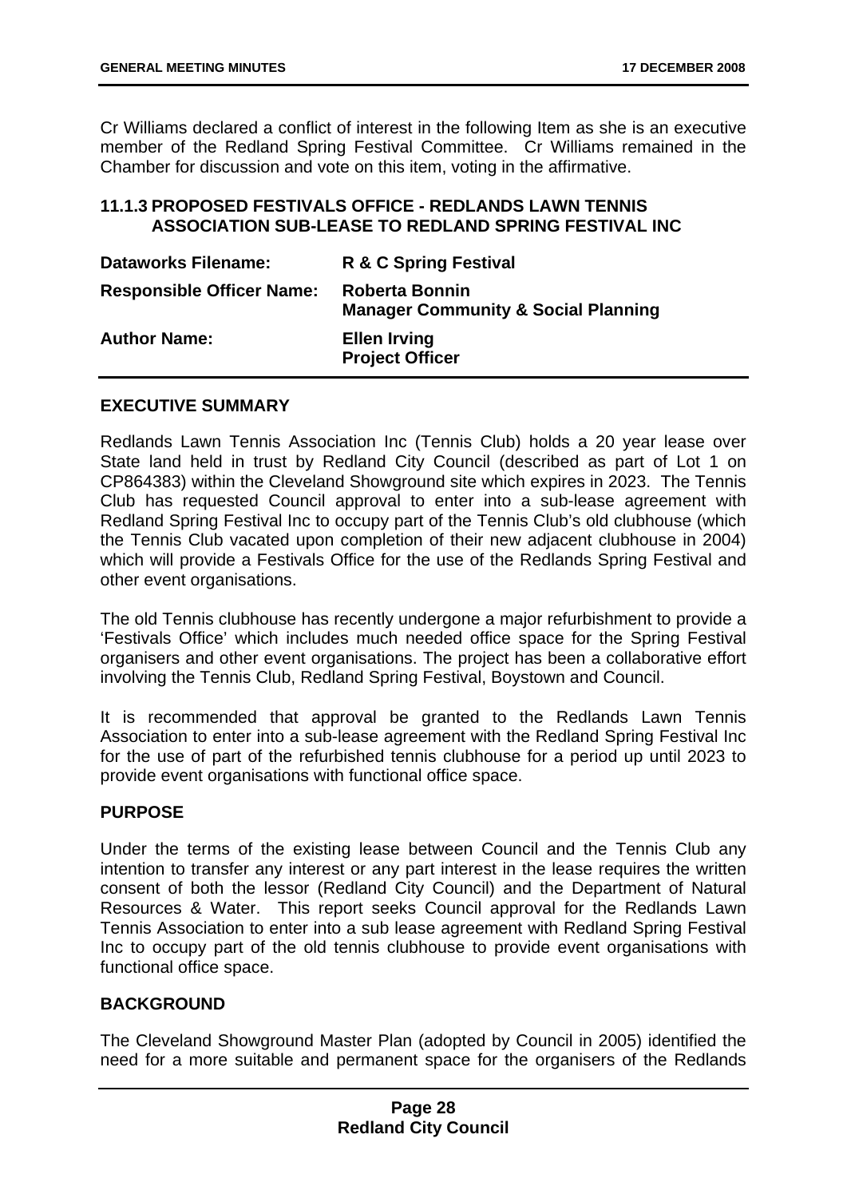Cr Williams declared a conflict of interest in the following Item as she is an executive member of the Redland Spring Festival Committee. Cr Williams remained in the Chamber for discussion and vote on this item, voting in the affirmative.

### 11.1.3 PROPOSED FESTIVALS OFFICE - REDLANDS LAWN TENNIS ASSOCIATION SUB-LEASE TO REDLAND SPRING FESTIVAL INC

| | |
|---|---|
| **Dataworks Filename:** | **R & C Spring Festival** |
| **Responsible Officer Name:** | **Roberta Bonnin**<br>**Manager Community & Social Planning** |
| **Author Name:** | **Ellen Irving**<br>**Project Officer** |

#### EXECUTIVE SUMMARY

Redlands Lawn Tennis Association Inc (Tennis Club) holds a 20 year lease over State land held in trust by Redland City Council (described as part of Lot 1 on CP864383) within the Cleveland Showground site which expires in 2023. The Tennis Club has requested Council approval to enter into a sub-lease agreement with Redland Spring Festival Inc to occupy part of the Tennis Club's old clubhouse (which the Tennis Club vacated upon completion of their new adjacent clubhouse in 2004) which will provide a Festivals Office for the use of the Redlands Spring Festival and other event organisations.

The old Tennis clubhouse has recently undergone a major refurbishment to provide a 'Festivals Office' which includes much needed office space for the Spring Festival organisers and other event organisations. The project has been a collaborative effort involving the Tennis Club, Redland Spring Festival, Boystown and Council.

It is recommended that approval be granted to the Redlands Lawn Tennis Association to enter into a sub-lease agreement with the Redland Spring Festival Inc for the use of part of the refurbished tennis clubhouse for a period up until 2023 to provide event organisations with functional office space.

#### PURPOSE

Under the terms of the existing lease between Council and the Tennis Club any intention to transfer any interest or any part interest in the lease requires the written consent of both the lessor (Redland City Council) and the Department of Natural Resources & Water. This report seeks Council approval for the Redlands Lawn Tennis Association to enter into a sub lease agreement with Redland Spring Festival Inc to occupy part of the old tennis clubhouse to provide event organisations with functional office space.

#### BACKGROUND

The Cleveland Showground Master Plan (adopted by Council in 2005) identified the need for a more suitable and permanent space for the organisers of the Redlands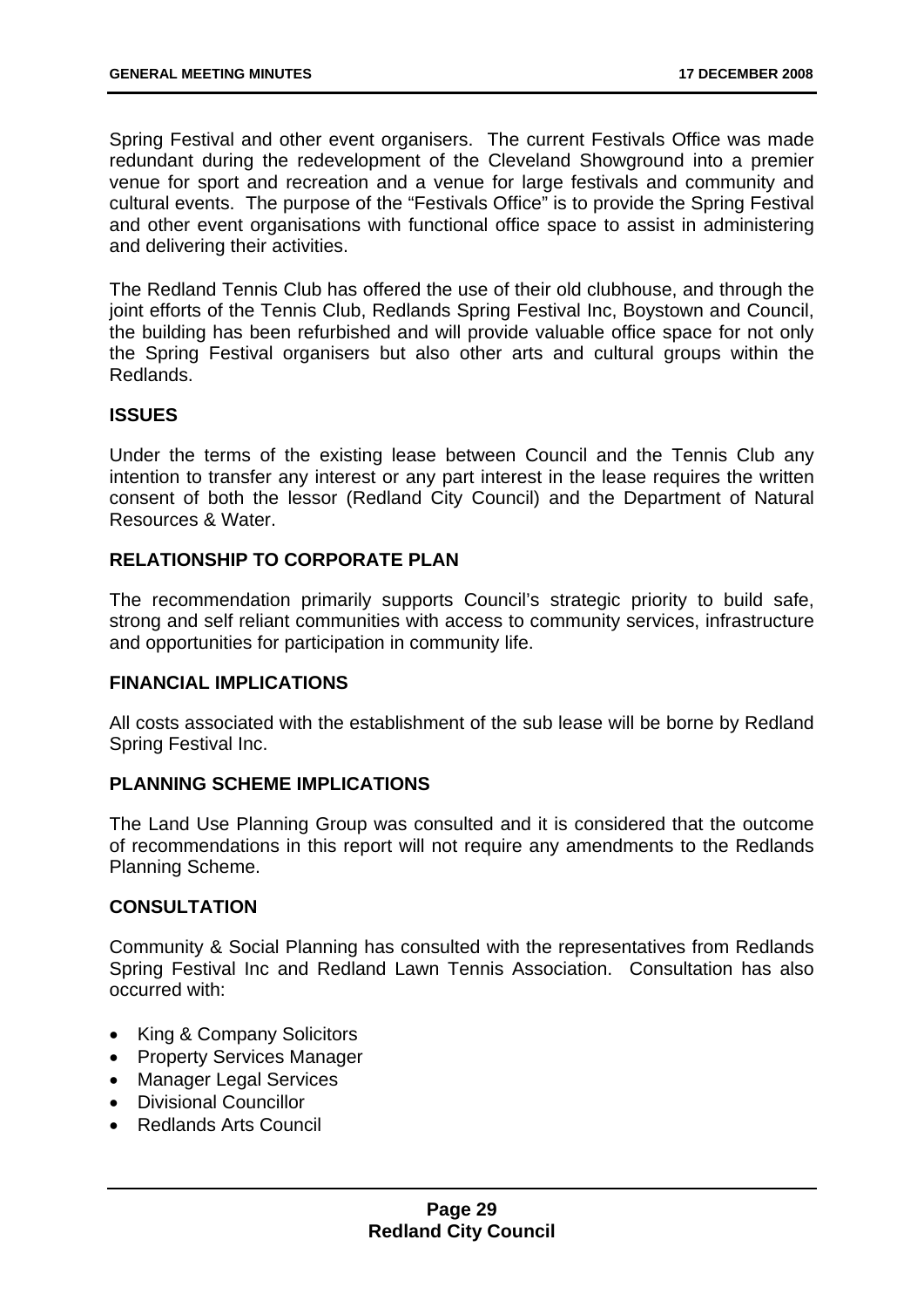Spring Festival and other event organisers. The current Festivals Office was made redundant during the redevelopment of the Cleveland Showground into a premier venue for sport and recreation and a venue for large festivals and community and cultural events. The purpose of the "Festivals Office" is to provide the Spring Festival and other event organisations with functional office space to assist in administering and delivering their activities.

The Redland Tennis Club has offered the use of their old clubhouse, and through the joint efforts of the Tennis Club, Redlands Spring Festival Inc, Boystown and Council, the building has been refurbished and will provide valuable office space for not only the Spring Festival organisers but also other arts and cultural groups within the Redlands.

## ISSUES

Under the terms of the existing lease between Council and the Tennis Club any intention to transfer any interest or any part interest in the lease requires the written consent of both the lessor (Redland City Council) and the Department of Natural Resources & Water.

## RELATIONSHIP TO CORPORATE PLAN

The recommendation primarily supports Council's strategic priority to build safe, strong and self reliant communities with access to community services, infrastructure and opportunities for participation in community life.

## FINANCIAL IMPLICATIONS

All costs associated with the establishment of the sub lease will be borne by Redland Spring Festival Inc.

## PLANNING SCHEME IMPLICATIONS

The Land Use Planning Group was consulted and it is considered that the outcome of recommendations in this report will not require any amendments to the Redlands Planning Scheme.

## CONSULTATION

Community & Social Planning has consulted with the representatives from Redlands Spring Festival Inc and Redland Lawn Tennis Association. Consultation has also occurred with:

- King & Company Solicitors
- Property Services Manager
- Manager Legal Services
- Divisional Councillor
- Redlands Arts Council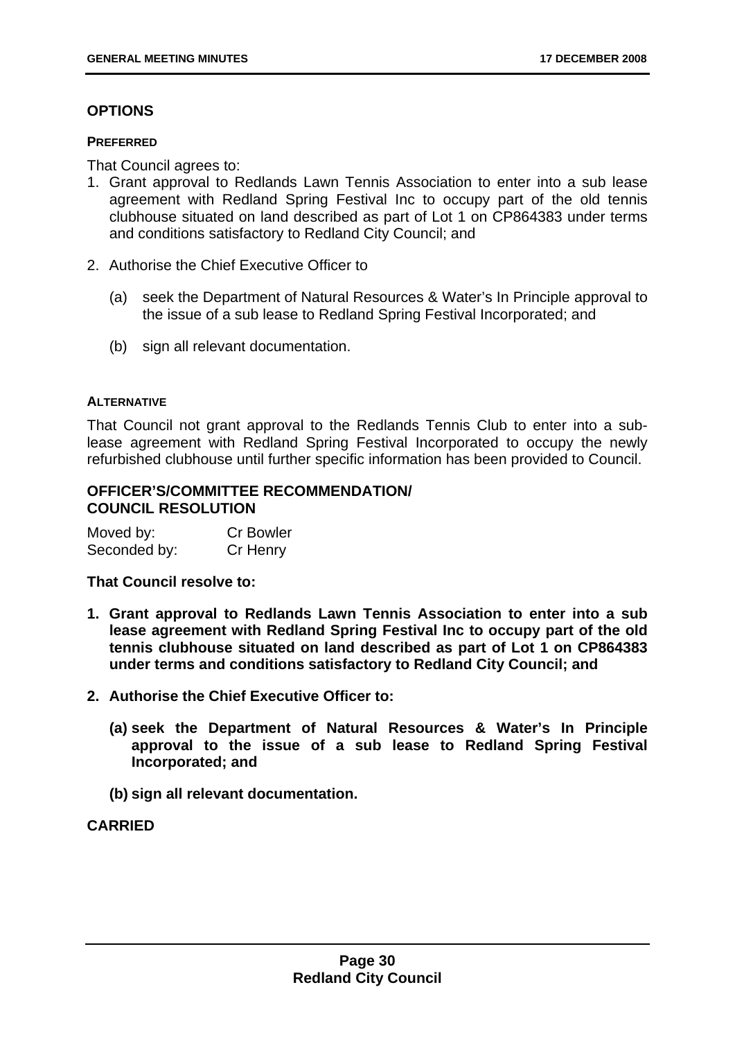## OPTIONS

#### PREFERRED

That Council agrees to:

1. Grant approval to Redlands Lawn Tennis Association to enter into a sub lease agreement with Redland Spring Festival Inc to occupy part of the old tennis clubhouse situated on land described as part of Lot 1 on CP864383 under terms and conditions satisfactory to Redland City Council; and

2. Authorise the Chief Executive Officer to

   (a) seek the Department of Natural Resources & Water's In Principle approval to the issue of a sub lease to Redland Spring Festival Incorporated; and

   (b) sign all relevant documentation.

#### ALTERNATIVE

That Council not grant approval to the Redlands Tennis Club to enter into a sub-lease agreement with Redland Spring Festival Incorporated to occupy the newly refurbished clubhouse until further specific information has been provided to Council.

## OFFICER'S/COMMITTEE RECOMMENDATION/ COUNCIL RESOLUTION

| Moved by: | Cr Bowler |
|---|---|
| Seconded by: | Cr Henry |

**That Council resolve to:**

1. **Grant approval to Redlands Lawn Tennis Association to enter into a sub lease agreement with Redland Spring Festival Inc to occupy part of the old tennis clubhouse situated on land described as part of Lot 1 on CP864383 under terms and conditions satisfactory to Redland City Council; and**

2. **Authorise the Chief Executive Officer to:**

   **(a) seek the Department of Natural Resources & Water's In Principle approval to the issue of a sub lease to Redland Spring Festival Incorporated; and**

   **(b) sign all relevant documentation.**

**CARRIED**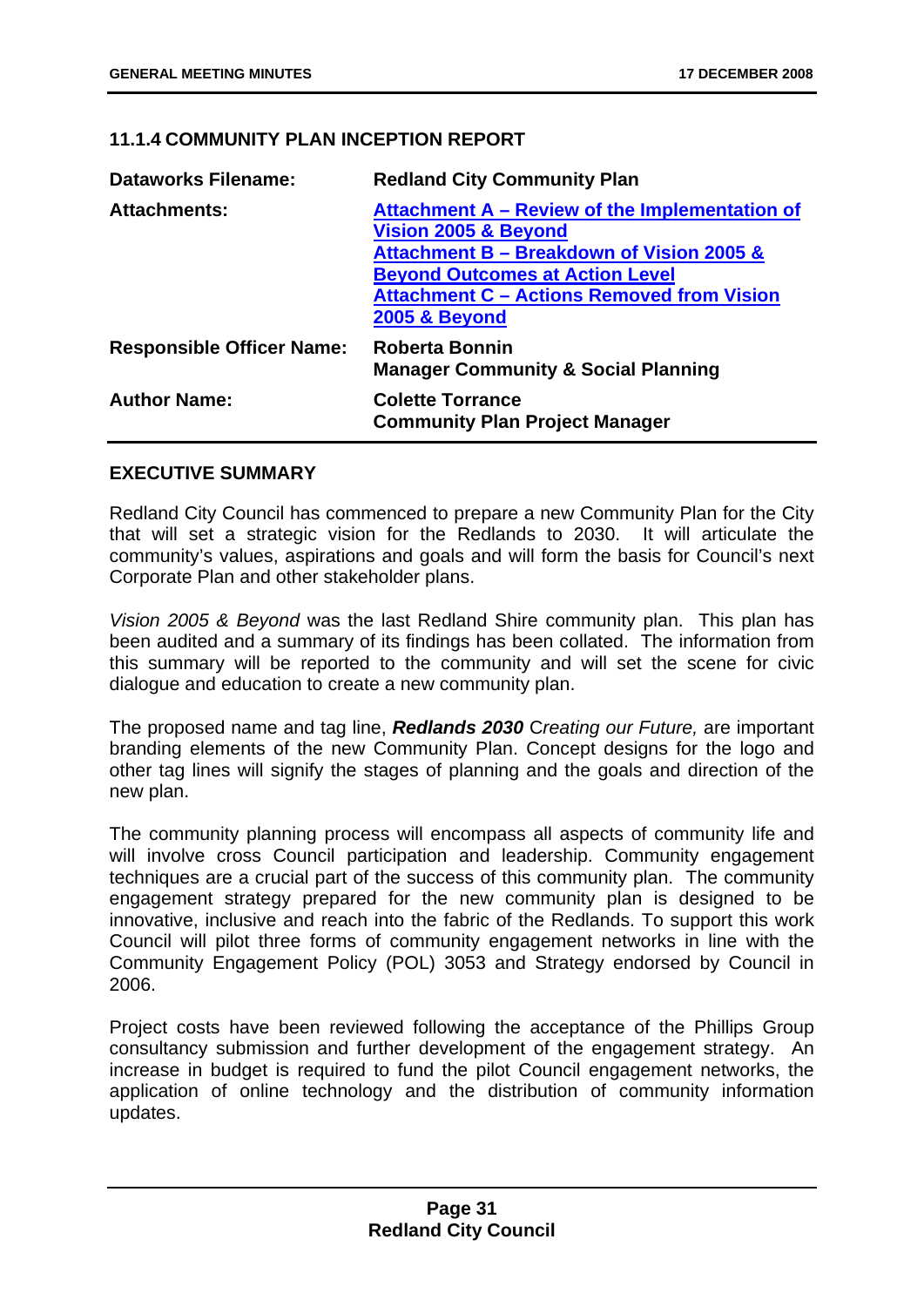## 11.1.4 COMMUNITY PLAN INCEPTION REPORT

| | |
|---|---|
| **Dataworks Filename:** | **Redland City Community Plan** |
| **Attachments:** | **Attachment A – Review of the Implementation of Vision 2005 & Beyond**<br>**Attachment B – Breakdown of Vision 2005 & Beyond Outcomes at Action Level**<br>**Attachment C – Actions Removed from Vision 2005 & Beyond** |
| **Responsible Officer Name:** | **Roberta Bonnin**<br>**Manager Community & Social Planning** |
| **Author Name:** | **Colette Torrance**<br>**Community Plan Project Manager** |

### EXECUTIVE SUMMARY

Redland City Council has commenced to prepare a new Community Plan for the City that will set a strategic vision for the Redlands to 2030. It will articulate the community's values, aspirations and goals and will form the basis for Council's next Corporate Plan and other stakeholder plans.

*Vision 2005 & Beyond* was the last Redland Shire community plan. This plan has been audited and a summary of its findings has been collated. The information from this summary will be reported to the community and will set the scene for civic dialogue and education to create a new community plan.

The proposed name and tag line, ***Redlands 2030*** *Creating our Future,* are important branding elements of the new Community Plan. Concept designs for the logo and other tag lines will signify the stages of planning and the goals and direction of the new plan.

The community planning process will encompass all aspects of community life and will involve cross Council participation and leadership. Community engagement techniques are a crucial part of the success of this community plan. The community engagement strategy prepared for the new community plan is designed to be innovative, inclusive and reach into the fabric of the Redlands. To support this work Council will pilot three forms of community engagement networks in line with the Community Engagement Policy (POL) 3053 and Strategy endorsed by Council in 2006.

Project costs have been reviewed following the acceptance of the Phillips Group consultancy submission and further development of the engagement strategy. An increase in budget is required to fund the pilot Council engagement networks, the application of online technology and the distribution of community information updates.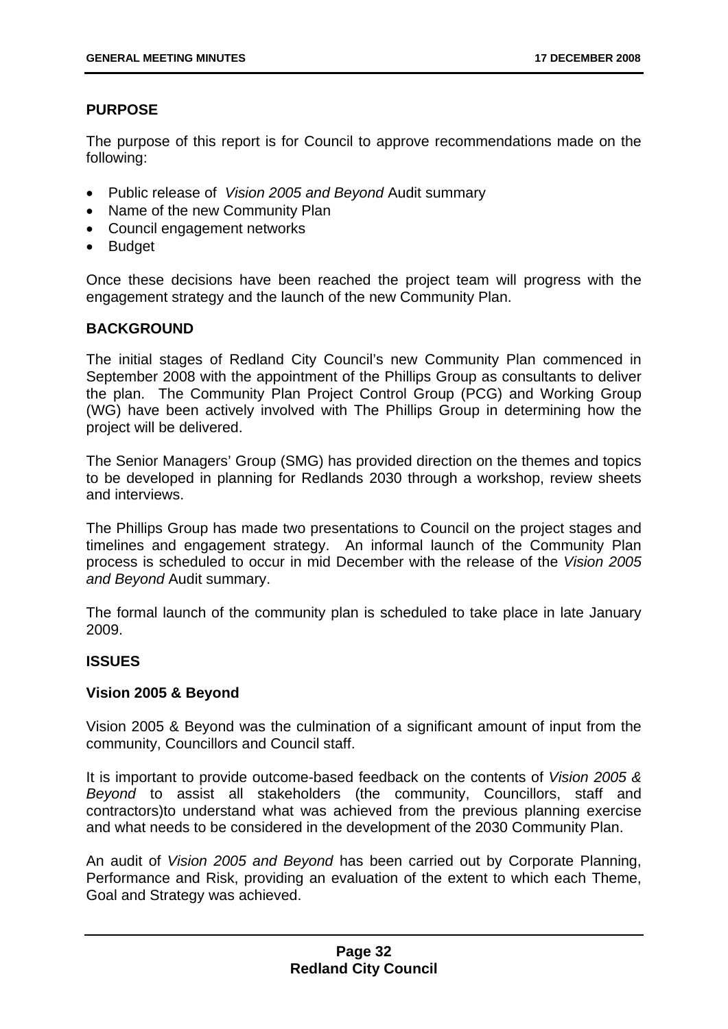## PURPOSE

The purpose of this report is for Council to approve recommendations made on the following:

- Public release of *Vision 2005 and Beyond* Audit summary
- Name of the new Community Plan
- Council engagement networks
- Budget

Once these decisions have been reached the project team will progress with the engagement strategy and the launch of the new Community Plan.

## BACKGROUND

The initial stages of Redland City Council's new Community Plan commenced in September 2008 with the appointment of the Phillips Group as consultants to deliver the plan. The Community Plan Project Control Group (PCG) and Working Group (WG) have been actively involved with The Phillips Group in determining how the project will be delivered.

The Senior Managers' Group (SMG) has provided direction on the themes and topics to be developed in planning for Redlands 2030 through a workshop, review sheets and interviews.

The Phillips Group has made two presentations to Council on the project stages and timelines and engagement strategy. An informal launch of the Community Plan process is scheduled to occur in mid December with the release of the *Vision 2005 and Beyond* Audit summary.

The formal launch of the community plan is scheduled to take place in late January 2009.

## ISSUES

### Vision 2005 & Beyond

Vision 2005 & Beyond was the culmination of a significant amount of input from the community, Councillors and Council staff.

It is important to provide outcome-based feedback on the contents of *Vision 2005 & Beyond* to assist all stakeholders (the community, Councillors, staff and contractors)to understand what was achieved from the previous planning exercise and what needs to be considered in the development of the 2030 Community Plan.

An audit of *Vision 2005 and Beyond* has been carried out by Corporate Planning, Performance and Risk, providing an evaluation of the extent to which each Theme, Goal and Strategy was achieved.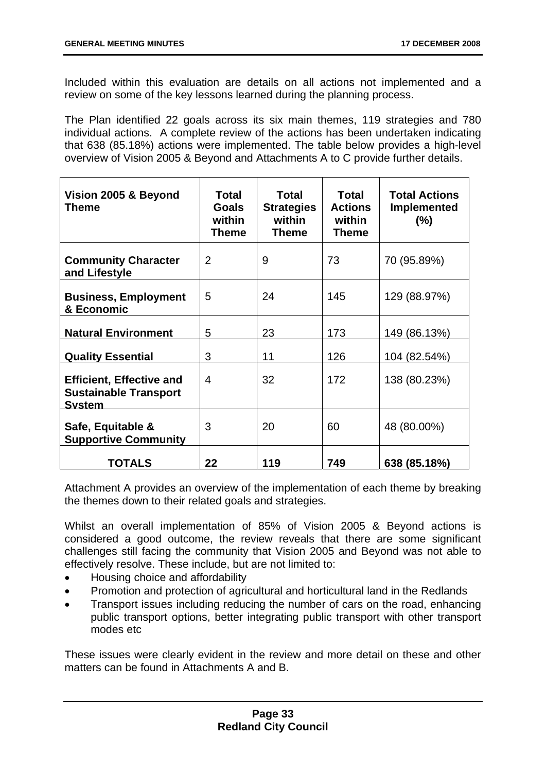Included within this evaluation are details on all actions not implemented and a review on some of the key lessons learned during the planning process.

The Plan identified 22 goals across its six main themes, 119 strategies and 780 individual actions. A complete review of the actions has been undertaken indicating that 638 (85.18%) actions were implemented. The table below provides a high-level overview of Vision 2005 & Beyond and Attachments A to C provide further details.

| Vision 2005 & Beyond Theme | Total Goals within Theme | Total Strategies within Theme | Total Actions within Theme | Total Actions Implemented (%) |
|---|---|---|---|---|
| **Community Character and Lifestyle** | 2 | 9 | 73 | 70 (95.89%) |
| **Business, Employment & Economic** | 5 | 24 | 145 | 129 (88.97%) |
| **Natural Environment** | 5 | 23 | 173 | 149 (86.13%) |
| **Quality Essential** | 3 | 11 | 126 | 104 (82.54%) |
| **Efficient, Effective and Sustainable Transport System** | 4 | 32 | 172 | 138 (80.23%) |
| **Safe, Equitable & Supportive Community** | 3 | 20 | 60 | 48 (80.00%) |
| **TOTALS** | **22** | **119** | **749** | **638 (85.18%)** |

Attachment A provides an overview of the implementation of each theme by breaking the themes down to their related goals and strategies.

Whilst an overall implementation of 85% of Vision 2005 & Beyond actions is considered a good outcome, the review reveals that there are some significant challenges still facing the community that Vision 2005 and Beyond was not able to effectively resolve. These include, but are not limited to:

- Housing choice and affordability
- Promotion and protection of agricultural and horticultural land in the Redlands
- Transport issues including reducing the number of cars on the road, enhancing public transport options, better integrating public transport with other transport modes etc

These issues were clearly evident in the review and more detail on these and other matters can be found in Attachments A and B.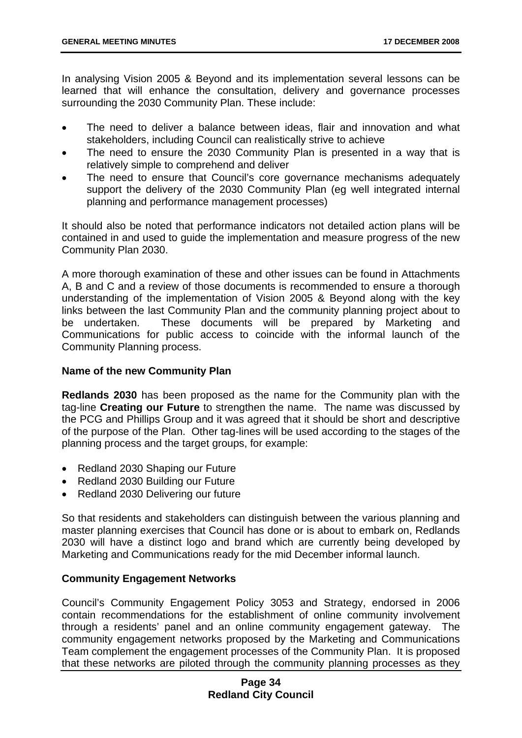In analysing Vision 2005 & Beyond and its implementation several lessons can be learned that will enhance the consultation, delivery and governance processes surrounding the 2030 Community Plan. These include:

- The need to deliver a balance between ideas, flair and innovation and what stakeholders, including Council can realistically strive to achieve
- The need to ensure the 2030 Community Plan is presented in a way that is relatively simple to comprehend and deliver
- The need to ensure that Council's core governance mechanisms adequately support the delivery of the 2030 Community Plan (eg well integrated internal planning and performance management processes)

It should also be noted that performance indicators not detailed action plans will be contained in and used to guide the implementation and measure progress of the new Community Plan 2030.

A more thorough examination of these and other issues can be found in Attachments A, B and C and a review of those documents is recommended to ensure a thorough understanding of the implementation of Vision 2005 & Beyond along with the key links between the last Community Plan and the community planning project about to be undertaken. These documents will be prepared by Marketing and Communications for public access to coincide with the informal launch of the Community Planning process.

**Name of the new Community Plan**

**Redlands 2030** has been proposed as the name for the Community plan with the tag-line **Creating our Future** to strengthen the name. The name was discussed by the PCG and Phillips Group and it was agreed that it should be short and descriptive of the purpose of the Plan. Other tag-lines will be used according to the stages of the planning process and the target groups, for example:

- Redland 2030 Shaping our Future
- Redland 2030 Building our Future
- Redland 2030 Delivering our future

So that residents and stakeholders can distinguish between the various planning and master planning exercises that Council has done or is about to embark on, Redlands 2030 will have a distinct logo and brand which are currently being developed by Marketing and Communications ready for the mid December informal launch.

**Community Engagement Networks**

Council's Community Engagement Policy 3053 and Strategy, endorsed in 2006 contain recommendations for the establishment of online community involvement through a residents' panel and an online community engagement gateway. The community engagement networks proposed by the Marketing and Communications Team complement the engagement processes of the Community Plan. It is proposed that these networks are piloted through the community planning processes as they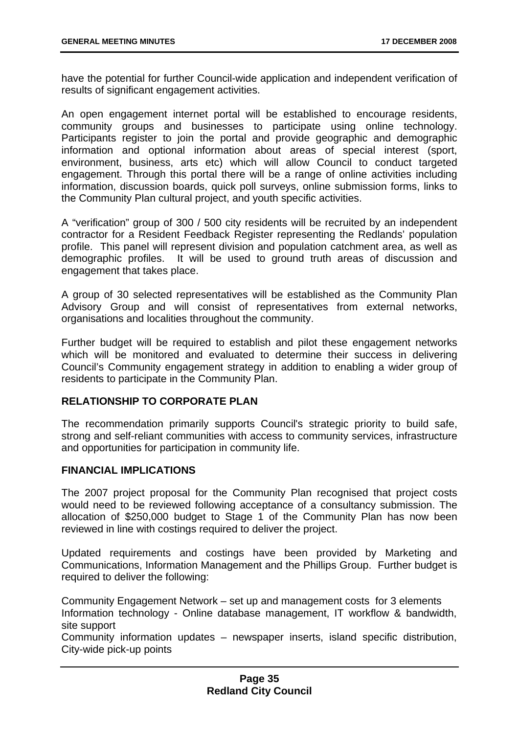have the potential for further Council-wide application and independent verification of results of significant engagement activities.

An open engagement internet portal will be established to encourage residents, community groups and businesses to participate using online technology. Participants register to join the portal and provide geographic and demographic information and optional information about areas of special interest (sport, environment, business, arts etc) which will allow Council to conduct targeted engagement. Through this portal there will be a range of online activities including information, discussion boards, quick poll surveys, online submission forms, links to the Community Plan cultural project, and youth specific activities.

A "verification" group of 300 / 500 city residents will be recruited by an independent contractor for a Resident Feedback Register representing the Redlands' population profile. This panel will represent division and population catchment area, as well as demographic profiles. It will be used to ground truth areas of discussion and engagement that takes place.

A group of 30 selected representatives will be established as the Community Plan Advisory Group and will consist of representatives from external networks, organisations and localities throughout the community.

Further budget will be required to establish and pilot these engagement networks which will be monitored and evaluated to determine their success in delivering Council's Community engagement strategy in addition to enabling a wider group of residents to participate in the Community Plan.

## RELATIONSHIP TO CORPORATE PLAN

The recommendation primarily supports Council's strategic priority to build safe, strong and self-reliant communities with access to community services, infrastructure and opportunities for participation in community life.

## FINANCIAL IMPLICATIONS

The 2007 project proposal for the Community Plan recognised that project costs would need to be reviewed following acceptance of a consultancy submission. The allocation of $250,000 budget to Stage 1 of the Community Plan has now been reviewed in line with costings required to deliver the project.

Updated requirements and costings have been provided by Marketing and Communications, Information Management and the Phillips Group. Further budget is required to deliver the following:

Community Engagement Network – set up and management costs for 3 elements
Information technology - Online database management, IT workflow & bandwidth, site support
Community information updates – newspaper inserts, island specific distribution, City-wide pick-up points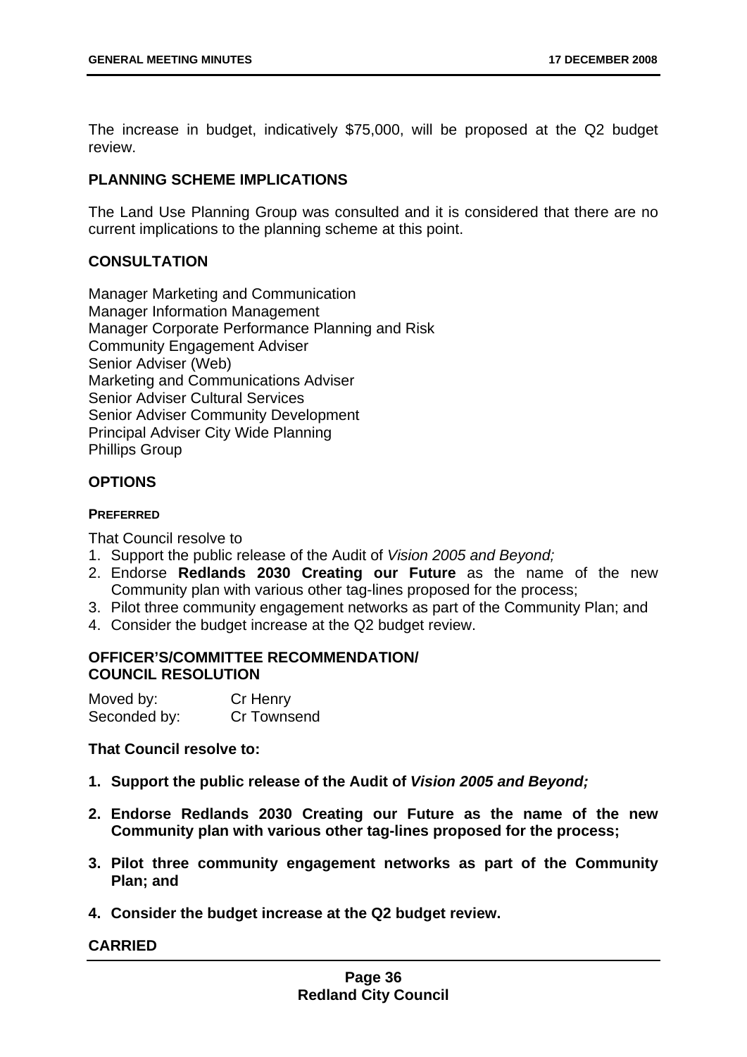The increase in budget, indicatively $75,000, will be proposed at the Q2 budget review.

### PLANNING SCHEME IMPLICATIONS

The Land Use Planning Group was consulted and it is considered that there are no current implications to the planning scheme at this point.

### CONSULTATION

Manager Marketing and Communication
Manager Information Management
Manager Corporate Performance Planning and Risk
Community Engagement Adviser
Senior Adviser (Web)
Marketing and Communications Adviser
Senior Adviser Cultural Services
Senior Adviser Community Development
Principal Adviser City Wide Planning
Phillips Group

### OPTIONS

#### PREFERRED

That Council resolve to

1. Support the public release of the Audit of *Vision 2005 and Beyond;*
2. Endorse **Redlands 2030 Creating our Future** as the name of the new Community plan with various other tag-lines proposed for the process;
3. Pilot three community engagement networks as part of the Community Plan; and
4. Consider the budget increase at the Q2 budget review.

### OFFICER'S/COMMITTEE RECOMMENDATION/ COUNCIL RESOLUTION

| Moved by: | Cr Henry |
|---|---|
| Seconded by: | Cr Townsend |

**That Council resolve to:**

1. **Support the public release of the Audit of *Vision 2005 and Beyond;***
2. **Endorse Redlands 2030 Creating our Future as the name of the new Community plan with various other tag-lines proposed for the process;**
3. **Pilot three community engagement networks as part of the Community Plan; and**
4. **Consider the budget increase at the Q2 budget review.**

**CARRIED**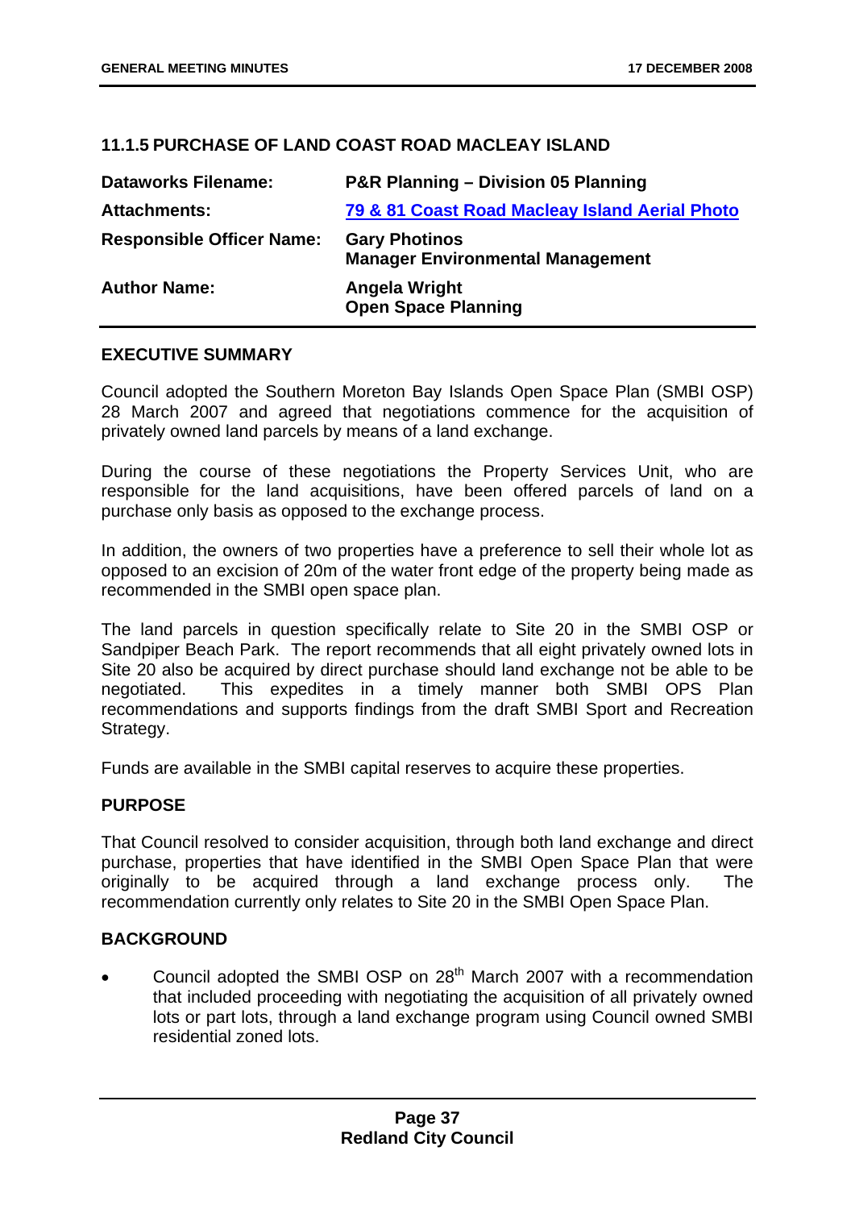### 11.1.5 PURCHASE OF LAND COAST ROAD MACLEAY ISLAND

| | |
|---|---|
| **Dataworks Filename:** | **P&R Planning – Division 05 Planning** |
| **Attachments:** | **79 & 81 Coast Road Macleay Island Aerial Photo** |
| **Responsible Officer Name:** | **Gary Photinos**<br>**Manager Environmental Management** |
| **Author Name:** | **Angela Wright**<br>**Open Space Planning** |

#### EXECUTIVE SUMMARY

Council adopted the Southern Moreton Bay Islands Open Space Plan (SMBI OSP) 28 March 2007 and agreed that negotiations commence for the acquisition of privately owned land parcels by means of a land exchange.

During the course of these negotiations the Property Services Unit, who are responsible for the land acquisitions, have been offered parcels of land on a purchase only basis as opposed to the exchange process.

In addition, the owners of two properties have a preference to sell their whole lot as opposed to an excision of 20m of the water front edge of the property being made as recommended in the SMBI open space plan.

The land parcels in question specifically relate to Site 20 in the SMBI OSP or Sandpiper Beach Park. The report recommends that all eight privately owned lots in Site 20 also be acquired by direct purchase should land exchange not be able to be negotiated. This expedites in a timely manner both SMBI OPS Plan recommendations and supports findings from the draft SMBI Sport and Recreation Strategy.

Funds are available in the SMBI capital reserves to acquire these properties.

#### PURPOSE

That Council resolved to consider acquisition, through both land exchange and direct purchase, properties that have identified in the SMBI Open Space Plan that were originally to be acquired through a land exchange process only. The recommendation currently only relates to Site 20 in the SMBI Open Space Plan.

#### BACKGROUND

- Council adopted the SMBI OSP on 28th March 2007 with a recommendation that included proceeding with negotiating the acquisition of all privately owned lots or part lots, through a land exchange program using Council owned SMBI residential zoned lots.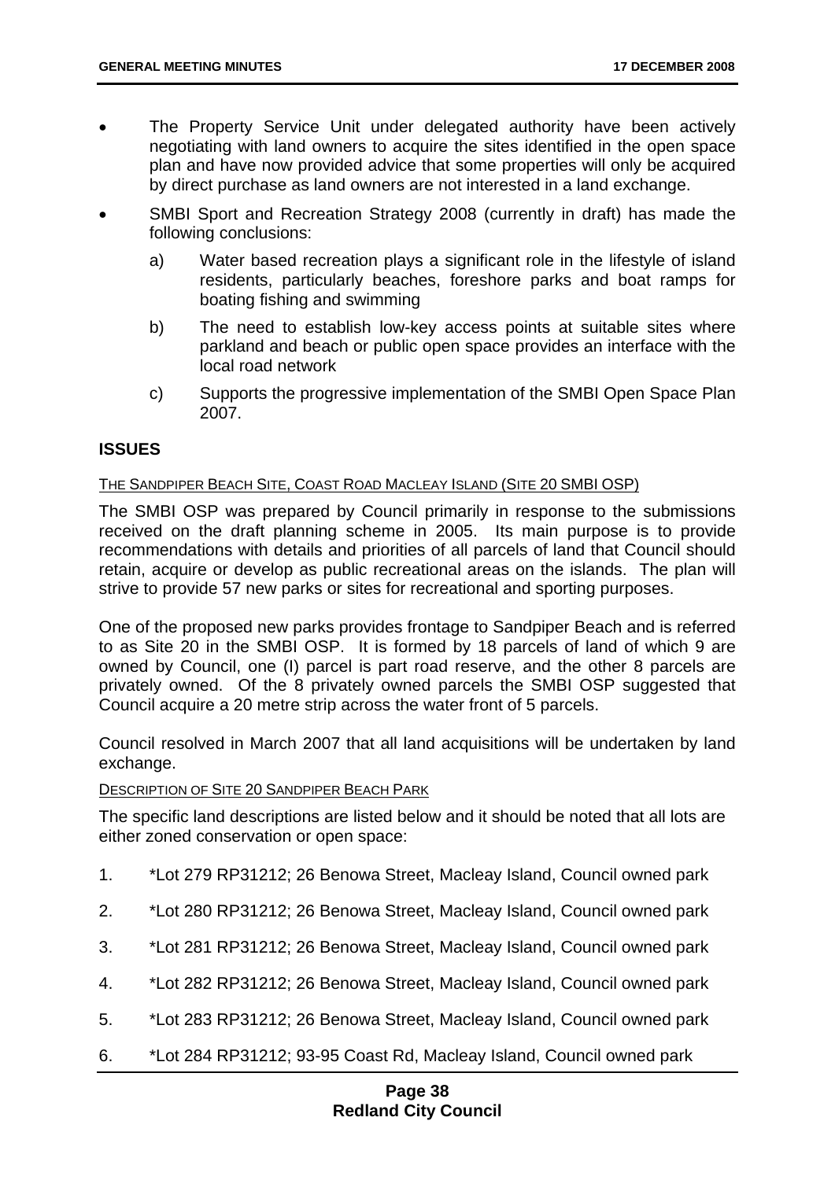- The Property Service Unit under delegated authority have been actively negotiating with land owners to acquire the sites identified in the open space plan and have now provided advice that some properties will only be acquired by direct purchase as land owners are not interested in a land exchange.
- SMBI Sport and Recreation Strategy 2008 (currently in draft) has made the following conclusions:
  - a) Water based recreation plays a significant role in the lifestyle of island residents, particularly beaches, foreshore parks and boat ramps for boating fishing and swimming
  - b) The need to establish low-key access points at suitable sites where parkland and beach or public open space provides an interface with the local road network
  - c) Supports the progressive implementation of the SMBI Open Space Plan 2007.

## ISSUES

THE SANDPIPER BEACH SITE, COAST ROAD MACLEAY ISLAND (SITE 20 SMBI OSP)

The SMBI OSP was prepared by Council primarily in response to the submissions received on the draft planning scheme in 2005. Its main purpose is to provide recommendations with details and priorities of all parcels of land that Council should retain, acquire or develop as public recreational areas on the islands. The plan will strive to provide 57 new parks or sites for recreational and sporting purposes.

One of the proposed new parks provides frontage to Sandpiper Beach and is referred to as Site 20 in the SMBI OSP. It is formed by 18 parcels of land of which 9 are owned by Council, one (I) parcel is part road reserve, and the other 8 parcels are privately owned. Of the 8 privately owned parcels the SMBI OSP suggested that Council acquire a 20 metre strip across the water front of 5 parcels.

Council resolved in March 2007 that all land acquisitions will be undertaken by land exchange.

DESCRIPTION OF SITE 20 SANDPIPER BEACH PARK

The specific land descriptions are listed below and it should be noted that all lots are either zoned conservation or open space:

1. *Lot 279 RP31212; 26 Benowa Street, Macleay Island, Council owned park
2. *Lot 280 RP31212; 26 Benowa Street, Macleay Island, Council owned park
3. *Lot 281 RP31212; 26 Benowa Street, Macleay Island, Council owned park
4. *Lot 282 RP31212; 26 Benowa Street, Macleay Island, Council owned park
5. *Lot 283 RP31212; 26 Benowa Street, Macleay Island, Council owned park
6. *Lot 284 RP31212; 93-95 Coast Rd, Macleay Island, Council owned park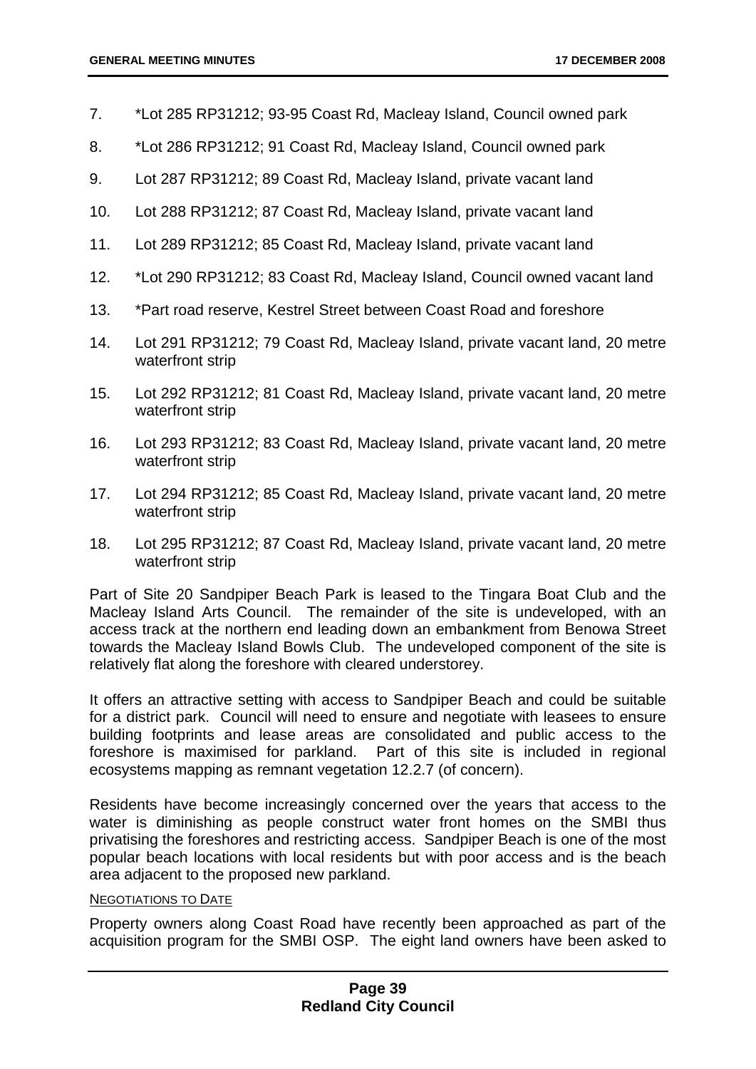7. *Lot 285 RP31212; 93-95 Coast Rd, Macleay Island, Council owned park

8. *Lot 286 RP31212; 91 Coast Rd, Macleay Island, Council owned park

9. Lot 287 RP31212; 89 Coast Rd, Macleay Island, private vacant land

10. Lot 288 RP31212; 87 Coast Rd, Macleay Island, private vacant land

11. Lot 289 RP31212; 85 Coast Rd, Macleay Island, private vacant land

12. *Lot 290 RP31212; 83 Coast Rd, Macleay Island, Council owned vacant land

13. *Part road reserve, Kestrel Street between Coast Road and foreshore

14. Lot 291 RP31212; 79 Coast Rd, Macleay Island, private vacant land, 20 metre waterfront strip

15. Lot 292 RP31212; 81 Coast Rd, Macleay Island, private vacant land, 20 metre waterfront strip

16. Lot 293 RP31212; 83 Coast Rd, Macleay Island, private vacant land, 20 metre waterfront strip

17. Lot 294 RP31212; 85 Coast Rd, Macleay Island, private vacant land, 20 metre waterfront strip

18. Lot 295 RP31212; 87 Coast Rd, Macleay Island, private vacant land, 20 metre waterfront strip

Part of Site 20 Sandpiper Beach Park is leased to the Tingara Boat Club and the Macleay Island Arts Council. The remainder of the site is undeveloped, with an access track at the northern end leading down an embankment from Benowa Street towards the Macleay Island Bowls Club. The undeveloped component of the site is relatively flat along the foreshore with cleared understorey.

It offers an attractive setting with access to Sandpiper Beach and could be suitable for a district park. Council will need to ensure and negotiate with leasees to ensure building footprints and lease areas are consolidated and public access to the foreshore is maximised for parkland. Part of this site is included in regional ecosystems mapping as remnant vegetation 12.2.7 (of concern).

Residents have become increasingly concerned over the years that access to the water is diminishing as people construct water front homes on the SMBI thus privatising the foreshores and restricting access. Sandpiper Beach is one of the most popular beach locations with local residents but with poor access and is the beach area adjacent to the proposed new parkland.

NEGOTIATIONS TO DATE

Property owners along Coast Road have recently been approached as part of the acquisition program for the SMBI OSP. The eight land owners have been asked to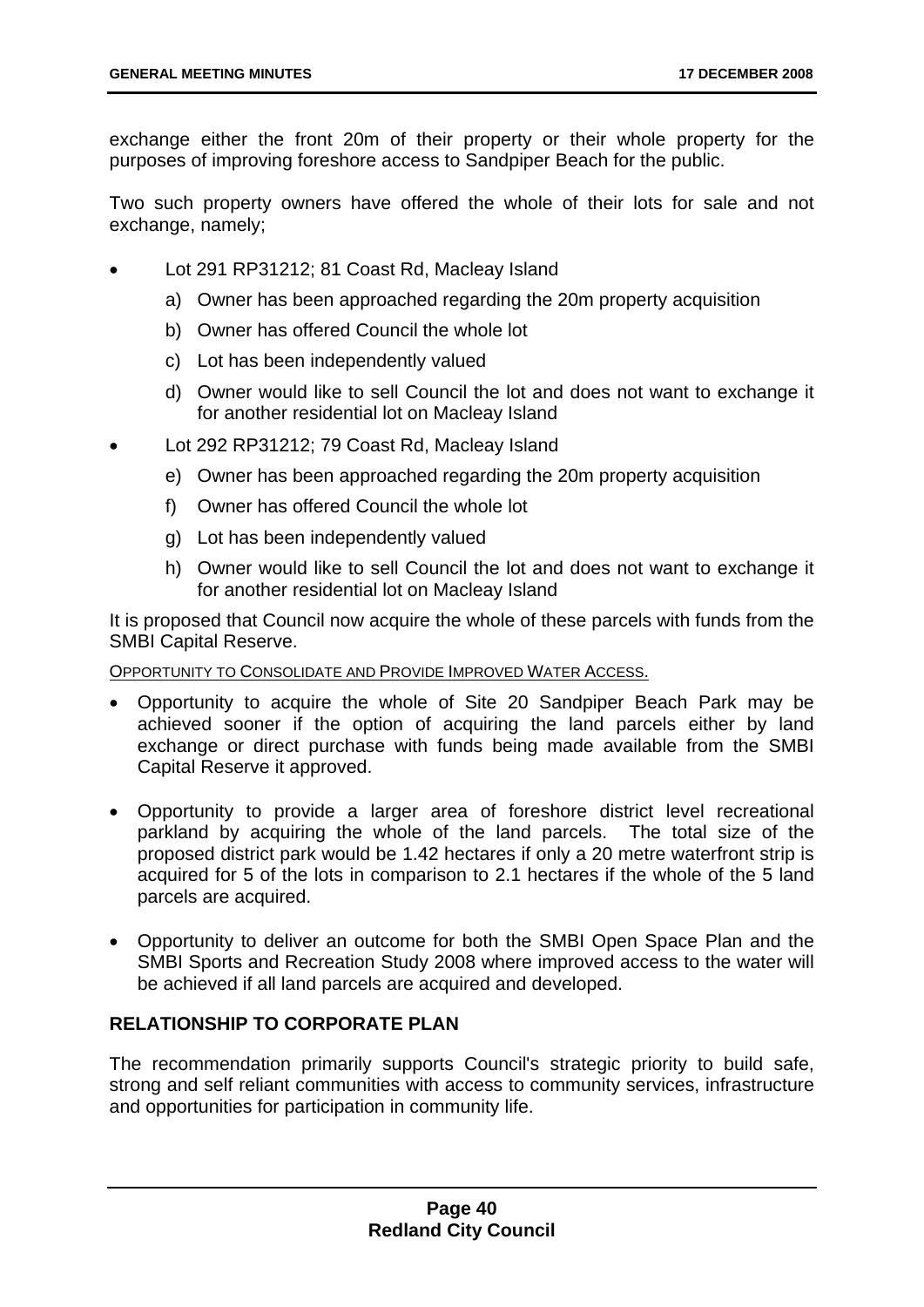exchange either the front 20m of their property or their whole property for the purposes of improving foreshore access to Sandpiper Beach for the public.

Two such property owners have offered the whole of their lots for sale and not exchange, namely;

- Lot 291 RP31212; 81 Coast Rd, Macleay Island
  a) Owner has been approached regarding the 20m property acquisition
  b) Owner has offered Council the whole lot
  c) Lot has been independently valued
  d) Owner would like to sell Council the lot and does not want to exchange it for another residential lot on Macleay Island
- Lot 292 RP31212; 79 Coast Rd, Macleay Island
  e) Owner has been approached regarding the 20m property acquisition
  f) Owner has offered Council the whole lot
  g) Lot has been independently valued
  h) Owner would like to sell Council the lot and does not want to exchange it for another residential lot on Macleay Island

It is proposed that Council now acquire the whole of these parcels with funds from the SMBI Capital Reserve.

OPPORTUNITY TO CONSOLIDATE AND PROVIDE IMPROVED WATER ACCESS.

- Opportunity to acquire the whole of Site 20 Sandpiper Beach Park may be achieved sooner if the option of acquiring the land parcels either by land exchange or direct purchase with funds being made available from the SMBI Capital Reserve it approved.

- Opportunity to provide a larger area of foreshore district level recreational parkland by acquiring the whole of the land parcels. The total size of the proposed district park would be 1.42 hectares if only a 20 metre waterfront strip is acquired for 5 of the lots in comparison to 2.1 hectares if the whole of the 5 land parcels are acquired.

- Opportunity to deliver an outcome for both the SMBI Open Space Plan and the SMBI Sports and Recreation Study 2008 where improved access to the water will be achieved if all land parcels are acquired and developed.

## RELATIONSHIP TO CORPORATE PLAN

The recommendation primarily supports Council's strategic priority to build safe, strong and self reliant communities with access to community services, infrastructure and opportunities for participation in community life.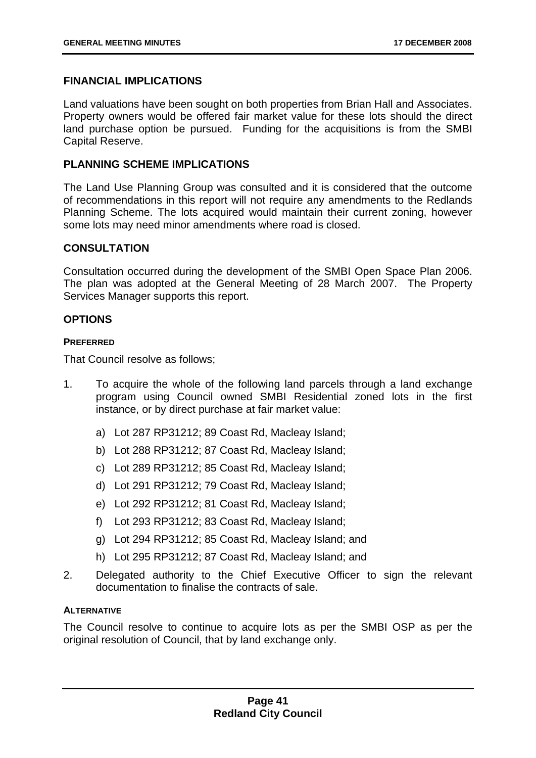## FINANCIAL IMPLICATIONS

Land valuations have been sought on both properties from Brian Hall and Associates. Property owners would be offered fair market value for these lots should the direct land purchase option be pursued. Funding for the acquisitions is from the SMBI Capital Reserve.

## PLANNING SCHEME IMPLICATIONS

The Land Use Planning Group was consulted and it is considered that the outcome of recommendations in this report will not require any amendments to the Redlands Planning Scheme. The lots acquired would maintain their current zoning, however some lots may need minor amendments where road is closed.

## CONSULTATION

Consultation occurred during the development of the SMBI Open Space Plan 2006. The plan was adopted at the General Meeting of 28 March 2007. The Property Services Manager supports this report.

## OPTIONS

### PREFERRED

That Council resolve as follows;

1. To acquire the whole of the following land parcels through a land exchange program using Council owned SMBI Residential zoned lots in the first instance, or by direct purchase at fair market value:

   a) Lot 287 RP31212; 89 Coast Rd, Macleay Island;
   
   b) Lot 288 RP31212; 87 Coast Rd, Macleay Island;
   
   c) Lot 289 RP31212; 85 Coast Rd, Macleay Island;
   
   d) Lot 291 RP31212; 79 Coast Rd, Macleay Island;
   
   e) Lot 292 RP31212; 81 Coast Rd, Macleay Island;
   
   f) Lot 293 RP31212; 83 Coast Rd, Macleay Island;
   
   g) Lot 294 RP31212; 85 Coast Rd, Macleay Island; and
   
   h) Lot 295 RP31212; 87 Coast Rd, Macleay Island; and

2. Delegated authority to the Chief Executive Officer to sign the relevant documentation to finalise the contracts of sale.

### ALTERNATIVE

The Council resolve to continue to acquire lots as per the SMBI OSP as per the original resolution of Council, that by land exchange only.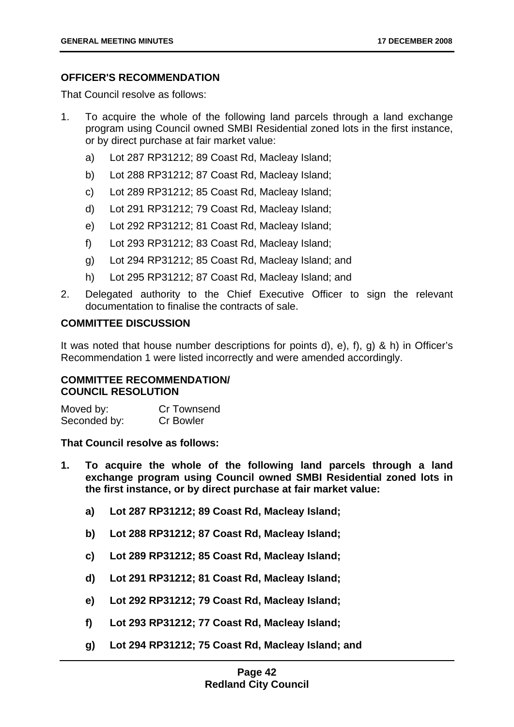### OFFICER'S RECOMMENDATION

That Council resolve as follows:

1. To acquire the whole of the following land parcels through a land exchange program using Council owned SMBI Residential zoned lots in the first instance, or by direct purchase at fair market value:
   a) Lot 287 RP31212; 89 Coast Rd, Macleay Island;
   b) Lot 288 RP31212; 87 Coast Rd, Macleay Island;
   c) Lot 289 RP31212; 85 Coast Rd, Macleay Island;
   d) Lot 291 RP31212; 79 Coast Rd, Macleay Island;
   e) Lot 292 RP31212; 81 Coast Rd, Macleay Island;
   f) Lot 293 RP31212; 83 Coast Rd, Macleay Island;
   g) Lot 294 RP31212; 85 Coast Rd, Macleay Island; and
   h) Lot 295 RP31212; 87 Coast Rd, Macleay Island; and
2. Delegated authority to the Chief Executive Officer to sign the relevant documentation to finalise the contracts of sale.

### COMMITTEE DISCUSSION

It was noted that house number descriptions for points d), e), f), g) & h) in Officer's Recommendation 1 were listed incorrectly and were amended accordingly.

### COMMITTEE RECOMMENDATION/ COUNCIL RESOLUTION

Moved by: Cr Townsend
Seconded by: Cr Bowler

**That Council resolve as follows:**

1. **To acquire the whole of the following land parcels through a land exchange program using Council owned SMBI Residential zoned lots in the first instance, or by direct purchase at fair market value:**
   **a) Lot 287 RP31212; 89 Coast Rd, Macleay Island;**
   **b) Lot 288 RP31212; 87 Coast Rd, Macleay Island;**
   **c) Lot 289 RP31212; 85 Coast Rd, Macleay Island;**
   **d) Lot 291 RP31212; 81 Coast Rd, Macleay Island;**
   **e) Lot 292 RP31212; 79 Coast Rd, Macleay Island;**
   **f) Lot 293 RP31212; 77 Coast Rd, Macleay Island;**
   **g) Lot 294 RP31212; 75 Coast Rd, Macleay Island; and**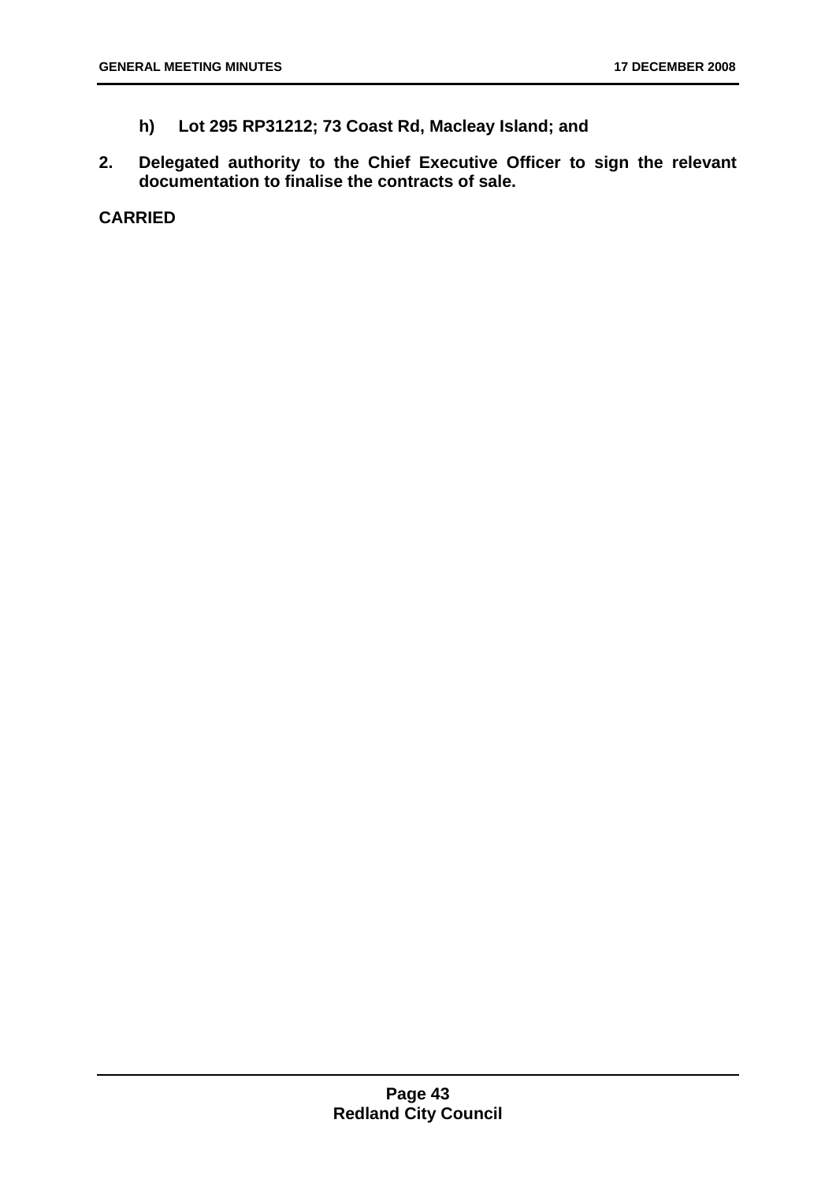**h) Lot 295 RP31212; 73 Coast Rd, Macleay Island; and**

**2. Delegated authority to the Chief Executive Officer to sign the relevant documentation to finalise the contracts of sale.**

**CARRIED**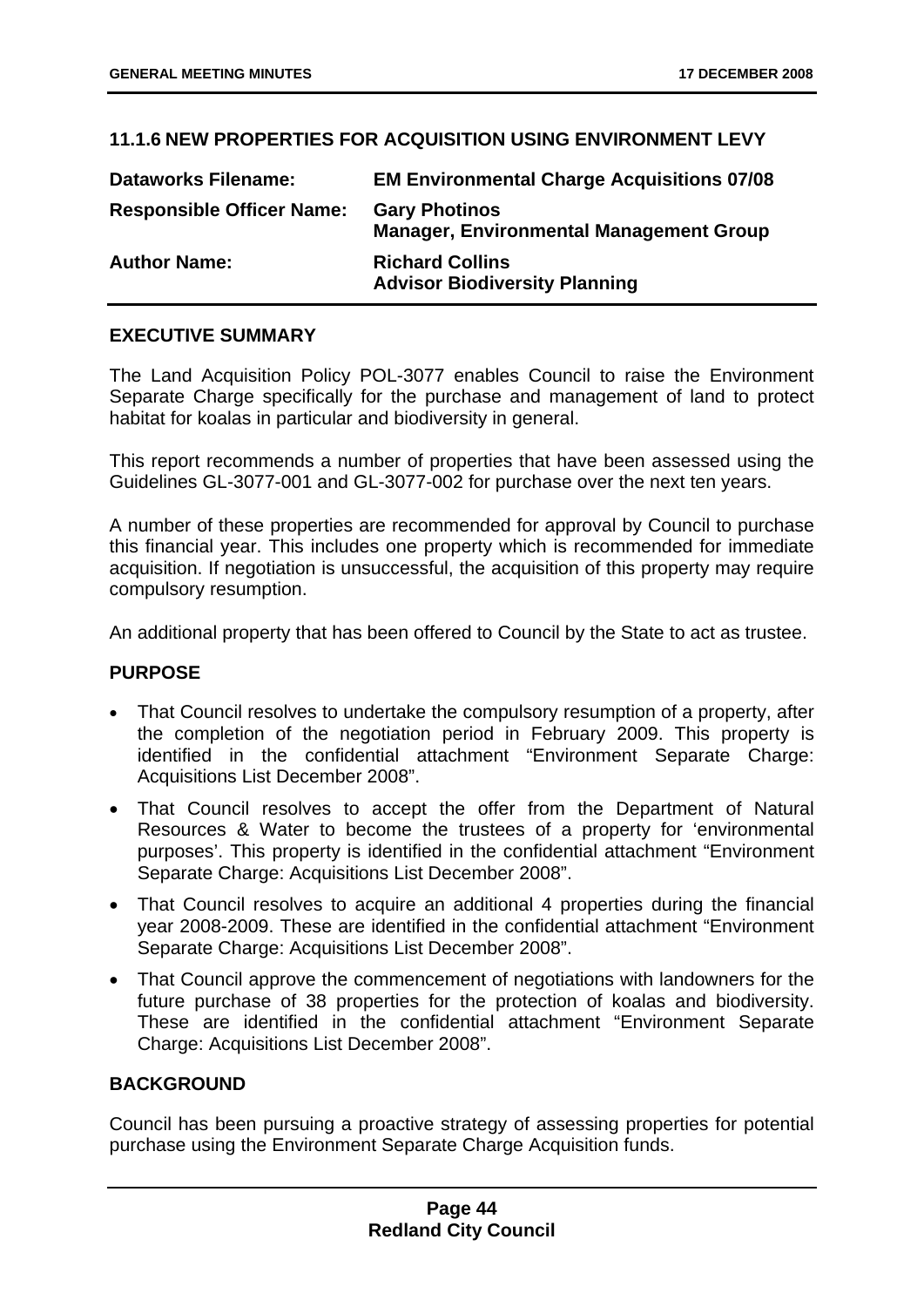## 11.1.6 NEW PROPERTIES FOR ACQUISITION USING ENVIRONMENT LEVY

| | |
|---|---|
| **Dataworks Filename:** | **EM Environmental Charge Acquisitions 07/08** |
| **Responsible Officer Name:** | **Gary Photinos**<br>**Manager, Environmental Management Group** |
| **Author Name:** | **Richard Collins**<br>**Advisor Biodiversity Planning** |

### EXECUTIVE SUMMARY

The Land Acquisition Policy POL-3077 enables Council to raise the Environment Separate Charge specifically for the purchase and management of land to protect habitat for koalas in particular and biodiversity in general.

This report recommends a number of properties that have been assessed using the Guidelines GL-3077-001 and GL-3077-002 for purchase over the next ten years.

A number of these properties are recommended for approval by Council to purchase this financial year. This includes one property which is recommended for immediate acquisition. If negotiation is unsuccessful, the acquisition of this property may require compulsory resumption.

An additional property that has been offered to Council by the State to act as trustee.

### PURPOSE

- That Council resolves to undertake the compulsory resumption of a property, after the completion of the negotiation period in February 2009. This property is identified in the confidential attachment "Environment Separate Charge: Acquisitions List December 2008".
- That Council resolves to accept the offer from the Department of Natural Resources & Water to become the trustees of a property for 'environmental purposes'. This property is identified in the confidential attachment "Environment Separate Charge: Acquisitions List December 2008".
- That Council resolves to acquire an additional 4 properties during the financial year 2008-2009. These are identified in the confidential attachment "Environment Separate Charge: Acquisitions List December 2008".
- That Council approve the commencement of negotiations with landowners for the future purchase of 38 properties for the protection of koalas and biodiversity. These are identified in the confidential attachment "Environment Separate Charge: Acquisitions List December 2008".

### BACKGROUND

Council has been pursuing a proactive strategy of assessing properties for potential purchase using the Environment Separate Charge Acquisition funds.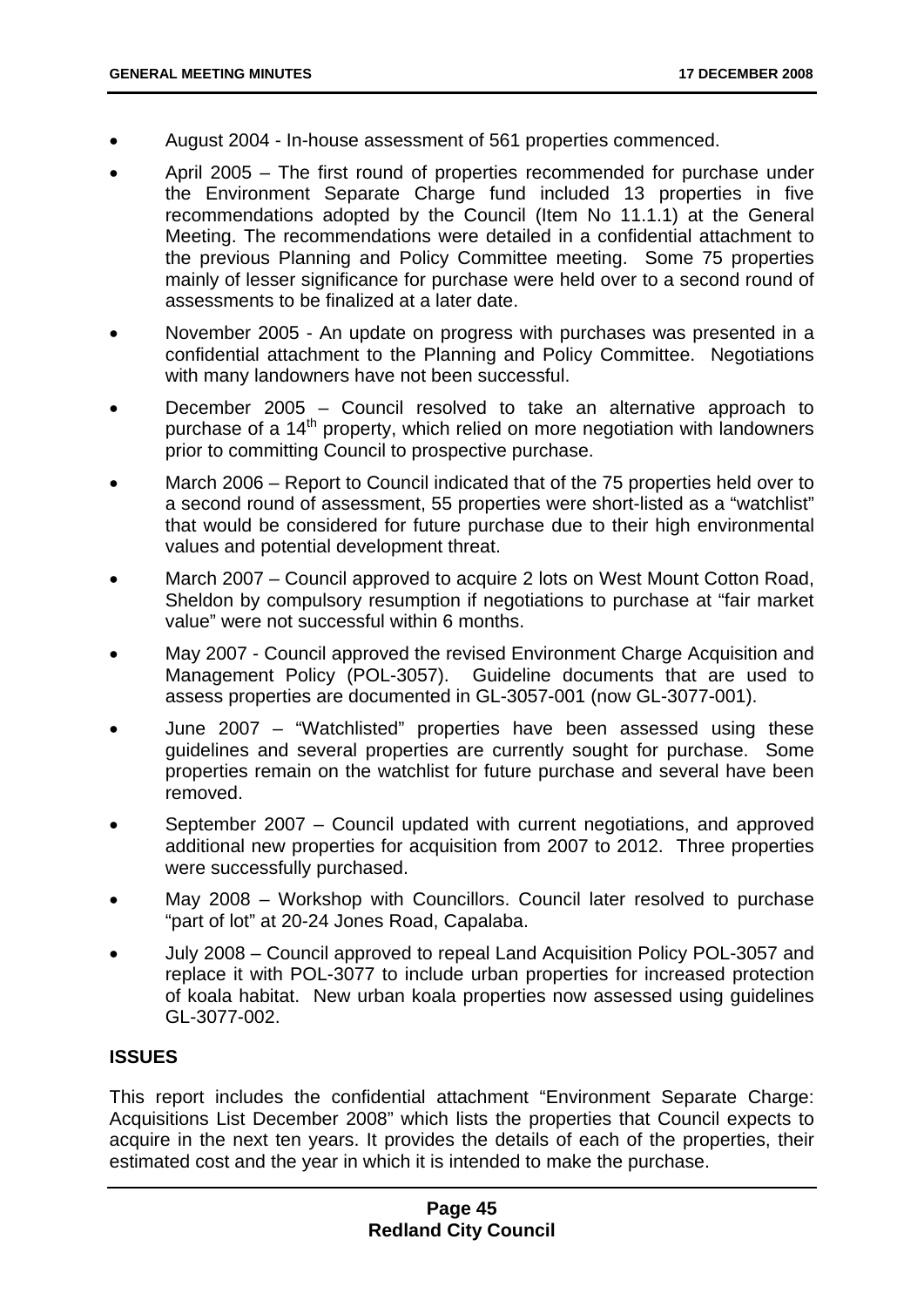- August 2004 - In-house assessment of 561 properties commenced.
- April 2005 – The first round of properties recommended for purchase under the Environment Separate Charge fund included 13 properties in five recommendations adopted by the Council (Item No 11.1.1) at the General Meeting. The recommendations were detailed in a confidential attachment to the previous Planning and Policy Committee meeting. Some 75 properties mainly of lesser significance for purchase were held over to a second round of assessments to be finalized at a later date.
- November 2005 - An update on progress with purchases was presented in a confidential attachment to the Planning and Policy Committee. Negotiations with many landowners have not been successful.
- December 2005 – Council resolved to take an alternative approach to purchase of a 14th property, which relied on more negotiation with landowners prior to committing Council to prospective purchase.
- March 2006 – Report to Council indicated that of the 75 properties held over to a second round of assessment, 55 properties were short-listed as a "watchlist" that would be considered for future purchase due to their high environmental values and potential development threat.
- March 2007 – Council approved to acquire 2 lots on West Mount Cotton Road, Sheldon by compulsory resumption if negotiations to purchase at "fair market value" were not successful within 6 months.
- May 2007 - Council approved the revised Environment Charge Acquisition and Management Policy (POL-3057). Guideline documents that are used to assess properties are documented in GL-3057-001 (now GL-3077-001).
- June 2007 – "Watchlisted" properties have been assessed using these guidelines and several properties are currently sought for purchase. Some properties remain on the watchlist for future purchase and several have been removed.
- September 2007 – Council updated with current negotiations, and approved additional new properties for acquisition from 2007 to 2012. Three properties were successfully purchased.
- May 2008 – Workshop with Councillors. Council later resolved to purchase "part of lot" at 20-24 Jones Road, Capalaba.
- July 2008 – Council approved to repeal Land Acquisition Policy POL-3057 and replace it with POL-3077 to include urban properties for increased protection of koala habitat. New urban koala properties now assessed using guidelines GL-3077-002.

## ISSUES

This report includes the confidential attachment "Environment Separate Charge: Acquisitions List December 2008" which lists the properties that Council expects to acquire in the next ten years. It provides the details of each of the properties, their estimated cost and the year in which it is intended to make the purchase.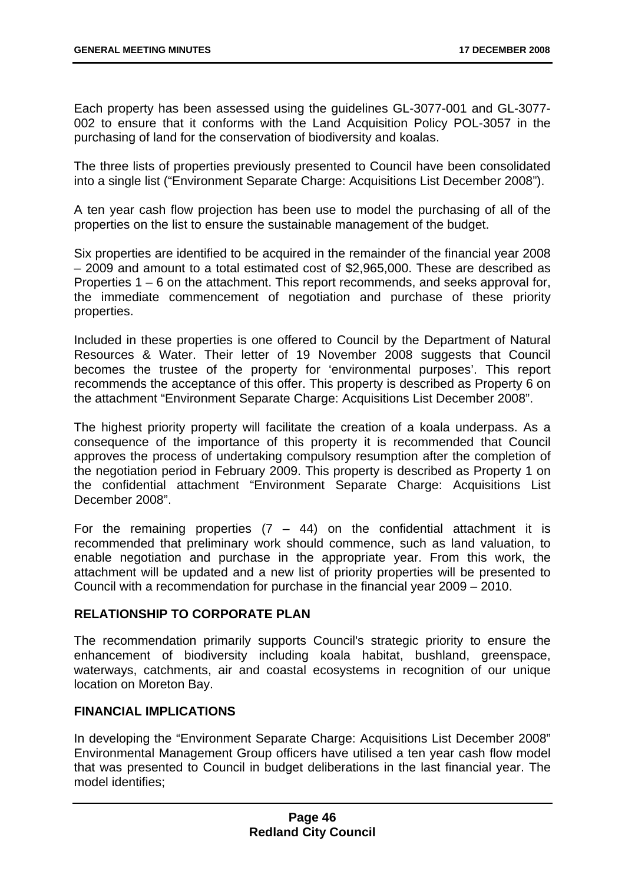Each property has been assessed using the guidelines GL-3077-001 and GL-3077-002 to ensure that it conforms with the Land Acquisition Policy POL-3057 in the purchasing of land for the conservation of biodiversity and koalas.

The three lists of properties previously presented to Council have been consolidated into a single list ("Environment Separate Charge: Acquisitions List December 2008").

A ten year cash flow projection has been use to model the purchasing of all of the properties on the list to ensure the sustainable management of the budget.

Six properties are identified to be acquired in the remainder of the financial year 2008 – 2009 and amount to a total estimated cost of $2,965,000. These are described as Properties 1 – 6 on the attachment. This report recommends, and seeks approval for, the immediate commencement of negotiation and purchase of these priority properties.

Included in these properties is one offered to Council by the Department of Natural Resources & Water. Their letter of 19 November 2008 suggests that Council becomes the trustee of the property for 'environmental purposes'. This report recommends the acceptance of this offer. This property is described as Property 6 on the attachment "Environment Separate Charge: Acquisitions List December 2008".

The highest priority property will facilitate the creation of a koala underpass. As a consequence of the importance of this property it is recommended that Council approves the process of undertaking compulsory resumption after the completion of the negotiation period in February 2009. This property is described as Property 1 on the confidential attachment "Environment Separate Charge: Acquisitions List December 2008".

For the remaining properties (7 – 44) on the confidential attachment it is recommended that preliminary work should commence, such as land valuation, to enable negotiation and purchase in the appropriate year. From this work, the attachment will be updated and a new list of priority properties will be presented to Council with a recommendation for purchase in the financial year 2009 – 2010.

## RELATIONSHIP TO CORPORATE PLAN

The recommendation primarily supports Council's strategic priority to ensure the enhancement of biodiversity including koala habitat, bushland, greenspace, waterways, catchments, air and coastal ecosystems in recognition of our unique location on Moreton Bay.

## FINANCIAL IMPLICATIONS

In developing the "Environment Separate Charge: Acquisitions List December 2008" Environmental Management Group officers have utilised a ten year cash flow model that was presented to Council in budget deliberations in the last financial year. The model identifies;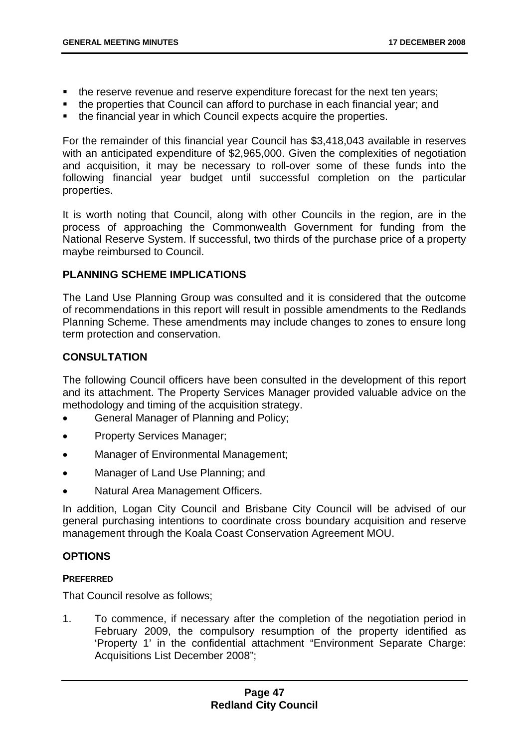- the reserve revenue and reserve expenditure forecast for the next ten years;
- the properties that Council can afford to purchase in each financial year; and
- the financial year in which Council expects acquire the properties.

For the remainder of this financial year Council has $3,418,043 available in reserves with an anticipated expenditure of $2,965,000. Given the complexities of negotiation and acquisition, it may be necessary to roll-over some of these funds into the following financial year budget until successful completion on the particular properties.

It is worth noting that Council, along with other Councils in the region, are in the process of approaching the Commonwealth Government for funding from the National Reserve System. If successful, two thirds of the purchase price of a property maybe reimbursed to Council.

## PLANNING SCHEME IMPLICATIONS

The Land Use Planning Group was consulted and it is considered that the outcome of recommendations in this report will result in possible amendments to the Redlands Planning Scheme. These amendments may include changes to zones to ensure long term protection and conservation.

## CONSULTATION

The following Council officers have been consulted in the development of this report and its attachment. The Property Services Manager provided valuable advice on the methodology and timing of the acquisition strategy.

- General Manager of Planning and Policy;
- Property Services Manager;
- Manager of Environmental Management;
- Manager of Land Use Planning; and
- Natural Area Management Officers.

In addition, Logan City Council and Brisbane City Council will be advised of our general purchasing intentions to coordinate cross boundary acquisition and reserve management through the Koala Coast Conservation Agreement MOU.

## OPTIONS

### PREFERRED

That Council resolve as follows;

1. To commence, if necessary after the completion of the negotiation period in February 2009, the compulsory resumption of the property identified as 'Property 1' in the confidential attachment "Environment Separate Charge: Acquisitions List December 2008";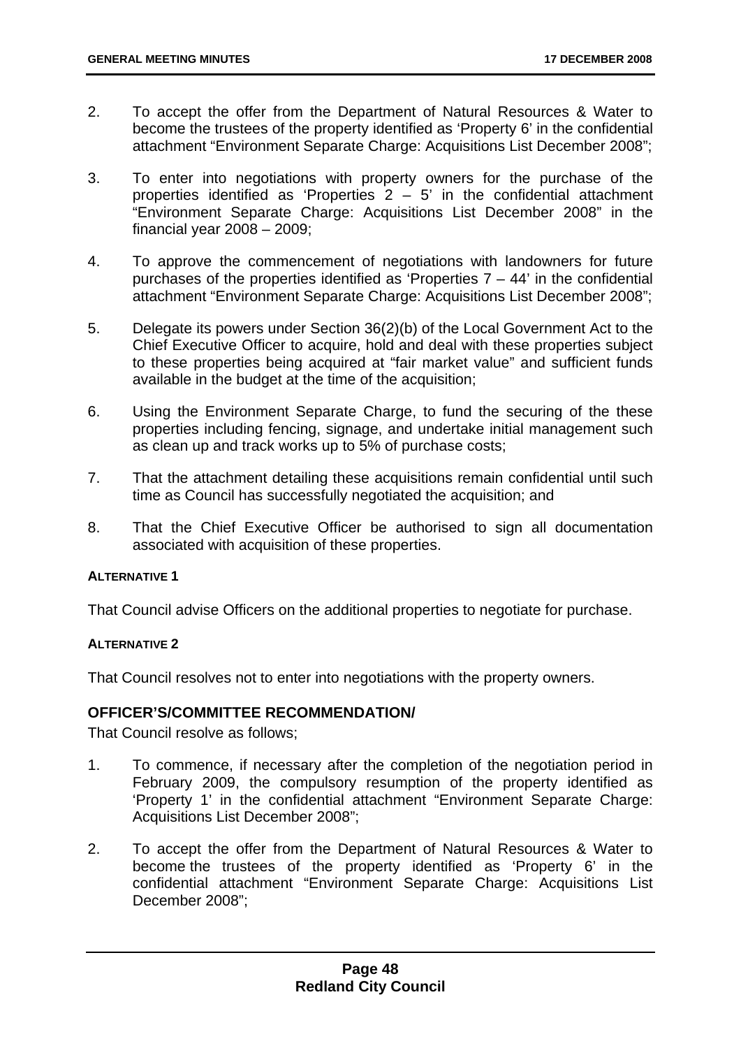2. To accept the offer from the Department of Natural Resources & Water to become the trustees of the property identified as 'Property 6' in the confidential attachment "Environment Separate Charge: Acquisitions List December 2008";

3. To enter into negotiations with property owners for the purchase of the properties identified as 'Properties 2 – 5' in the confidential attachment "Environment Separate Charge: Acquisitions List December 2008" in the financial year 2008 – 2009;

4. To approve the commencement of negotiations with landowners for future purchases of the properties identified as 'Properties 7 – 44' in the confidential attachment "Environment Separate Charge: Acquisitions List December 2008";

5. Delegate its powers under Section 36(2)(b) of the Local Government Act to the Chief Executive Officer to acquire, hold and deal with these properties subject to these properties being acquired at "fair market value" and sufficient funds available in the budget at the time of the acquisition;

6. Using the Environment Separate Charge, to fund the securing of the these properties including fencing, signage, and undertake initial management such as clean up and track works up to 5% of purchase costs;

7. That the attachment detailing these acquisitions remain confidential until such time as Council has successfully negotiated the acquisition; and

8. That the Chief Executive Officer be authorised to sign all documentation associated with acquisition of these properties.

**ALTERNATIVE 1**

That Council advise Officers on the additional properties to negotiate for purchase.

**ALTERNATIVE 2**

That Council resolves not to enter into negotiations with the property owners.

### OFFICER'S/COMMITTEE RECOMMENDATION/

That Council resolve as follows;

1. To commence, if necessary after the completion of the negotiation period in February 2009, the compulsory resumption of the property identified as 'Property 1' in the confidential attachment "Environment Separate Charge: Acquisitions List December 2008";

2. To accept the offer from the Department of Natural Resources & Water to become the trustees of the property identified as 'Property 6' in the confidential attachment "Environment Separate Charge: Acquisitions List December 2008";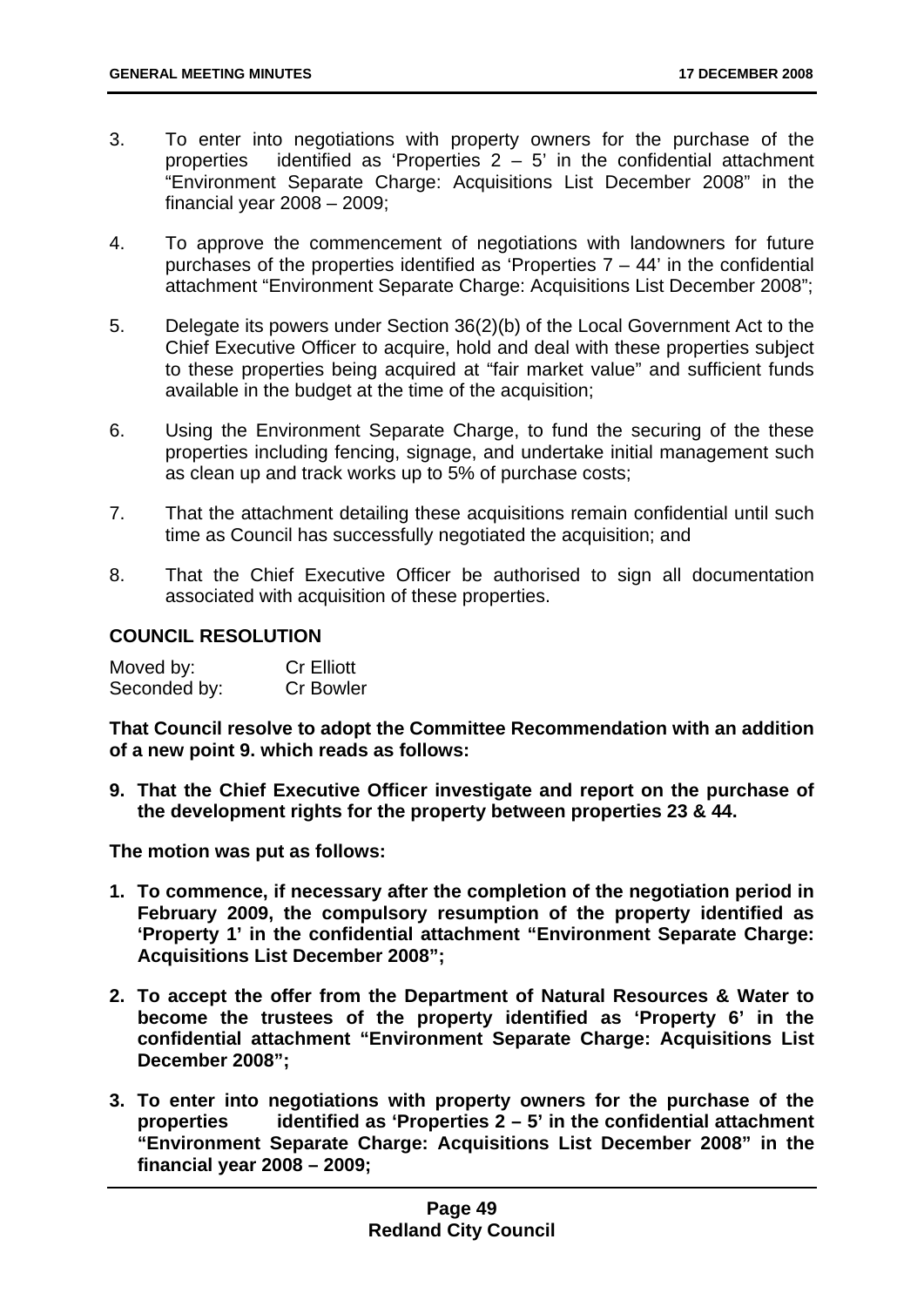3. To enter into negotiations with property owners for the purchase of the properties identified as 'Properties 2 – 5' in the confidential attachment "Environment Separate Charge: Acquisitions List December 2008" in the financial year 2008 – 2009;

4. To approve the commencement of negotiations with landowners for future purchases of the properties identified as 'Properties 7 – 44' in the confidential attachment "Environment Separate Charge: Acquisitions List December 2008";

5. Delegate its powers under Section 36(2)(b) of the Local Government Act to the Chief Executive Officer to acquire, hold and deal with these properties subject to these properties being acquired at "fair market value" and sufficient funds available in the budget at the time of the acquisition;

6. Using the Environment Separate Charge, to fund the securing of the these properties including fencing, signage, and undertake initial management such as clean up and track works up to 5% of purchase costs;

7. That the attachment detailing these acquisitions remain confidential until such time as Council has successfully negotiated the acquisition; and

8. That the Chief Executive Officer be authorised to sign all documentation associated with acquisition of these properties.

## COUNCIL RESOLUTION

Moved by: Cr Elliott
Seconded by: Cr Bowler

**That Council resolve to adopt the Committee Recommendation with an addition of a new point 9. which reads as follows:**

**9. That the Chief Executive Officer investigate and report on the purchase of the development rights for the property between properties 23 & 44.**

**The motion was put as follows:**

**1. To commence, if necessary after the completion of the negotiation period in February 2009, the compulsory resumption of the property identified as 'Property 1' in the confidential attachment "Environment Separate Charge: Acquisitions List December 2008";**

**2. To accept the offer from the Department of Natural Resources & Water to become the trustees of the property identified as 'Property 6' in the confidential attachment "Environment Separate Charge: Acquisitions List December 2008";**

**3. To enter into negotiations with property owners for the purchase of the properties identified as 'Properties 2 – 5' in the confidential attachment "Environment Separate Charge: Acquisitions List December 2008" in the financial year 2008 – 2009;**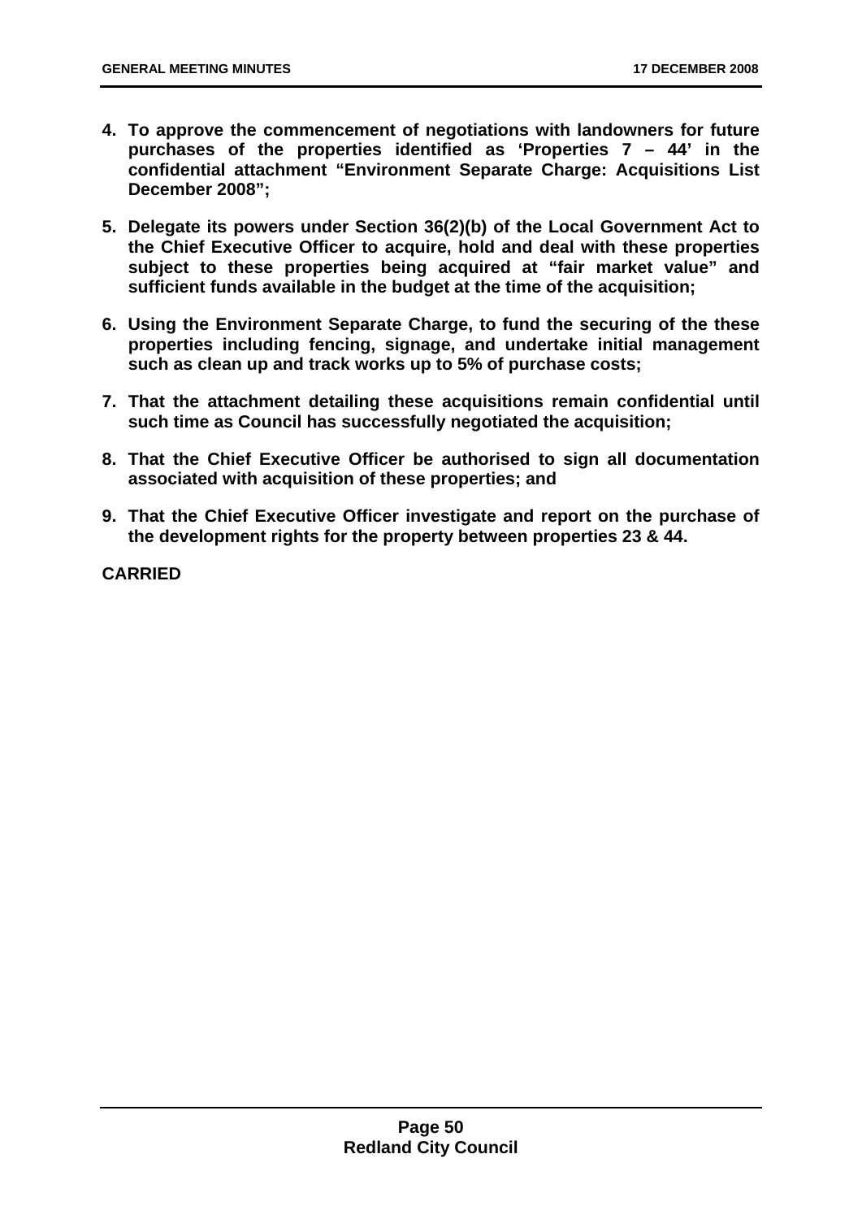4. **To approve the commencement of negotiations with landowners for future purchases of the properties identified as 'Properties 7 – 44' in the confidential attachment "Environment Separate Charge: Acquisitions List December 2008";**

5. **Delegate its powers under Section 36(2)(b) of the Local Government Act to the Chief Executive Officer to acquire, hold and deal with these properties subject to these properties being acquired at "fair market value" and sufficient funds available in the budget at the time of the acquisition;**

6. **Using the Environment Separate Charge, to fund the securing of the these properties including fencing, signage, and undertake initial management such as clean up and track works up to 5% of purchase costs;**

7. **That the attachment detailing these acquisitions remain confidential until such time as Council has successfully negotiated the acquisition;**

8. **That the Chief Executive Officer be authorised to sign all documentation associated with acquisition of these properties; and**

9. **That the Chief Executive Officer investigate and report on the purchase of the development rights for the property between properties 23 & 44.**

**CARRIED**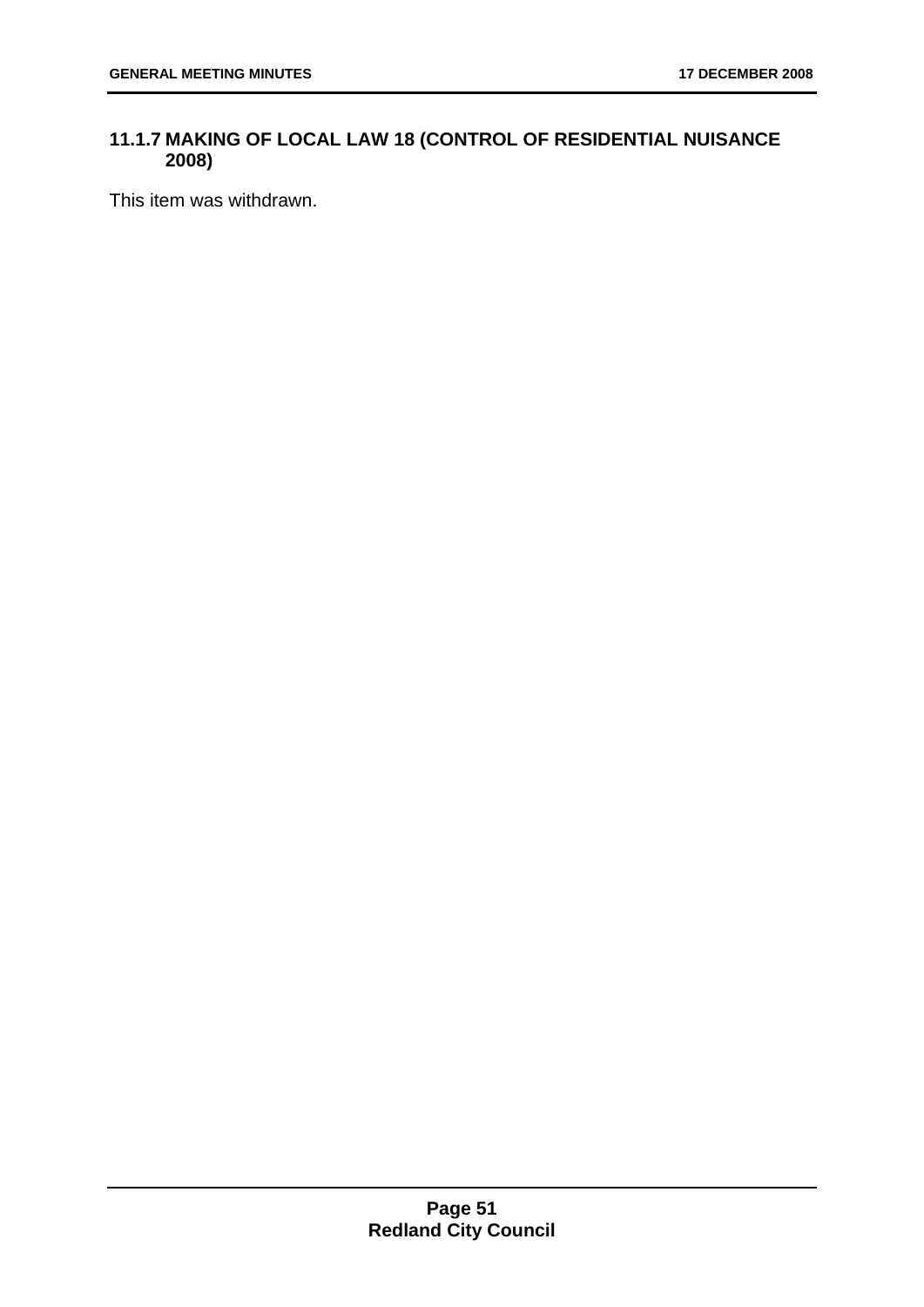### 11.1.7 MAKING OF LOCAL LAW 18 (CONTROL OF RESIDENTIAL NUISANCE 2008)

This item was withdrawn.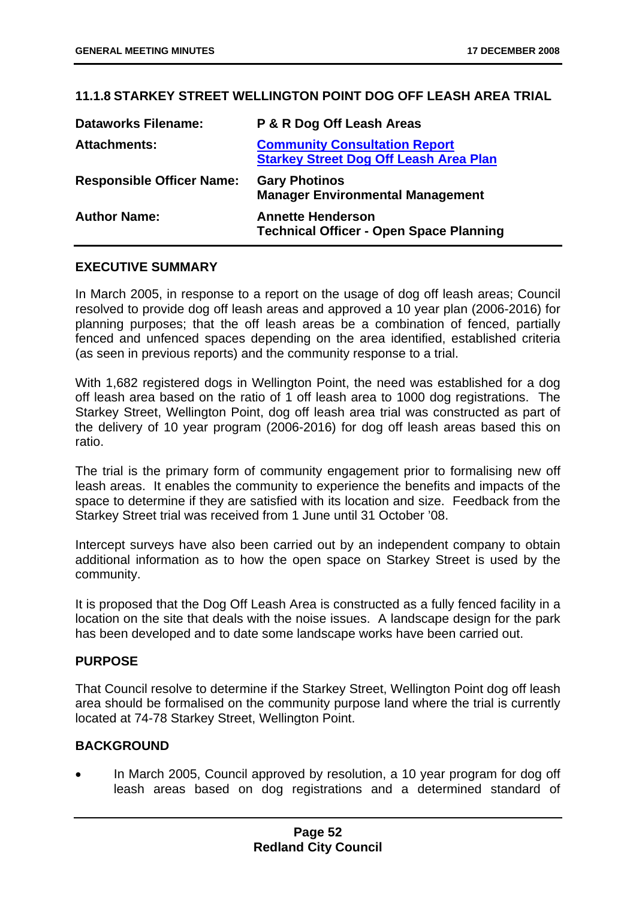## 11.1.8 STARKEY STREET WELLINGTON POINT DOG OFF LEASH AREA TRIAL

| | |
|---|---|
| **Dataworks Filename:** | **P & R Dog Off Leash Areas** |
| **Attachments:** | **Community Consultation Report**<br>**Starkey Street Dog Off Leash Area Plan** |
| **Responsible Officer Name:** | **Gary Photinos**<br>**Manager Environmental Management** |
| **Author Name:** | **Annette Henderson**<br>**Technical Officer - Open Space Planning** |

### EXECUTIVE SUMMARY

In March 2005, in response to a report on the usage of dog off leash areas; Council resolved to provide dog off leash areas and approved a 10 year plan (2006-2016) for planning purposes; that the off leash areas be a combination of fenced, partially fenced and unfenced spaces depending on the area identified, established criteria (as seen in previous reports) and the community response to a trial.

With 1,682 registered dogs in Wellington Point, the need was established for a dog off leash area based on the ratio of 1 off leash area to 1000 dog registrations. The Starkey Street, Wellington Point, dog off leash area trial was constructed as part of the delivery of 10 year program (2006-2016) for dog off leash areas based this on ratio.

The trial is the primary form of community engagement prior to formalising new off leash areas. It enables the community to experience the benefits and impacts of the space to determine if they are satisfied with its location and size. Feedback from the Starkey Street trial was received from 1 June until 31 October '08.

Intercept surveys have also been carried out by an independent company to obtain additional information as to how the open space on Starkey Street is used by the community.

It is proposed that the Dog Off Leash Area is constructed as a fully fenced facility in a location on the site that deals with the noise issues. A landscape design for the park has been developed and to date some landscape works have been carried out.

### PURPOSE

That Council resolve to determine if the Starkey Street, Wellington Point dog off leash area should be formalised on the community purpose land where the trial is currently located at 74-78 Starkey Street, Wellington Point.

### BACKGROUND

- In March 2005, Council approved by resolution, a 10 year program for dog off leash areas based on dog registrations and a determined standard of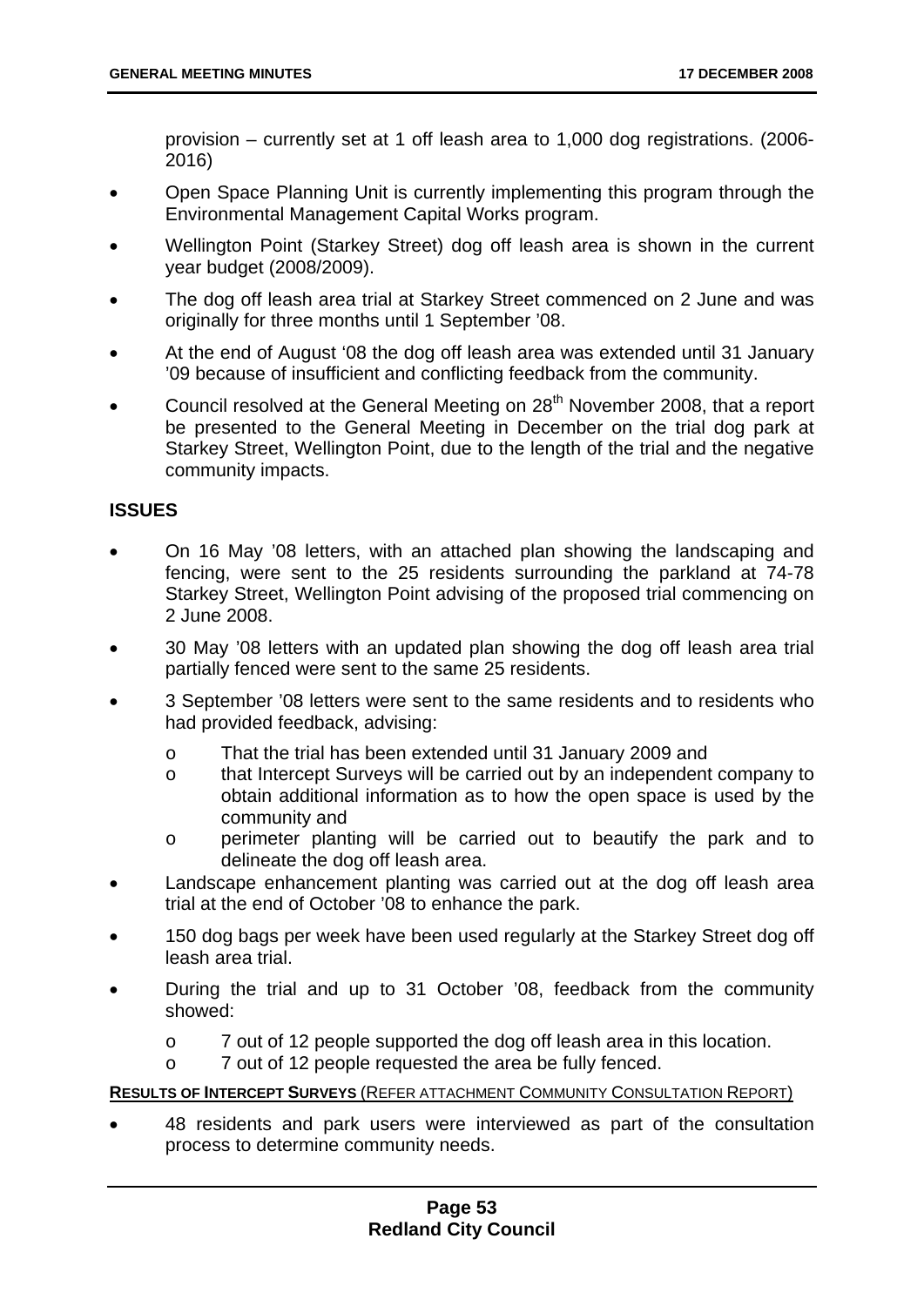provision – currently set at 1 off leash area to 1,000 dog registrations. (2006-2016)

- Open Space Planning Unit is currently implementing this program through the Environmental Management Capital Works program.
- Wellington Point (Starkey Street) dog off leash area is shown in the current year budget (2008/2009).
- The dog off leash area trial at Starkey Street commenced on 2 June and was originally for three months until 1 September '08.
- At the end of August '08 the dog off leash area was extended until 31 January '09 because of insufficient and conflicting feedback from the community.
- Council resolved at the General Meeting on 28th November 2008, that a report be presented to the General Meeting in December on the trial dog park at Starkey Street, Wellington Point, due to the length of the trial and the negative community impacts.

## ISSUES

- On 16 May '08 letters, with an attached plan showing the landscaping and fencing, were sent to the 25 residents surrounding the parkland at 74-78 Starkey Street, Wellington Point advising of the proposed trial commencing on 2 June 2008.
- 30 May '08 letters with an updated plan showing the dog off leash area trial partially fenced were sent to the same 25 residents.
- 3 September '08 letters were sent to the same residents and to residents who had provided feedback, advising:
    - o That the trial has been extended until 31 January 2009 and
    - o that Intercept Surveys will be carried out by an independent company to obtain additional information as to how the open space is used by the community and
    - o perimeter planting will be carried out to beautify the park and to delineate the dog off leash area.
- Landscape enhancement planting was carried out at the dog off leash area trial at the end of October '08 to enhance the park.
- 150 dog bags per week have been used regularly at the Starkey Street dog off leash area trial.
- During the trial and up to 31 October '08, feedback from the community showed:
    - o 7 out of 12 people supported the dog off leash area in this location.
    - o 7 out of 12 people requested the area be fully fenced.

**RESULTS OF INTERCEPT SURVEYS** (REFER ATTACHMENT COMMUNITY CONSULTATION REPORT)

- 48 residents and park users were interviewed as part of the consultation process to determine community needs.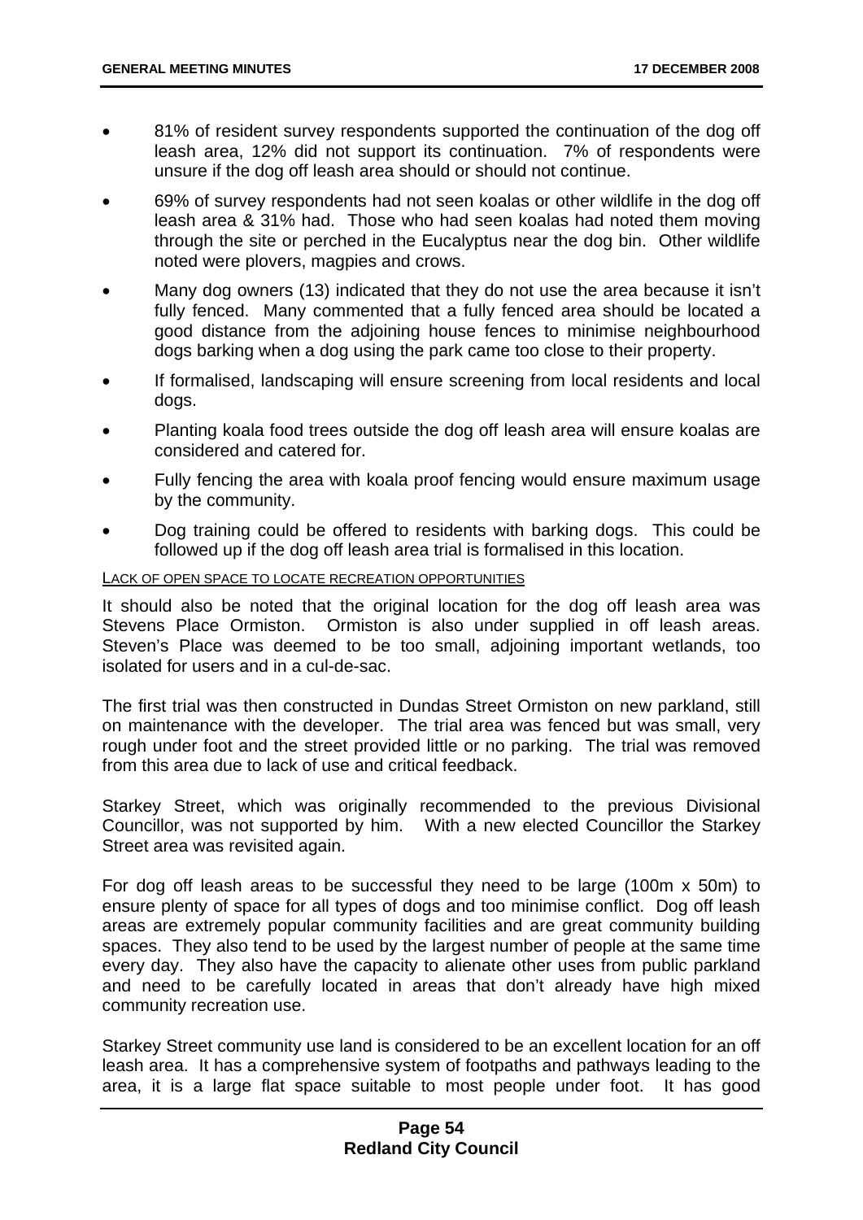- 81% of resident survey respondents supported the continuation of the dog off leash area, 12% did not support its continuation. 7% of respondents were unsure if the dog off leash area should or should not continue.
- 69% of survey respondents had not seen koalas or other wildlife in the dog off leash area & 31% had. Those who had seen koalas had noted them moving through the site or perched in the Eucalyptus near the dog bin. Other wildlife noted were plovers, magpies and crows.
- Many dog owners (13) indicated that they do not use the area because it isn't fully fenced. Many commented that a fully fenced area should be located a good distance from the adjoining house fences to minimise neighbourhood dogs barking when a dog using the park came too close to their property.
- If formalised, landscaping will ensure screening from local residents and local dogs.
- Planting koala food trees outside the dog off leash area will ensure koalas are considered and catered for.
- Fully fencing the area with koala proof fencing would ensure maximum usage by the community.
- Dog training could be offered to residents with barking dogs. This could be followed up if the dog off leash area trial is formalised in this location.

LACK OF OPEN SPACE TO LOCATE RECREATION OPPORTUNITIES

It should also be noted that the original location for the dog off leash area was Stevens Place Ormiston. Ormiston is also under supplied in off leash areas. Steven's Place was deemed to be too small, adjoining important wetlands, too isolated for users and in a cul-de-sac.

The first trial was then constructed in Dundas Street Ormiston on new parkland, still on maintenance with the developer. The trial area was fenced but was small, very rough under foot and the street provided little or no parking. The trial was removed from this area due to lack of use and critical feedback.

Starkey Street, which was originally recommended to the previous Divisional Councillor, was not supported by him. With a new elected Councillor the Starkey Street area was revisited again.

For dog off leash areas to be successful they need to be large (100m x 50m) to ensure plenty of space for all types of dogs and too minimise conflict. Dog off leash areas are extremely popular community facilities and are great community building spaces. They also tend to be used by the largest number of people at the same time every day. They also have the capacity to alienate other uses from public parkland and need to be carefully located in areas that don't already have high mixed community recreation use.

Starkey Street community use land is considered to be an excellent location for an off leash area. It has a comprehensive system of footpaths and pathways leading to the area, it is a large flat space suitable to most people under foot. It has good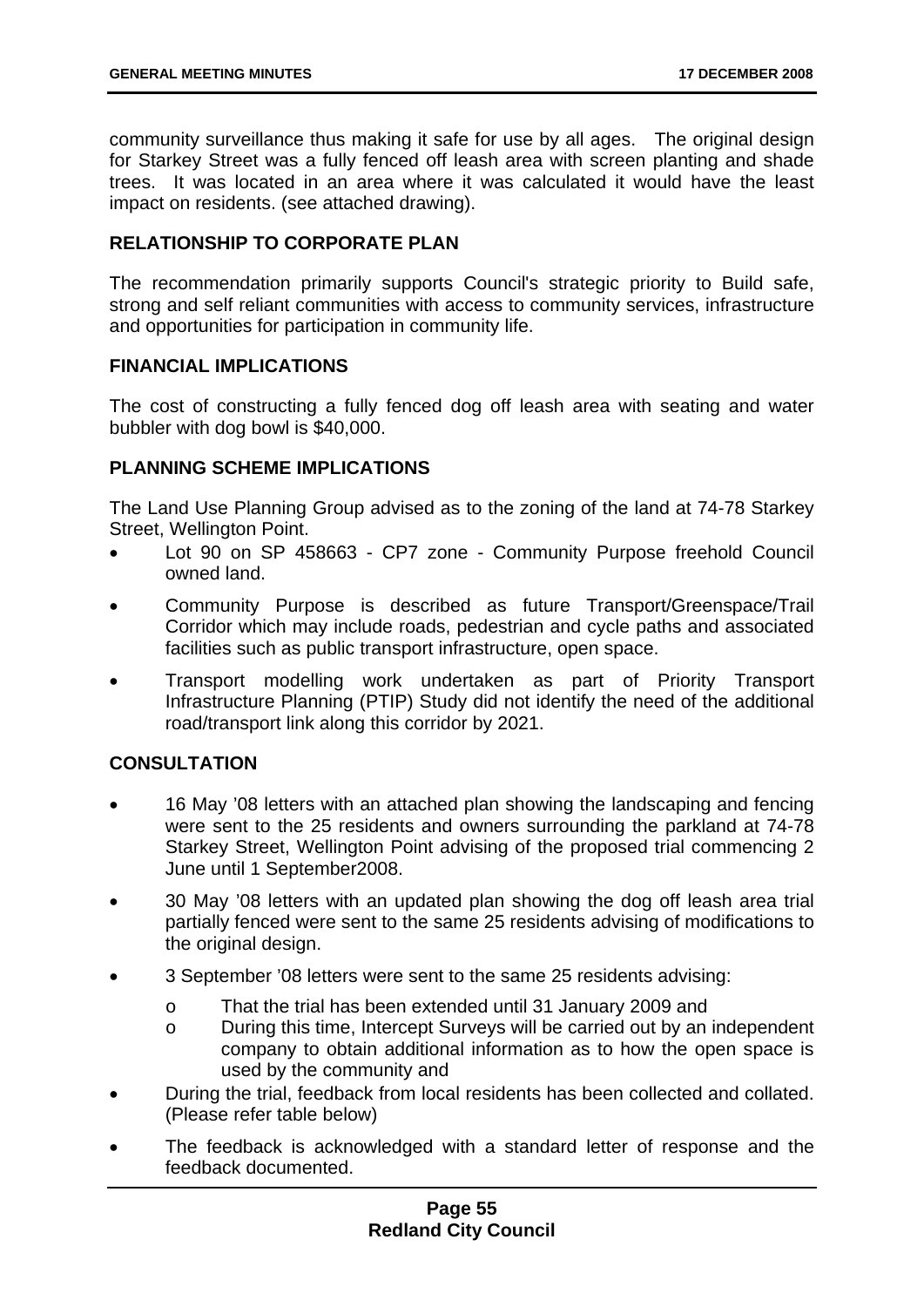community surveillance thus making it safe for use by all ages. The original design for Starkey Street was a fully fenced off leash area with screen planting and shade trees. It was located in an area where it was calculated it would have the least impact on residents. (see attached drawing).

## RELATIONSHIP TO CORPORATE PLAN

The recommendation primarily supports Council's strategic priority to Build safe, strong and self reliant communities with access to community services, infrastructure and opportunities for participation in community life.

## FINANCIAL IMPLICATIONS

The cost of constructing a fully fenced dog off leash area with seating and water bubbler with dog bowl is $40,000.

## PLANNING SCHEME IMPLICATIONS

The Land Use Planning Group advised as to the zoning of the land at 74-78 Starkey Street, Wellington Point.

- Lot 90 on SP 458663 - CP7 zone - Community Purpose freehold Council owned land.
- Community Purpose is described as future Transport/Greenspace/Trail Corridor which may include roads, pedestrian and cycle paths and associated facilities such as public transport infrastructure, open space.
- Transport modelling work undertaken as part of Priority Transport Infrastructure Planning (PTIP) Study did not identify the need of the additional road/transport link along this corridor by 2021.

## CONSULTATION

- 16 May '08 letters with an attached plan showing the landscaping and fencing were sent to the 25 residents and owners surrounding the parkland at 74-78 Starkey Street, Wellington Point advising of the proposed trial commencing 2 June until 1 September2008.
- 30 May '08 letters with an updated plan showing the dog off leash area trial partially fenced were sent to the same 25 residents advising of modifications to the original design.
- 3 September '08 letters were sent to the same 25 residents advising:
  - That the trial has been extended until 31 January 2009 and
  - During this time, Intercept Surveys will be carried out by an independent company to obtain additional information as to how the open space is used by the community and
- During the trial, feedback from local residents has been collected and collated. (Please refer table below)
- The feedback is acknowledged with a standard letter of response and the feedback documented.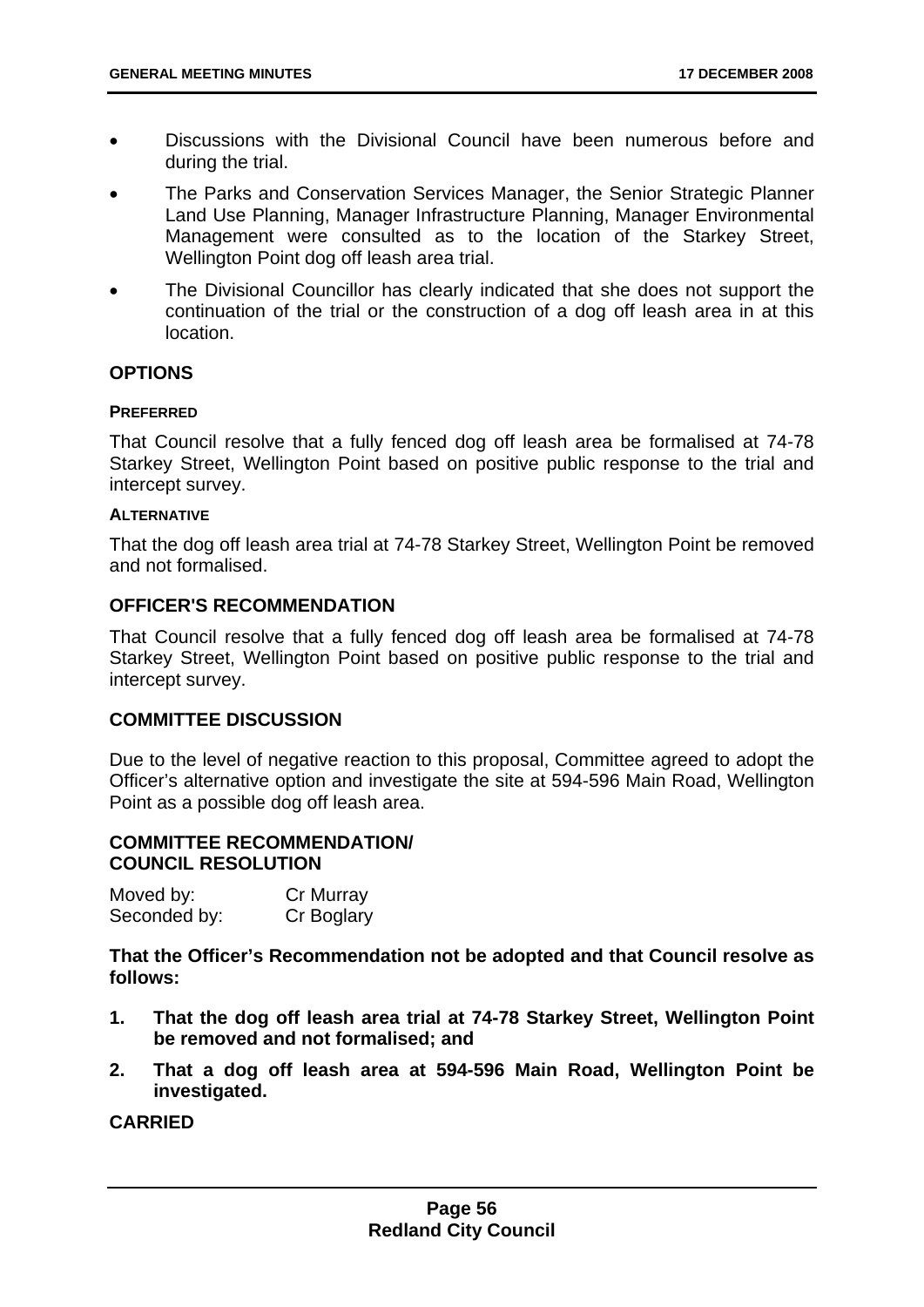- Discussions with the Divisional Council have been numerous before and during the trial.
- The Parks and Conservation Services Manager, the Senior Strategic Planner Land Use Planning, Manager Infrastructure Planning, Manager Environmental Management were consulted as to the location of the Starkey Street, Wellington Point dog off leash area trial.
- The Divisional Councillor has clearly indicated that she does not support the continuation of the trial or the construction of a dog off leash area in at this location.

## OPTIONS

#### PREFERRED

That Council resolve that a fully fenced dog off leash area be formalised at 74-78 Starkey Street, Wellington Point based on positive public response to the trial and intercept survey.

#### ALTERNATIVE

That the dog off leash area trial at 74-78 Starkey Street, Wellington Point be removed and not formalised.

## OFFICER'S RECOMMENDATION

That Council resolve that a fully fenced dog off leash area be formalised at 74-78 Starkey Street, Wellington Point based on positive public response to the trial and intercept survey.

## COMMITTEE DISCUSSION

Due to the level of negative reaction to this proposal, Committee agreed to adopt the Officer's alternative option and investigate the site at 594-596 Main Road, Wellington Point as a possible dog off leash area.

## COMMITTEE RECOMMENDATION/ COUNCIL RESOLUTION

Moved by: Cr Murray
Seconded by: Cr Boglary

**That the Officer's Recommendation not be adopted and that Council resolve as follows:**

1. **That the dog off leash area trial at 74-78 Starkey Street, Wellington Point be removed and not formalised; and**
2. **That a dog off leash area at 594-596 Main Road, Wellington Point be investigated.**

**CARRIED**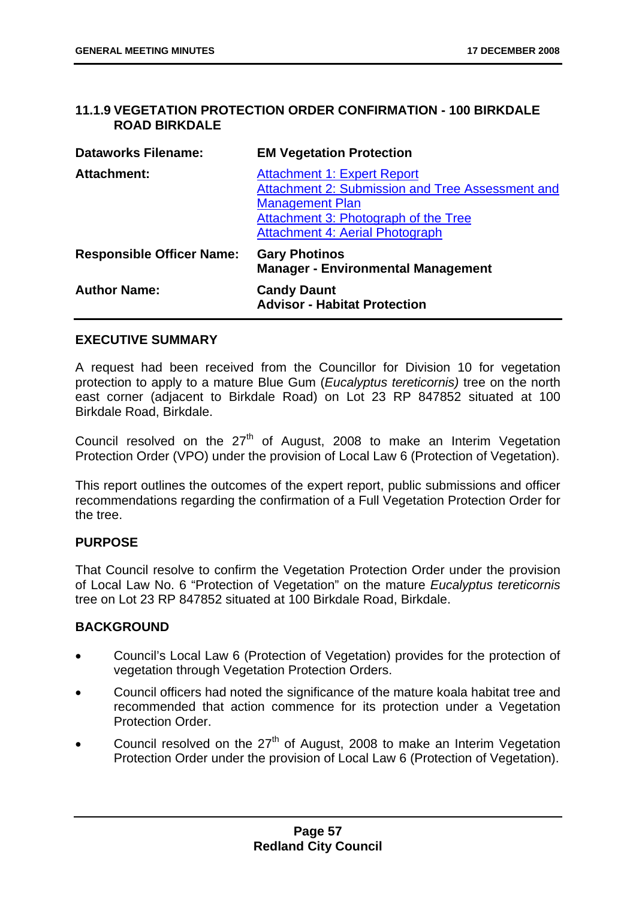### 11.1.9 VEGETATION PROTECTION ORDER CONFIRMATION - 100 BIRKDALE ROAD BIRKDALE

| | |
|---|---|
| **Dataworks Filename:** | **EM Vegetation Protection** |
| **Attachment:** | Attachment 1: Expert Report<br>Attachment 2: Submission and Tree Assessment and Management Plan<br>Attachment 3: Photograph of the Tree<br>Attachment 4: Aerial Photograph |
| **Responsible Officer Name:** | **Gary Photinos**<br>**Manager - Environmental Management** |
| **Author Name:** | **Candy Daunt**<br>**Advisor - Habitat Protection** |

**EXECUTIVE SUMMARY**

A request had been received from the Councillor for Division 10 for vegetation protection to apply to a mature Blue Gum (*Eucalyptus tereticornis)* tree on the north east corner (adjacent to Birkdale Road) on Lot 23 RP 847852 situated at 100 Birkdale Road, Birkdale.

Council resolved on the 27th of August, 2008 to make an Interim Vegetation Protection Order (VPO) under the provision of Local Law 6 (Protection of Vegetation).

This report outlines the outcomes of the expert report, public submissions and officer recommendations regarding the confirmation of a Full Vegetation Protection Order for the tree.

**PURPOSE**

That Council resolve to confirm the Vegetation Protection Order under the provision of Local Law No. 6 "Protection of Vegetation" on the mature *Eucalyptus tereticornis* tree on Lot 23 RP 847852 situated at 100 Birkdale Road, Birkdale.

**BACKGROUND**

- Council's Local Law 6 (Protection of Vegetation) provides for the protection of vegetation through Vegetation Protection Orders.
- Council officers had noted the significance of the mature koala habitat tree and recommended that action commence for its protection under a Vegetation Protection Order.
- Council resolved on the 27th of August, 2008 to make an Interim Vegetation Protection Order under the provision of Local Law 6 (Protection of Vegetation).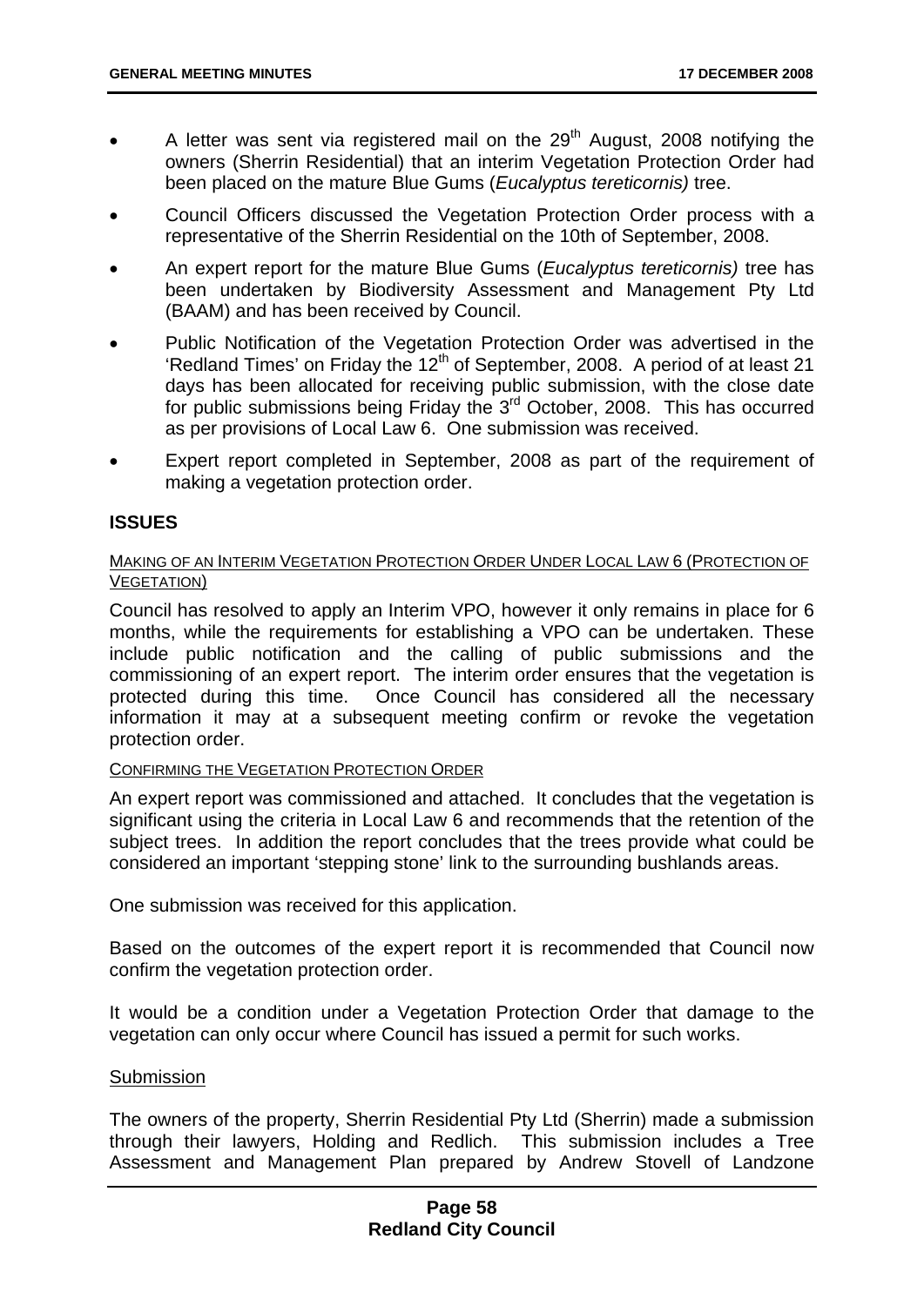- A letter was sent via registered mail on the 29th August, 2008 notifying the owners (Sherrin Residential) that an interim Vegetation Protection Order had been placed on the mature Blue Gums (*Eucalyptus tereticornis)* tree.
- Council Officers discussed the Vegetation Protection Order process with a representative of the Sherrin Residential on the 10th of September, 2008.
- An expert report for the mature Blue Gums (*Eucalyptus tereticornis)* tree has been undertaken by Biodiversity Assessment and Management Pty Ltd (BAAM) and has been received by Council.
- Public Notification of the Vegetation Protection Order was advertised in the 'Redland Times' on Friday the 12th of September, 2008. A period of at least 21 days has been allocated for receiving public submission, with the close date for public submissions being Friday the 3rd October, 2008. This has occurred as per provisions of Local Law 6. One submission was received.
- Expert report completed in September, 2008 as part of the requirement of making a vegetation protection order.

## ISSUES

MAKING OF AN INTERIM VEGETATION PROTECTION ORDER UNDER LOCAL LAW 6 (PROTECTION OF VEGETATION)

Council has resolved to apply an Interim VPO, however it only remains in place for 6 months, while the requirements for establishing a VPO can be undertaken. These include public notification and the calling of public submissions and the commissioning of an expert report. The interim order ensures that the vegetation is protected during this time. Once Council has considered all the necessary information it may at a subsequent meeting confirm or revoke the vegetation protection order.

CONFIRMING THE VEGETATION PROTECTION ORDER

An expert report was commissioned and attached. It concludes that the vegetation is significant using the criteria in Local Law 6 and recommends that the retention of the subject trees. In addition the report concludes that the trees provide what could be considered an important 'stepping stone' link to the surrounding bushlands areas.

One submission was received for this application.

Based on the outcomes of the expert report it is recommended that Council now confirm the vegetation protection order.

It would be a condition under a Vegetation Protection Order that damage to the vegetation can only occur where Council has issued a permit for such works.

Submission

The owners of the property, Sherrin Residential Pty Ltd (Sherrin) made a submission through their lawyers, Holding and Redlich. This submission includes a Tree Assessment and Management Plan prepared by Andrew Stovell of Landzone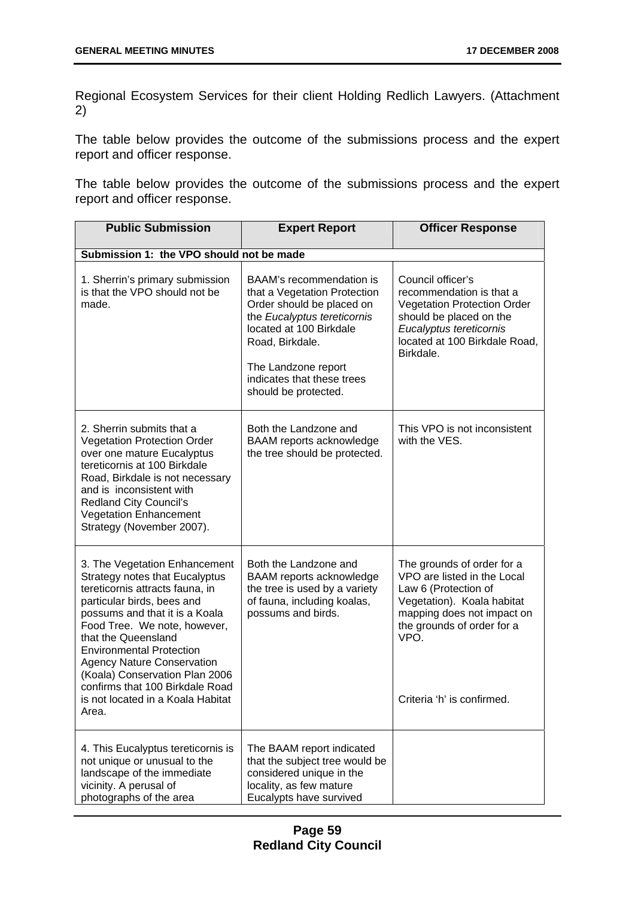Regional Ecosystem Services for their client Holding Redlich Lawyers. (Attachment 2)

The table below provides the outcome of the submissions process and the expert report and officer response.

The table below provides the outcome of the submissions process and the expert report and officer response.

| Public Submission | Expert Report | Officer Response |
|---|---|---|
| **Submission 1: the VPO should not be made** | | |
| 1. Sherrin's primary submission is that the VPO should not be made. | BAAM's recommendation is that a Vegetation Protection Order should be placed on the *Eucalyptus tereticornis* located at 100 Birkdale Road, Birkdale.<br><br>The Landzone report indicates that these trees should be protected. | Council officer's recommendation is that a Vegetation Protection Order should be placed on the *Eucalyptus tereticornis* located at 100 Birkdale Road, Birkdale. |
| 2. Sherrin submits that a Vegetation Protection Order over one mature Eucalyptus tereticornis at 100 Birkdale Road, Birkdale is not necessary and is inconsistent with Redland City Council's Vegetation Enhancement Strategy (November 2007). | Both the Landzone and BAAM reports acknowledge the tree should be protected. | This VPO is not inconsistent with the VES. |
| 3. The Vegetation Enhancement Strategy notes that Eucalyptus tereticornis attracts fauna, in particular birds, bees and possums and that it is a Koala Food Tree. We note, however, that the Queensland Environmental Protection Agency Nature Conservation (Koala) Conservation Plan 2006 confirms that 100 Birkdale Road is not located in a Koala Habitat Area. | Both the Landzone and BAAM reports acknowledge the tree is used by a variety of fauna, including koalas, possums and birds. | The grounds of order for a VPO are listed in the Local Law 6 (Protection of Vegetation). Koala habitat mapping does not impact on the grounds of order for a VPO.<br><br>Criteria 'h' is confirmed. |
| 4. This Eucalyptus tereticornis is not unique or unusual to the landscape of the immediate vicinity. A perusal of photographs of the area | The BAAM report indicated that the subject tree would be considered unique in the locality, as few mature Eucalypts have survived | |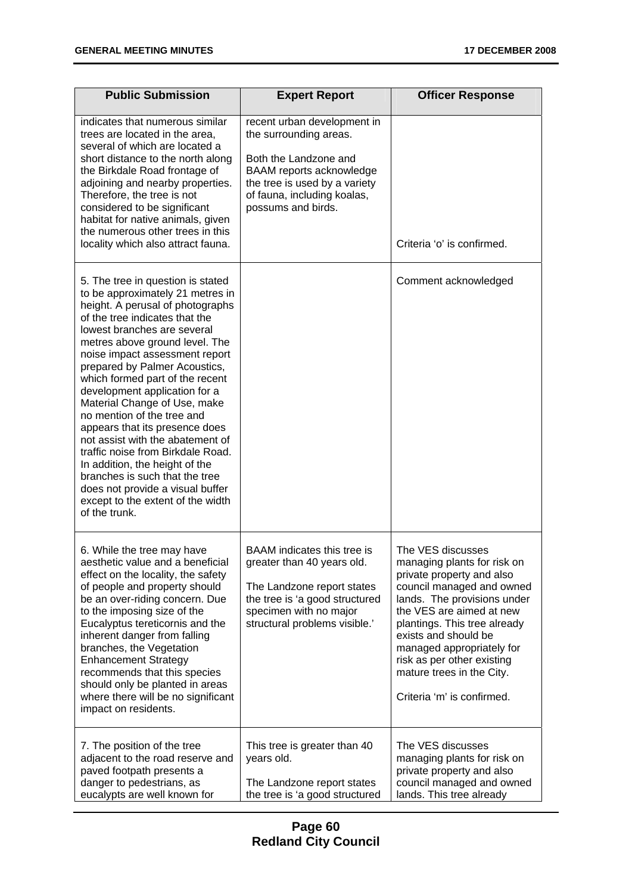| Public Submission | Expert Report | Officer Response |
| --- | --- | --- |
| indicates that numerous similar trees are located in the area, several of which are located a short distance to the north along the Birkdale Road frontage of adjoining and nearby properties. Therefore, the tree is not considered to be significant habitat for native animals, given the numerous other trees in this locality which also attract fauna. | recent urban development in the surrounding areas.<br><br>Both the Landzone and BAAM reports acknowledge the tree is used by a variety of fauna, including koalas, possums and birds. | Criteria 'o' is confirmed. |
| 5. The tree in question is stated to be approximately 21 metres in height. A perusal of photographs of the tree indicates that the lowest branches are several metres above ground level. The noise impact assessment report prepared by Palmer Acoustics, which formed part of the recent development application for a Material Change of Use, make no mention of the tree and appears that its presence does not assist with the abatement of traffic noise from Birkdale Road. In addition, the height of the branches is such that the tree does not provide a visual buffer except to the extent of the width of the trunk. | | Comment acknowledged |
| 6. While the tree may have aesthetic value and a beneficial effect on the locality, the safety of people and property should be an over-riding concern. Due to the imposing size of the Eucalyptus tereticornis and the inherent danger from falling branches, the Vegetation Enhancement Strategy recommends that this species should only be planted in areas where there will be no significant impact on residents. | BAAM indicates this tree is greater than 40 years old.<br><br>The Landzone report states the tree is 'a good structured specimen with no major structural problems visible.' | The VES discusses managing plants for risk on private property and also council managed and owned lands. The provisions under the VES are aimed at new plantings. This tree already exists and should be managed appropriately for risk as per other existing mature trees in the City.<br><br>Criteria 'm' is confirmed. |
| 7. The position of the tree adjacent to the road reserve and paved footpath presents a danger to pedestrians, as eucalypts are well known for | This tree is greater than 40 years old.<br><br>The Landzone report states the tree is 'a good structured | The VES discusses managing plants for risk on private property and also council managed and owned lands. This tree already |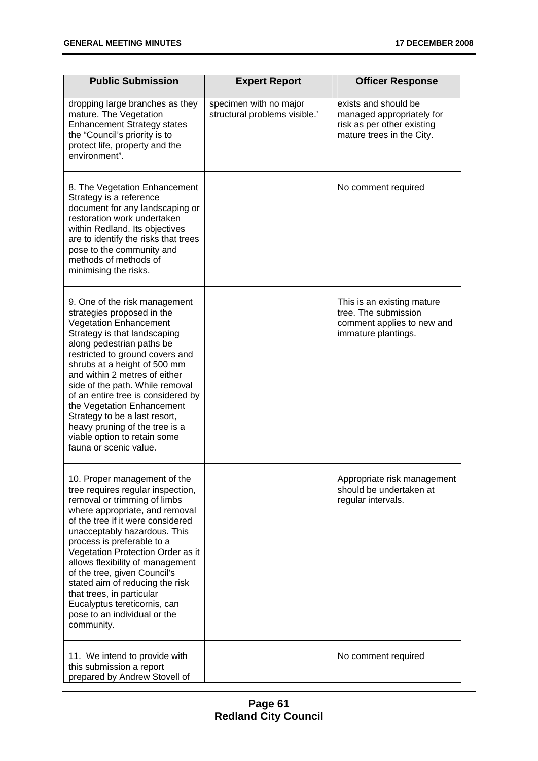| Public Submission | Expert Report | Officer Response |
|---|---|---|
| dropping large branches as they mature. The Vegetation Enhancement Strategy states the "Council's priority is to protect life, property and the environment". | specimen with no major structural problems visible.' | exists and should be managed appropriately for risk as per other existing mature trees in the City. |
| 8. The Vegetation Enhancement Strategy is a reference document for any landscaping or restoration work undertaken within Redland. Its objectives are to identify the risks that trees pose to the community and methods of methods of minimising the risks. | | No comment required |
| 9. One of the risk management strategies proposed in the Vegetation Enhancement Strategy is that landscaping along pedestrian paths be restricted to ground covers and shrubs at a height of 500 mm and within 2 metres of either side of the path. While removal of an entire tree is considered by the Vegetation Enhancement Strategy to be a last resort, heavy pruning of the tree is a viable option to retain some fauna or scenic value. | | This is an existing mature tree. The submission comment applies to new and immature plantings. |
| 10. Proper management of the tree requires regular inspection, removal or trimming of limbs where appropriate, and removal of the tree if it were considered unacceptably hazardous. This process is preferable to a Vegetation Protection Order as it allows flexibility of management of the tree, given Council's stated aim of reducing the risk that trees, in particular Eucalyptus tereticornis, can pose to an individual or the community. | | Appropriate risk management should be undertaken at regular intervals. |
| 11. We intend to provide with this submission a report prepared by Andrew Stovell of | | No comment required |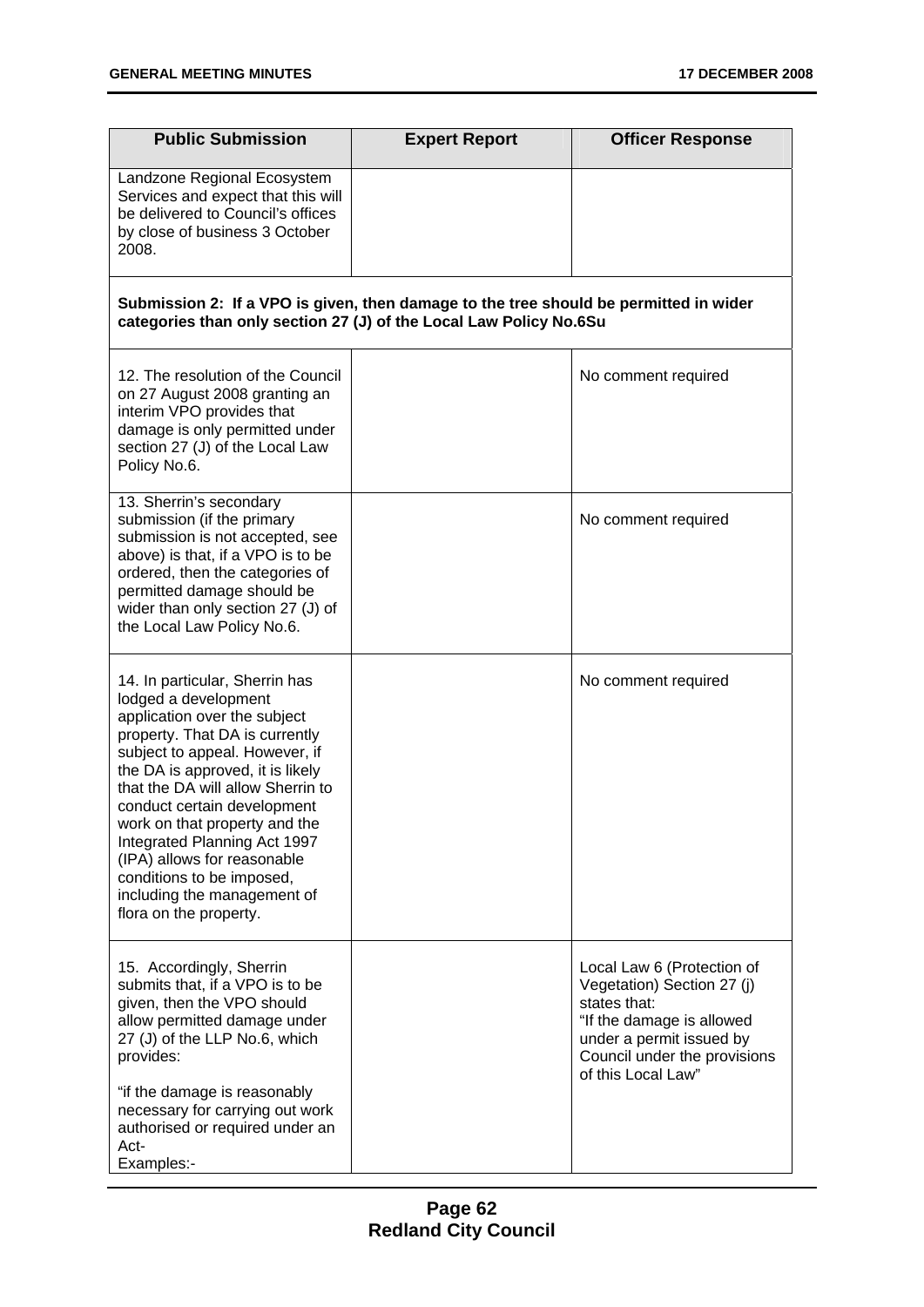| Public Submission | Expert Report | Officer Response |
| --- | --- | --- |
| Landzone Regional Ecosystem Services and expect that this will be delivered to Council's offices by close of business 3 October 2008. | | |
| **Submission 2: If a VPO is given, then damage to the tree should be permitted in wider categories than only section 27 (J) of the Local Law Policy No.6Su** | | |
| 12. The resolution of the Council on 27 August 2008 granting an interim VPO provides that damage is only permitted under section 27 (J) of the Local Law Policy No.6. | | No comment required |
| 13. Sherrin's secondary submission (if the primary submission is not accepted, see above) is that, if a VPO is to be ordered, then the categories of permitted damage should be wider than only section 27 (J) of the Local Law Policy No.6. | | No comment required |
| 14. In particular, Sherrin has lodged a development application over the subject property. That DA is currently subject to appeal. However, if the DA is approved, it is likely that the DA will allow Sherrin to conduct certain development work on that property and the Integrated Planning Act 1997 (IPA) allows for reasonable conditions to be imposed, including the management of flora on the property. | | No comment required |
| 15. Accordingly, Sherrin submits that, if a VPO is to be given, then the VPO should allow permitted damage under 27 (J) of the LLP No.6, which provides:<br><br>"if the damage is reasonably necessary for carrying out work authorised or required under an Act-<br>Examples:- | | Local Law 6 (Protection of Vegetation) Section 27 (j) states that:<br>"If the damage is allowed under a permit issued by Council under the provisions of this Local Law" |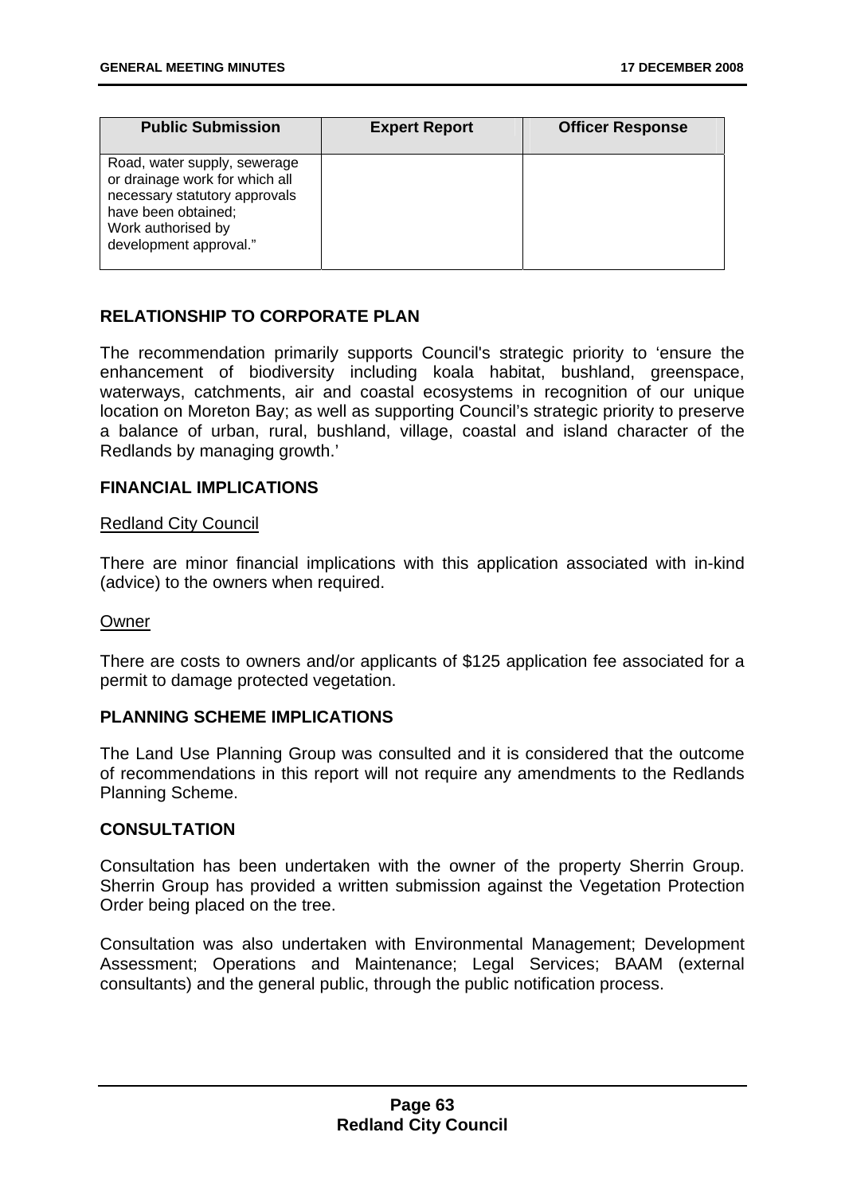| Public Submission | Expert Report | Officer Response |
|---|---|---|
| Road, water supply, sewerage or drainage work for which all necessary statutory approvals have been obtained;<br>Work authorised by development approval." | | |

## RELATIONSHIP TO CORPORATE PLAN

The recommendation primarily supports Council's strategic priority to 'ensure the enhancement of biodiversity including koala habitat, bushland, greenspace, waterways, catchments, air and coastal ecosystems in recognition of our unique location on Moreton Bay; as well as supporting Council's strategic priority to preserve a balance of urban, rural, bushland, village, coastal and island character of the Redlands by managing growth.'

## FINANCIAL IMPLICATIONS

Redland City Council

There are minor financial implications with this application associated with in-kind (advice) to the owners when required.

Owner

There are costs to owners and/or applicants of $125 application fee associated for a permit to damage protected vegetation.

## PLANNING SCHEME IMPLICATIONS

The Land Use Planning Group was consulted and it is considered that the outcome of recommendations in this report will not require any amendments to the Redlands Planning Scheme.

## CONSULTATION

Consultation has been undertaken with the owner of the property Sherrin Group. Sherrin Group has provided a written submission against the Vegetation Protection Order being placed on the tree.

Consultation was also undertaken with Environmental Management; Development Assessment; Operations and Maintenance; Legal Services; BAAM (external consultants) and the general public, through the public notification process.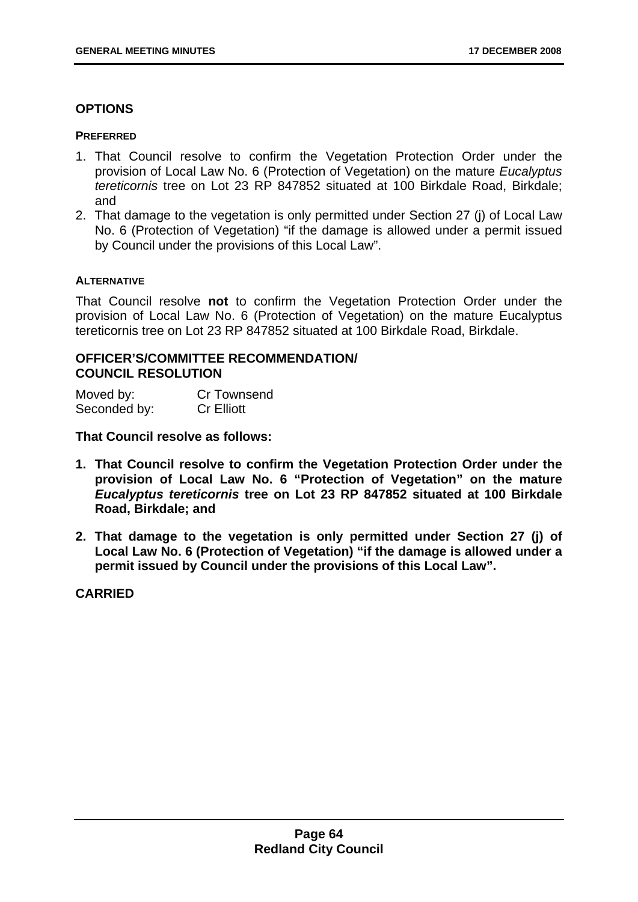## OPTIONS

### PREFERRED

1. That Council resolve to confirm the Vegetation Protection Order under the provision of Local Law No. 6 (Protection of Vegetation) on the mature *Eucalyptus tereticornis* tree on Lot 23 RP 847852 situated at 100 Birkdale Road, Birkdale; and
2. That damage to the vegetation is only permitted under Section 27 (j) of Local Law No. 6 (Protection of Vegetation) "if the damage is allowed under a permit issued by Council under the provisions of this Local Law".

### ALTERNATIVE

That Council resolve **not** to confirm the Vegetation Protection Order under the provision of Local Law No. 6 (Protection of Vegetation) on the mature Eucalyptus tereticornis tree on Lot 23 RP 847852 situated at 100 Birkdale Road, Birkdale.

## OFFICER'S/COMMITTEE RECOMMENDATION/ COUNCIL RESOLUTION

Moved by: Cr Townsend
Seconded by: Cr Elliott

**That Council resolve as follows:**

1. **That Council resolve to confirm the Vegetation Protection Order under the provision of Local Law No. 6 "Protection of Vegetation" on the mature *Eucalyptus tereticornis* tree on Lot 23 RP 847852 situated at 100 Birkdale Road, Birkdale; and**

2. **That damage to the vegetation is only permitted under Section 27 (j) of Local Law No. 6 (Protection of Vegetation) "if the damage is allowed under a permit issued by Council under the provisions of this Local Law".**

**CARRIED**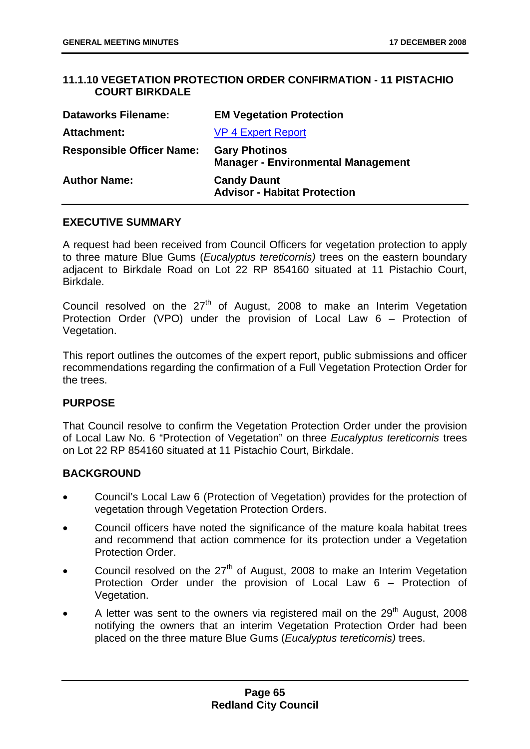### 11.1.10 VEGETATION PROTECTION ORDER CONFIRMATION - 11 PISTACHIO COURT BIRKDALE

| | |
|---|---|
| **Dataworks Filename:** | **EM Vegetation Protection** |
| **Attachment:** | VP 4 Expert Report |
| **Responsible Officer Name:** | **Gary Photinos**<br>**Manager - Environmental Management** |
| **Author Name:** | **Candy Daunt**<br>**Advisor - Habitat Protection** |

**EXECUTIVE SUMMARY**

A request had been received from Council Officers for vegetation protection to apply to three mature Blue Gums (*Eucalyptus tereticornis)* trees on the eastern boundary adjacent to Birkdale Road on Lot 22 RP 854160 situated at 11 Pistachio Court, Birkdale.

Council resolved on the 27th of August, 2008 to make an Interim Vegetation Protection Order (VPO) under the provision of Local Law 6 – Protection of Vegetation.

This report outlines the outcomes of the expert report, public submissions and officer recommendations regarding the confirmation of a Full Vegetation Protection Order for the trees.

**PURPOSE**

That Council resolve to confirm the Vegetation Protection Order under the provision of Local Law No. 6 "Protection of Vegetation" on three *Eucalyptus tereticornis* trees on Lot 22 RP 854160 situated at 11 Pistachio Court, Birkdale.

**BACKGROUND**

- Council's Local Law 6 (Protection of Vegetation) provides for the protection of vegetation through Vegetation Protection Orders.
- Council officers have noted the significance of the mature koala habitat trees and recommend that action commence for its protection under a Vegetation Protection Order.
- Council resolved on the 27th of August, 2008 to make an Interim Vegetation Protection Order under the provision of Local Law 6 – Protection of Vegetation.
- A letter was sent to the owners via registered mail on the 29th August, 2008 notifying the owners that an interim Vegetation Protection Order had been placed on the three mature Blue Gums (*Eucalyptus tereticornis)* trees.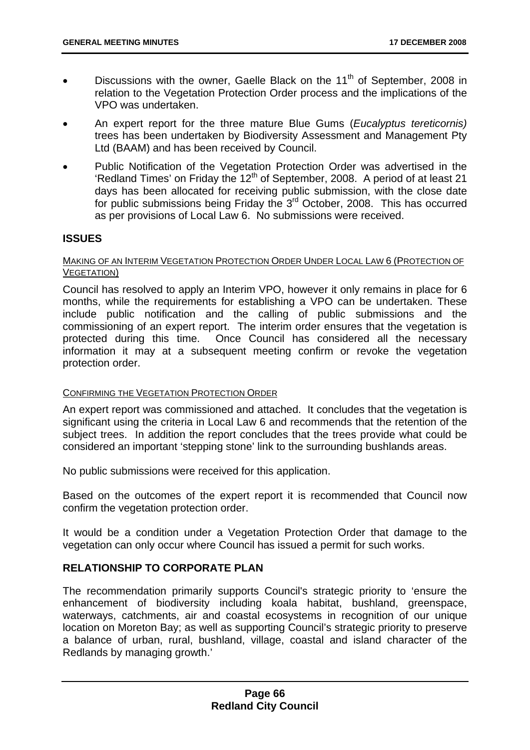- Discussions with the owner, Gaelle Black on the 11th of September, 2008 in relation to the Vegetation Protection Order process and the implications of the VPO was undertaken.
- An expert report for the three mature Blue Gums (*Eucalyptus tereticornis)* trees has been undertaken by Biodiversity Assessment and Management Pty Ltd (BAAM) and has been received by Council.
- Public Notification of the Vegetation Protection Order was advertised in the 'Redland Times' on Friday the 12th of September, 2008. A period of at least 21 days has been allocated for receiving public submission, with the close date for public submissions being Friday the 3rd October, 2008. This has occurred as per provisions of Local Law 6. No submissions were received.

## ISSUES

MAKING OF AN INTERIM VEGETATION PROTECTION ORDER UNDER LOCAL LAW 6 (PROTECTION OF VEGETATION)

Council has resolved to apply an Interim VPO, however it only remains in place for 6 months, while the requirements for establishing a VPO can be undertaken. These include public notification and the calling of public submissions and the commissioning of an expert report. The interim order ensures that the vegetation is protected during this time. Once Council has considered all the necessary information it may at a subsequent meeting confirm or revoke the vegetation protection order.

CONFIRMING THE VEGETATION PROTECTION ORDER

An expert report was commissioned and attached. It concludes that the vegetation is significant using the criteria in Local Law 6 and recommends that the retention of the subject trees. In addition the report concludes that the trees provide what could be considered an important 'stepping stone' link to the surrounding bushlands areas.

No public submissions were received for this application.

Based on the outcomes of the expert report it is recommended that Council now confirm the vegetation protection order.

It would be a condition under a Vegetation Protection Order that damage to the vegetation can only occur where Council has issued a permit for such works.

## RELATIONSHIP TO CORPORATE PLAN

The recommendation primarily supports Council's strategic priority to 'ensure the enhancement of biodiversity including koala habitat, bushland, greenspace, waterways, catchments, air and coastal ecosystems in recognition of our unique location on Moreton Bay; as well as supporting Council's strategic priority to preserve a balance of urban, rural, bushland, village, coastal and island character of the Redlands by managing growth.'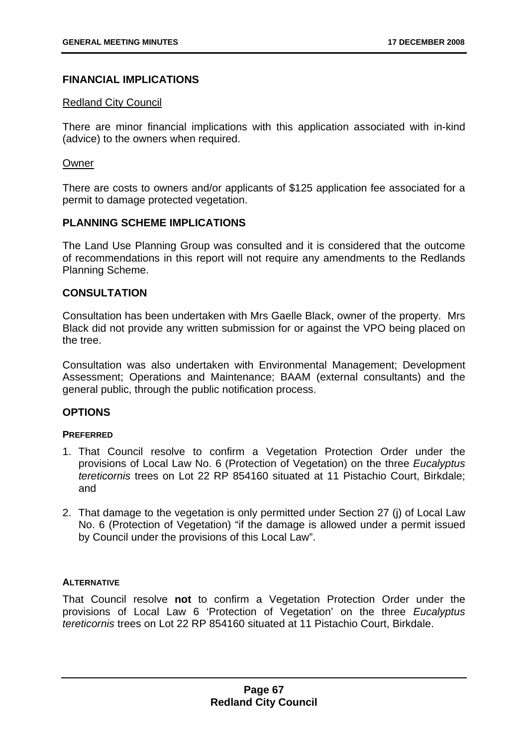## FINANCIAL IMPLICATIONS

Redland City Council

There are minor financial implications with this application associated with in-kind (advice) to the owners when required.

Owner

There are costs to owners and/or applicants of $125 application fee associated for a permit to damage protected vegetation.

## PLANNING SCHEME IMPLICATIONS

The Land Use Planning Group was consulted and it is considered that the outcome of recommendations in this report will not require any amendments to the Redlands Planning Scheme.

## CONSULTATION

Consultation has been undertaken with Mrs Gaelle Black, owner of the property. Mrs Black did not provide any written submission for or against the VPO being placed on the tree.

Consultation was also undertaken with Environmental Management; Development Assessment; Operations and Maintenance; BAAM (external consultants) and the general public, through the public notification process.

## OPTIONS

### PREFERRED

1. That Council resolve to confirm a Vegetation Protection Order under the provisions of Local Law No. 6 (Protection of Vegetation) on the three *Eucalyptus tereticornis* trees on Lot 22 RP 854160 situated at 11 Pistachio Court, Birkdale; and

2. That damage to the vegetation is only permitted under Section 27 (j) of Local Law No. 6 (Protection of Vegetation) "if the damage is allowed under a permit issued by Council under the provisions of this Local Law".

### ALTERNATIVE

That Council resolve **not** to confirm a Vegetation Protection Order under the provisions of Local Law 6 'Protection of Vegetation' on the three *Eucalyptus tereticornis* trees on Lot 22 RP 854160 situated at 11 Pistachio Court, Birkdale.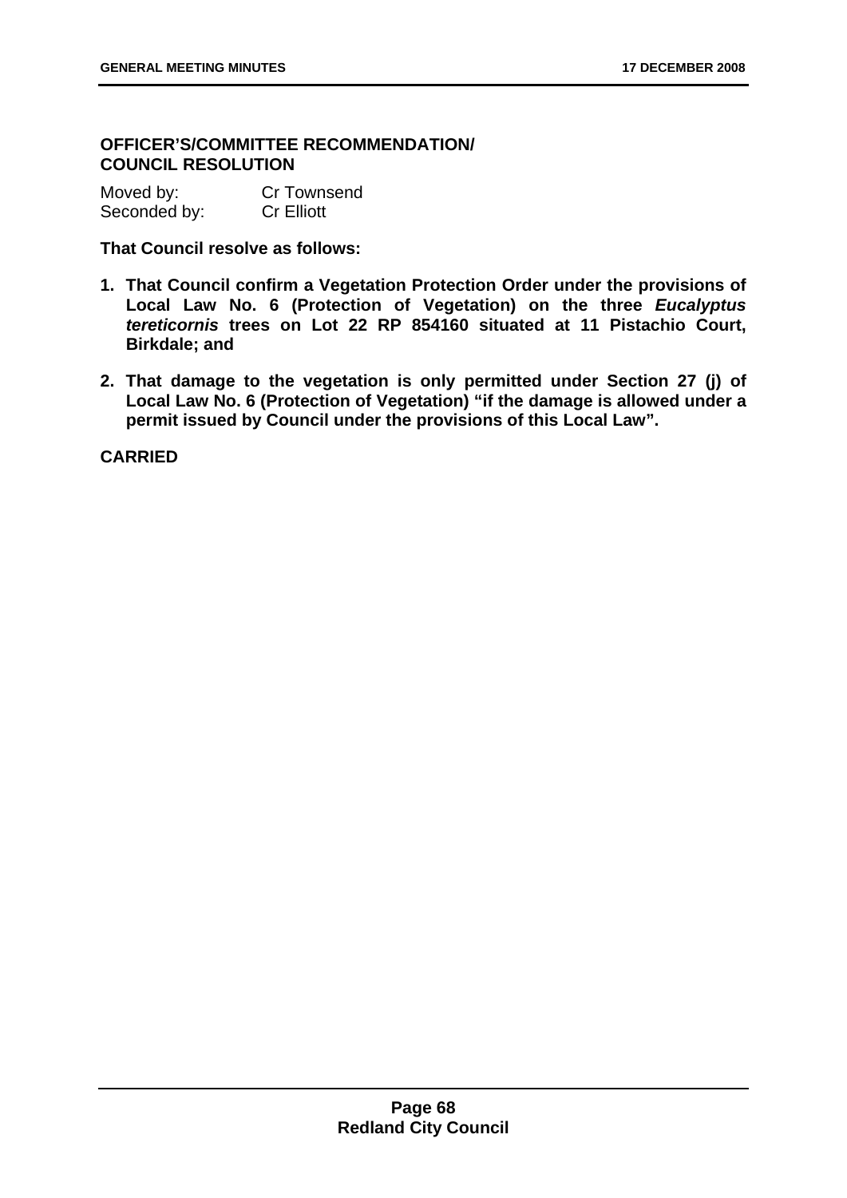**OFFICER'S/COMMITTEE RECOMMENDATION/ COUNCIL RESOLUTION**

Moved by: Cr Townsend
Seconded by: Cr Elliott

**That Council resolve as follows:**

1. **That Council confirm a Vegetation Protection Order under the provisions of Local Law No. 6 (Protection of Vegetation) on the three *Eucalyptus tereticornis* trees on Lot 22 RP 854160 situated at 11 Pistachio Court, Birkdale; and**
2. **That damage to the vegetation is only permitted under Section 27 (j) of Local Law No. 6 (Protection of Vegetation) "if the damage is allowed under a permit issued by Council under the provisions of this Local Law".**

**CARRIED**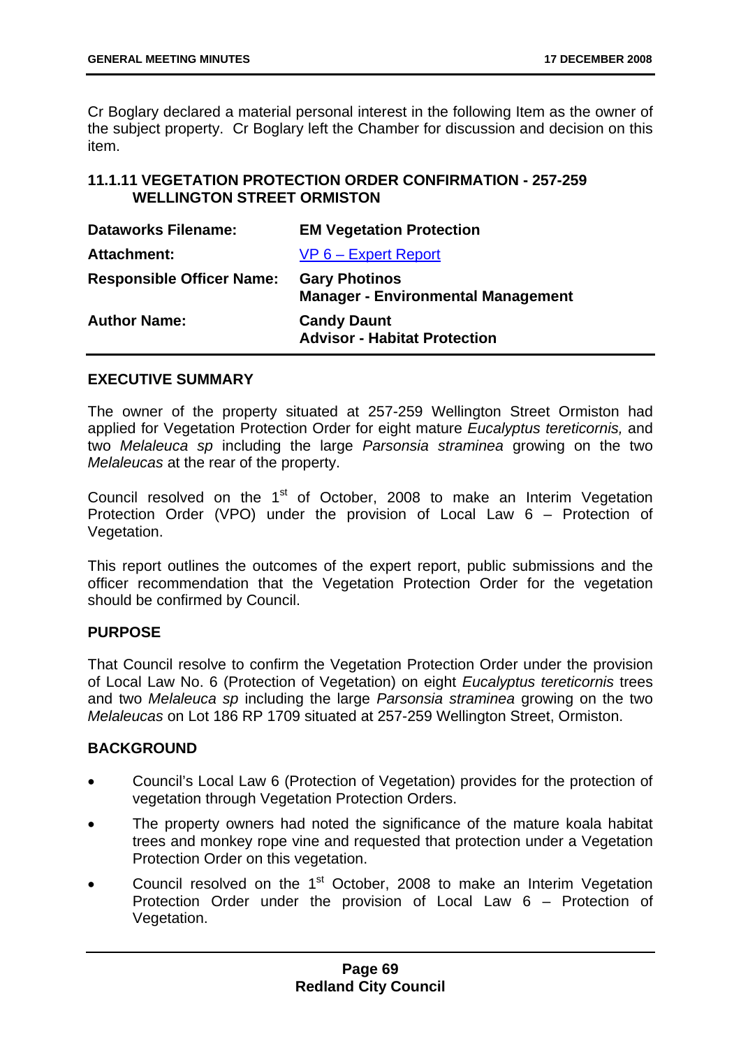Cr Boglary declared a material personal interest in the following Item as the owner of the subject property. Cr Boglary left the Chamber for discussion and decision on this item.

### 11.1.11 VEGETATION PROTECTION ORDER CONFIRMATION - 257-259 WELLINGTON STREET ORMISTON

| | |
|---|---|
| **Dataworks Filename:** | **EM Vegetation Protection** |
| **Attachment:** | VP 6 – Expert Report |
| **Responsible Officer Name:** | **Gary Photinos**<br>**Manager - Environmental Management** |
| **Author Name:** | **Candy Daunt**<br>**Advisor - Habitat Protection** |

#### EXECUTIVE SUMMARY

The owner of the property situated at 257-259 Wellington Street Ormiston had applied for Vegetation Protection Order for eight mature *Eucalyptus tereticornis,* and two *Melaleuca sp* including the large *Parsonsia straminea* growing on the two *Melaleucas* at the rear of the property.

Council resolved on the 1st of October, 2008 to make an Interim Vegetation Protection Order (VPO) under the provision of Local Law 6 – Protection of Vegetation.

This report outlines the outcomes of the expert report, public submissions and the officer recommendation that the Vegetation Protection Order for the vegetation should be confirmed by Council.

#### PURPOSE

That Council resolve to confirm the Vegetation Protection Order under the provision of Local Law No. 6 (Protection of Vegetation) on eight *Eucalyptus tereticornis* trees and two *Melaleuca sp* including the large *Parsonsia straminea* growing on the two *Melaleucas* on Lot 186 RP 1709 situated at 257-259 Wellington Street, Ormiston.

#### BACKGROUND

- Council's Local Law 6 (Protection of Vegetation) provides for the protection of vegetation through Vegetation Protection Orders.
- The property owners had noted the significance of the mature koala habitat trees and monkey rope vine and requested that protection under a Vegetation Protection Order on this vegetation.
- Council resolved on the 1st October, 2008 to make an Interim Vegetation Protection Order under the provision of Local Law 6 – Protection of Vegetation.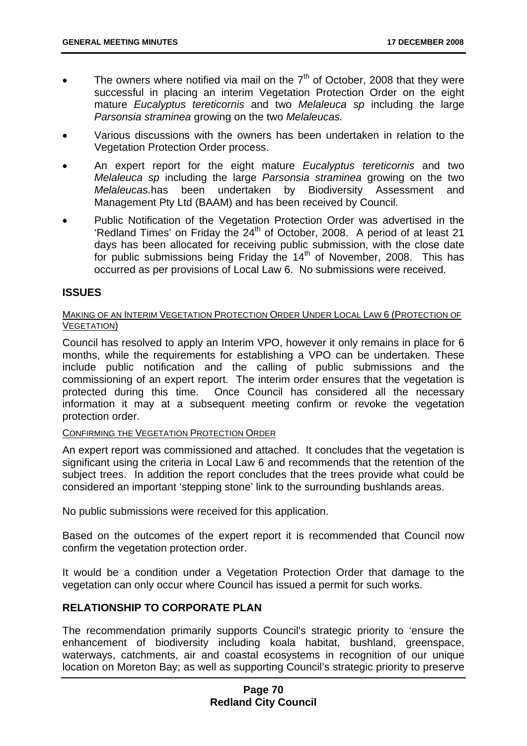- The owners where notified via mail on the 7th of October, 2008 that they were successful in placing an interim Vegetation Protection Order on the eight mature *Eucalyptus tereticornis* and two *Melaleuca sp* including the large *Parsonsia straminea* growing on the two *Melaleucas*.
- Various discussions with the owners has been undertaken in relation to the Vegetation Protection Order process.
- An expert report for the eight mature *Eucalyptus tereticornis* and two *Melaleuca sp* including the large *Parsonsia straminea* growing on the two *Melaleucas.*has been undertaken by Biodiversity Assessment and Management Pty Ltd (BAAM) and has been received by Council.
- Public Notification of the Vegetation Protection Order was advertised in the 'Redland Times' on Friday the 24th of October, 2008. A period of at least 21 days has been allocated for receiving public submission, with the close date for public submissions being Friday the 14th of November, 2008. This has occurred as per provisions of Local Law 6. No submissions were received.

## ISSUES

MAKING OF AN INTERIM VEGETATION PROTECTION ORDER UNDER LOCAL LAW 6 (PROTECTION OF VEGETATION)

Council has resolved to apply an Interim VPO, however it only remains in place for 6 months, while the requirements for establishing a VPO can be undertaken. These include public notification and the calling of public submissions and the commissioning of an expert report. The interim order ensures that the vegetation is protected during this time. Once Council has considered all the necessary information it may at a subsequent meeting confirm or revoke the vegetation protection order.

CONFIRMING THE VEGETATION PROTECTION ORDER

An expert report was commissioned and attached. It concludes that the vegetation is significant using the criteria in Local Law 6 and recommends that the retention of the subject trees. In addition the report concludes that the trees provide what could be considered an important 'stepping stone' link to the surrounding bushlands areas.

No public submissions were received for this application.

Based on the outcomes of the expert report it is recommended that Council now confirm the vegetation protection order.

It would be a condition under a Vegetation Protection Order that damage to the vegetation can only occur where Council has issued a permit for such works.

## RELATIONSHIP TO CORPORATE PLAN

The recommendation primarily supports Council's strategic priority to 'ensure the enhancement of biodiversity including koala habitat, bushland, greenspace, waterways, catchments, air and coastal ecosystems in recognition of our unique location on Moreton Bay; as well as supporting Council's strategic priority to preserve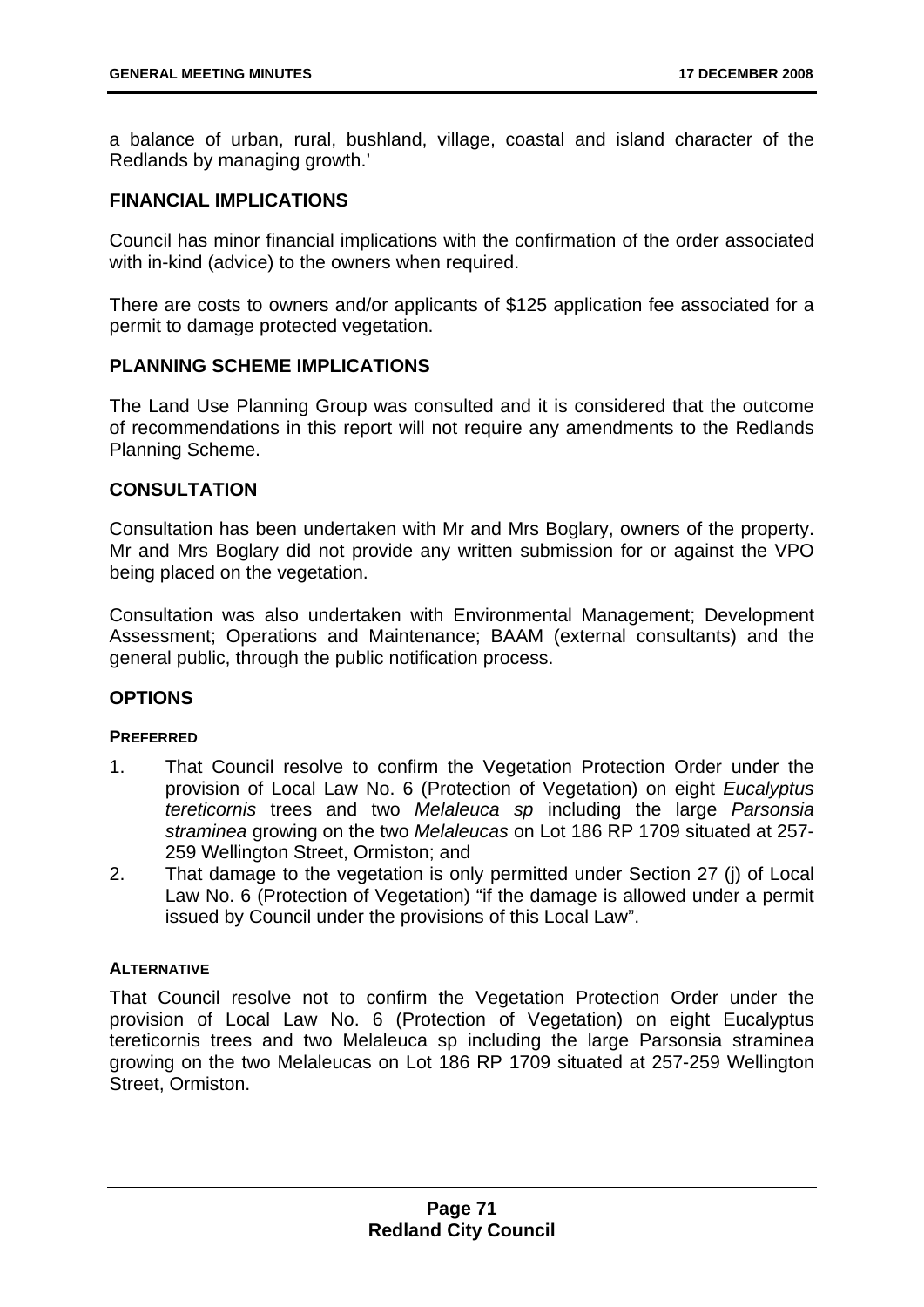a balance of urban, rural, bushland, village, coastal and island character of the Redlands by managing growth.'

## FINANCIAL IMPLICATIONS

Council has minor financial implications with the confirmation of the order associated with in-kind (advice) to the owners when required.

There are costs to owners and/or applicants of $125 application fee associated for a permit to damage protected vegetation.

## PLANNING SCHEME IMPLICATIONS

The Land Use Planning Group was consulted and it is considered that the outcome of recommendations in this report will not require any amendments to the Redlands Planning Scheme.

## CONSULTATION

Consultation has been undertaken with Mr and Mrs Boglary, owners of the property. Mr and Mrs Boglary did not provide any written submission for or against the VPO being placed on the vegetation.

Consultation was also undertaken with Environmental Management; Development Assessment; Operations and Maintenance; BAAM (external consultants) and the general public, through the public notification process.

## OPTIONS

### PREFERRED

1. That Council resolve to confirm the Vegetation Protection Order under the provision of Local Law No. 6 (Protection of Vegetation) on eight *Eucalyptus tereticornis* trees and two *Melaleuca sp* including the large *Parsonsia straminea* growing on the two *Melaleucas* on Lot 186 RP 1709 situated at 257-259 Wellington Street, Ormiston; and
2. That damage to the vegetation is only permitted under Section 27 (j) of Local Law No. 6 (Protection of Vegetation) "if the damage is allowed under a permit issued by Council under the provisions of this Local Law".

### ALTERNATIVE

That Council resolve not to confirm the Vegetation Protection Order under the provision of Local Law No. 6 (Protection of Vegetation) on eight Eucalyptus tereticornis trees and two Melaleuca sp including the large Parsonsia straminea growing on the two Melaleucas on Lot 186 RP 1709 situated at 257-259 Wellington Street, Ormiston.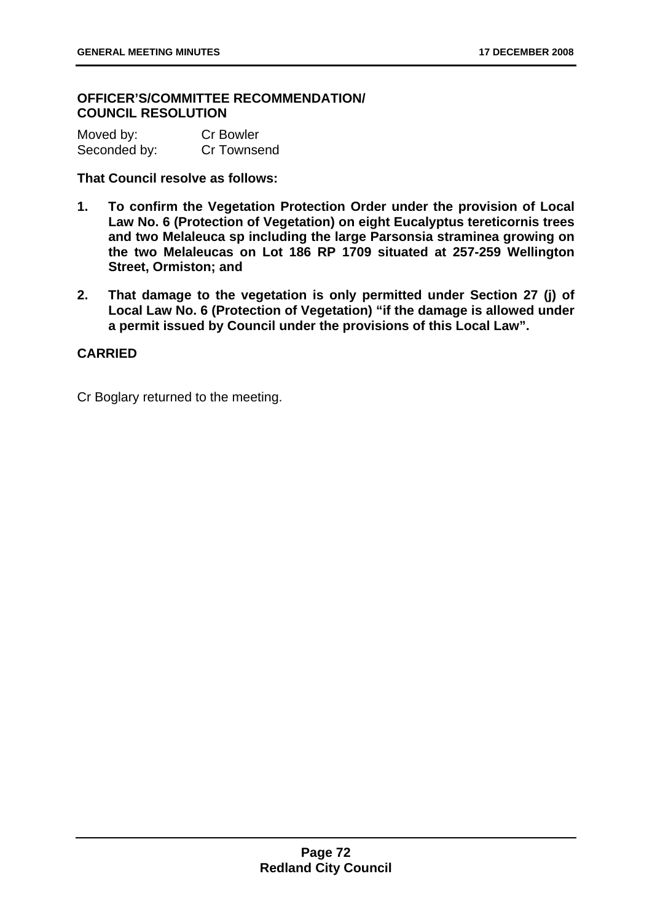## OFFICER'S/COMMITTEE RECOMMENDATION/ COUNCIL RESOLUTION

Moved by: Cr Bowler
Seconded by: Cr Townsend

**That Council resolve as follows:**

1. **To confirm the Vegetation Protection Order under the provision of Local Law No. 6 (Protection of Vegetation) on eight Eucalyptus tereticornis trees and two Melaleuca sp including the large Parsonsia straminea growing on the two Melaleucas on Lot 186 RP 1709 situated at 257-259 Wellington Street, Ormiston; and**

2. **That damage to the vegetation is only permitted under Section 27 (j) of Local Law No. 6 (Protection of Vegetation) "if the damage is allowed under a permit issued by Council under the provisions of this Local Law".**

**CARRIED**

Cr Boglary returned to the meeting.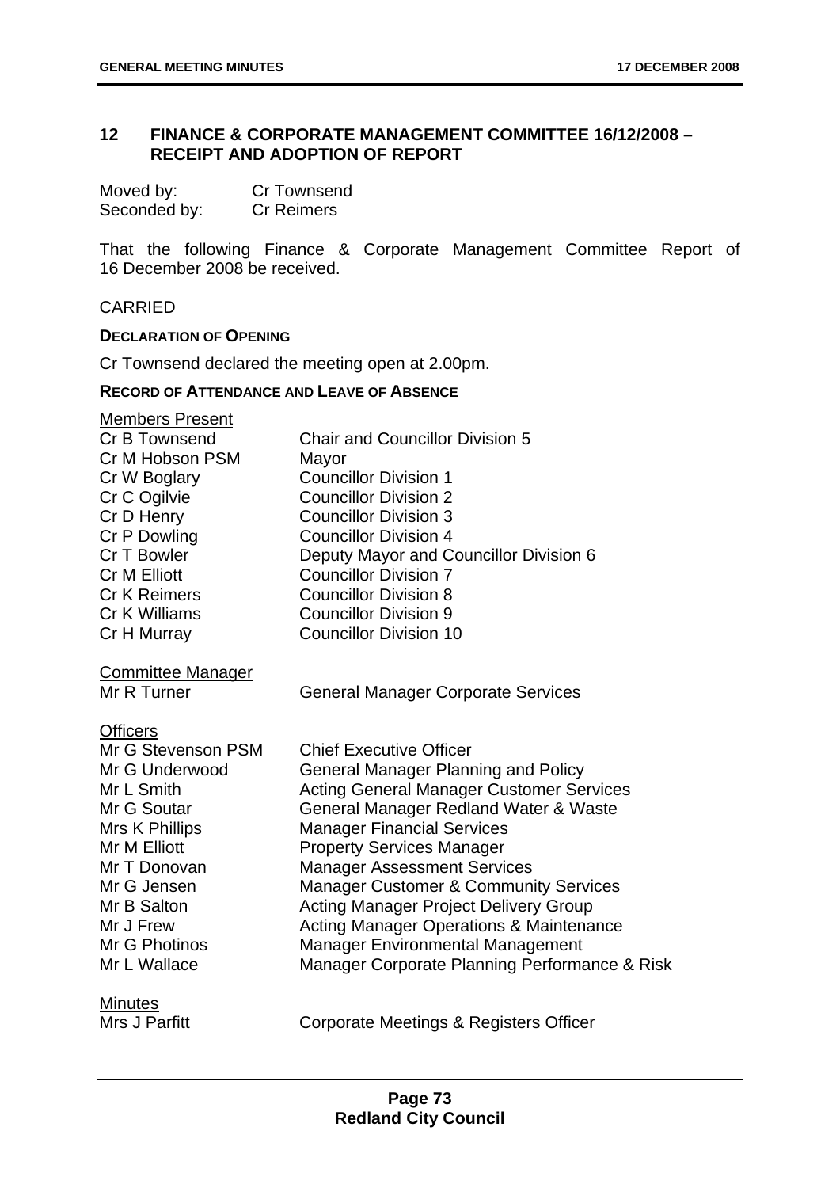## 12 FINANCE & CORPORATE MANAGEMENT COMMITTEE 16/12/2008 – RECEIPT AND ADOPTION OF REPORT

| | |
|---|---|
| Moved by: | Cr Townsend |
| Seconded by: | Cr Reimers |

That the following Finance & Corporate Management Committee Report of 16 December 2008 be received.

CARRIED

**DECLARATION OF OPENING**

Cr Townsend declared the meeting open at 2.00pm.

**RECORD OF ATTENDANCE AND LEAVE OF ABSENCE**

Members Present

| | |
|---|---|
| Cr B Townsend | Chair and Councillor Division 5 |
| Cr M Hobson PSM | Mayor |
| Cr W Boglary | Councillor Division 1 |
| Cr C Ogilvie | Councillor Division 2 |
| Cr D Henry | Councillor Division 3 |
| Cr P Dowling | Councillor Division 4 |
| Cr T Bowler | Deputy Mayor and Councillor Division 6 |
| Cr M Elliott | Councillor Division 7 |
| Cr K Reimers | Councillor Division 8 |
| Cr K Williams | Councillor Division 9 |
| Cr H Murray | Councillor Division 10 |

Committee Manager

| | |
|---|---|
| Mr R Turner | General Manager Corporate Services |

Officers

| | |
|---|---|
| Mr G Stevenson PSM | Chief Executive Officer |
| Mr G Underwood | General Manager Planning and Policy |
| Mr L Smith | Acting General Manager Customer Services |
| Mr G Soutar | General Manager Redland Water & Waste |
| Mrs K Phillips | Manager Financial Services |
| Mr M Elliott | Property Services Manager |
| Mr T Donovan | Manager Assessment Services |
| Mr G Jensen | Manager Customer & Community Services |
| Mr B Salton | Acting Manager Project Delivery Group |
| Mr J Frew | Acting Manager Operations & Maintenance |
| Mr G Photinos | Manager Environmental Management |
| Mr L Wallace | Manager Corporate Planning Performance & Risk |

Minutes

| | |
|---|---|
| Mrs J Parfitt | Corporate Meetings & Registers Officer |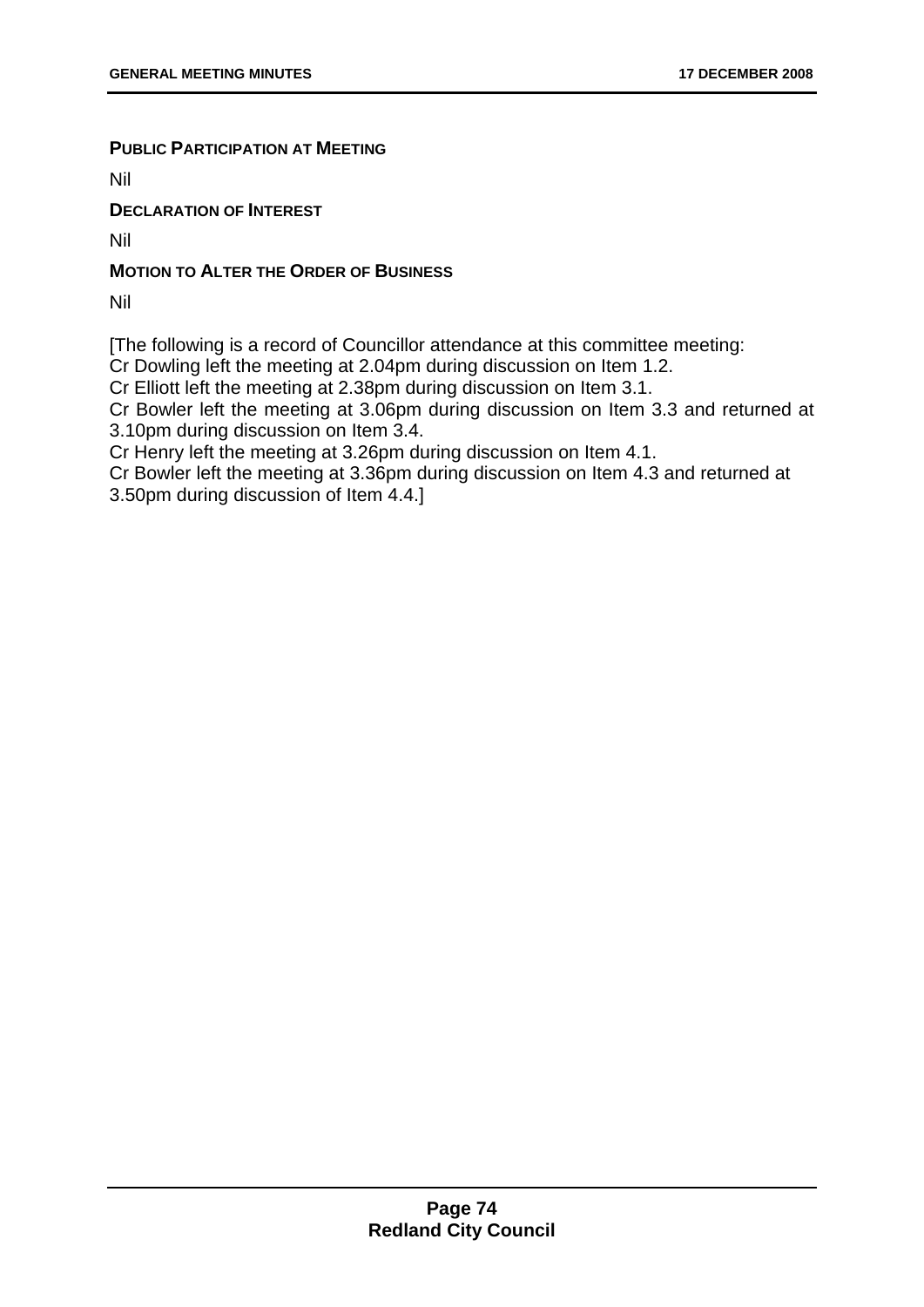**PUBLIC PARTICIPATION AT MEETING**

Nil

**DECLARATION OF INTEREST**

Nil

**MOTION TO ALTER THE ORDER OF BUSINESS**

Nil

[The following is a record of Councillor attendance at this committee meeting:
Cr Dowling left the meeting at 2.04pm during discussion on Item 1.2.
Cr Elliott left the meeting at 2.38pm during discussion on Item 3.1.
Cr Bowler left the meeting at 3.06pm during discussion on Item 3.3 and returned at 3.10pm during discussion on Item 3.4.
Cr Henry left the meeting at 3.26pm during discussion on Item 4.1.
Cr Bowler left the meeting at 3.36pm during discussion on Item 4.3 and returned at 3.50pm during discussion of Item 4.4.]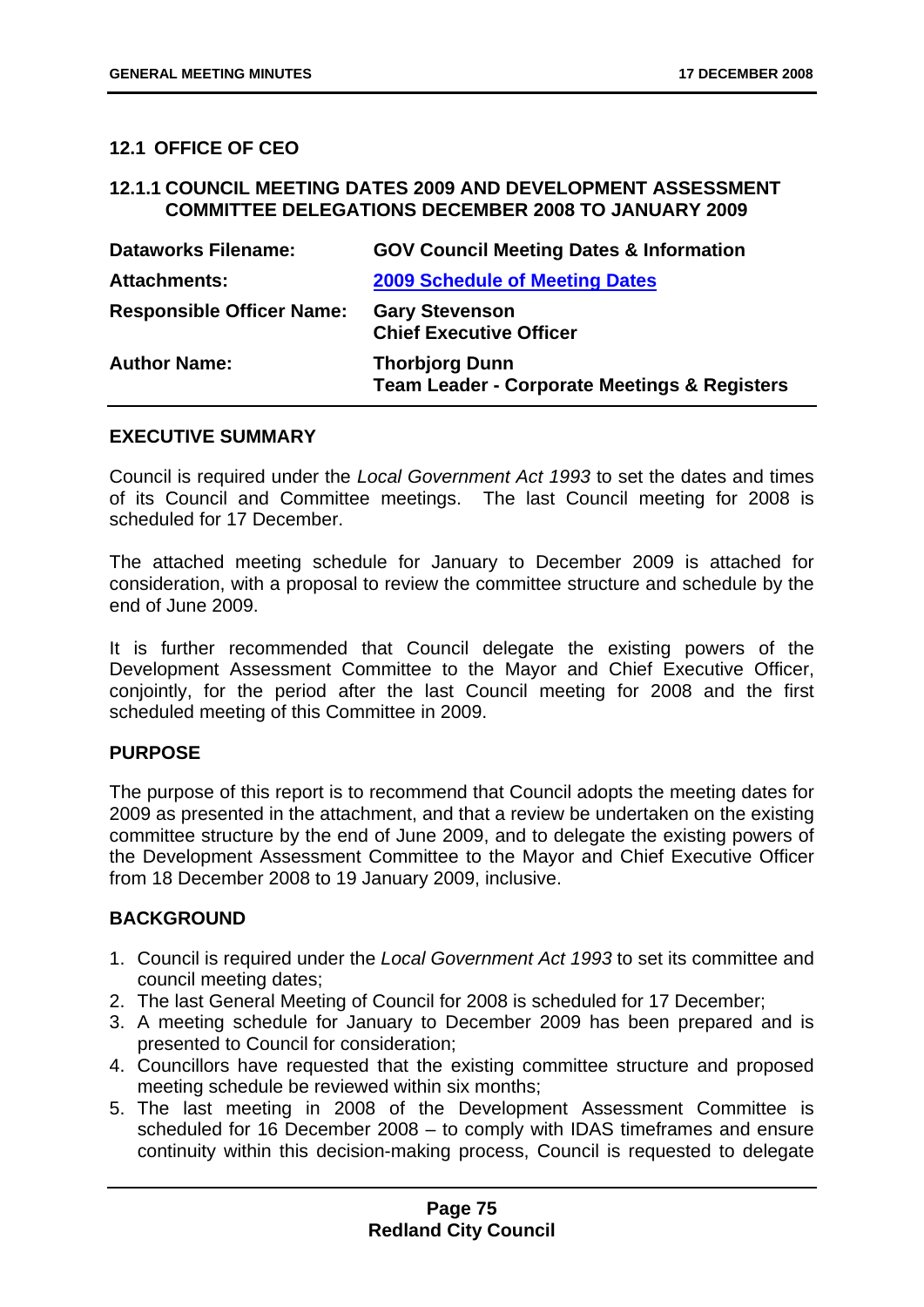## 12.1 OFFICE OF CEO

### 12.1.1 COUNCIL MEETING DATES 2009 AND DEVELOPMENT ASSESSMENT COMMITTEE DELEGATIONS DECEMBER 2008 TO JANUARY 2009

| | |
|---|---|
| **Dataworks Filename:** | **GOV Council Meeting Dates & Information** |
| **Attachments:** | **2009 Schedule of Meeting Dates** |
| **Responsible Officer Name:** | **Gary Stevenson**<br>**Chief Executive Officer** |
| **Author Name:** | **Thorbjorg Dunn**<br>**Team Leader - Corporate Meetings & Registers** |

#### EXECUTIVE SUMMARY

Council is required under the *Local Government Act 1993* to set the dates and times of its Council and Committee meetings. The last Council meeting for 2008 is scheduled for 17 December.

The attached meeting schedule for January to December 2009 is attached for consideration, with a proposal to review the committee structure and schedule by the end of June 2009.

It is further recommended that Council delegate the existing powers of the Development Assessment Committee to the Mayor and Chief Executive Officer, conjointly, for the period after the last Council meeting for 2008 and the first scheduled meeting of this Committee in 2009.

#### PURPOSE

The purpose of this report is to recommend that Council adopts the meeting dates for 2009 as presented in the attachment, and that a review be undertaken on the existing committee structure by the end of June 2009, and to delegate the existing powers of the Development Assessment Committee to the Mayor and Chief Executive Officer from 18 December 2008 to 19 January 2009, inclusive.

#### BACKGROUND

1. Council is required under the *Local Government Act 1993* to set its committee and council meeting dates;
2. The last General Meeting of Council for 2008 is scheduled for 17 December;
3. A meeting schedule for January to December 2009 has been prepared and is presented to Council for consideration;
4. Councillors have requested that the existing committee structure and proposed meeting schedule be reviewed within six months;
5. The last meeting in 2008 of the Development Assessment Committee is scheduled for 16 December 2008 – to comply with IDAS timeframes and ensure continuity within this decision-making process, Council is requested to delegate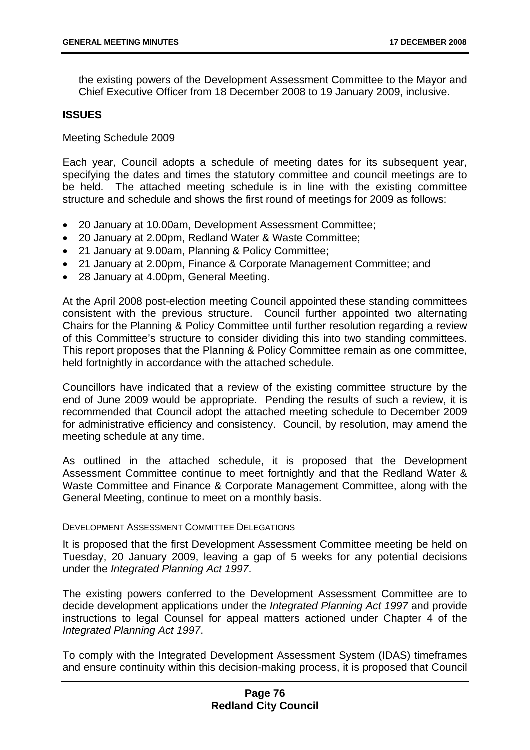the existing powers of the Development Assessment Committee to the Mayor and Chief Executive Officer from 18 December 2008 to 19 January 2009, inclusive.

## ISSUES

Meeting Schedule 2009

Each year, Council adopts a schedule of meeting dates for its subsequent year, specifying the dates and times the statutory committee and council meetings are to be held. The attached meeting schedule is in line with the existing committee structure and schedule and shows the first round of meetings for 2009 as follows:

- 20 January at 10.00am, Development Assessment Committee;
- 20 January at 2.00pm, Redland Water & Waste Committee;
- 21 January at 9.00am, Planning & Policy Committee;
- 21 January at 2.00pm, Finance & Corporate Management Committee; and
- 28 January at 4.00pm, General Meeting.

At the April 2008 post-election meeting Council appointed these standing committees consistent with the previous structure. Council further appointed two alternating Chairs for the Planning & Policy Committee until further resolution regarding a review of this Committee's structure to consider dividing this into two standing committees. This report proposes that the Planning & Policy Committee remain as one committee, held fortnightly in accordance with the attached schedule.

Councillors have indicated that a review of the existing committee structure by the end of June 2009 would be appropriate. Pending the results of such a review, it is recommended that Council adopt the attached meeting schedule to December 2009 for administrative efficiency and consistency. Council, by resolution, may amend the meeting schedule at any time.

As outlined in the attached schedule, it is proposed that the Development Assessment Committee continue to meet fortnightly and that the Redland Water & Waste Committee and Finance & Corporate Management Committee, along with the General Meeting, continue to meet on a monthly basis.

DEVELOPMENT ASSESSMENT COMMITTEE DELEGATIONS

It is proposed that the first Development Assessment Committee meeting be held on Tuesday, 20 January 2009, leaving a gap of 5 weeks for any potential decisions under the *Integrated Planning Act 1997*.

The existing powers conferred to the Development Assessment Committee are to decide development applications under the *Integrated Planning Act 1997* and provide instructions to legal Counsel for appeal matters actioned under Chapter 4 of the *Integrated Planning Act 1997*.

To comply with the Integrated Development Assessment System (IDAS) timeframes and ensure continuity within this decision-making process, it is proposed that Council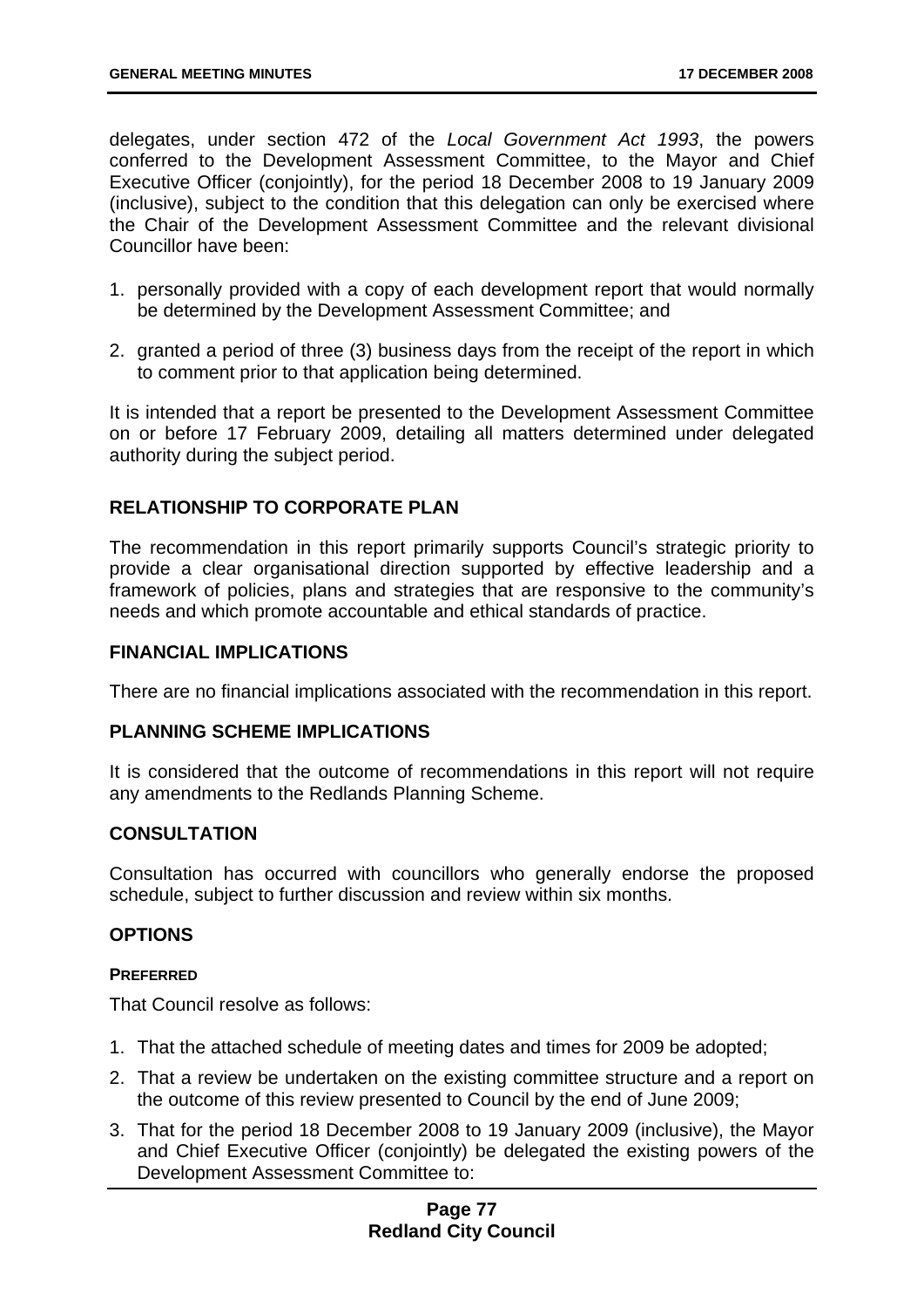delegates, under section 472 of the *Local Government Act 1993*, the powers conferred to the Development Assessment Committee, to the Mayor and Chief Executive Officer (conjointly), for the period 18 December 2008 to 19 January 2009 (inclusive), subject to the condition that this delegation can only be exercised where the Chair of the Development Assessment Committee and the relevant divisional Councillor have been:

1. personally provided with a copy of each development report that would normally be determined by the Development Assessment Committee; and
2. granted a period of three (3) business days from the receipt of the report in which to comment prior to that application being determined.

It is intended that a report be presented to the Development Assessment Committee on or before 17 February 2009, detailing all matters determined under delegated authority during the subject period.

## RELATIONSHIP TO CORPORATE PLAN

The recommendation in this report primarily supports Council's strategic priority to provide a clear organisational direction supported by effective leadership and a framework of policies, plans and strategies that are responsive to the community's needs and which promote accountable and ethical standards of practice.

## FINANCIAL IMPLICATIONS

There are no financial implications associated with the recommendation in this report.

## PLANNING SCHEME IMPLICATIONS

It is considered that the outcome of recommendations in this report will not require any amendments to the Redlands Planning Scheme.

## CONSULTATION

Consultation has occurred with councillors who generally endorse the proposed schedule, subject to further discussion and review within six months.

## OPTIONS

### PREFERRED

That Council resolve as follows:

1. That the attached schedule of meeting dates and times for 2009 be adopted;
2. That a review be undertaken on the existing committee structure and a report on the outcome of this review presented to Council by the end of June 2009;
3. That for the period 18 December 2008 to 19 January 2009 (inclusive), the Mayor and Chief Executive Officer (conjointly) be delegated the existing powers of the Development Assessment Committee to: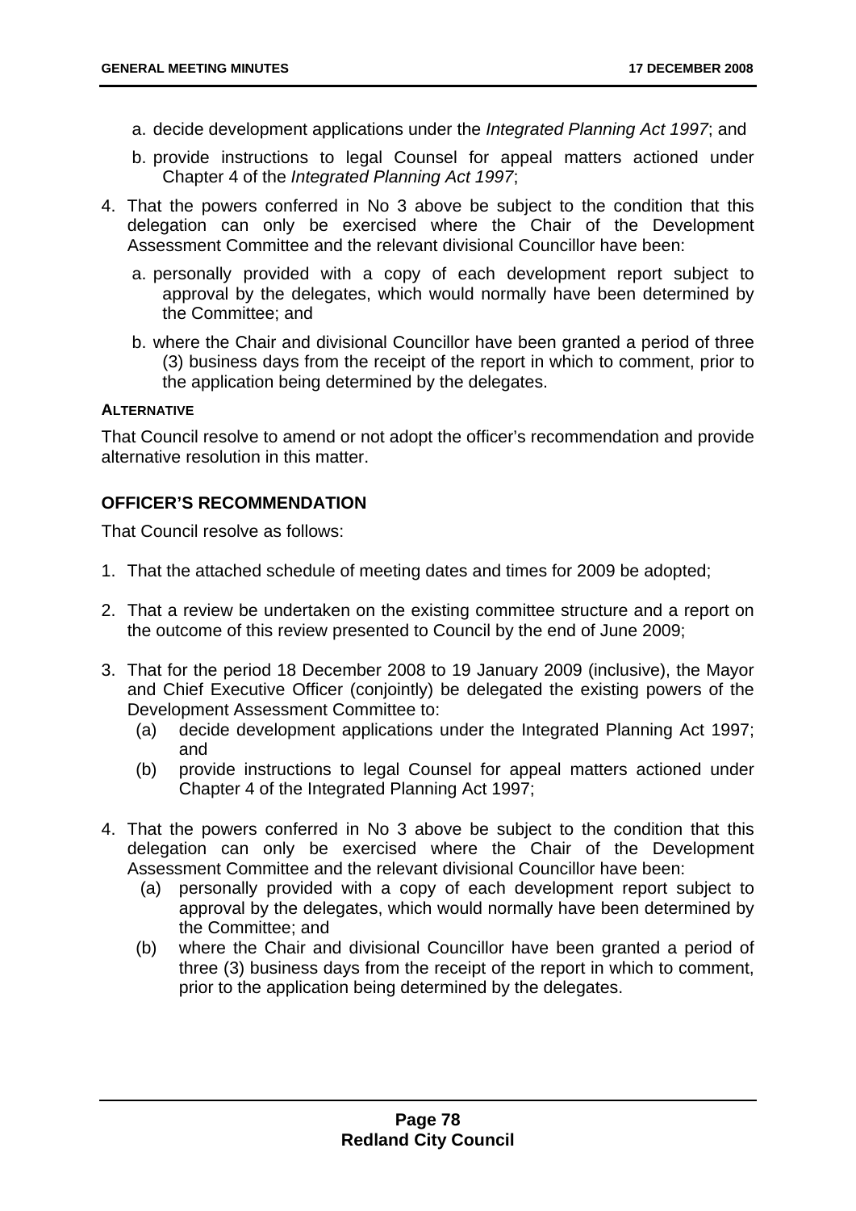a. decide development applications under the *Integrated Planning Act 1997*; and

b. provide instructions to legal Counsel for appeal matters actioned under Chapter 4 of the *Integrated Planning Act 1997*;

4. That the powers conferred in No 3 above be subject to the condition that this delegation can only be exercised where the Chair of the Development Assessment Committee and the relevant divisional Councillor have been:

   a. personally provided with a copy of each development report subject to approval by the delegates, which would normally have been determined by the Committee; and

   b. where the Chair and divisional Councillor have been granted a period of three (3) business days from the receipt of the report in which to comment, prior to the application being determined by the delegates.

**ALTERNATIVE**

That Council resolve to amend or not adopt the officer's recommendation and provide alternative resolution in this matter.

## OFFICER'S RECOMMENDATION

That Council resolve as follows:

1. That the attached schedule of meeting dates and times for 2009 be adopted;

2. That a review be undertaken on the existing committee structure and a report on the outcome of this review presented to Council by the end of June 2009;

3. That for the period 18 December 2008 to 19 January 2009 (inclusive), the Mayor and Chief Executive Officer (conjointly) be delegated the existing powers of the Development Assessment Committee to:
   (a) decide development applications under the Integrated Planning Act 1997; and
   (b) provide instructions to legal Counsel for appeal matters actioned under Chapter 4 of the Integrated Planning Act 1997;

4. That the powers conferred in No 3 above be subject to the condition that this delegation can only be exercised where the Chair of the Development Assessment Committee and the relevant divisional Councillor have been:
   (a) personally provided with a copy of each development report subject to approval by the delegates, which would normally have been determined by the Committee; and
   (b) where the Chair and divisional Councillor have been granted a period of three (3) business days from the receipt of the report in which to comment, prior to the application being determined by the delegates.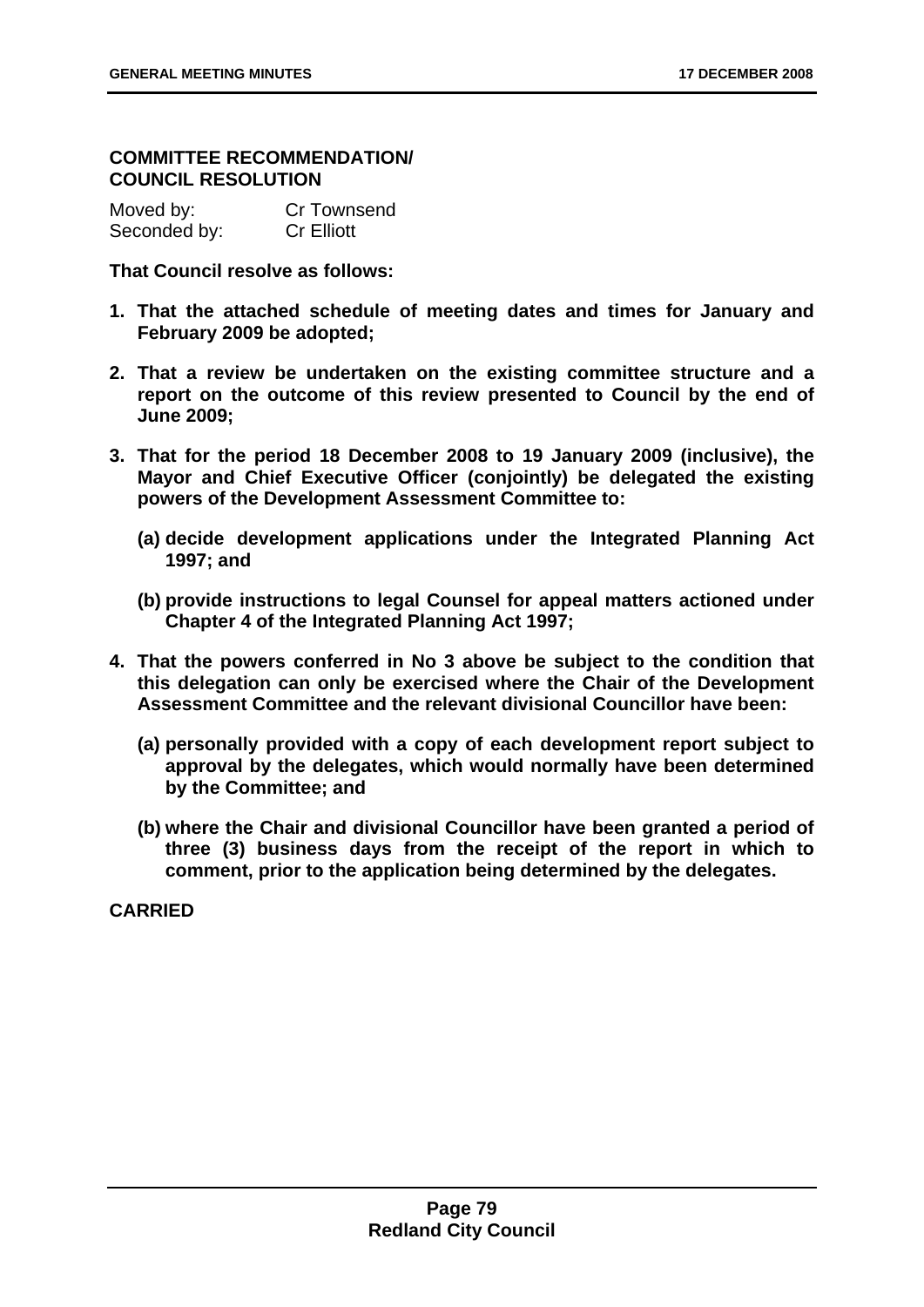**COMMITTEE RECOMMENDATION/ COUNCIL RESOLUTION**

| | |
|---|---|
| Moved by: | Cr Townsend |
| Seconded by: | Cr Elliott |

**That Council resolve as follows:**

1. **That the attached schedule of meeting dates and times for January and February 2009 be adopted;**
2. **That a review be undertaken on the existing committee structure and a report on the outcome of this review presented to Council by the end of June 2009;**
3. **That for the period 18 December 2008 to 19 January 2009 (inclusive), the Mayor and Chief Executive Officer (conjointly) be delegated the existing powers of the Development Assessment Committee to:**
   - **(a) decide development applications under the Integrated Planning Act 1997; and**
   - **(b) provide instructions to legal Counsel for appeal matters actioned under Chapter 4 of the Integrated Planning Act 1997;**
4. **That the powers conferred in No 3 above be subject to the condition that this delegation can only be exercised where the Chair of the Development Assessment Committee and the relevant divisional Councillor have been:**
   - **(a) personally provided with a copy of each development report subject to approval by the delegates, which would normally have been determined by the Committee; and**
   - **(b) where the Chair and divisional Councillor have been granted a period of three (3) business days from the receipt of the report in which to comment, prior to the application being determined by the delegates.**

**CARRIED**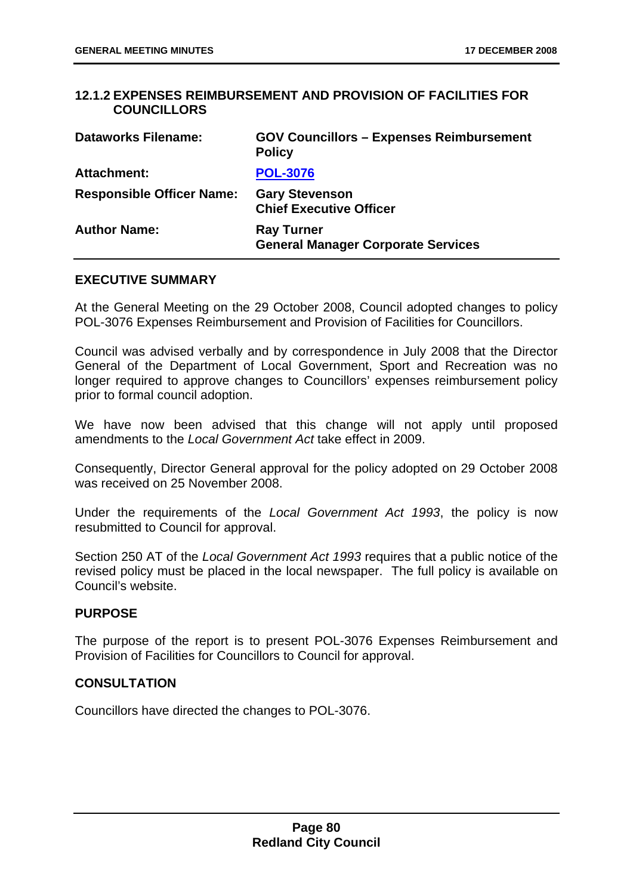### 12.1.2 EXPENSES REIMBURSEMENT AND PROVISION OF FACILITIES FOR COUNCILLORS

| | |
|---|---|
| **Dataworks Filename:** | **GOV Councillors – Expenses Reimbursement Policy** |
| **Attachment:** | **POL-3076** |
| **Responsible Officer Name:** | **Gary Stevenson**<br>**Chief Executive Officer** |
| **Author Name:** | **Ray Turner**<br>**General Manager Corporate Services** |

#### EXECUTIVE SUMMARY

At the General Meeting on the 29 October 2008, Council adopted changes to policy POL-3076 Expenses Reimbursement and Provision of Facilities for Councillors.

Council was advised verbally and by correspondence in July 2008 that the Director General of the Department of Local Government, Sport and Recreation was no longer required to approve changes to Councillors' expenses reimbursement policy prior to formal council adoption.

We have now been advised that this change will not apply until proposed amendments to the *Local Government Act* take effect in 2009.

Consequently, Director General approval for the policy adopted on 29 October 2008 was received on 25 November 2008.

Under the requirements of the *Local Government Act 1993*, the policy is now resubmitted to Council for approval.

Section 250 AT of the *Local Government Act 1993* requires that a public notice of the revised policy must be placed in the local newspaper. The full policy is available on Council's website.

#### PURPOSE

The purpose of the report is to present POL-3076 Expenses Reimbursement and Provision of Facilities for Councillors to Council for approval.

#### CONSULTATION

Councillors have directed the changes to POL-3076.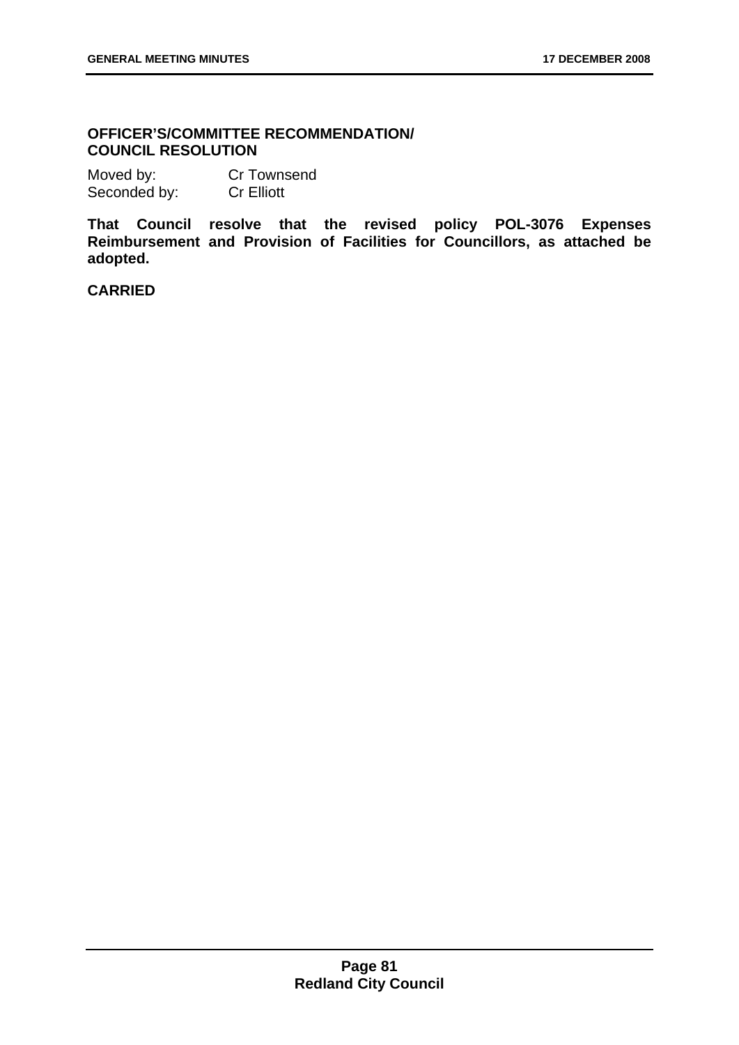**OFFICER'S/COMMITTEE RECOMMENDATION/ COUNCIL RESOLUTION**

Moved by: Cr Townsend
Seconded by: Cr Elliott

**That Council resolve that the revised policy POL-3076 Expenses Reimbursement and Provision of Facilities for Councillors, as attached be adopted.**

**CARRIED**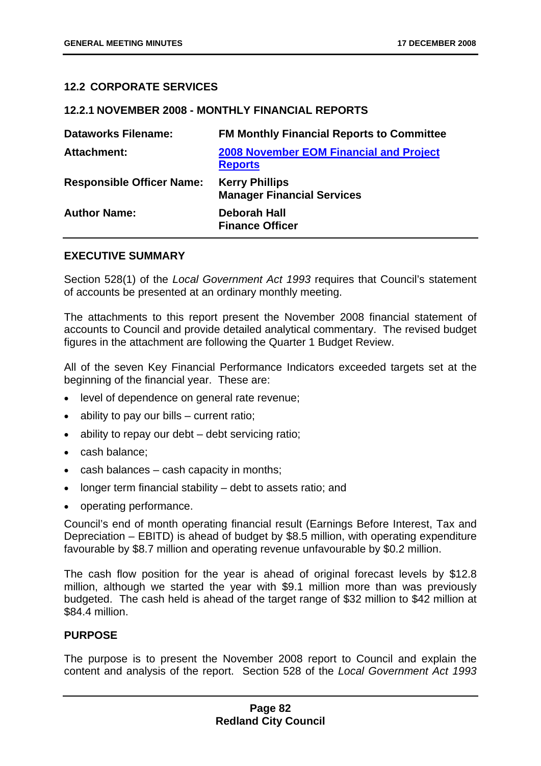## 12.2 CORPORATE SERVICES

### 12.2.1 NOVEMBER 2008 - MONTHLY FINANCIAL REPORTS

| | |
|---|---|
| **Dataworks Filename:** | **FM Monthly Financial Reports to Committee** |
| **Attachment:** | **2008 November EOM Financial and Project Reports** |
| **Responsible Officer Name:** | **Kerry Phillips**<br>**Manager Financial Services** |
| **Author Name:** | **Deborah Hall**<br>**Finance Officer** |

### EXECUTIVE SUMMARY

Section 528(1) of the *Local Government Act 1993* requires that Council's statement of accounts be presented at an ordinary monthly meeting.

The attachments to this report present the November 2008 financial statement of accounts to Council and provide detailed analytical commentary. The revised budget figures in the attachment are following the Quarter 1 Budget Review.

All of the seven Key Financial Performance Indicators exceeded targets set at the beginning of the financial year. These are:

- level of dependence on general rate revenue;
- ability to pay our bills – current ratio;
- ability to repay our debt – debt servicing ratio;
- cash balance;
- cash balances – cash capacity in months;
- longer term financial stability – debt to assets ratio; and
- operating performance.

Council's end of month operating financial result (Earnings Before Interest, Tax and Depreciation – EBITD) is ahead of budget by $8.5 million, with operating expenditure favourable by $8.7 million and operating revenue unfavourable by $0.2 million.

The cash flow position for the year is ahead of original forecast levels by $12.8 million, although we started the year with $9.1 million more than was previously budgeted. The cash held is ahead of the target range of $32 million to $42 million at $84.4 million.

### PURPOSE

The purpose is to present the November 2008 report to Council and explain the content and analysis of the report. Section 528 of the *Local Government Act 1993*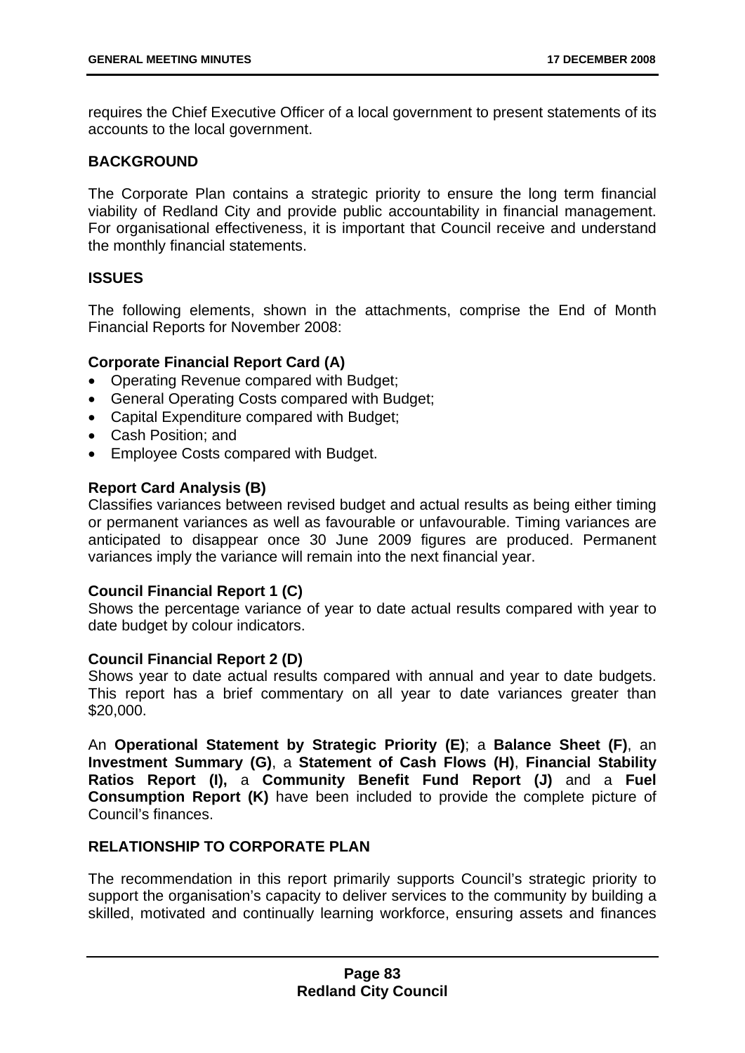requires the Chief Executive Officer of a local government to present statements of its accounts to the local government.

### BACKGROUND

The Corporate Plan contains a strategic priority to ensure the long term financial viability of Redland City and provide public accountability in financial management. For organisational effectiveness, it is important that Council receive and understand the monthly financial statements.

### ISSUES

The following elements, shown in the attachments, comprise the End of Month Financial Reports for November 2008:

**Corporate Financial Report Card (A)**

- Operating Revenue compared with Budget;
- General Operating Costs compared with Budget;
- Capital Expenditure compared with Budget;
- Cash Position; and
- Employee Costs compared with Budget.

**Report Card Analysis (B)**
Classifies variances between revised budget and actual results as being either timing or permanent variances as well as favourable or unfavourable. Timing variances are anticipated to disappear once 30 June 2009 figures are produced. Permanent variances imply the variance will remain into the next financial year.

**Council Financial Report 1 (C)**
Shows the percentage variance of year to date actual results compared with year to date budget by colour indicators.

**Council Financial Report 2 (D)**
Shows year to date actual results compared with annual and year to date budgets. This report has a brief commentary on all year to date variances greater than $20,000.

An **Operational Statement by Strategic Priority (E)**; a **Balance Sheet (F)**, an **Investment Summary (G)**, a **Statement of Cash Flows (H)**, **Financial Stability Ratios Report (I),** a **Community Benefit Fund Report (J)** and a **Fuel Consumption Report (K)** have been included to provide the complete picture of Council's finances.

### RELATIONSHIP TO CORPORATE PLAN

The recommendation in this report primarily supports Council's strategic priority to support the organisation's capacity to deliver services to the community by building a skilled, motivated and continually learning workforce, ensuring assets and finances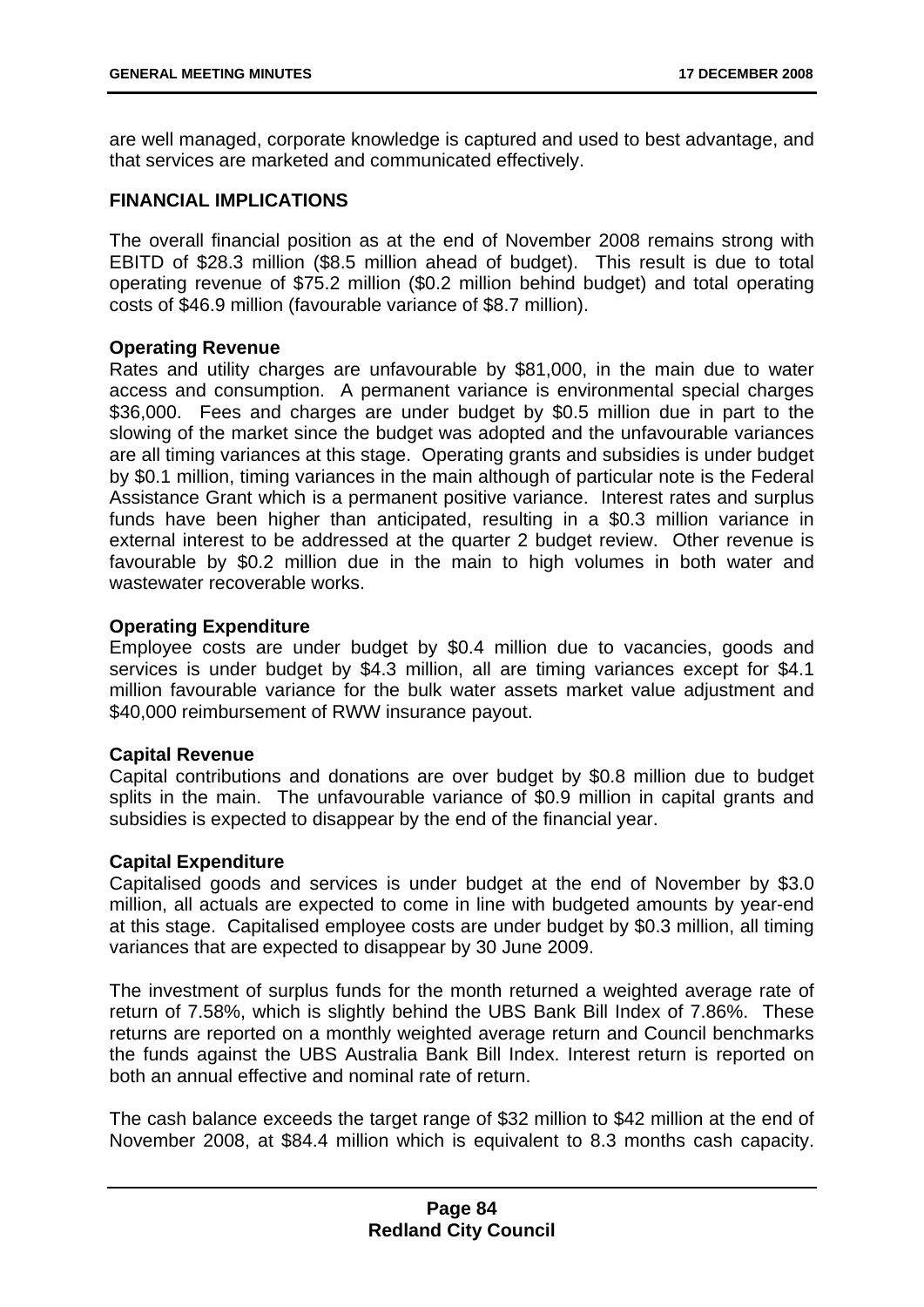are well managed, corporate knowledge is captured and used to best advantage, and that services are marketed and communicated effectively.

**FINANCIAL IMPLICATIONS**

The overall financial position as at the end of November 2008 remains strong with EBITD of $28.3 million ($8.5 million ahead of budget). This result is due to total operating revenue of $75.2 million ($0.2 million behind budget) and total operating costs of $46.9 million (favourable variance of $8.7 million).

**Operating Revenue**
Rates and utility charges are unfavourable by $81,000, in the main due to water access and consumption. A permanent variance is environmental special charges $36,000. Fees and charges are under budget by $0.5 million due in part to the slowing of the market since the budget was adopted and the unfavourable variances are all timing variances at this stage. Operating grants and subsidies is under budget by $0.1 million, timing variances in the main although of particular note is the Federal Assistance Grant which is a permanent positive variance. Interest rates and surplus funds have been higher than anticipated, resulting in a $0.3 million variance in external interest to be addressed at the quarter 2 budget review. Other revenue is favourable by $0.2 million due in the main to high volumes in both water and wastewater recoverable works.

**Operating Expenditure**
Employee costs are under budget by $0.4 million due to vacancies, goods and services is under budget by $4.3 million, all are timing variances except for $4.1 million favourable variance for the bulk water assets market value adjustment and $40,000 reimbursement of RWW insurance payout.

**Capital Revenue**
Capital contributions and donations are over budget by $0.8 million due to budget splits in the main. The unfavourable variance of $0.9 million in capital grants and subsidies is expected to disappear by the end of the financial year.

**Capital Expenditure**
Capitalised goods and services is under budget at the end of November by $3.0 million, all actuals are expected to come in line with budgeted amounts by year-end at this stage. Capitalised employee costs are under budget by $0.3 million, all timing variances that are expected to disappear by 30 June 2009.

The investment of surplus funds for the month returned a weighted average rate of return of 7.58%, which is slightly behind the UBS Bank Bill Index of 7.86%. These returns are reported on a monthly weighted average return and Council benchmarks the funds against the UBS Australia Bank Bill Index. Interest return is reported on both an annual effective and nominal rate of return.

The cash balance exceeds the target range of $32 million to $42 million at the end of November 2008, at $84.4 million which is equivalent to 8.3 months cash capacity.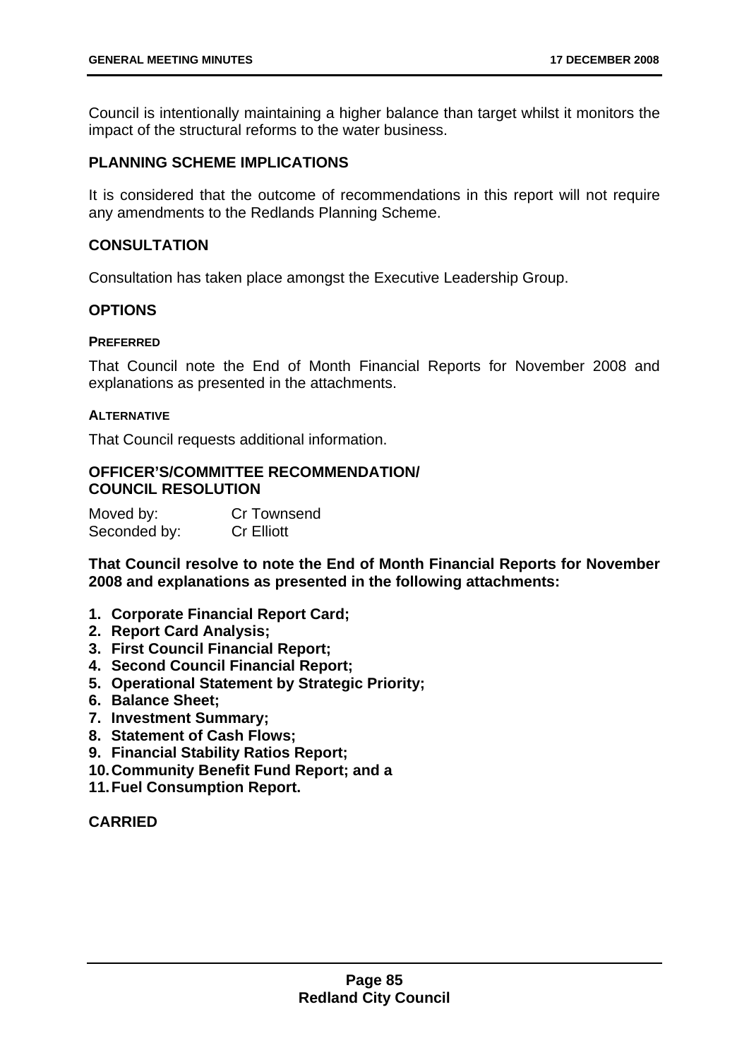Council is intentionally maintaining a higher balance than target whilst it monitors the impact of the structural reforms to the water business.

## PLANNING SCHEME IMPLICATIONS

It is considered that the outcome of recommendations in this report will not require any amendments to the Redlands Planning Scheme.

## CONSULTATION

Consultation has taken place amongst the Executive Leadership Group.

## OPTIONS

### PREFERRED

That Council note the End of Month Financial Reports for November 2008 and explanations as presented in the attachments.

### ALTERNATIVE

That Council requests additional information.

## OFFICER'S/COMMITTEE RECOMMENDATION/ COUNCIL RESOLUTION

Moved by: Cr Townsend
Seconded by: Cr Elliott

**That Council resolve to note the End of Month Financial Reports for November 2008 and explanations as presented in the following attachments:**

1. **Corporate Financial Report Card;**
2. **Report Card Analysis;**
3. **First Council Financial Report;**
4. **Second Council Financial Report;**
5. **Operational Statement by Strategic Priority;**
6. **Balance Sheet;**
7. **Investment Summary;**
8. **Statement of Cash Flows;**
9. **Financial Stability Ratios Report;**
10. **Community Benefit Fund Report; and a**
11. **Fuel Consumption Report.**

**CARRIED**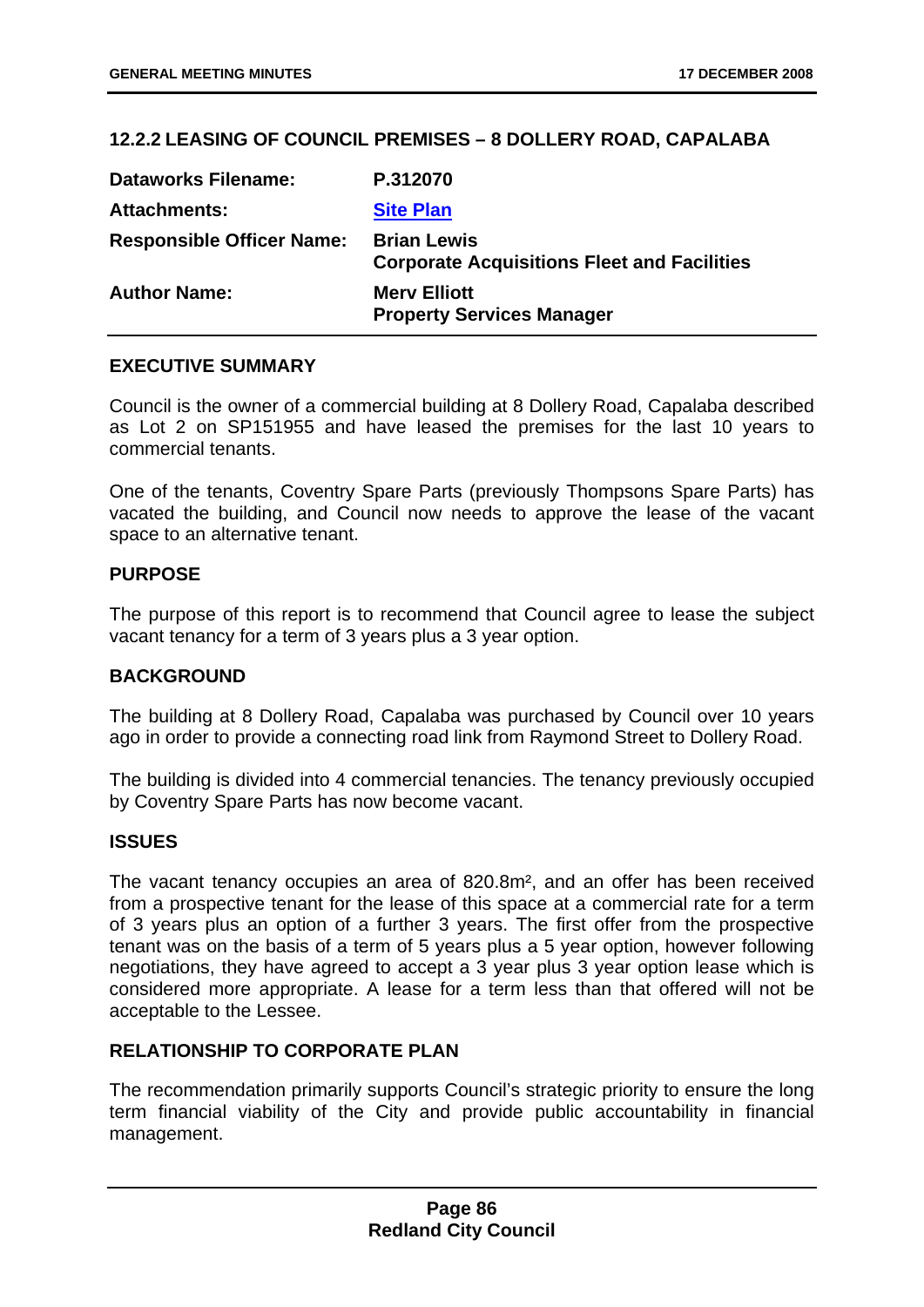## 12.2.2 LEASING OF COUNCIL PREMISES – 8 DOLLERY ROAD, CAPALABA

| | |
|---|---|
| **Dataworks Filename:** | **P.312070** |
| **Attachments:** | **Site Plan** |
| **Responsible Officer Name:** | **Brian Lewis**<br>**Corporate Acquisitions Fleet and Facilities** |
| **Author Name:** | **Merv Elliott**<br>**Property Services Manager** |

### EXECUTIVE SUMMARY

Council is the owner of a commercial building at 8 Dollery Road, Capalaba described as Lot 2 on SP151955 and have leased the premises for the last 10 years to commercial tenants.

One of the tenants, Coventry Spare Parts (previously Thompsons Spare Parts) has vacated the building, and Council now needs to approve the lease of the vacant space to an alternative tenant.

### PURPOSE

The purpose of this report is to recommend that Council agree to lease the subject vacant tenancy for a term of 3 years plus a 3 year option.

### BACKGROUND

The building at 8 Dollery Road, Capalaba was purchased by Council over 10 years ago in order to provide a connecting road link from Raymond Street to Dollery Road.

The building is divided into 4 commercial tenancies. The tenancy previously occupied by Coventry Spare Parts has now become vacant.

### ISSUES

The vacant tenancy occupies an area of 820.8m², and an offer has been received from a prospective tenant for the lease of this space at a commercial rate for a term of 3 years plus an option of a further 3 years. The first offer from the prospective tenant was on the basis of a term of 5 years plus a 5 year option, however following negotiations, they have agreed to accept a 3 year plus 3 year option lease which is considered more appropriate. A lease for a term less than that offered will not be acceptable to the Lessee.

### RELATIONSHIP TO CORPORATE PLAN

The recommendation primarily supports Council's strategic priority to ensure the long term financial viability of the City and provide public accountability in financial management.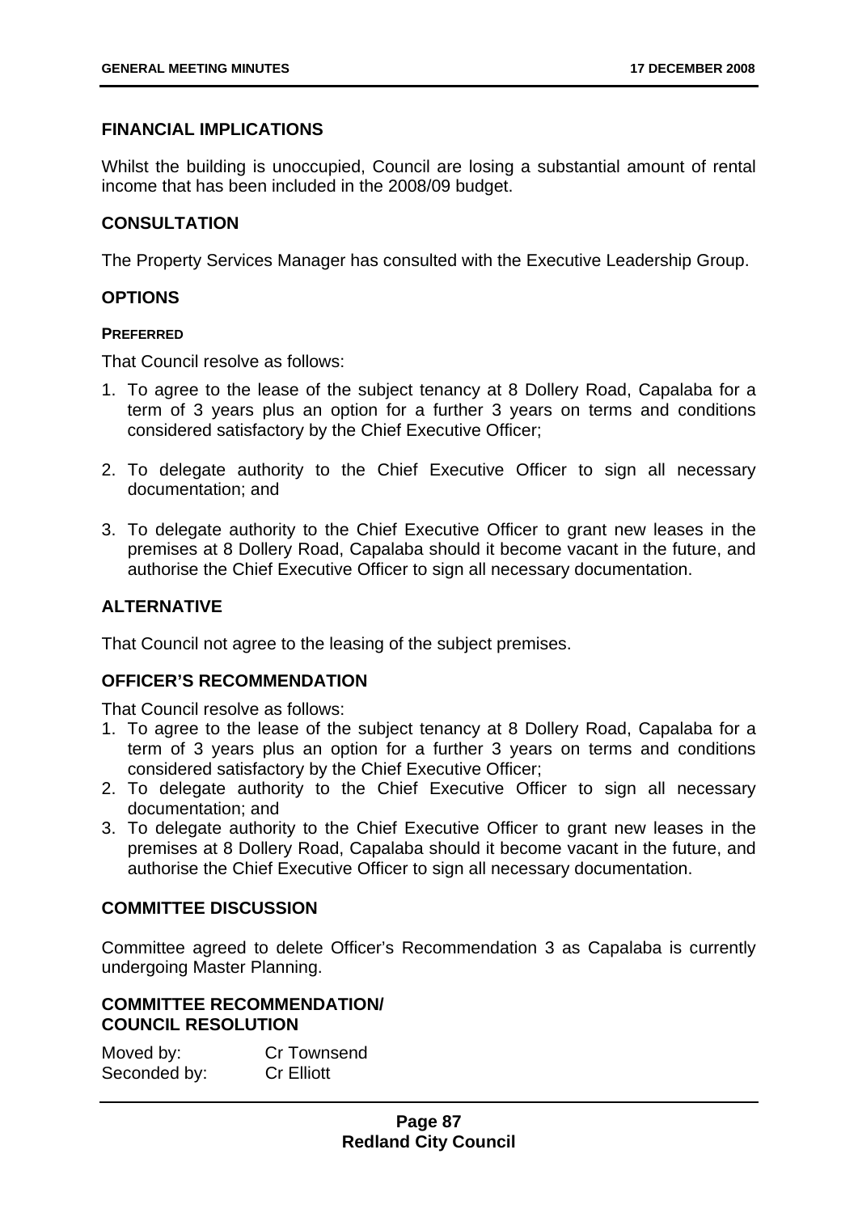## FINANCIAL IMPLICATIONS

Whilst the building is unoccupied, Council are losing a substantial amount of rental income that has been included in the 2008/09 budget.

## CONSULTATION

The Property Services Manager has consulted with the Executive Leadership Group.

## OPTIONS

#### PREFERRED

That Council resolve as follows:

1. To agree to the lease of the subject tenancy at 8 Dollery Road, Capalaba for a term of 3 years plus an option for a further 3 years on terms and conditions considered satisfactory by the Chief Executive Officer;

2. To delegate authority to the Chief Executive Officer to sign all necessary documentation; and

3. To delegate authority to the Chief Executive Officer to grant new leases in the premises at 8 Dollery Road, Capalaba should it become vacant in the future, and authorise the Chief Executive Officer to sign all necessary documentation.

## ALTERNATIVE

That Council not agree to the leasing of the subject premises.

## OFFICER'S RECOMMENDATION

That Council resolve as follows:
1. To agree to the lease of the subject tenancy at 8 Dollery Road, Capalaba for a term of 3 years plus an option for a further 3 years on terms and conditions considered satisfactory by the Chief Executive Officer;
2. To delegate authority to the Chief Executive Officer to sign all necessary documentation; and
3. To delegate authority to the Chief Executive Officer to grant new leases in the premises at 8 Dollery Road, Capalaba should it become vacant in the future, and authorise the Chief Executive Officer to sign all necessary documentation.

## COMMITTEE DISCUSSION

Committee agreed to delete Officer's Recommendation 3 as Capalaba is currently undergoing Master Planning.

## COMMITTEE RECOMMENDATION/ COUNCIL RESOLUTION

Moved by: Cr Townsend
Seconded by: Cr Elliott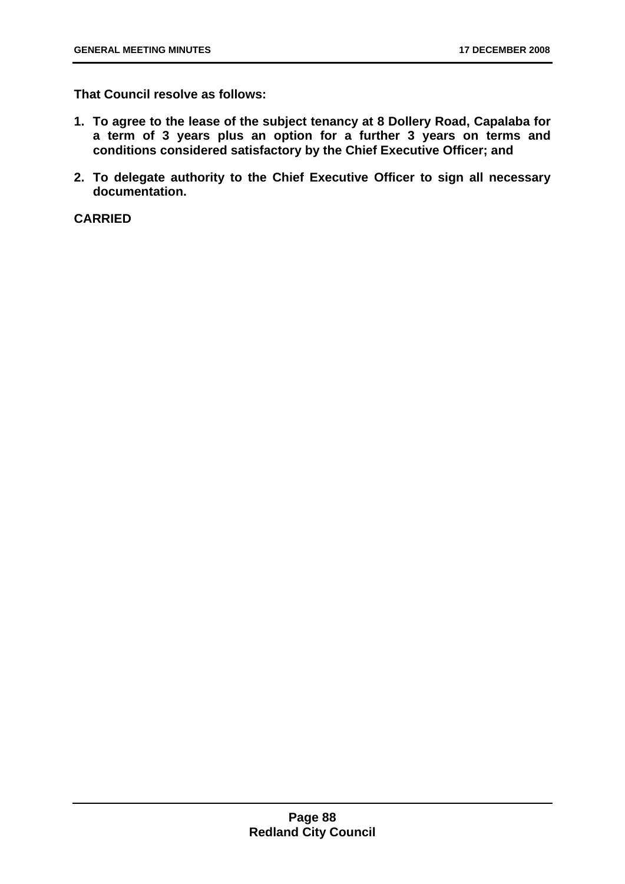**That Council resolve as follows:**

1. **To agree to the lease of the subject tenancy at 8 Dollery Road, Capalaba for a term of 3 years plus an option for a further 3 years on terms and conditions considered satisfactory by the Chief Executive Officer; and**
2. **To delegate authority to the Chief Executive Officer to sign all necessary documentation.**

**CARRIED**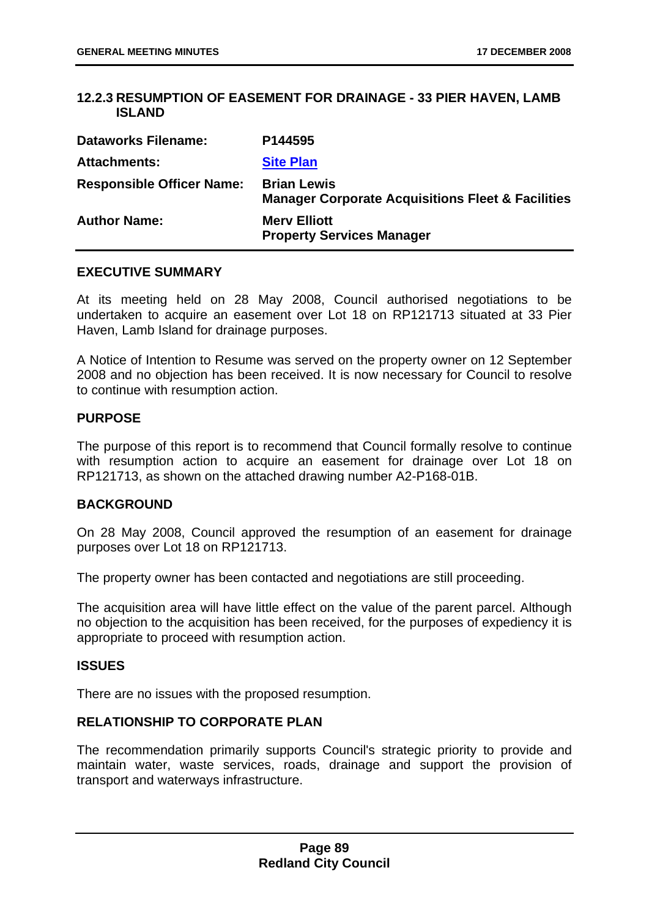## 12.2.3 RESUMPTION OF EASEMENT FOR DRAINAGE - 33 PIER HAVEN, LAMB ISLAND

| | |
|---|---|
| **Dataworks Filename:** | **P144595** |
| **Attachments:** | **Site Plan** |
| **Responsible Officer Name:** | **Brian Lewis**<br>**Manager Corporate Acquisitions Fleet & Facilities** |
| **Author Name:** | **Merv Elliott**<br>**Property Services Manager** |

### EXECUTIVE SUMMARY

At its meeting held on 28 May 2008, Council authorised negotiations to be undertaken to acquire an easement over Lot 18 on RP121713 situated at 33 Pier Haven, Lamb Island for drainage purposes.

A Notice of Intention to Resume was served on the property owner on 12 September 2008 and no objection has been received. It is now necessary for Council to resolve to continue with resumption action.

### PURPOSE

The purpose of this report is to recommend that Council formally resolve to continue with resumption action to acquire an easement for drainage over Lot 18 on RP121713, as shown on the attached drawing number A2-P168-01B.

### BACKGROUND

On 28 May 2008, Council approved the resumption of an easement for drainage purposes over Lot 18 on RP121713.

The property owner has been contacted and negotiations are still proceeding.

The acquisition area will have little effect on the value of the parent parcel. Although no objection to the acquisition has been received, for the purposes of expediency it is appropriate to proceed with resumption action.

### ISSUES

There are no issues with the proposed resumption.

### RELATIONSHIP TO CORPORATE PLAN

The recommendation primarily supports Council's strategic priority to provide and maintain water, waste services, roads, drainage and support the provision of transport and waterways infrastructure.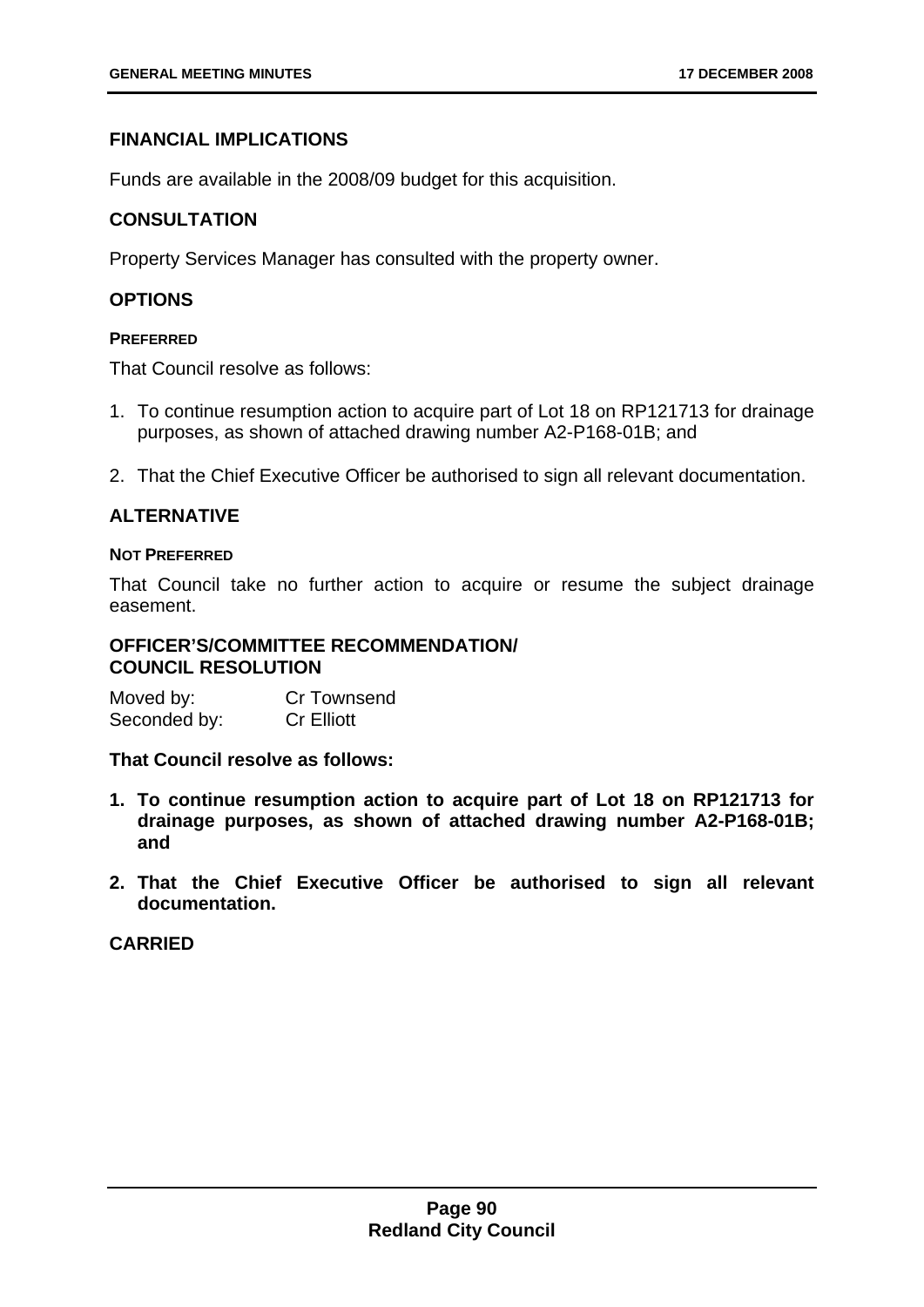## FINANCIAL IMPLICATIONS

Funds are available in the 2008/09 budget for this acquisition.

## CONSULTATION

Property Services Manager has consulted with the property owner.

## OPTIONS

#### PREFERRED

That Council resolve as follows:

1. To continue resumption action to acquire part of Lot 18 on RP121713 for drainage purposes, as shown of attached drawing number A2-P168-01B; and

2. That the Chief Executive Officer be authorised to sign all relevant documentation.

## ALTERNATIVE

#### NOT PREFERRED

That Council take no further action to acquire or resume the subject drainage easement.

## OFFICER'S/COMMITTEE RECOMMENDATION/ COUNCIL RESOLUTION

Moved by: Cr Townsend
Seconded by: Cr Elliott

**That Council resolve as follows:**

1. **To continue resumption action to acquire part of Lot 18 on RP121713 for drainage purposes, as shown of attached drawing number A2-P168-01B; and**

2. **That the Chief Executive Officer be authorised to sign all relevant documentation.**

**CARRIED**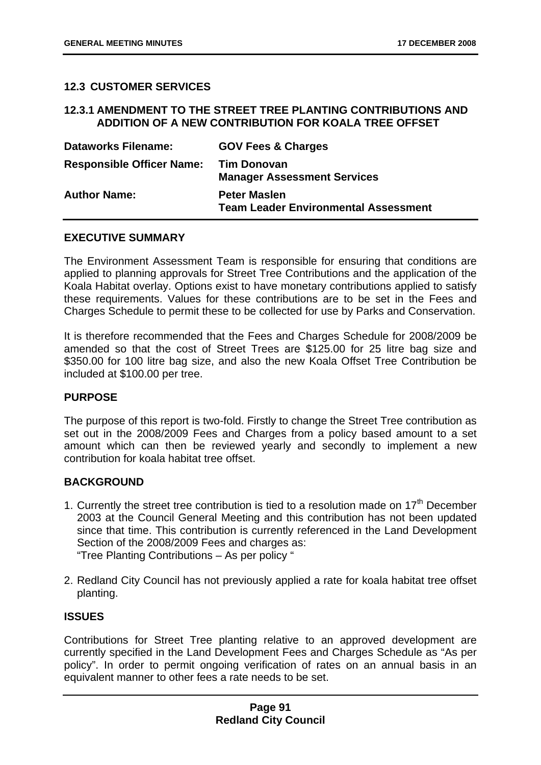## 12.3 CUSTOMER SERVICES

### 12.3.1 AMENDMENT TO THE STREET TREE PLANTING CONTRIBUTIONS AND ADDITION OF A NEW CONTRIBUTION FOR KOALA TREE OFFSET

| | |
|---|---|
| **Dataworks Filename:** | **GOV Fees & Charges** |
| **Responsible Officer Name:** | **Tim Donovan**<br>**Manager Assessment Services** |
| **Author Name:** | **Peter Maslen**<br>**Team Leader Environmental Assessment** |

**EXECUTIVE SUMMARY**

The Environment Assessment Team is responsible for ensuring that conditions are applied to planning approvals for Street Tree Contributions and the application of the Koala Habitat overlay. Options exist to have monetary contributions applied to satisfy these requirements. Values for these contributions are to be set in the Fees and Charges Schedule to permit these to be collected for use by Parks and Conservation.

It is therefore recommended that the Fees and Charges Schedule for 2008/2009 be amended so that the cost of Street Trees are $125.00 for 25 litre bag size and $350.00 for 100 litre bag size, and also the new Koala Offset Tree Contribution be included at $100.00 per tree.

**PURPOSE**

The purpose of this report is two-fold. Firstly to change the Street Tree contribution as set out in the 2008/2009 Fees and Charges from a policy based amount to a set amount which can then be reviewed yearly and secondly to implement a new contribution for koala habitat tree offset.

**BACKGROUND**

1. Currently the street tree contribution is tied to a resolution made on 17th December 2003 at the Council General Meeting and this contribution has not been updated since that time. This contribution is currently referenced in the Land Development Section of the 2008/2009 Fees and charges as:
   "Tree Planting Contributions – As per policy "

2. Redland City Council has not previously applied a rate for koala habitat tree offset planting.

**ISSUES**

Contributions for Street Tree planting relative to an approved development are currently specified in the Land Development Fees and Charges Schedule as "As per policy". In order to permit ongoing verification of rates on an annual basis in an equivalent manner to other fees a rate needs to be set.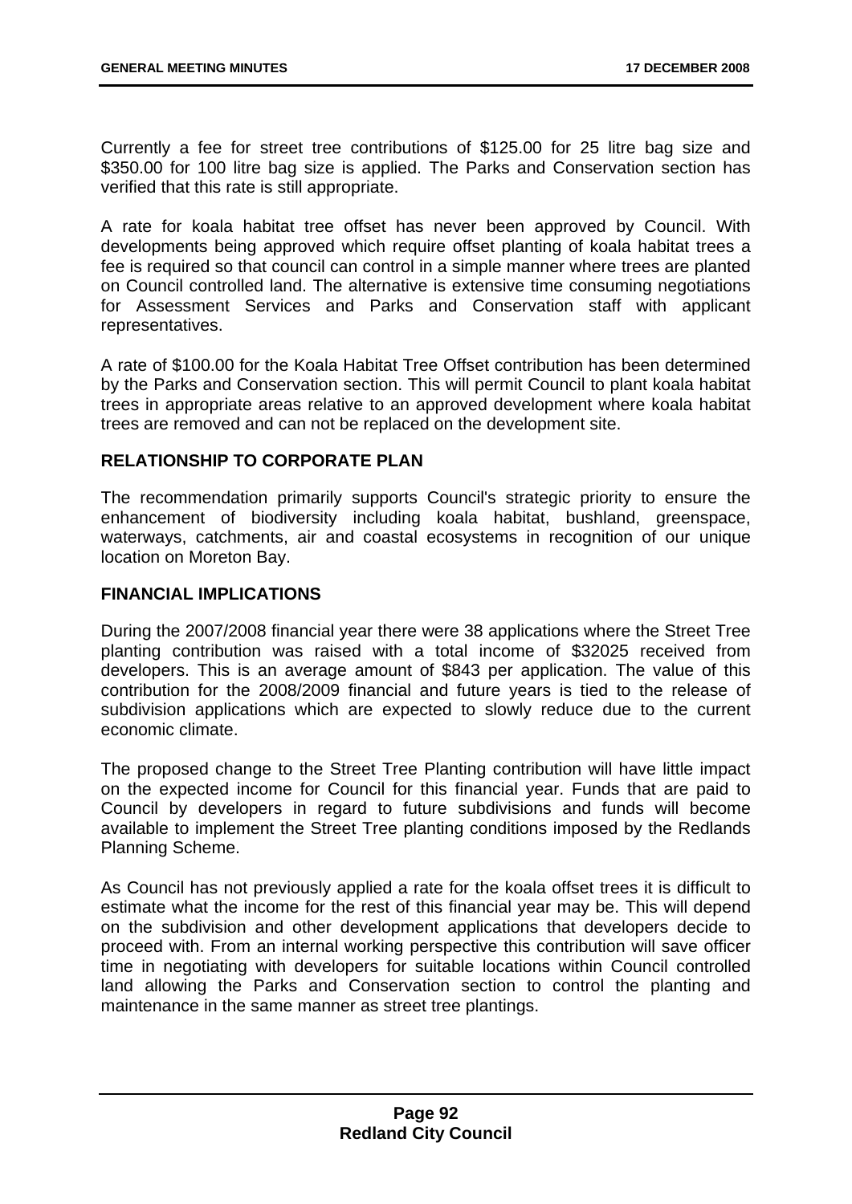Currently a fee for street tree contributions of $125.00 for 25 litre bag size and $350.00 for 100 litre bag size is applied. The Parks and Conservation section has verified that this rate is still appropriate.

A rate for koala habitat tree offset has never been approved by Council. With developments being approved which require offset planting of koala habitat trees a fee is required so that council can control in a simple manner where trees are planted on Council controlled land. The alternative is extensive time consuming negotiations for Assessment Services and Parks and Conservation staff with applicant representatives.

A rate of $100.00 for the Koala Habitat Tree Offset contribution has been determined by the Parks and Conservation section. This will permit Council to plant koala habitat trees in appropriate areas relative to an approved development where koala habitat trees are removed and can not be replaced on the development site.

## RELATIONSHIP TO CORPORATE PLAN

The recommendation primarily supports Council's strategic priority to ensure the enhancement of biodiversity including koala habitat, bushland, greenspace, waterways, catchments, air and coastal ecosystems in recognition of our unique location on Moreton Bay.

## FINANCIAL IMPLICATIONS

During the 2007/2008 financial year there were 38 applications where the Street Tree planting contribution was raised with a total income of $32025 received from developers. This is an average amount of $843 per application. The value of this contribution for the 2008/2009 financial and future years is tied to the release of subdivision applications which are expected to slowly reduce due to the current economic climate.

The proposed change to the Street Tree Planting contribution will have little impact on the expected income for Council for this financial year. Funds that are paid to Council by developers in regard to future subdivisions and funds will become available to implement the Street Tree planting conditions imposed by the Redlands Planning Scheme.

As Council has not previously applied a rate for the koala offset trees it is difficult to estimate what the income for the rest of this financial year may be. This will depend on the subdivision and other development applications that developers decide to proceed with. From an internal working perspective this contribution will save officer time in negotiating with developers for suitable locations within Council controlled land allowing the Parks and Conservation section to control the planting and maintenance in the same manner as street tree plantings.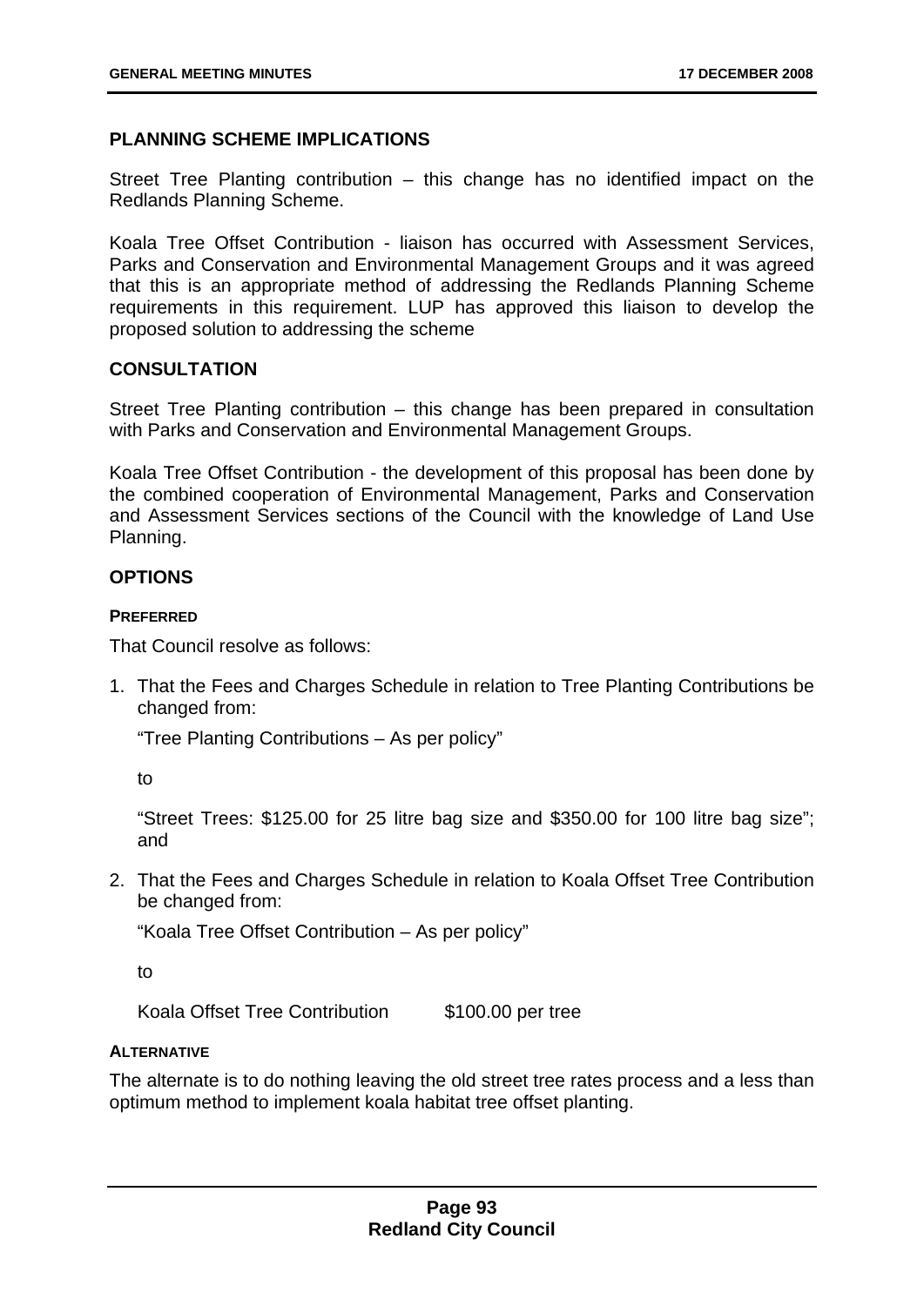## PLANNING SCHEME IMPLICATIONS

Street Tree Planting contribution – this change has no identified impact on the Redlands Planning Scheme.

Koala Tree Offset Contribution - liaison has occurred with Assessment Services, Parks and Conservation and Environmental Management Groups and it was agreed that this is an appropriate method of addressing the Redlands Planning Scheme requirements in this requirement. LUP has approved this liaison to develop the proposed solution to addressing the scheme

## CONSULTATION

Street Tree Planting contribution – this change has been prepared in consultation with Parks and Conservation and Environmental Management Groups.

Koala Tree Offset Contribution - the development of this proposal has been done by the combined cooperation of Environmental Management, Parks and Conservation and Assessment Services sections of the Council with the knowledge of Land Use Planning.

## OPTIONS

### PREFERRED

That Council resolve as follows:

1. That the Fees and Charges Schedule in relation to Tree Planting Contributions be changed from:

   "Tree Planting Contributions – As per policy"

   to

   "Street Trees: $125.00 for 25 litre bag size and $350.00 for 100 litre bag size"; and

2. That the Fees and Charges Schedule in relation to Koala Offset Tree Contribution be changed from:

   "Koala Tree Offset Contribution – As per policy"

   to

   Koala Offset Tree Contribution $100.00 per tree

### ALTERNATIVE

The alternate is to do nothing leaving the old street tree rates process and a less than optimum method to implement koala habitat tree offset planting.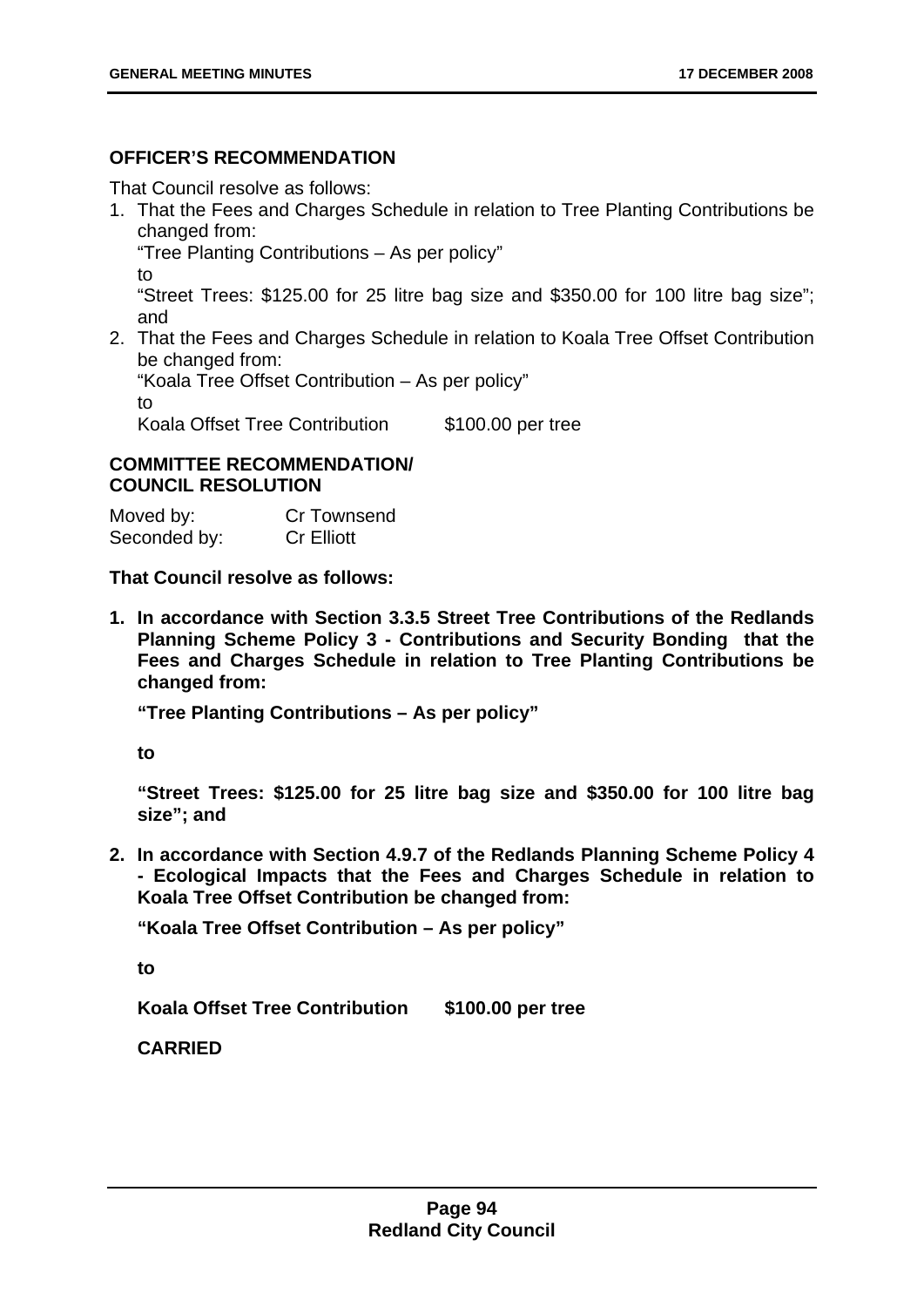**OFFICER'S RECOMMENDATION**

That Council resolve as follows:

1. That the Fees and Charges Schedule in relation to Tree Planting Contributions be changed from:

   "Tree Planting Contributions – As per policy"

   to

   "Street Trees: $125.00 for 25 litre bag size and $350.00 for 100 litre bag size"; and

2. That the Fees and Charges Schedule in relation to Koala Tree Offset Contribution be changed from:

   "Koala Tree Offset Contribution – As per policy"

   to

   Koala Offset Tree Contribution          $100.00 per tree

**COMMITTEE RECOMMENDATION/
COUNCIL RESOLUTION**

Moved by: Cr Townsend
Seconded by: Cr Elliott

**That Council resolve as follows:**

1. **In accordance with Section 3.3.5 Street Tree Contributions of the Redlands Planning Scheme Policy 3 - Contributions and Security Bonding that the Fees and Charges Schedule in relation to Tree Planting Contributions be changed from:**

   **"Tree Planting Contributions – As per policy"**

   **to**

   **"Street Trees: $125.00 for 25 litre bag size and $350.00 for 100 litre bag size"; and**

2. **In accordance with Section 4.9.7 of the Redlands Planning Scheme Policy 4 - Ecological Impacts that the Fees and Charges Schedule in relation to Koala Tree Offset Contribution be changed from:**

   **"Koala Tree Offset Contribution – As per policy"**

   **to**

   **Koala Offset Tree Contribution          $100.00 per tree**

   **CARRIED**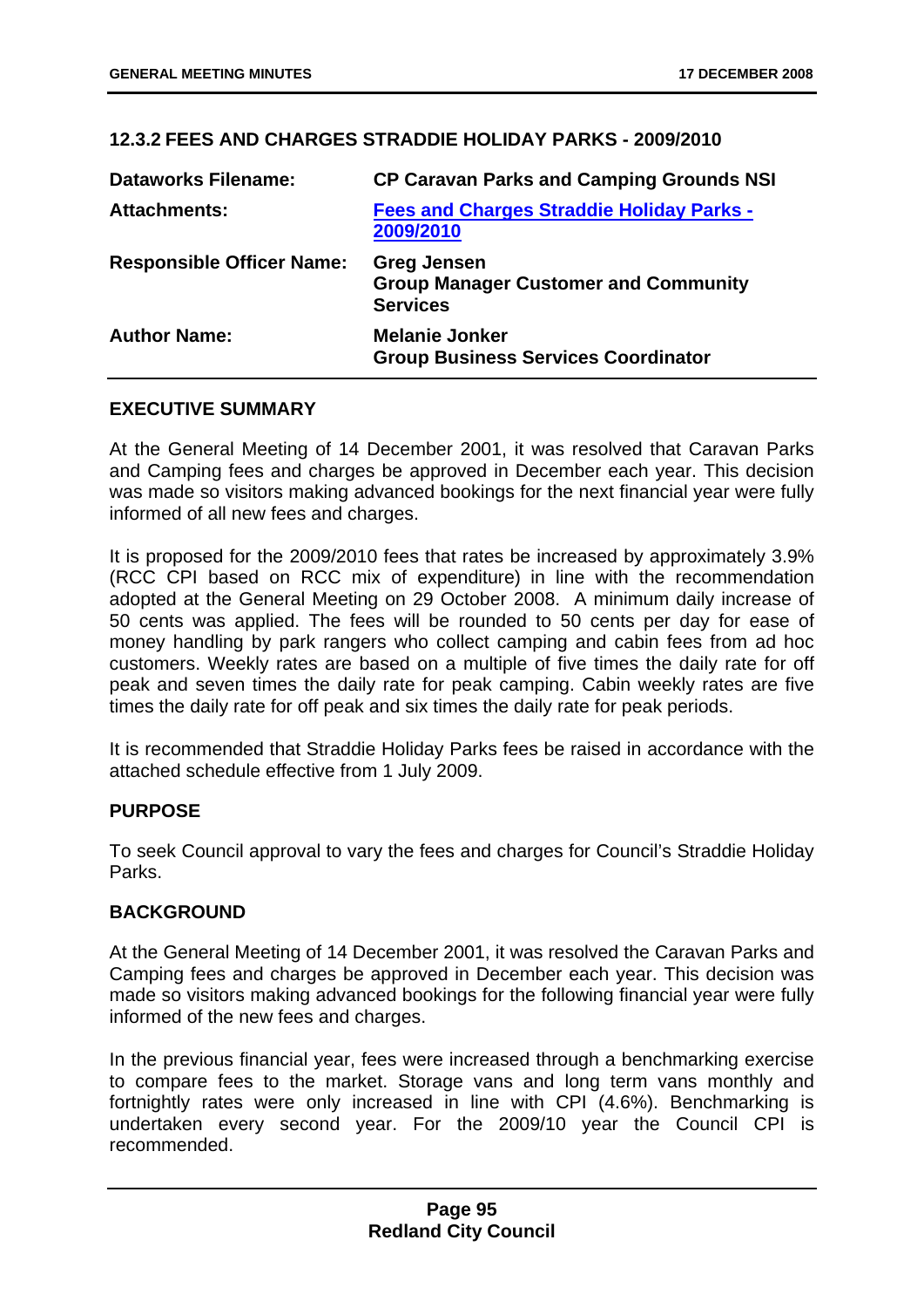### 12.3.2 FEES AND CHARGES STRADDIE HOLIDAY PARKS - 2009/2010

| | |
|---|---|
| **Dataworks Filename:** | **CP Caravan Parks and Camping Grounds NSI** |
| **Attachments:** | **Fees and Charges Straddie Holiday Parks - 2009/2010** |
| **Responsible Officer Name:** | **Greg Jensen**<br>**Group Manager Customer and Community Services** |
| **Author Name:** | **Melanie Jonker**<br>**Group Business Services Coordinator** |

#### EXECUTIVE SUMMARY

At the General Meeting of 14 December 2001, it was resolved that Caravan Parks and Camping fees and charges be approved in December each year. This decision was made so visitors making advanced bookings for the next financial year were fully informed of all new fees and charges.

It is proposed for the 2009/2010 fees that rates be increased by approximately 3.9% (RCC CPI based on RCC mix of expenditure) in line with the recommendation adopted at the General Meeting on 29 October 2008. A minimum daily increase of 50 cents was applied. The fees will be rounded to 50 cents per day for ease of money handling by park rangers who collect camping and cabin fees from ad hoc customers. Weekly rates are based on a multiple of five times the daily rate for off peak and seven times the daily rate for peak camping. Cabin weekly rates are five times the daily rate for off peak and six times the daily rate for peak periods.

It is recommended that Straddie Holiday Parks fees be raised in accordance with the attached schedule effective from 1 July 2009.

#### PURPOSE

To seek Council approval to vary the fees and charges for Council's Straddie Holiday Parks.

#### BACKGROUND

At the General Meeting of 14 December 2001, it was resolved the Caravan Parks and Camping fees and charges be approved in December each year. This decision was made so visitors making advanced bookings for the following financial year were fully informed of the new fees and charges.

In the previous financial year, fees were increased through a benchmarking exercise to compare fees to the market. Storage vans and long term vans monthly and fortnightly rates were only increased in line with CPI (4.6%). Benchmarking is undertaken every second year. For the 2009/10 year the Council CPI is recommended.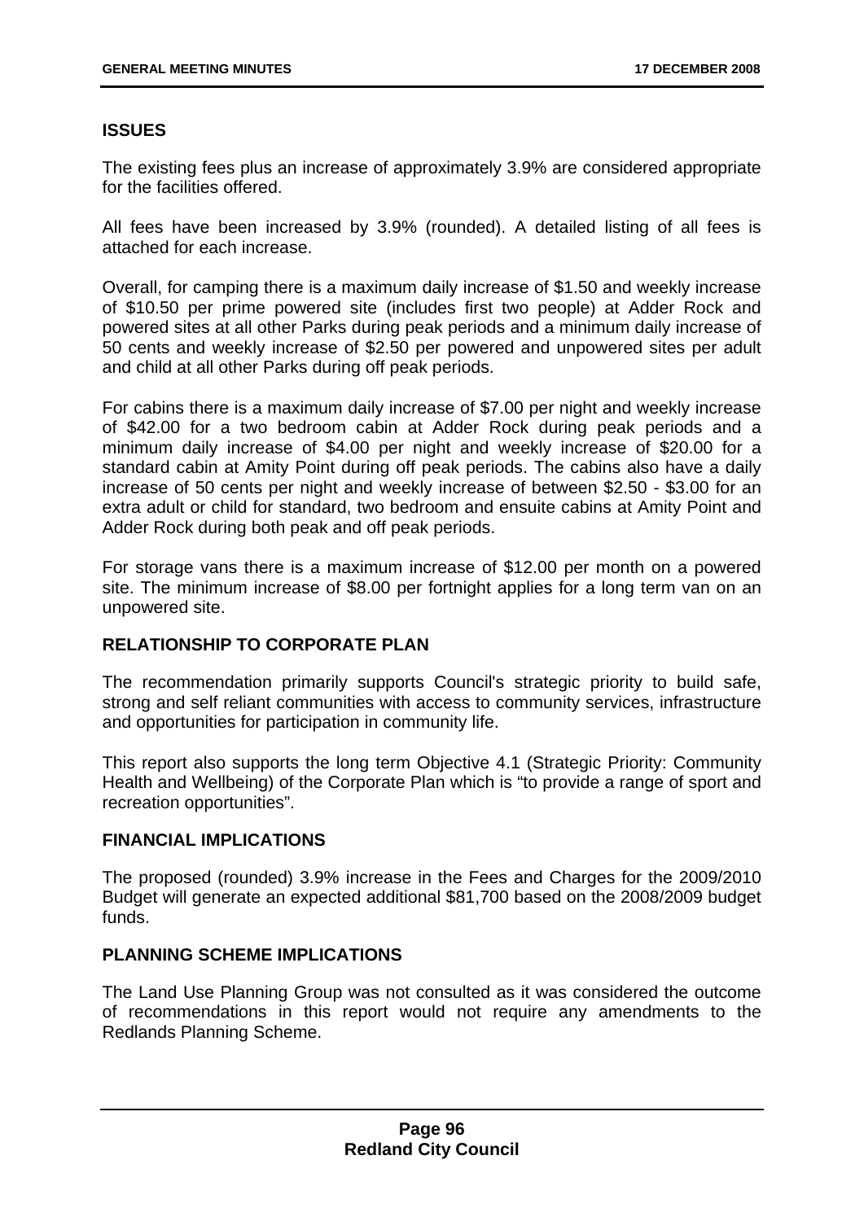## ISSUES

The existing fees plus an increase of approximately 3.9% are considered appropriate for the facilities offered.

All fees have been increased by 3.9% (rounded). A detailed listing of all fees is attached for each increase.

Overall, for camping there is a maximum daily increase of $1.50 and weekly increase of $10.50 per prime powered site (includes first two people) at Adder Rock and powered sites at all other Parks during peak periods and a minimum daily increase of 50 cents and weekly increase of $2.50 per powered and unpowered sites per adult and child at all other Parks during off peak periods.

For cabins there is a maximum daily increase of $7.00 per night and weekly increase of $42.00 for a two bedroom cabin at Adder Rock during peak periods and a minimum daily increase of $4.00 per night and weekly increase of $20.00 for a standard cabin at Amity Point during off peak periods. The cabins also have a daily increase of 50 cents per night and weekly increase of between $2.50 - $3.00 for an extra adult or child for standard, two bedroom and ensuite cabins at Amity Point and Adder Rock during both peak and off peak periods.

For storage vans there is a maximum increase of $12.00 per month on a powered site. The minimum increase of $8.00 per fortnight applies for a long term van on an unpowered site.

## RELATIONSHIP TO CORPORATE PLAN

The recommendation primarily supports Council's strategic priority to build safe, strong and self reliant communities with access to community services, infrastructure and opportunities for participation in community life.

This report also supports the long term Objective 4.1 (Strategic Priority: Community Health and Wellbeing) of the Corporate Plan which is "to provide a range of sport and recreation opportunities".

## FINANCIAL IMPLICATIONS

The proposed (rounded) 3.9% increase in the Fees and Charges for the 2009/2010 Budget will generate an expected additional $81,700 based on the 2008/2009 budget funds.

## PLANNING SCHEME IMPLICATIONS

The Land Use Planning Group was not consulted as it was considered the outcome of recommendations in this report would not require any amendments to the Redlands Planning Scheme.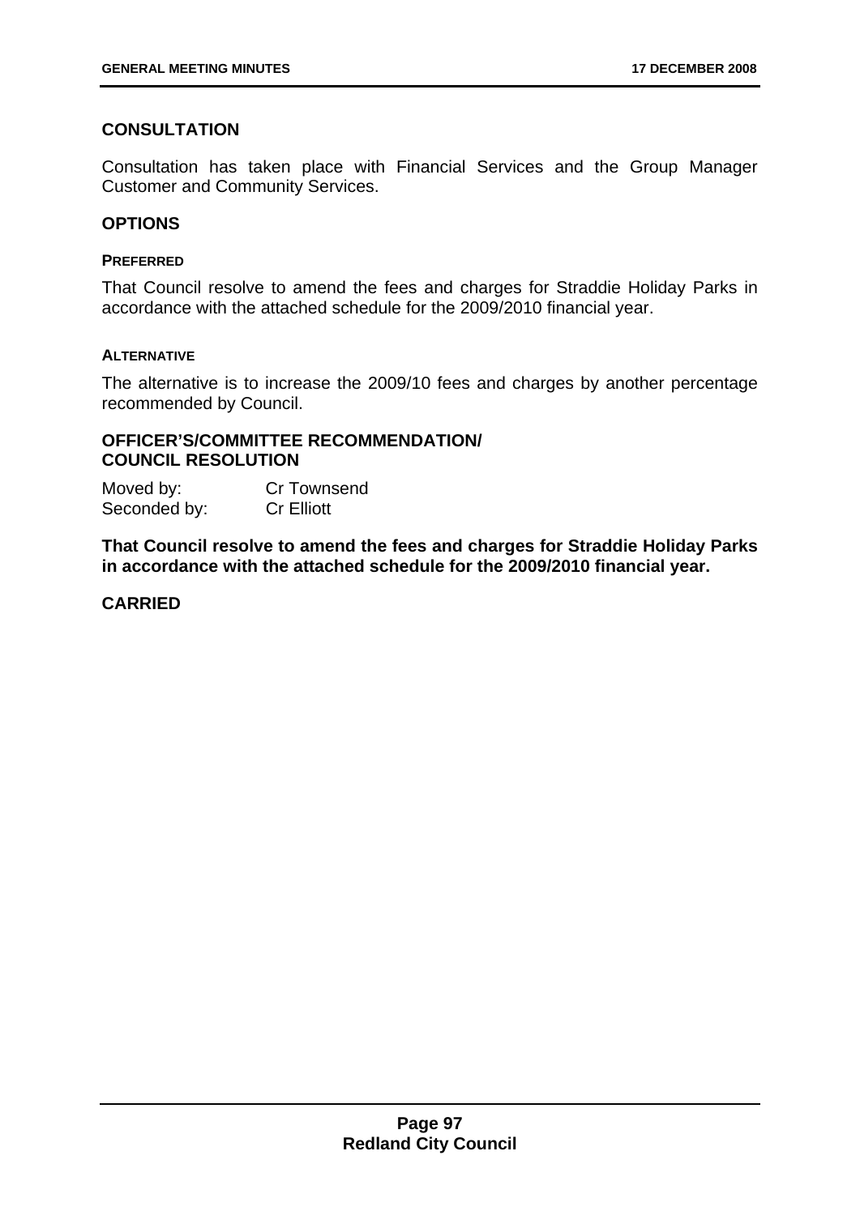## CONSULTATION

Consultation has taken place with Financial Services and the Group Manager Customer and Community Services.

## OPTIONS

### PREFERRED

That Council resolve to amend the fees and charges for Straddie Holiday Parks in accordance with the attached schedule for the 2009/2010 financial year.

### ALTERNATIVE

The alternative is to increase the 2009/10 fees and charges by another percentage recommended by Council.

## OFFICER'S/COMMITTEE RECOMMENDATION/ COUNCIL RESOLUTION

Moved by: Cr Townsend
Seconded by: Cr Elliott

**That Council resolve to amend the fees and charges for Straddie Holiday Parks in accordance with the attached schedule for the 2009/2010 financial year.**

**CARRIED**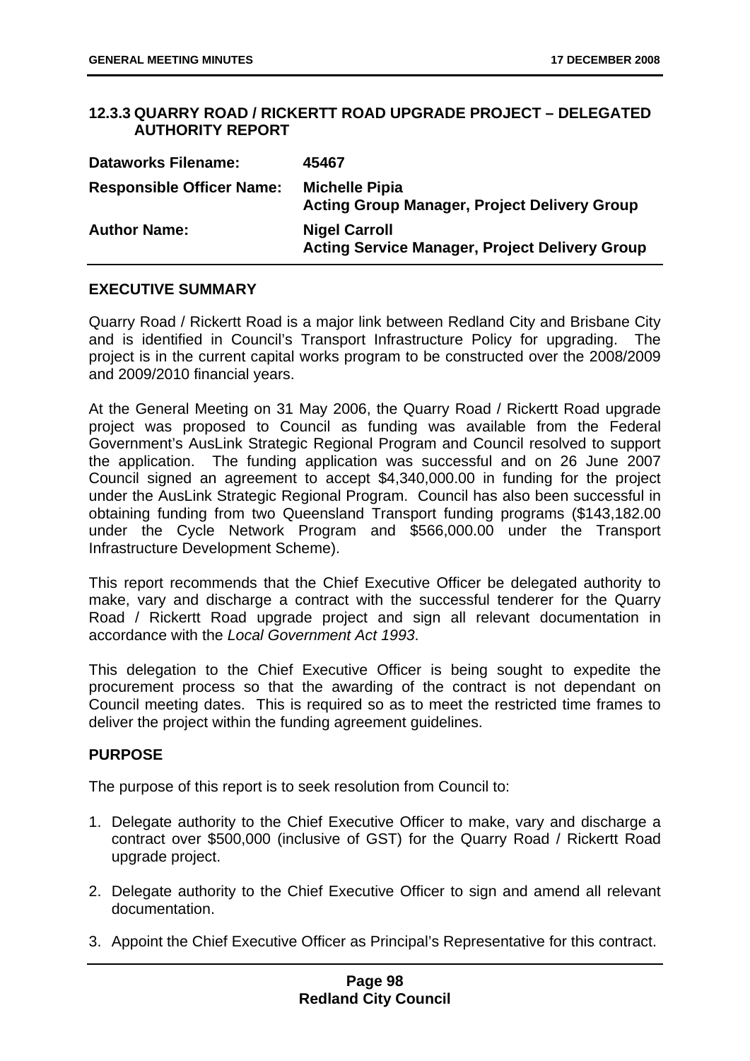### 12.3.3 QUARRY ROAD / RICKERTT ROAD UPGRADE PROJECT – DELEGATED AUTHORITY REPORT

| | |
|---|---|
| **Dataworks Filename:** | **45467** |
| **Responsible Officer Name:** | **Michelle Pipia**<br>**Acting Group Manager, Project Delivery Group** |
| **Author Name:** | **Nigel Carroll**<br>**Acting Service Manager, Project Delivery Group** |

#### EXECUTIVE SUMMARY

Quarry Road / Rickertt Road is a major link between Redland City and Brisbane City and is identified in Council's Transport Infrastructure Policy for upgrading. The project is in the current capital works program to be constructed over the 2008/2009 and 2009/2010 financial years.

At the General Meeting on 31 May 2006, the Quarry Road / Rickertt Road upgrade project was proposed to Council as funding was available from the Federal Government's AusLink Strategic Regional Program and Council resolved to support the application. The funding application was successful and on 26 June 2007 Council signed an agreement to accept $4,340,000.00 in funding for the project under the AusLink Strategic Regional Program. Council has also been successful in obtaining funding from two Queensland Transport funding programs ($143,182.00 under the Cycle Network Program and $566,000.00 under the Transport Infrastructure Development Scheme).

This report recommends that the Chief Executive Officer be delegated authority to make, vary and discharge a contract with the successful tenderer for the Quarry Road / Rickertt Road upgrade project and sign all relevant documentation in accordance with the *Local Government Act 1993*.

This delegation to the Chief Executive Officer is being sought to expedite the procurement process so that the awarding of the contract is not dependant on Council meeting dates. This is required so as to meet the restricted time frames to deliver the project within the funding agreement guidelines.

#### PURPOSE

The purpose of this report is to seek resolution from Council to:

1. Delegate authority to the Chief Executive Officer to make, vary and discharge a contract over $500,000 (inclusive of GST) for the Quarry Road / Rickertt Road upgrade project.
2. Delegate authority to the Chief Executive Officer to sign and amend all relevant documentation.
3. Appoint the Chief Executive Officer as Principal's Representative for this contract.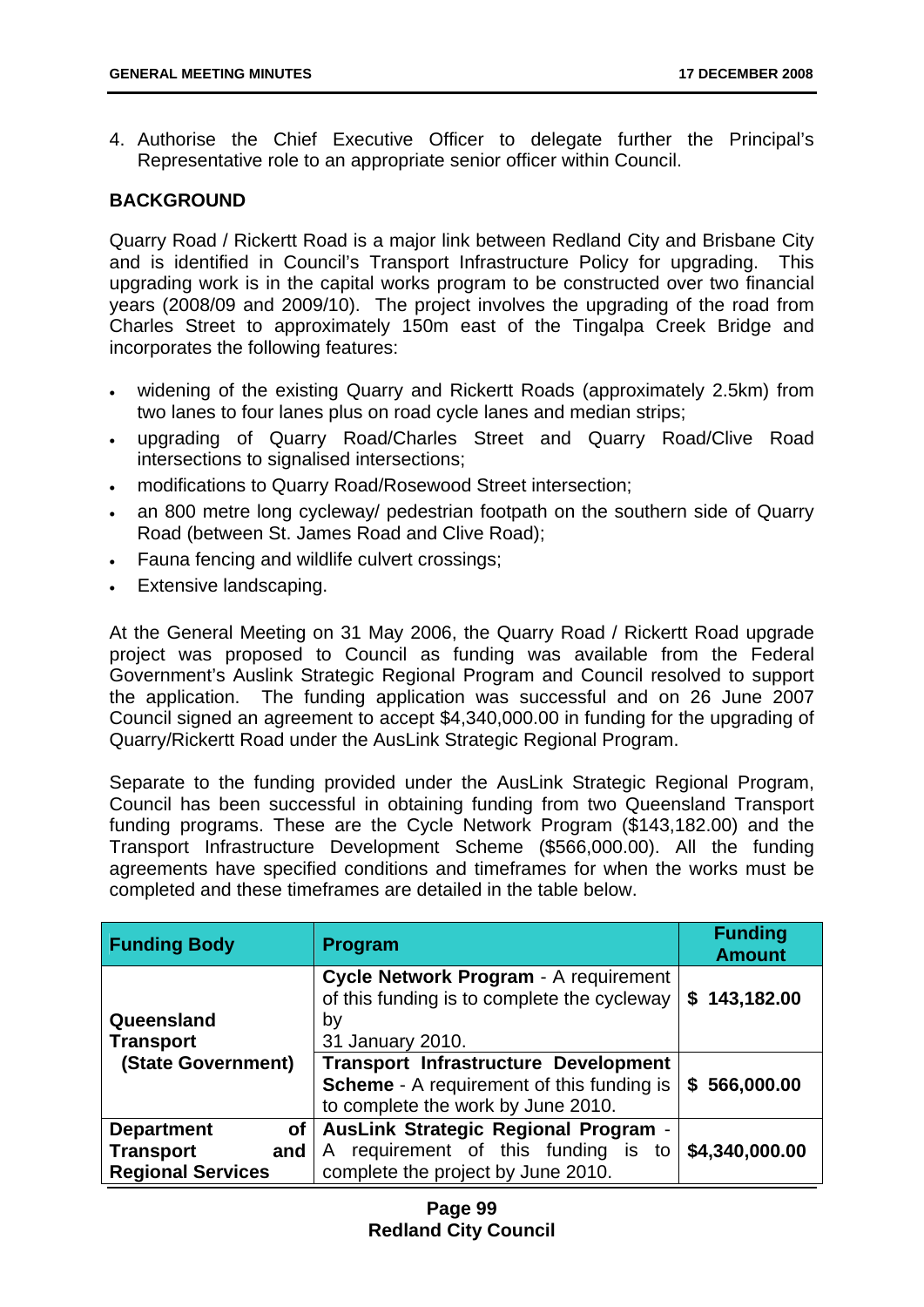4. Authorise the Chief Executive Officer to delegate further the Principal's Representative role to an appropriate senior officer within Council.

**BACKGROUND**

Quarry Road / Rickertt Road is a major link between Redland City and Brisbane City and is identified in Council's Transport Infrastructure Policy for upgrading. This upgrading work is in the capital works program to be constructed over two financial years (2008/09 and 2009/10). The project involves the upgrading of the road from Charles Street to approximately 150m east of the Tingalpa Creek Bridge and incorporates the following features:

- widening of the existing Quarry and Rickertt Roads (approximately 2.5km) from two lanes to four lanes plus on road cycle lanes and median strips;
- upgrading of Quarry Road/Charles Street and Quarry Road/Clive Road intersections to signalised intersections;
- modifications to Quarry Road/Rosewood Street intersection;
- an 800 metre long cycleway/ pedestrian footpath on the southern side of Quarry Road (between St. James Road and Clive Road);
- Fauna fencing and wildlife culvert crossings;
- Extensive landscaping.

At the General Meeting on 31 May 2006, the Quarry Road / Rickertt Road upgrade project was proposed to Council as funding was available from the Federal Government's Auslink Strategic Regional Program and Council resolved to support the application. The funding application was successful and on 26 June 2007 Council signed an agreement to accept $4,340,000.00 in funding for the upgrading of Quarry/Rickertt Road under the AusLink Strategic Regional Program.

Separate to the funding provided under the AusLink Strategic Regional Program, Council has been successful in obtaining funding from two Queensland Transport funding programs. These are the Cycle Network Program ($143,182.00) and the Transport Infrastructure Development Scheme ($566,000.00). All the funding agreements have specified conditions and timeframes for when the works must be completed and these timeframes are detailed in the table below.

| Funding Body | Program | Funding Amount |
|---|---|---|
| **Queensland Transport (State Government)** | **Cycle Network Program** - A requirement of this funding is to complete the cycleway by 31 January 2010. | **$ 143,182.00** |
| | **Transport Infrastructure Development Scheme** - A requirement of this funding is to complete the work by June 2010. | **$ 566,000.00** |
| **Department of Transport and Regional Services** | **AusLink Strategic Regional Program** - A requirement of this funding is to complete the project by June 2010. | **$4,340,000.00** |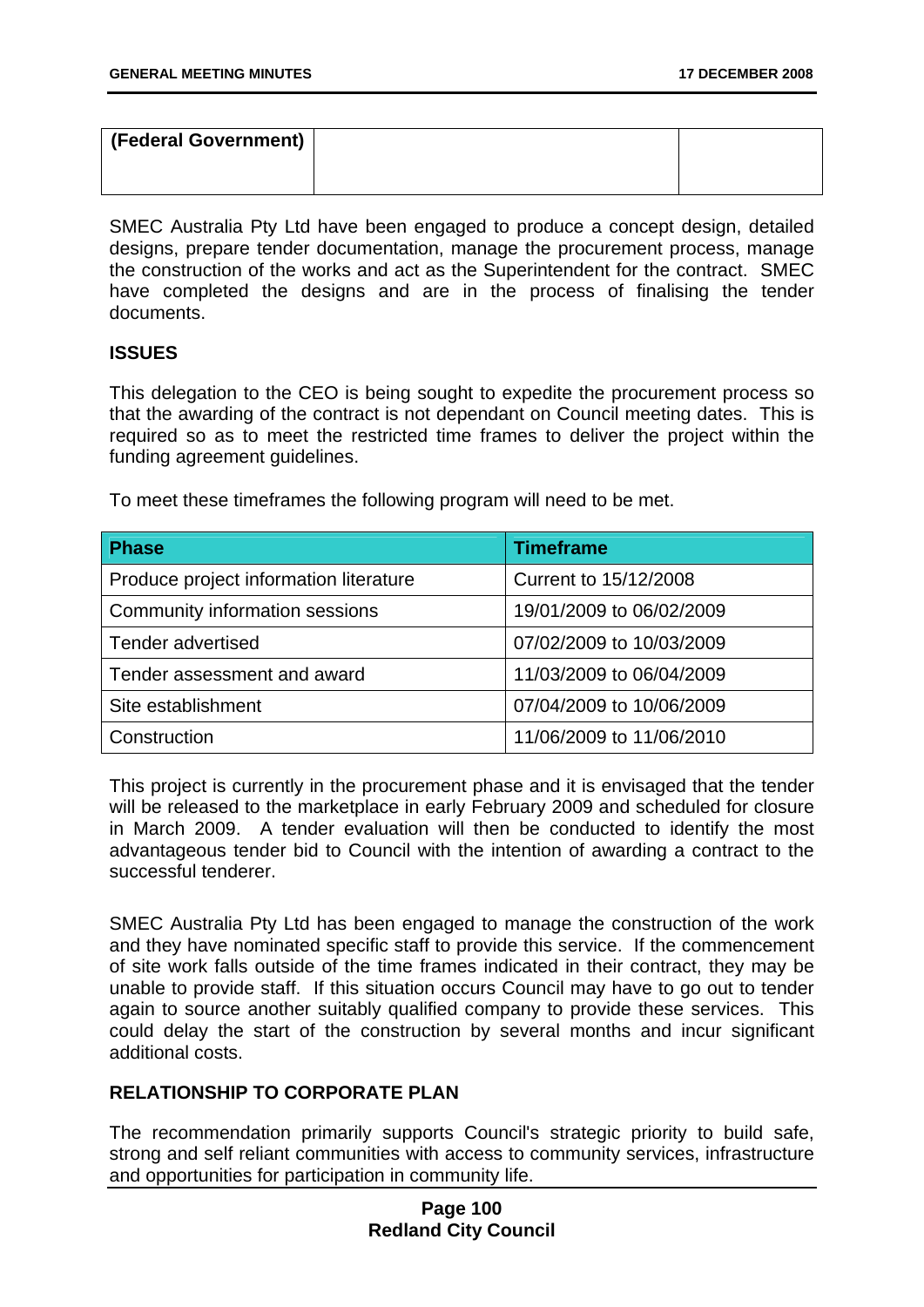| (Federal Government) | | |
|---|---|---|

SMEC Australia Pty Ltd have been engaged to produce a concept design, detailed designs, prepare tender documentation, manage the procurement process, manage the construction of the works and act as the Superintendent for the contract. SMEC have completed the designs and are in the process of finalising the tender documents.

**ISSUES**

This delegation to the CEO is being sought to expedite the procurement process so that the awarding of the contract is not dependant on Council meeting dates. This is required so as to meet the restricted time frames to deliver the project within the funding agreement guidelines.

To meet these timeframes the following program will need to be met.

| Phase | Timeframe |
|---|---|
| Produce project information literature | Current to 15/12/2008 |
| Community information sessions | 19/01/2009 to 06/02/2009 |
| Tender advertised | 07/02/2009 to 10/03/2009 |
| Tender assessment and award | 11/03/2009 to 06/04/2009 |
| Site establishment | 07/04/2009 to 10/06/2009 |
| Construction | 11/06/2009 to 11/06/2010 |

This project is currently in the procurement phase and it is envisaged that the tender will be released to the marketplace in early February 2009 and scheduled for closure in March 2009. A tender evaluation will then be conducted to identify the most advantageous tender bid to Council with the intention of awarding a contract to the successful tenderer.

SMEC Australia Pty Ltd has been engaged to manage the construction of the work and they have nominated specific staff to provide this service. If the commencement of site work falls outside of the time frames indicated in their contract, they may be unable to provide staff. If this situation occurs Council may have to go out to tender again to source another suitably qualified company to provide these services. This could delay the start of the construction by several months and incur significant additional costs.

**RELATIONSHIP TO CORPORATE PLAN**

The recommendation primarily supports Council's strategic priority to build safe, strong and self reliant communities with access to community services, infrastructure and opportunities for participation in community life.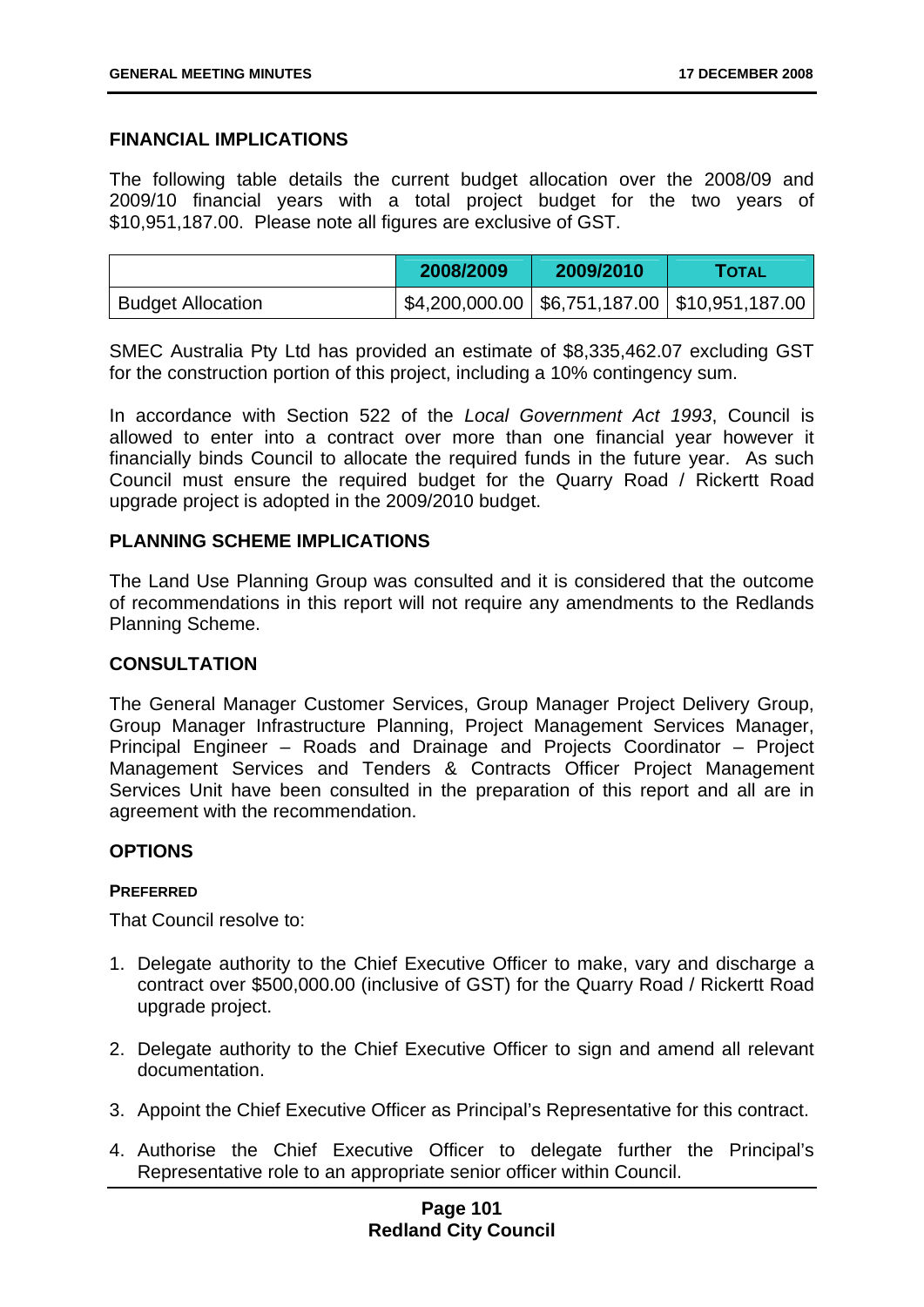## FINANCIAL IMPLICATIONS

The following table details the current budget allocation over the 2008/09 and 2009/10 financial years with a total project budget for the two years of $10,951,187.00. Please note all figures are exclusive of GST.

| | 2008/2009 | 2009/2010 | TOTAL |
|---|---|---|---|
| Budget Allocation | $4,200,000.00 | $6,751,187.00 | $10,951,187.00 |

SMEC Australia Pty Ltd has provided an estimate of $8,335,462.07 excluding GST for the construction portion of this project, including a 10% contingency sum.

In accordance with Section 522 of the *Local Government Act 1993*, Council is allowed to enter into a contract over more than one financial year however it financially binds Council to allocate the required funds in the future year. As such Council must ensure the required budget for the Quarry Road / Rickertt Road upgrade project is adopted in the 2009/2010 budget.

## PLANNING SCHEME IMPLICATIONS

The Land Use Planning Group was consulted and it is considered that the outcome of recommendations in this report will not require any amendments to the Redlands Planning Scheme.

## CONSULTATION

The General Manager Customer Services, Group Manager Project Delivery Group, Group Manager Infrastructure Planning, Project Management Services Manager, Principal Engineer – Roads and Drainage and Projects Coordinator – Project Management Services and Tenders & Contracts Officer Project Management Services Unit have been consulted in the preparation of this report and all are in agreement with the recommendation.

## OPTIONS

### PREFERRED

That Council resolve to:

1. Delegate authority to the Chief Executive Officer to make, vary and discharge a contract over $500,000.00 (inclusive of GST) for the Quarry Road / Rickertt Road upgrade project.
2. Delegate authority to the Chief Executive Officer to sign and amend all relevant documentation.
3. Appoint the Chief Executive Officer as Principal's Representative for this contract.
4. Authorise the Chief Executive Officer to delegate further the Principal's Representative role to an appropriate senior officer within Council.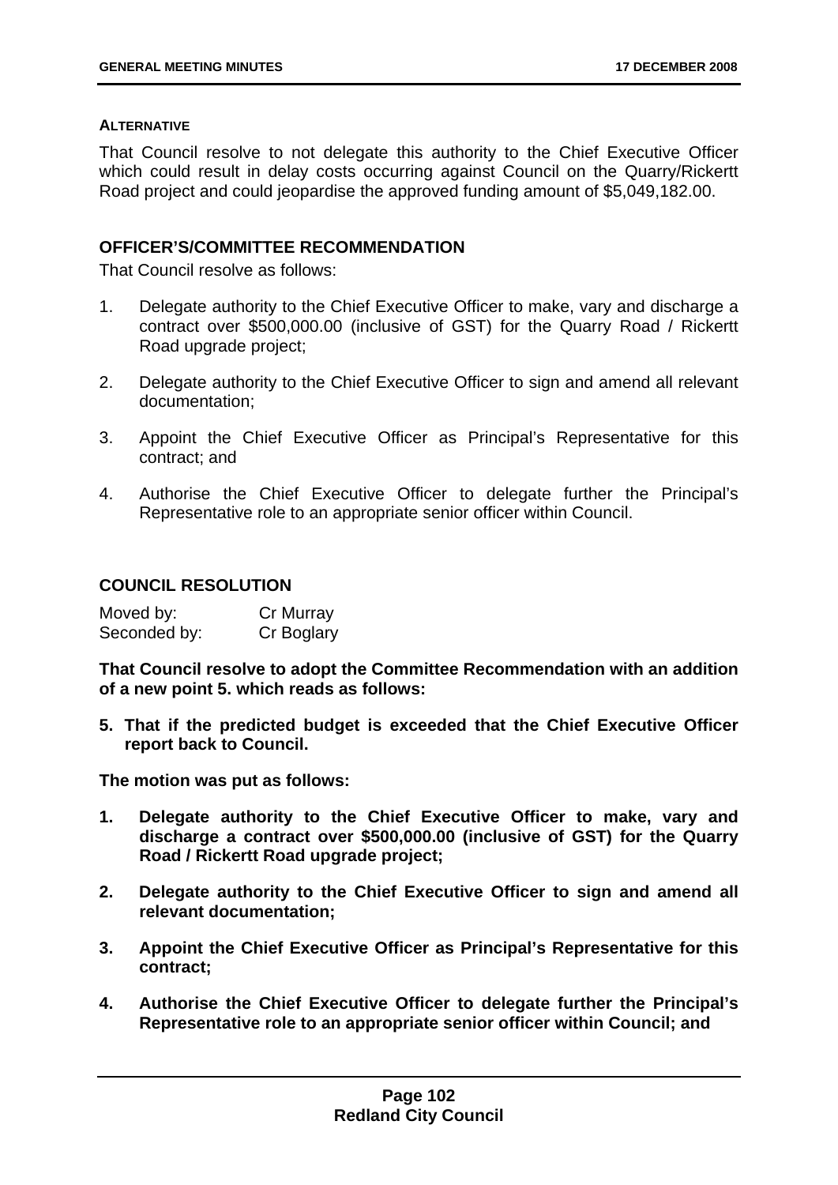#### ALTERNATIVE

That Council resolve to not delegate this authority to the Chief Executive Officer which could result in delay costs occurring against Council on the Quarry/Rickertt Road project and could jeopardise the approved funding amount of $5,049,182.00.

### OFFICER'S/COMMITTEE RECOMMENDATION

That Council resolve as follows:

1. Delegate authority to the Chief Executive Officer to make, vary and discharge a contract over $500,000.00 (inclusive of GST) for the Quarry Road / Rickertt Road upgrade project;
2. Delegate authority to the Chief Executive Officer to sign and amend all relevant documentation;
3. Appoint the Chief Executive Officer as Principal's Representative for this contract; and
4. Authorise the Chief Executive Officer to delegate further the Principal's Representative role to an appropriate senior officer within Council.

### COUNCIL RESOLUTION

| | |
|---|---|
| Moved by: | Cr Murray |
| Seconded by: | Cr Boglary |

**That Council resolve to adopt the Committee Recommendation with an addition of a new point 5. which reads as follows:**

**5. That if the predicted budget is exceeded that the Chief Executive Officer report back to Council.**

**The motion was put as follows:**

1. **Delegate authority to the Chief Executive Officer to make, vary and discharge a contract over $500,000.00 (inclusive of GST) for the Quarry Road / Rickertt Road upgrade project;**
2. **Delegate authority to the Chief Executive Officer to sign and amend all relevant documentation;**
3. **Appoint the Chief Executive Officer as Principal's Representative for this contract;**
4. **Authorise the Chief Executive Officer to delegate further the Principal's Representative role to an appropriate senior officer within Council; and**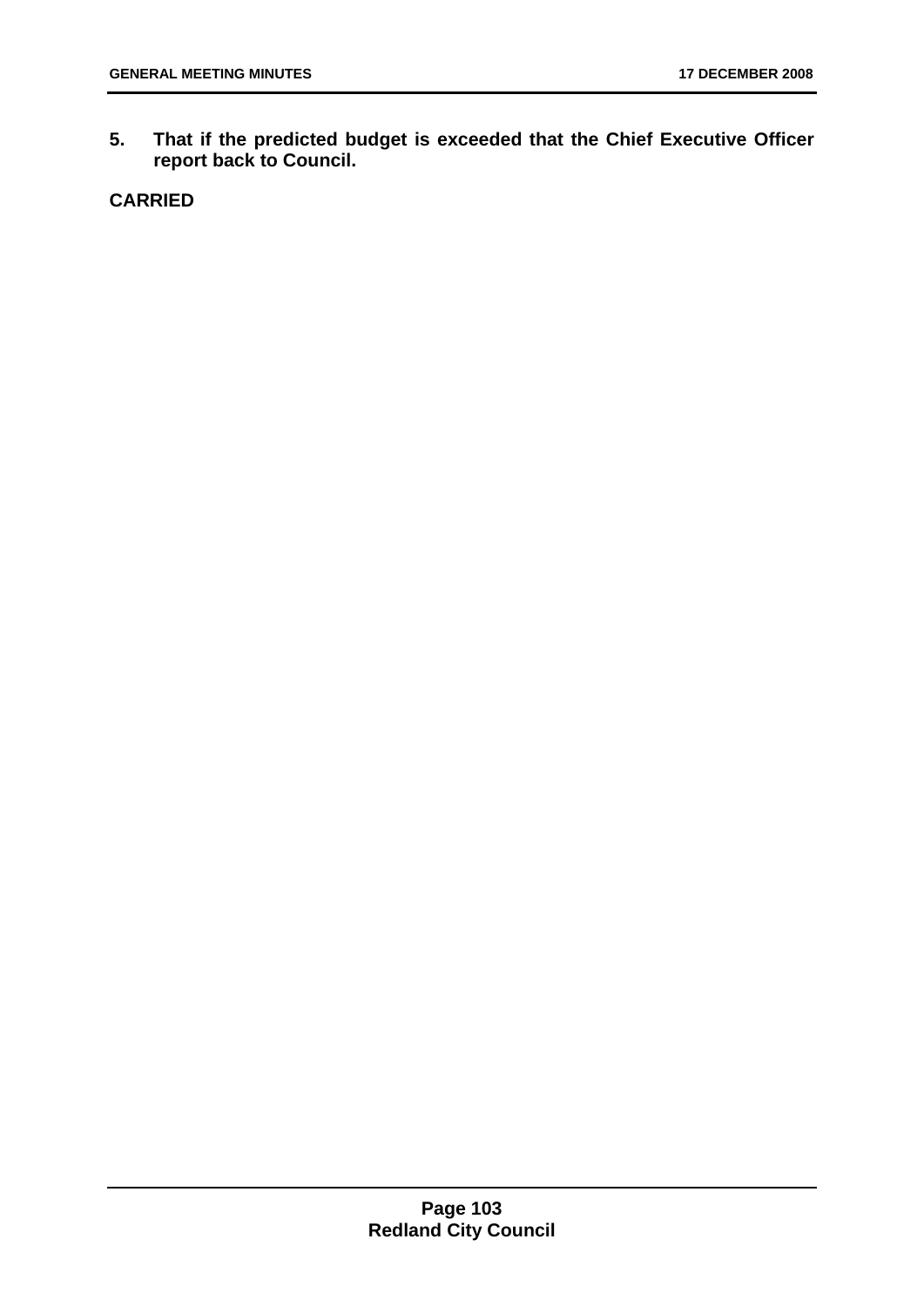**5. That if the predicted budget is exceeded that the Chief Executive Officer report back to Council.**

**CARRIED**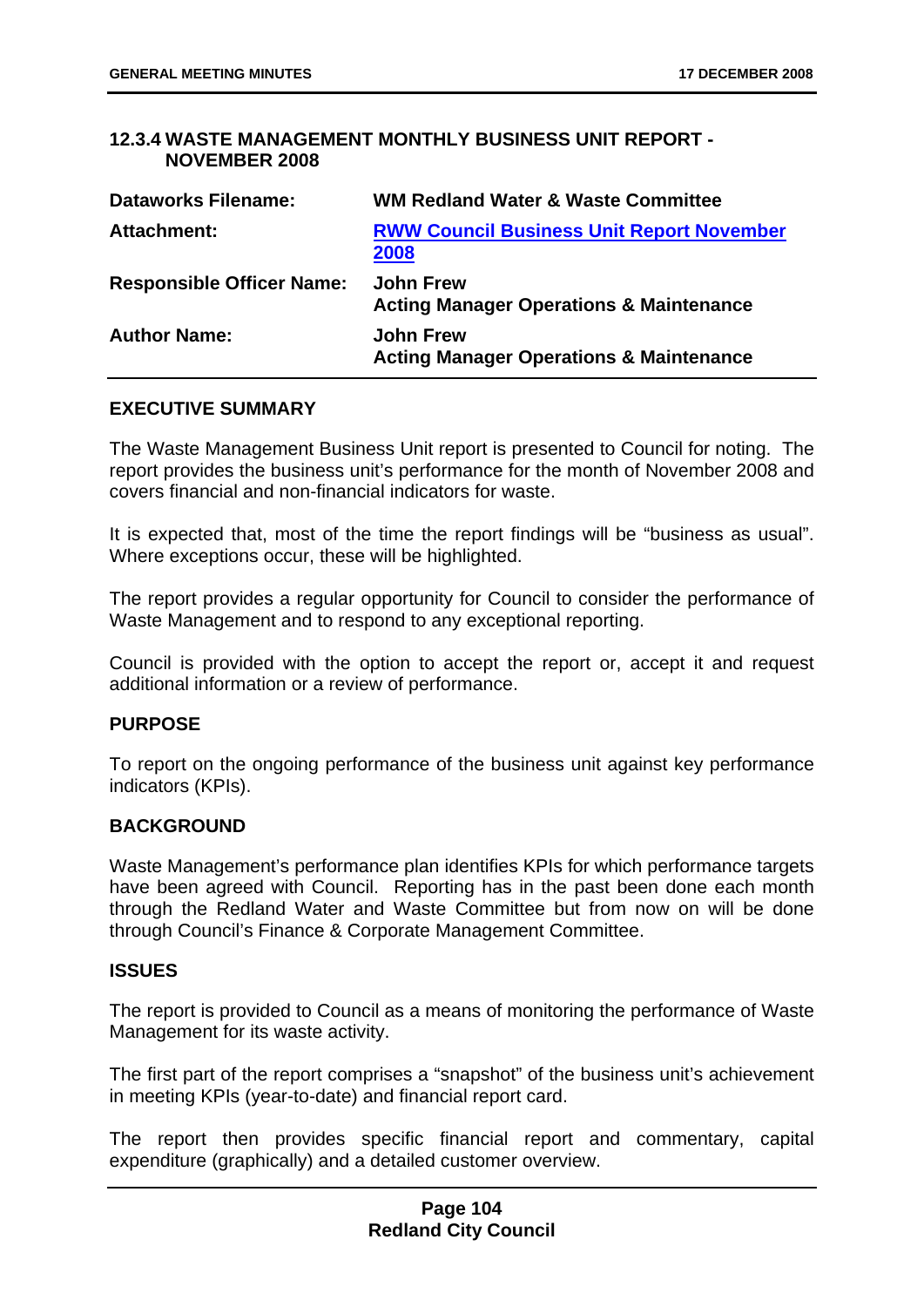### 12.3.4 WASTE MANAGEMENT MONTHLY BUSINESS UNIT REPORT - NOVEMBER 2008

| | |
|---|---|
| **Dataworks Filename:** | **WM Redland Water & Waste Committee** |
| **Attachment:** | **RWW Council Business Unit Report November 2008** |
| **Responsible Officer Name:** | **John Frew**<br>**Acting Manager Operations & Maintenance** |
| **Author Name:** | **John Frew**<br>**Acting Manager Operations & Maintenance** |

**EXECUTIVE SUMMARY**

The Waste Management Business Unit report is presented to Council for noting. The report provides the business unit's performance for the month of November 2008 and covers financial and non-financial indicators for waste.

It is expected that, most of the time the report findings will be "business as usual". Where exceptions occur, these will be highlighted.

The report provides a regular opportunity for Council to consider the performance of Waste Management and to respond to any exceptional reporting.

Council is provided with the option to accept the report or, accept it and request additional information or a review of performance.

**PURPOSE**

To report on the ongoing performance of the business unit against key performance indicators (KPIs).

**BACKGROUND**

Waste Management's performance plan identifies KPIs for which performance targets have been agreed with Council. Reporting has in the past been done each month through the Redland Water and Waste Committee but from now on will be done through Council's Finance & Corporate Management Committee.

**ISSUES**

The report is provided to Council as a means of monitoring the performance of Waste Management for its waste activity.

The first part of the report comprises a "snapshot" of the business unit's achievement in meeting KPIs (year-to-date) and financial report card.

The report then provides specific financial report and commentary, capital expenditure (graphically) and a detailed customer overview.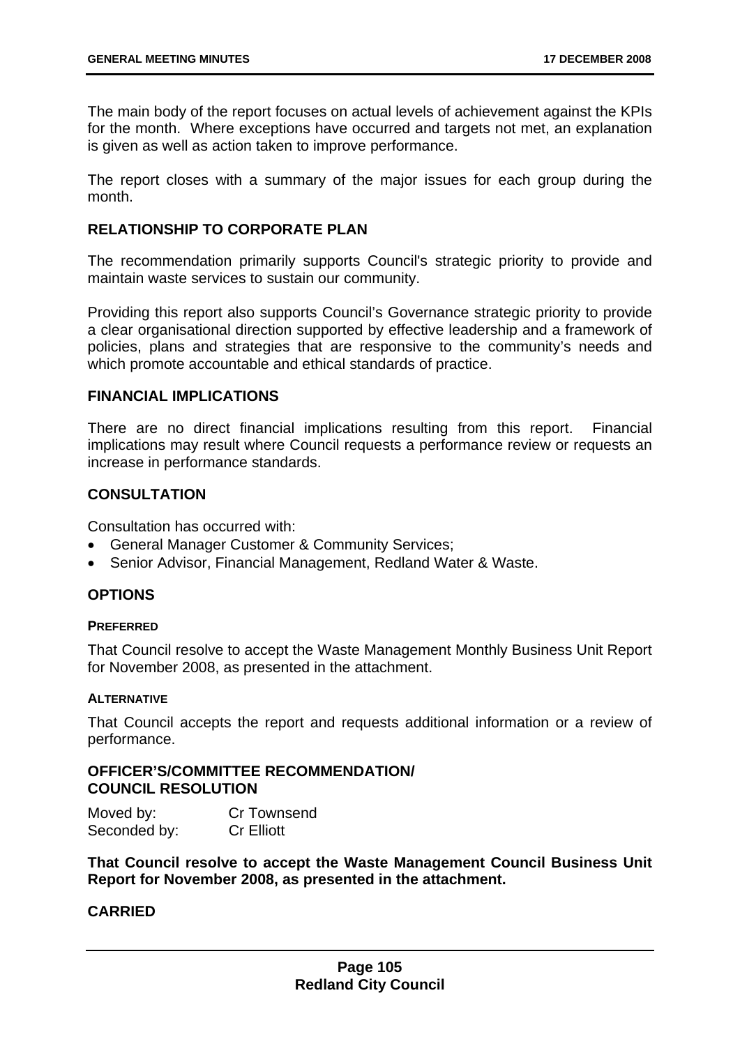The main body of the report focuses on actual levels of achievement against the KPIs for the month. Where exceptions have occurred and targets not met, an explanation is given as well as action taken to improve performance.

The report closes with a summary of the major issues for each group during the month.

## RELATIONSHIP TO CORPORATE PLAN

The recommendation primarily supports Council's strategic priority to provide and maintain waste services to sustain our community.

Providing this report also supports Council's Governance strategic priority to provide a clear organisational direction supported by effective leadership and a framework of policies, plans and strategies that are responsive to the community's needs and which promote accountable and ethical standards of practice.

## FINANCIAL IMPLICATIONS

There are no direct financial implications resulting from this report. Financial implications may result where Council requests a performance review or requests an increase in performance standards.

## CONSULTATION

Consultation has occurred with:

- General Manager Customer & Community Services;
- Senior Advisor, Financial Management, Redland Water & Waste.

## OPTIONS

### PREFERRED

That Council resolve to accept the Waste Management Monthly Business Unit Report for November 2008, as presented in the attachment.

### ALTERNATIVE

That Council accepts the report and requests additional information or a review of performance.

## OFFICER'S/COMMITTEE RECOMMENDATION/ COUNCIL RESOLUTION

Moved by: Cr Townsend
Seconded by: Cr Elliott

**That Council resolve to accept the Waste Management Council Business Unit Report for November 2008, as presented in the attachment.**

**CARRIED**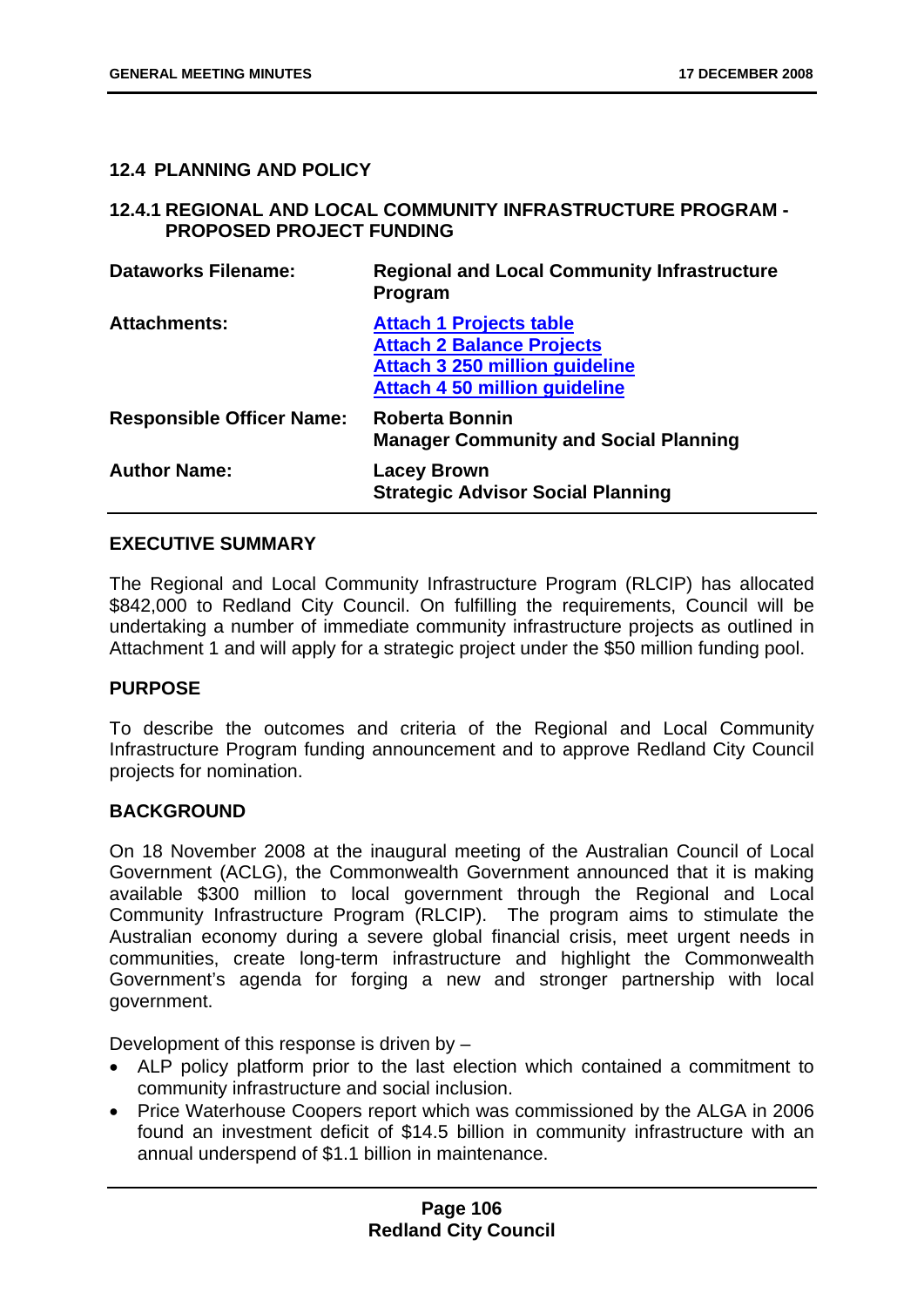## 12.4 PLANNING AND POLICY

### 12.4.1 REGIONAL AND LOCAL COMMUNITY INFRASTRUCTURE PROGRAM - PROPOSED PROJECT FUNDING

| | |
|---|---|
| **Dataworks Filename:** | **Regional and Local Community Infrastructure Program** |
| **Attachments:** | **Attach 1 Projects table**<br>**Attach 2 Balance Projects**<br>**Attach 3 250 million guideline**<br>**Attach 4 50 million guideline** |
| **Responsible Officer Name:** | **Roberta Bonnin**<br>**Manager Community and Social Planning** |
| **Author Name:** | **Lacey Brown**<br>**Strategic Advisor Social Planning** |

**EXECUTIVE SUMMARY**

The Regional and Local Community Infrastructure Program (RLCIP) has allocated $842,000 to Redland City Council. On fulfilling the requirements, Council will be undertaking a number of immediate community infrastructure projects as outlined in Attachment 1 and will apply for a strategic project under the $50 million funding pool.

**PURPOSE**

To describe the outcomes and criteria of the Regional and Local Community Infrastructure Program funding announcement and to approve Redland City Council projects for nomination.

**BACKGROUND**

On 18 November 2008 at the inaugural meeting of the Australian Council of Local Government (ACLG), the Commonwealth Government announced that it is making available $300 million to local government through the Regional and Local Community Infrastructure Program (RLCIP). The program aims to stimulate the Australian economy during a severe global financial crisis, meet urgent needs in communities, create long-term infrastructure and highlight the Commonwealth Government's agenda for forging a new and stronger partnership with local government.

Development of this response is driven by –

- ALP policy platform prior to the last election which contained a commitment to community infrastructure and social inclusion.
- Price Waterhouse Coopers report which was commissioned by the ALGA in 2006 found an investment deficit of $14.5 billion in community infrastructure with an annual underspend of $1.1 billion in maintenance.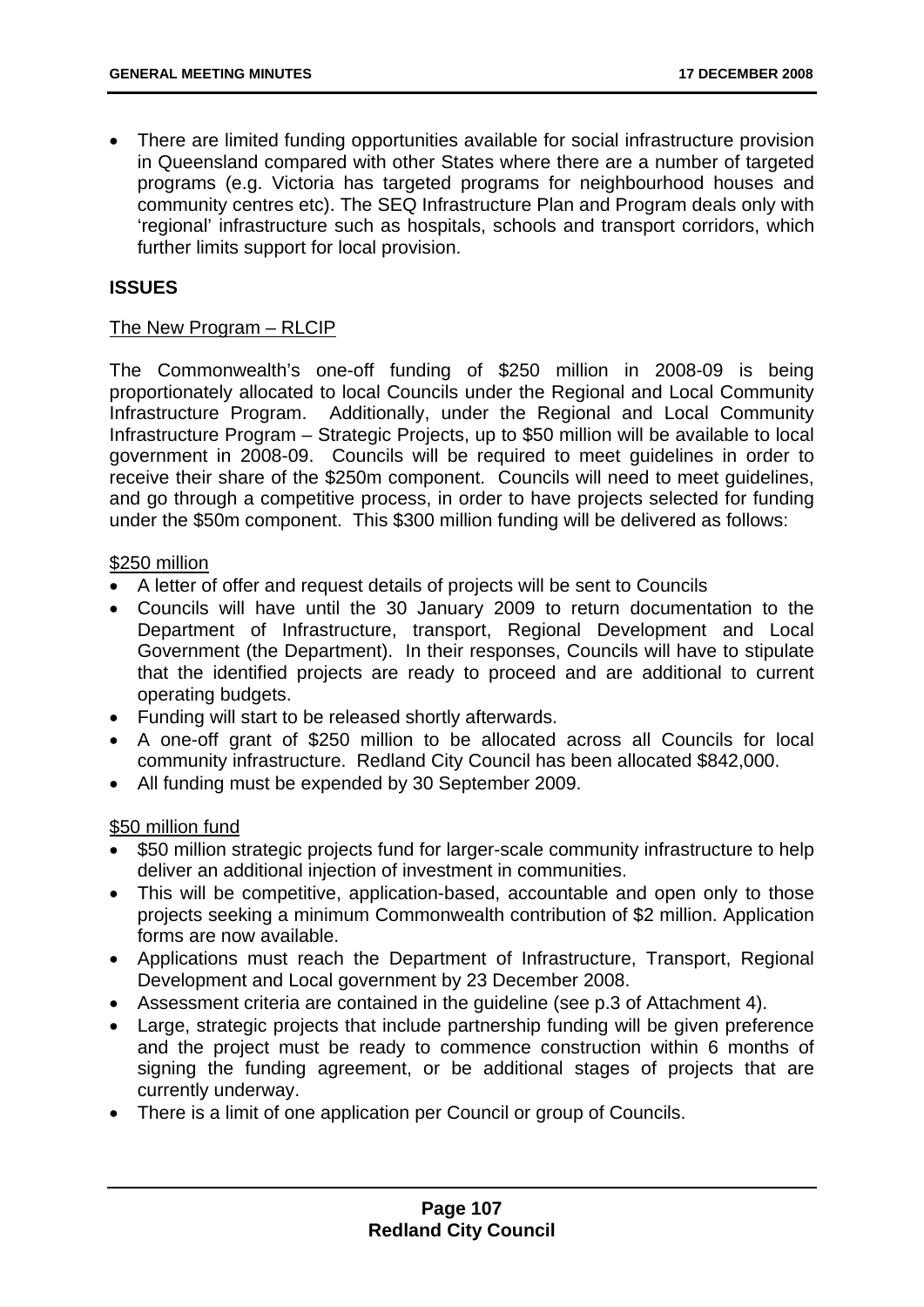- There are limited funding opportunities available for social infrastructure provision in Queensland compared with other States where there are a number of targeted programs (e.g. Victoria has targeted programs for neighbourhood houses and community centres etc). The SEQ Infrastructure Plan and Program deals only with 'regional' infrastructure such as hospitals, schools and transport corridors, which further limits support for local provision.

## ISSUES

The New Program – RLCIP

The Commonwealth's one-off funding of $250 million in 2008-09 is being proportionately allocated to local Councils under the Regional and Local Community Infrastructure Program. Additionally, under the Regional and Local Community Infrastructure Program – Strategic Projects, up to $50 million will be available to local government in 2008-09. Councils will be required to meet guidelines in order to receive their share of the $250m component. Councils will need to meet guidelines, and go through a competitive process, in order to have projects selected for funding under the $50m component. This $300 million funding will be delivered as follows:

$250 million

- A letter of offer and request details of projects will be sent to Councils
- Councils will have until the 30 January 2009 to return documentation to the Department of Infrastructure, transport, Regional Development and Local Government (the Department). In their responses, Councils will have to stipulate that the identified projects are ready to proceed and are additional to current operating budgets.
- Funding will start to be released shortly afterwards.
- A one-off grant of $250 million to be allocated across all Councils for local community infrastructure. Redland City Council has been allocated $842,000.
- All funding must be expended by 30 September 2009.

$50 million fund

- $50 million strategic projects fund for larger-scale community infrastructure to help deliver an additional injection of investment in communities.
- This will be competitive, application-based, accountable and open only to those projects seeking a minimum Commonwealth contribution of $2 million. Application forms are now available.
- Applications must reach the Department of Infrastructure, Transport, Regional Development and Local government by 23 December 2008.
- Assessment criteria are contained in the guideline (see p.3 of Attachment 4).
- Large, strategic projects that include partnership funding will be given preference and the project must be ready to commence construction within 6 months of signing the funding agreement, or be additional stages of projects that are currently underway.
- There is a limit of one application per Council or group of Councils.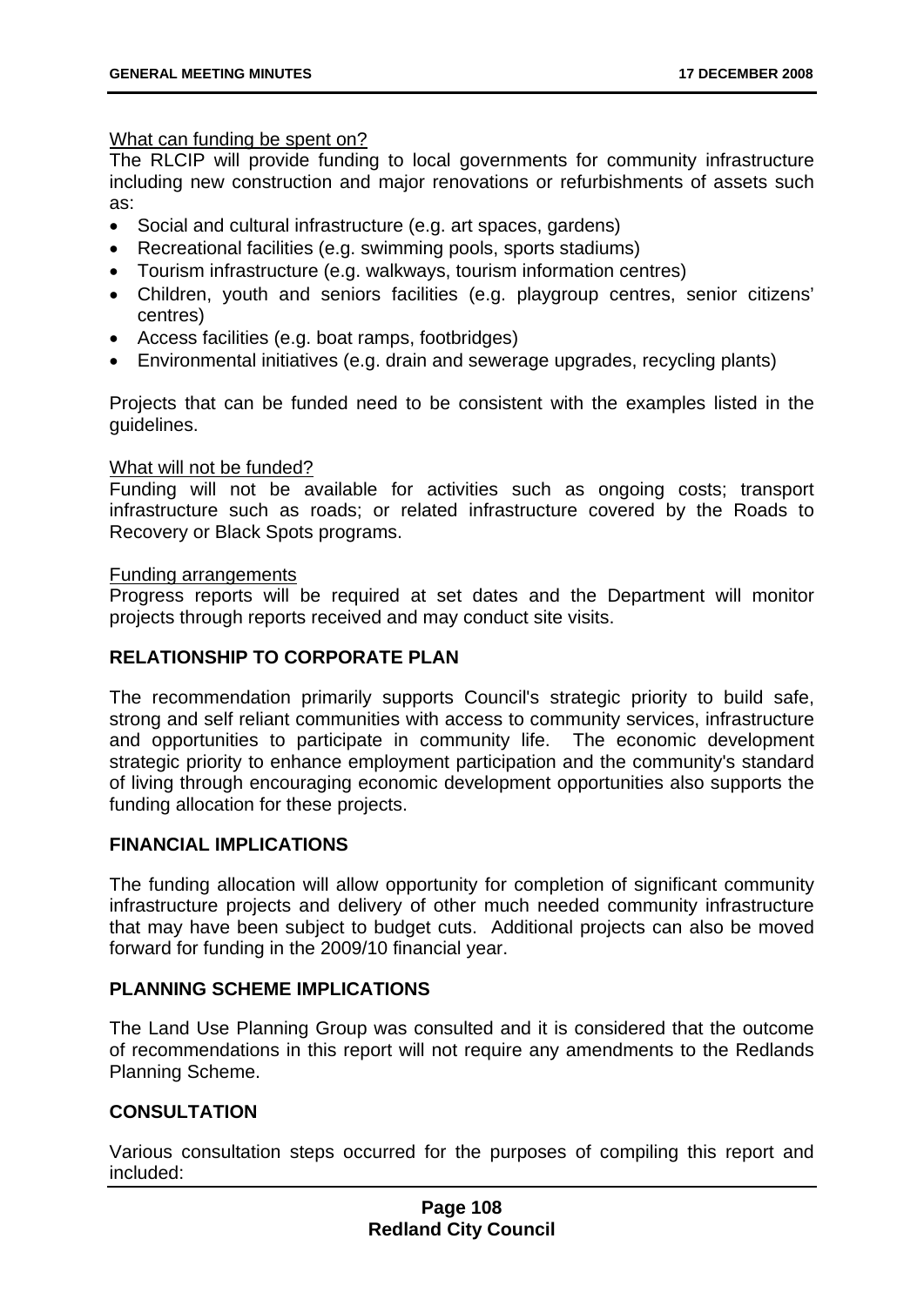What can funding be spent on?

The RLCIP will provide funding to local governments for community infrastructure including new construction and major renovations or refurbishments of assets such as:

- Social and cultural infrastructure (e.g. art spaces, gardens)
- Recreational facilities (e.g. swimming pools, sports stadiums)
- Tourism infrastructure (e.g. walkways, tourism information centres)
- Children, youth and seniors facilities (e.g. playgroup centres, senior citizens' centres)
- Access facilities (e.g. boat ramps, footbridges)
- Environmental initiatives (e.g. drain and sewerage upgrades, recycling plants)

Projects that can be funded need to be consistent with the examples listed in the guidelines.

What will not be funded?

Funding will not be available for activities such as ongoing costs; transport infrastructure such as roads; or related infrastructure covered by the Roads to Recovery or Black Spots programs.

Funding arrangements

Progress reports will be required at set dates and the Department will monitor projects through reports received and may conduct site visits.

## RELATIONSHIP TO CORPORATE PLAN

The recommendation primarily supports Council's strategic priority to build safe, strong and self reliant communities with access to community services, infrastructure and opportunities to participate in community life. The economic development strategic priority to enhance employment participation and the community's standard of living through encouraging economic development opportunities also supports the funding allocation for these projects.

## FINANCIAL IMPLICATIONS

The funding allocation will allow opportunity for completion of significant community infrastructure projects and delivery of other much needed community infrastructure that may have been subject to budget cuts. Additional projects can also be moved forward for funding in the 2009/10 financial year.

## PLANNING SCHEME IMPLICATIONS

The Land Use Planning Group was consulted and it is considered that the outcome of recommendations in this report will not require any amendments to the Redlands Planning Scheme.

## CONSULTATION

Various consultation steps occurred for the purposes of compiling this report and included: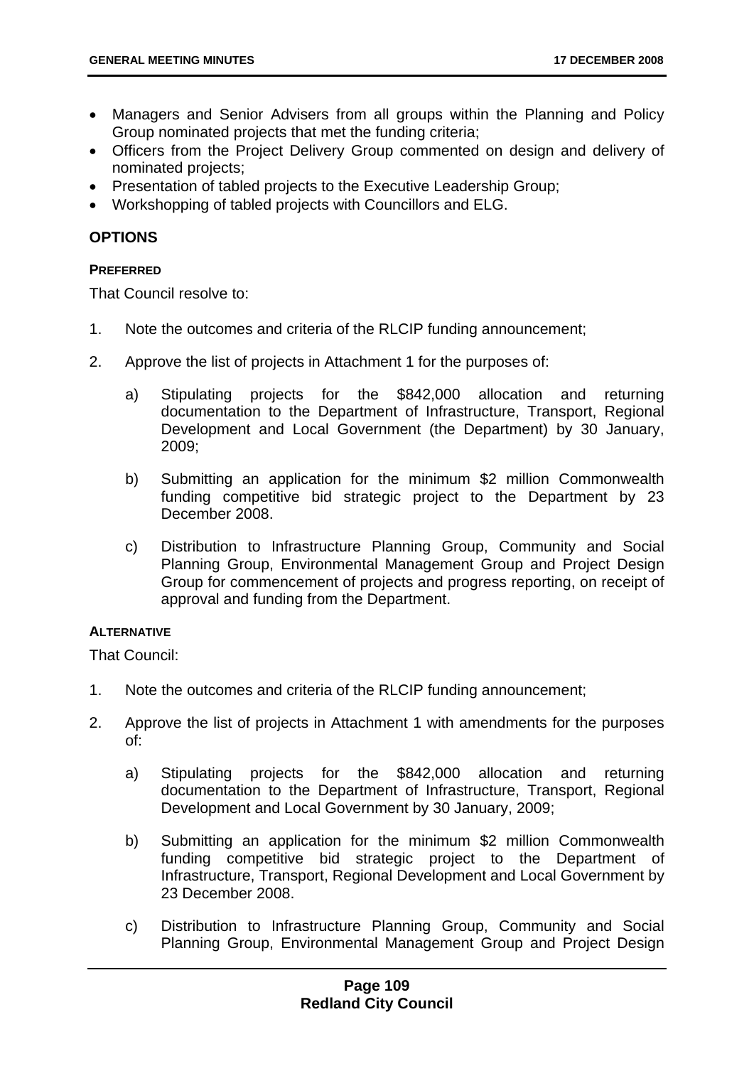- Managers and Senior Advisers from all groups within the Planning and Policy Group nominated projects that met the funding criteria;
- Officers from the Project Delivery Group commented on design and delivery of nominated projects;
- Presentation of tabled projects to the Executive Leadership Group;
- Workshopping of tabled projects with Councillors and ELG.

## OPTIONS

#### PREFERRED

That Council resolve to:

1. Note the outcomes and criteria of the RLCIP funding announcement;

2. Approve the list of projects in Attachment 1 for the purposes of:

    a) Stipulating projects for the $842,000 allocation and returning documentation to the Department of Infrastructure, Transport, Regional Development and Local Government (the Department) by 30 January, 2009;

    b) Submitting an application for the minimum $2 million Commonwealth funding competitive bid strategic project to the Department by 23 December 2008.

    c) Distribution to Infrastructure Planning Group, Community and Social Planning Group, Environmental Management Group and Project Design Group for commencement of projects and progress reporting, on receipt of approval and funding from the Department.

#### ALTERNATIVE

That Council:

1. Note the outcomes and criteria of the RLCIP funding announcement;

2. Approve the list of projects in Attachment 1 with amendments for the purposes of:

    a) Stipulating projects for the $842,000 allocation and returning documentation to the Department of Infrastructure, Transport, Regional Development and Local Government by 30 January, 2009;

    b) Submitting an application for the minimum $2 million Commonwealth funding competitive bid strategic project to the Department of Infrastructure, Transport, Regional Development and Local Government by 23 December 2008.

    c) Distribution to Infrastructure Planning Group, Community and Social Planning Group, Environmental Management Group and Project Design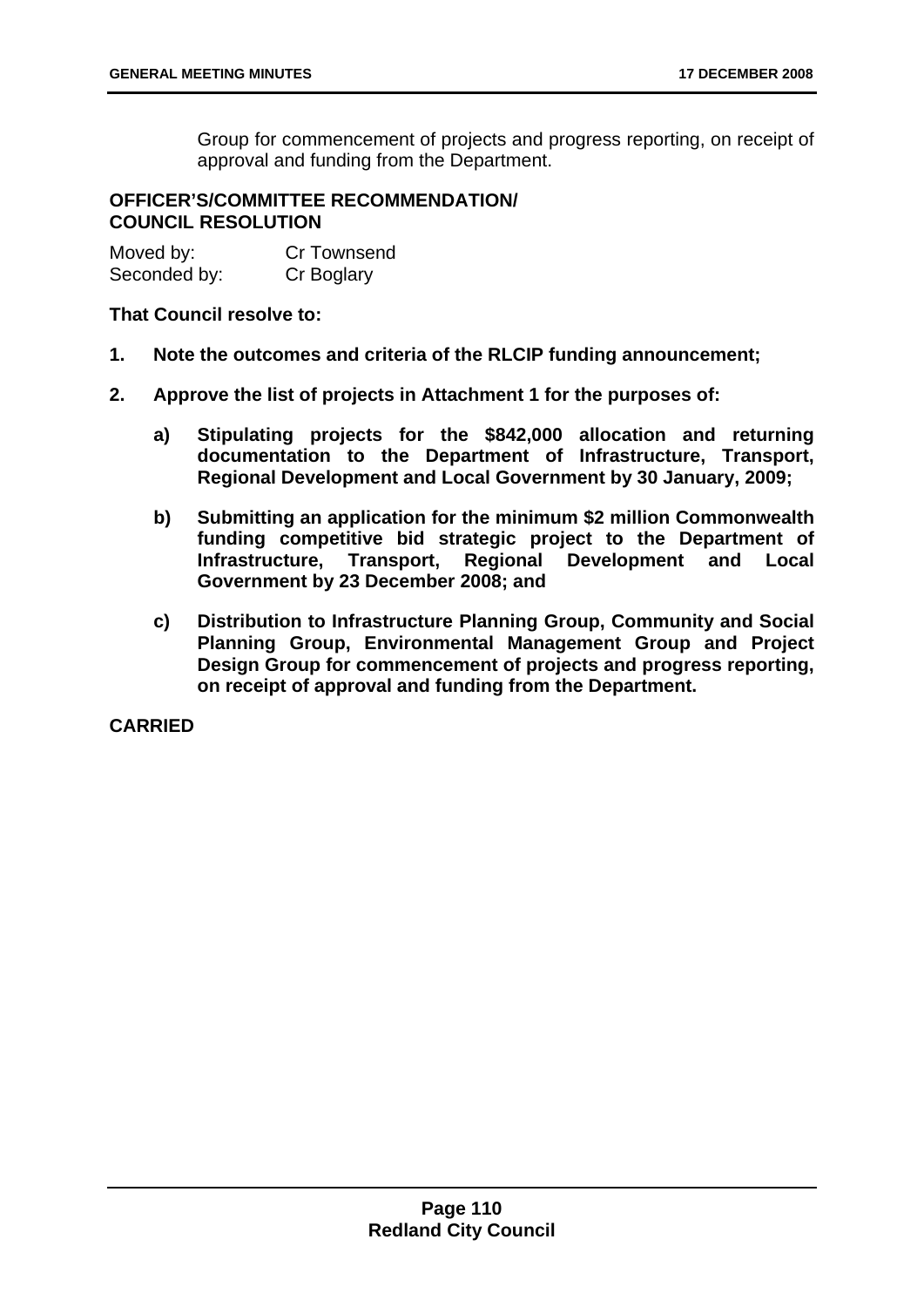Group for commencement of projects and progress reporting, on receipt of approval and funding from the Department.

**OFFICER'S/COMMITTEE RECOMMENDATION/ COUNCIL RESOLUTION**

Moved by: Cr Townsend
Seconded by: Cr Boglary

**That Council resolve to:**

1. **Note the outcomes and criteria of the RLCIP funding announcement;**

2. **Approve the list of projects in Attachment 1 for the purposes of:**

   a) **Stipulating projects for the $842,000 allocation and returning documentation to the Department of Infrastructure, Transport, Regional Development and Local Government by 30 January, 2009;**

   b) **Submitting an application for the minimum $2 million Commonwealth funding competitive bid strategic project to the Department of Infrastructure, Transport, Regional Development and Local Government by 23 December 2008; and**

   c) **Distribution to Infrastructure Planning Group, Community and Social Planning Group, Environmental Management Group and Project Design Group for commencement of projects and progress reporting, on receipt of approval and funding from the Department.**

**CARRIED**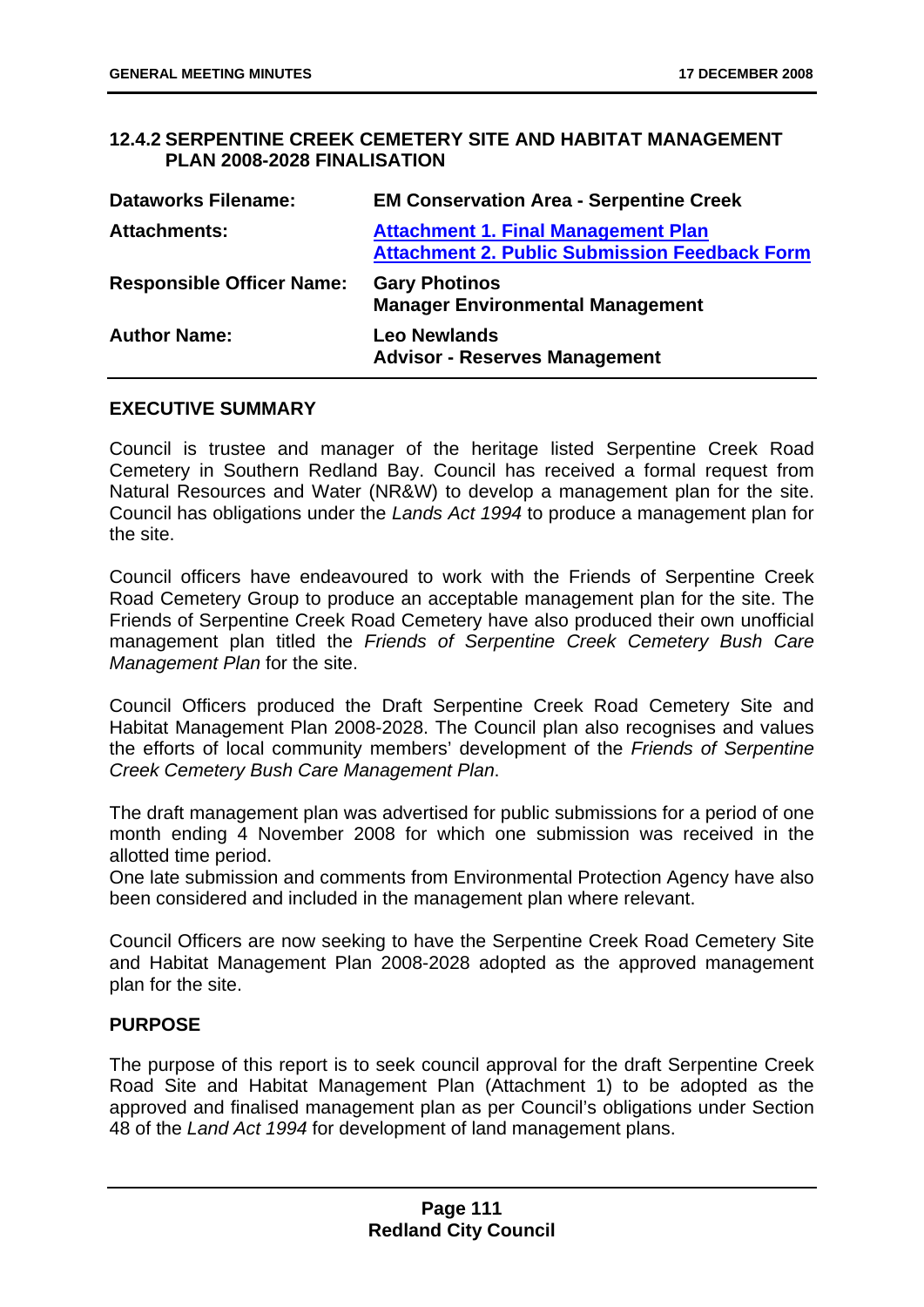### 12.4.2 SERPENTINE CREEK CEMETERY SITE AND HABITAT MANAGEMENT PLAN 2008-2028 FINALISATION

| | |
|---|---|
| **Dataworks Filename:** | **EM Conservation Area - Serpentine Creek** |
| **Attachments:** | **Attachment 1. Final Management Plan**<br>**Attachment 2. Public Submission Feedback Form** |
| **Responsible Officer Name:** | **Gary Photinos**<br>**Manager Environmental Management** |
| **Author Name:** | **Leo Newlands**<br>**Advisor - Reserves Management** |

#### EXECUTIVE SUMMARY

Council is trustee and manager of the heritage listed Serpentine Creek Road Cemetery in Southern Redland Bay. Council has received a formal request from Natural Resources and Water (NR&W) to develop a management plan for the site. Council has obligations under the *Lands Act 1994* to produce a management plan for the site.

Council officers have endeavoured to work with the Friends of Serpentine Creek Road Cemetery Group to produce an acceptable management plan for the site. The Friends of Serpentine Creek Road Cemetery have also produced their own unofficial management plan titled the *Friends of Serpentine Creek Cemetery Bush Care Management Plan* for the site.

Council Officers produced the Draft Serpentine Creek Road Cemetery Site and Habitat Management Plan 2008-2028. The Council plan also recognises and values the efforts of local community members' development of the *Friends of Serpentine Creek Cemetery Bush Care Management Plan*.

The draft management plan was advertised for public submissions for a period of one month ending 4 November 2008 for which one submission was received in the allotted time period.
One late submission and comments from Environmental Protection Agency have also been considered and included in the management plan where relevant.

Council Officers are now seeking to have the Serpentine Creek Road Cemetery Site and Habitat Management Plan 2008-2028 adopted as the approved management plan for the site.

#### PURPOSE

The purpose of this report is to seek council approval for the draft Serpentine Creek Road Site and Habitat Management Plan (Attachment 1) to be adopted as the approved and finalised management plan as per Council's obligations under Section 48 of the *Land Act 1994* for development of land management plans.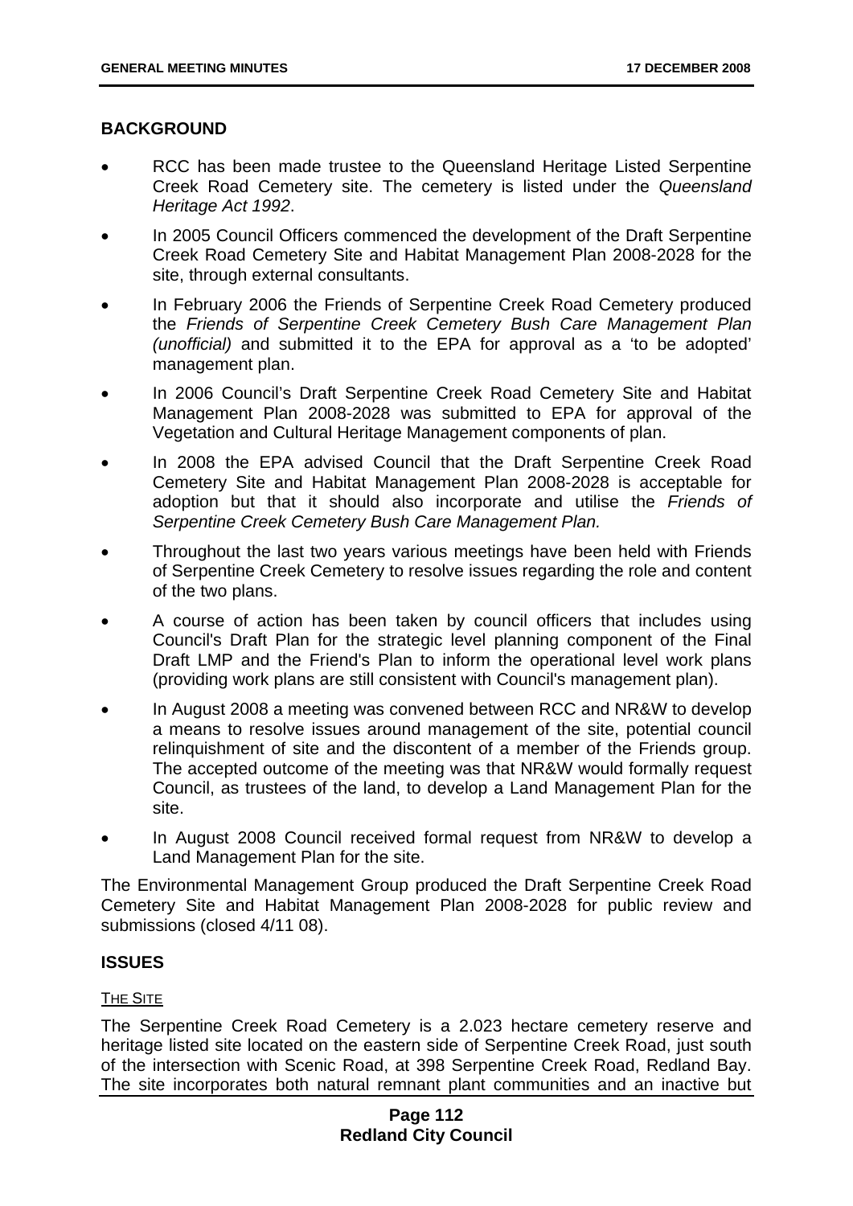## BACKGROUND

- RCC has been made trustee to the Queensland Heritage Listed Serpentine Creek Road Cemetery site. The cemetery is listed under the *Queensland Heritage Act 1992*.
- In 2005 Council Officers commenced the development of the Draft Serpentine Creek Road Cemetery Site and Habitat Management Plan 2008-2028 for the site, through external consultants.
- In February 2006 the Friends of Serpentine Creek Road Cemetery produced the *Friends of Serpentine Creek Cemetery Bush Care Management Plan (unofficial)* and submitted it to the EPA for approval as a 'to be adopted' management plan.
- In 2006 Council's Draft Serpentine Creek Road Cemetery Site and Habitat Management Plan 2008-2028 was submitted to EPA for approval of the Vegetation and Cultural Heritage Management components of plan.
- In 2008 the EPA advised Council that the Draft Serpentine Creek Road Cemetery Site and Habitat Management Plan 2008-2028 is acceptable for adoption but that it should also incorporate and utilise the *Friends of Serpentine Creek Cemetery Bush Care Management Plan.*
- Throughout the last two years various meetings have been held with Friends of Serpentine Creek Cemetery to resolve issues regarding the role and content of the two plans.
- A course of action has been taken by council officers that includes using Council's Draft Plan for the strategic level planning component of the Final Draft LMP and the Friend's Plan to inform the operational level work plans (providing work plans are still consistent with Council's management plan).
- In August 2008 a meeting was convened between RCC and NR&W to develop a means to resolve issues around management of the site, potential council relinquishment of site and the discontent of a member of the Friends group. The accepted outcome of the meeting was that NR&W would formally request Council, as trustees of the land, to develop a Land Management Plan for the site.
- In August 2008 Council received formal request from NR&W to develop a Land Management Plan for the site.

The Environmental Management Group produced the Draft Serpentine Creek Road Cemetery Site and Habitat Management Plan 2008-2028 for public review and submissions (closed 4/11 08).

## ISSUES

### THE SITE

The Serpentine Creek Road Cemetery is a 2.023 hectare cemetery reserve and heritage listed site located on the eastern side of Serpentine Creek Road, just south of the intersection with Scenic Road, at 398 Serpentine Creek Road, Redland Bay. The site incorporates both natural remnant plant communities and an inactive but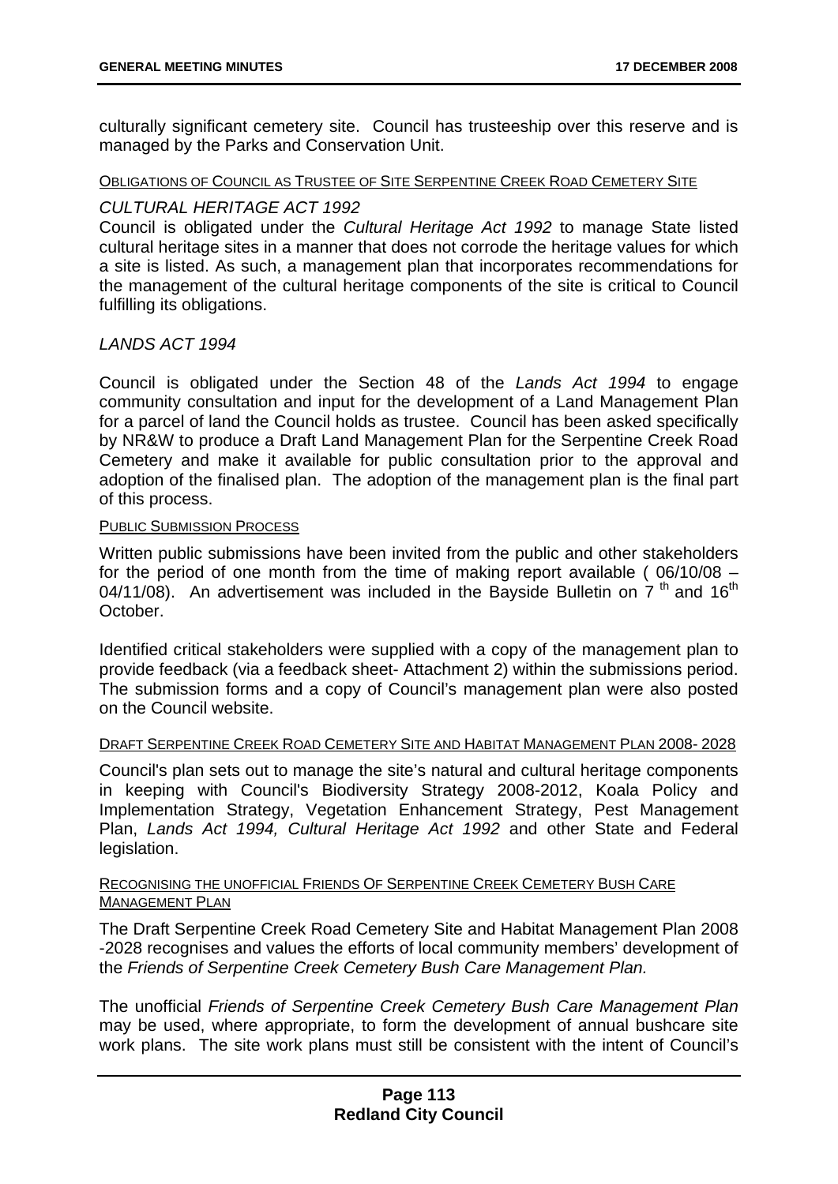culturally significant cemetery site. Council has trusteeship over this reserve and is managed by the Parks and Conservation Unit.

OBLIGATIONS OF COUNCIL AS TRUSTEE OF SITE SERPENTINE CREEK ROAD CEMETERY SITE

*CULTURAL HERITAGE ACT 1992*

Council is obligated under the *Cultural Heritage Act 1992* to manage State listed cultural heritage sites in a manner that does not corrode the heritage values for which a site is listed. As such, a management plan that incorporates recommendations for the management of the cultural heritage components of the site is critical to Council fulfilling its obligations.

*LANDS ACT 1994*

Council is obligated under the Section 48 of the *Lands Act 1994* to engage community consultation and input for the development of a Land Management Plan for a parcel of land the Council holds as trustee. Council has been asked specifically by NR&W to produce a Draft Land Management Plan for the Serpentine Creek Road Cemetery and make it available for public consultation prior to the approval and adoption of the finalised plan. The adoption of the management plan is the final part of this process.

PUBLIC SUBMISSION PROCESS

Written public submissions have been invited from the public and other stakeholders for the period of one month from the time of making report available ( 06/10/08 – 04/11/08). An advertisement was included in the Bayside Bulletin on 7 th and 16th October.

Identified critical stakeholders were supplied with a copy of the management plan to provide feedback (via a feedback sheet- Attachment 2) within the submissions period. The submission forms and a copy of Council's management plan were also posted on the Council website.

DRAFT SERPENTINE CREEK ROAD CEMETERY SITE AND HABITAT MANAGEMENT PLAN 2008- 2028

Council's plan sets out to manage the site's natural and cultural heritage components in keeping with Council's Biodiversity Strategy 2008-2012, Koala Policy and Implementation Strategy, Vegetation Enhancement Strategy, Pest Management Plan, *Lands Act 1994, Cultural Heritage Act 1992* and other State and Federal legislation.

RECOGNISING THE UNOFFICIAL FRIENDS OF SERPENTINE CREEK CEMETERY BUSH CARE MANAGEMENT PLAN

The Draft Serpentine Creek Road Cemetery Site and Habitat Management Plan 2008 -2028 recognises and values the efforts of local community members' development of the *Friends of Serpentine Creek Cemetery Bush Care Management Plan.*

The unofficial *Friends of Serpentine Creek Cemetery Bush Care Management Plan* may be used, where appropriate, to form the development of annual bushcare site work plans. The site work plans must still be consistent with the intent of Council's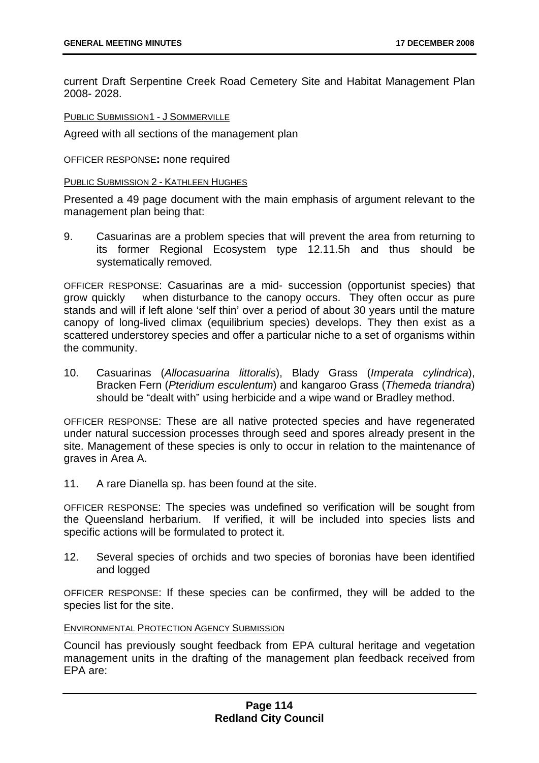current Draft Serpentine Creek Road Cemetery Site and Habitat Management Plan 2008- 2028.

PUBLIC SUBMISSION1 - J SOMMERVILLE

Agreed with all sections of the management plan

OFFICER RESPONSE**:** none required

PUBLIC SUBMISSION 2 - KATHLEEN HUGHES

Presented a 49 page document with the main emphasis of argument relevant to the management plan being that:

9. Casuarinas are a problem species that will prevent the area from returning to its former Regional Ecosystem type 12.11.5h and thus should be systematically removed.

OFFICER RESPONSE: Casuarinas are a mid- succession (opportunist species) that grow quickly when disturbance to the canopy occurs. They often occur as pure stands and will if left alone 'self thin' over a period of about 30 years until the mature canopy of long-lived climax (equilibrium species) develops. They then exist as a scattered understorey species and offer a particular niche to a set of organisms within the community.

10. Casuarinas (*Allocasuarina littoralis*), Blady Grass (*Imperata cylindrica*), Bracken Fern (*Pteridium esculentum*) and kangaroo Grass (*Themeda triandra*) should be "dealt with" using herbicide and a wipe wand or Bradley method.

OFFICER RESPONSE: These are all native protected species and have regenerated under natural succession processes through seed and spores already present in the site. Management of these species is only to occur in relation to the maintenance of graves in Area A.

11. A rare Dianella sp. has been found at the site.

OFFICER RESPONSE: The species was undefined so verification will be sought from the Queensland herbarium. If verified, it will be included into species lists and specific actions will be formulated to protect it.

12. Several species of orchids and two species of boronias have been identified and logged

OFFICER RESPONSE: If these species can be confirmed, they will be added to the species list for the site.

ENVIRONMENTAL PROTECTION AGENCY SUBMISSION

Council has previously sought feedback from EPA cultural heritage and vegetation management units in the drafting of the management plan feedback received from EPA are: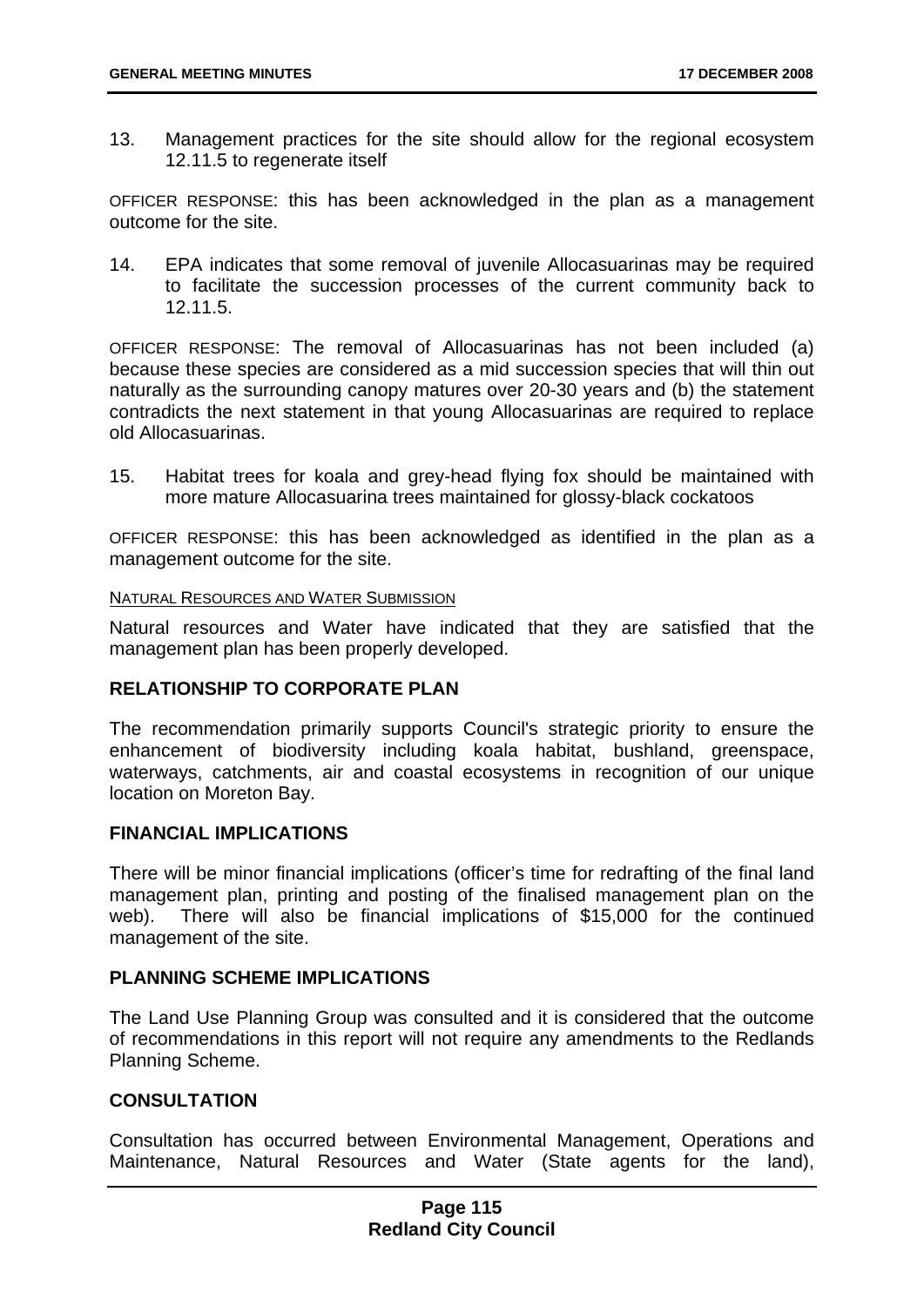13. Management practices for the site should allow for the regional ecosystem 12.11.5 to regenerate itself

OFFICER RESPONSE: this has been acknowledged in the plan as a management outcome for the site.

14. EPA indicates that some removal of juvenile Allocasuarinas may be required to facilitate the succession processes of the current community back to 12.11.5.

OFFICER RESPONSE: The removal of Allocasuarinas has not been included (a) because these species are considered as a mid succession species that will thin out naturally as the surrounding canopy matures over 20-30 years and (b) the statement contradicts the next statement in that young Allocasuarinas are required to replace old Allocasuarinas.

15. Habitat trees for koala and grey-head flying fox should be maintained with more mature Allocasuarina trees maintained for glossy-black cockatoos

OFFICER RESPONSE: this has been acknowledged as identified in the plan as a management outcome for the site.

NATURAL RESOURCES AND WATER SUBMISSION

Natural resources and Water have indicated that they are satisfied that the management plan has been properly developed.

### RELATIONSHIP TO CORPORATE PLAN

The recommendation primarily supports Council's strategic priority to ensure the enhancement of biodiversity including koala habitat, bushland, greenspace, waterways, catchments, air and coastal ecosystems in recognition of our unique location on Moreton Bay.

### FINANCIAL IMPLICATIONS

There will be minor financial implications (officer's time for redrafting of the final land management plan, printing and posting of the finalised management plan on the web). There will also be financial implications of $15,000 for the continued management of the site.

### PLANNING SCHEME IMPLICATIONS

The Land Use Planning Group was consulted and it is considered that the outcome of recommendations in this report will not require any amendments to the Redlands Planning Scheme.

### CONSULTATION

Consultation has occurred between Environmental Management, Operations and Maintenance, Natural Resources and Water (State agents for the land),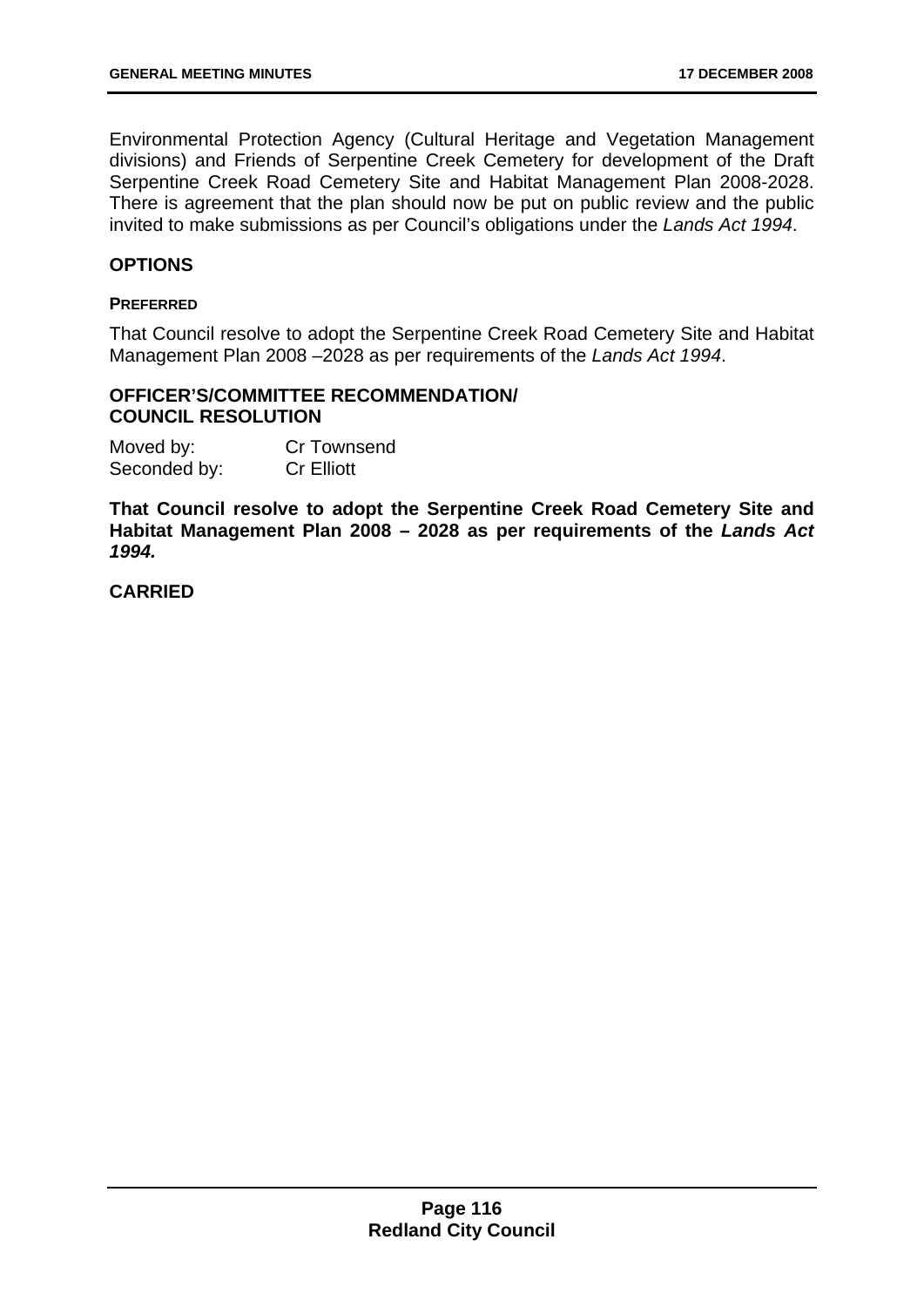Environmental Protection Agency (Cultural Heritage and Vegetation Management divisions) and Friends of Serpentine Creek Cemetery for development of the Draft Serpentine Creek Road Cemetery Site and Habitat Management Plan 2008-2028. There is agreement that the plan should now be put on public review and the public invited to make submissions as per Council's obligations under the *Lands Act 1994*.

## OPTIONS

#### PREFERRED

That Council resolve to adopt the Serpentine Creek Road Cemetery Site and Habitat Management Plan 2008 –2028 as per requirements of the *Lands Act 1994*.

## OFFICER'S/COMMITTEE RECOMMENDATION/ COUNCIL RESOLUTION

Moved by: Cr Townsend
Seconded by: Cr Elliott

**That Council resolve to adopt the Serpentine Creek Road Cemetery Site and Habitat Management Plan 2008 – 2028 as per requirements of the *Lands Act 1994.***

**CARRIED**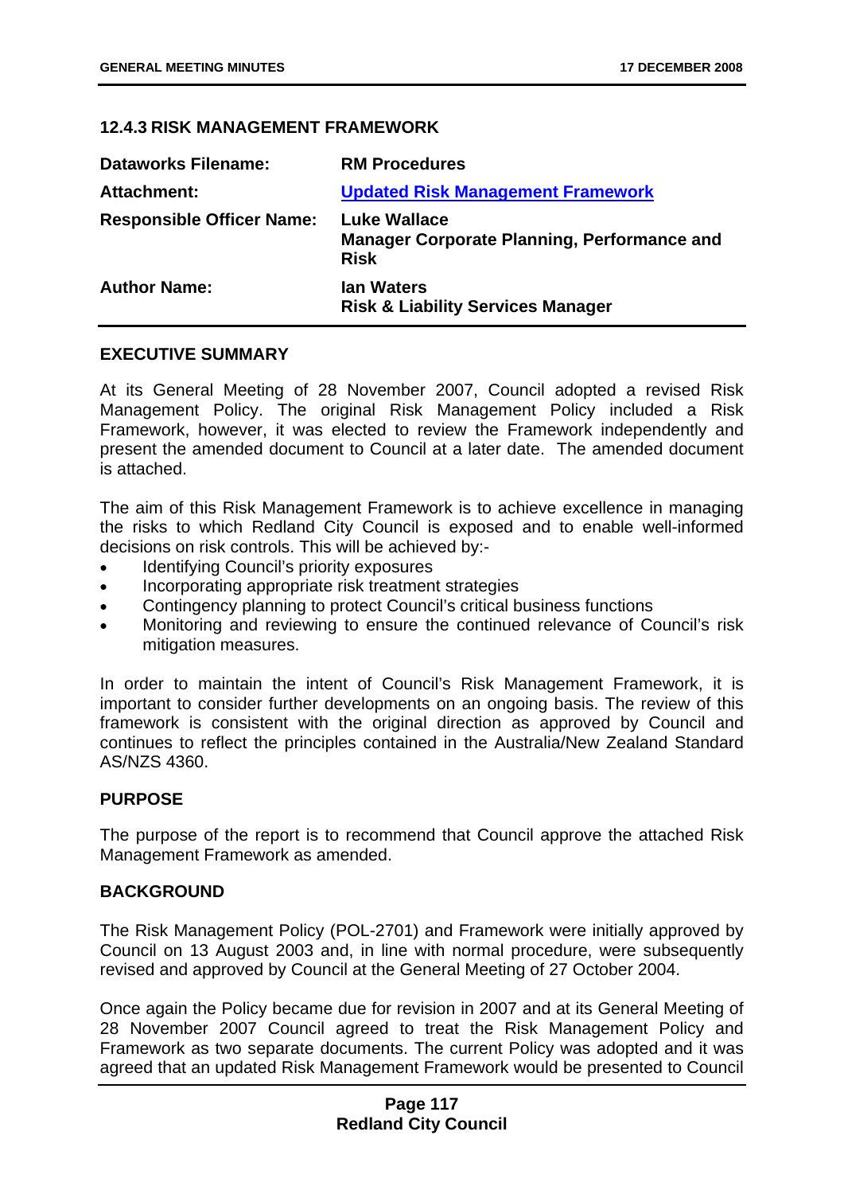### 12.4.3 RISK MANAGEMENT FRAMEWORK

| | |
|---|---|
| **Dataworks Filename:** | **RM Procedures** |
| **Attachment:** | **Updated Risk Management Framework** |
| **Responsible Officer Name:** | **Luke Wallace**<br>**Manager Corporate Planning, Performance and Risk** |
| **Author Name:** | **Ian Waters**<br>**Risk & Liability Services Manager** |

**EXECUTIVE SUMMARY**

At its General Meeting of 28 November 2007, Council adopted a revised Risk Management Policy. The original Risk Management Policy included a Risk Framework, however, it was elected to review the Framework independently and present the amended document to Council at a later date. The amended document is attached.

The aim of this Risk Management Framework is to achieve excellence in managing the risks to which Redland City Council is exposed and to enable well-informed decisions on risk controls. This will be achieved by:-

- Identifying Council's priority exposures
- Incorporating appropriate risk treatment strategies
- Contingency planning to protect Council's critical business functions
- Monitoring and reviewing to ensure the continued relevance of Council's risk mitigation measures.

In order to maintain the intent of Council's Risk Management Framework, it is important to consider further developments on an ongoing basis. The review of this framework is consistent with the original direction as approved by Council and continues to reflect the principles contained in the Australia/New Zealand Standard AS/NZS 4360.

**PURPOSE**

The purpose of the report is to recommend that Council approve the attached Risk Management Framework as amended.

**BACKGROUND**

The Risk Management Policy (POL-2701) and Framework were initially approved by Council on 13 August 2003 and, in line with normal procedure, were subsequently revised and approved by Council at the General Meeting of 27 October 2004.

Once again the Policy became due for revision in 2007 and at its General Meeting of 28 November 2007 Council agreed to treat the Risk Management Policy and Framework as two separate documents. The current Policy was adopted and it was agreed that an updated Risk Management Framework would be presented to Council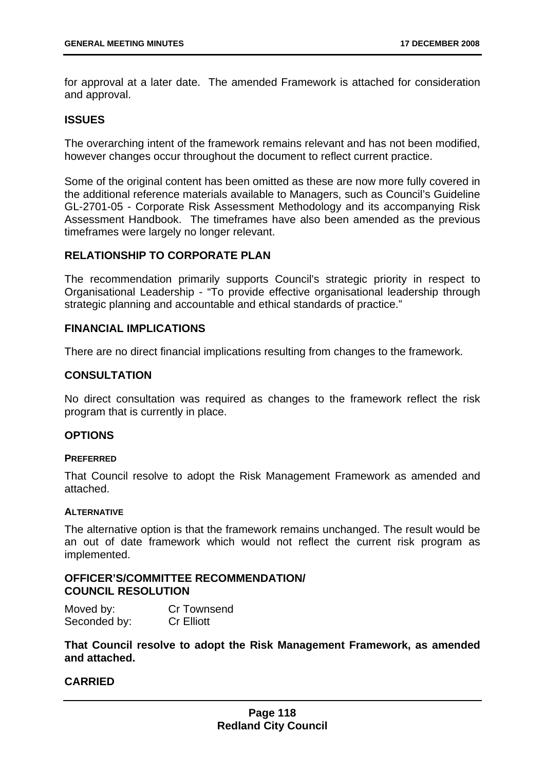for approval at a later date. The amended Framework is attached for consideration and approval.

## ISSUES

The overarching intent of the framework remains relevant and has not been modified, however changes occur throughout the document to reflect current practice.

Some of the original content has been omitted as these are now more fully covered in the additional reference materials available to Managers, such as Council's Guideline GL-2701-05 - Corporate Risk Assessment Methodology and its accompanying Risk Assessment Handbook. The timeframes have also been amended as the previous timeframes were largely no longer relevant.

## RELATIONSHIP TO CORPORATE PLAN

The recommendation primarily supports Council's strategic priority in respect to Organisational Leadership - "To provide effective organisational leadership through strategic planning and accountable and ethical standards of practice."

## FINANCIAL IMPLICATIONS

There are no direct financial implications resulting from changes to the framework.

## CONSULTATION

No direct consultation was required as changes to the framework reflect the risk program that is currently in place.

## OPTIONS

### PREFERRED

That Council resolve to adopt the Risk Management Framework as amended and attached.

### ALTERNATIVE

The alternative option is that the framework remains unchanged. The result would be an out of date framework which would not reflect the current risk program as implemented.

## OFFICER'S/COMMITTEE RECOMMENDATION/ COUNCIL RESOLUTION

Moved by: Cr Townsend
Seconded by: Cr Elliott

**That Council resolve to adopt the Risk Management Framework, as amended and attached.**

**CARRIED**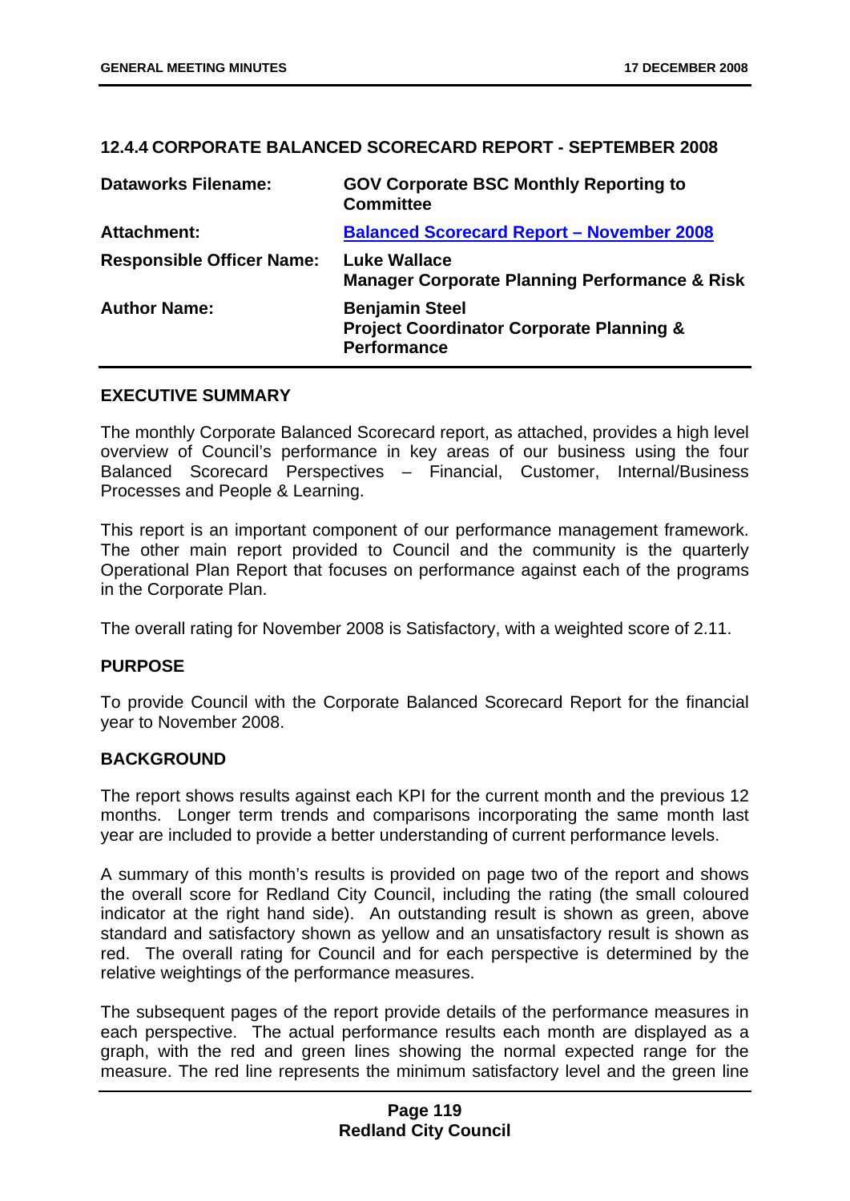## 12.4.4 CORPORATE BALANCED SCORECARD REPORT - SEPTEMBER 2008

| | |
|---|---|
| **Dataworks Filename:** | **GOV Corporate BSC Monthly Reporting to Committee** |
| **Attachment:** | **Balanced Scorecard Report – November 2008** |
| **Responsible Officer Name:** | **Luke Wallace**<br>**Manager Corporate Planning Performance & Risk** |
| **Author Name:** | **Benjamin Steel**<br>**Project Coordinator Corporate Planning & Performance** |

### EXECUTIVE SUMMARY

The monthly Corporate Balanced Scorecard report, as attached, provides a high level overview of Council's performance in key areas of our business using the four Balanced Scorecard Perspectives – Financial, Customer, Internal/Business Processes and People & Learning.

This report is an important component of our performance management framework. The other main report provided to Council and the community is the quarterly Operational Plan Report that focuses on performance against each of the programs in the Corporate Plan.

The overall rating for November 2008 is Satisfactory, with a weighted score of 2.11.

### PURPOSE

To provide Council with the Corporate Balanced Scorecard Report for the financial year to November 2008.

### BACKGROUND

The report shows results against each KPI for the current month and the previous 12 months. Longer term trends and comparisons incorporating the same month last year are included to provide a better understanding of current performance levels.

A summary of this month's results is provided on page two of the report and shows the overall score for Redland City Council, including the rating (the small coloured indicator at the right hand side). An outstanding result is shown as green, above standard and satisfactory shown as yellow and an unsatisfactory result is shown as red. The overall rating for Council and for each perspective is determined by the relative weightings of the performance measures.

The subsequent pages of the report provide details of the performance measures in each perspective. The actual performance results each month are displayed as a graph, with the red and green lines showing the normal expected range for the measure. The red line represents the minimum satisfactory level and the green line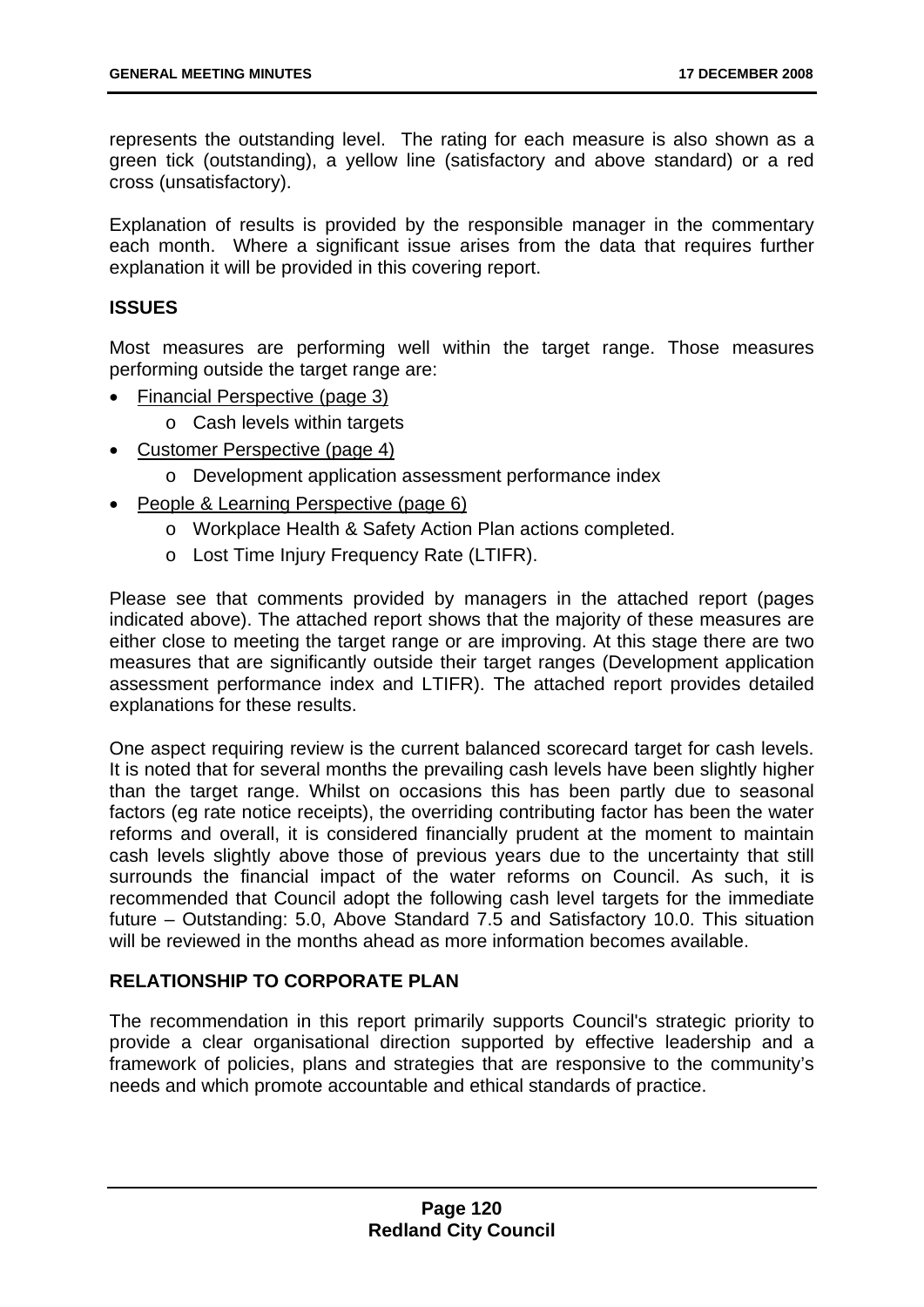represents the outstanding level. The rating for each measure is also shown as a green tick (outstanding), a yellow line (satisfactory and above standard) or a red cross (unsatisfactory).

Explanation of results is provided by the responsible manager in the commentary each month. Where a significant issue arises from the data that requires further explanation it will be provided in this covering report.

## ISSUES

Most measures are performing well within the target range. Those measures performing outside the target range are:

- Financial Perspective (page 3)
  - Cash levels within targets
- Customer Perspective (page 4)
  - Development application assessment performance index
- People & Learning Perspective (page 6)
  - Workplace Health & Safety Action Plan actions completed.
  - Lost Time Injury Frequency Rate (LTIFR).

Please see that comments provided by managers in the attached report (pages indicated above). The attached report shows that the majority of these measures are either close to meeting the target range or are improving. At this stage there are two measures that are significantly outside their target ranges (Development application assessment performance index and LTIFR). The attached report provides detailed explanations for these results.

One aspect requiring review is the current balanced scorecard target for cash levels. It is noted that for several months the prevailing cash levels have been slightly higher than the target range. Whilst on occasions this has been partly due to seasonal factors (eg rate notice receipts), the overriding contributing factor has been the water reforms and overall, it is considered financially prudent at the moment to maintain cash levels slightly above those of previous years due to the uncertainty that still surrounds the financial impact of the water reforms on Council. As such, it is recommended that Council adopt the following cash level targets for the immediate future – Outstanding: 5.0, Above Standard 7.5 and Satisfactory 10.0. This situation will be reviewed in the months ahead as more information becomes available.

## RELATIONSHIP TO CORPORATE PLAN

The recommendation in this report primarily supports Council's strategic priority to provide a clear organisational direction supported by effective leadership and a framework of policies, plans and strategies that are responsive to the community's needs and which promote accountable and ethical standards of practice.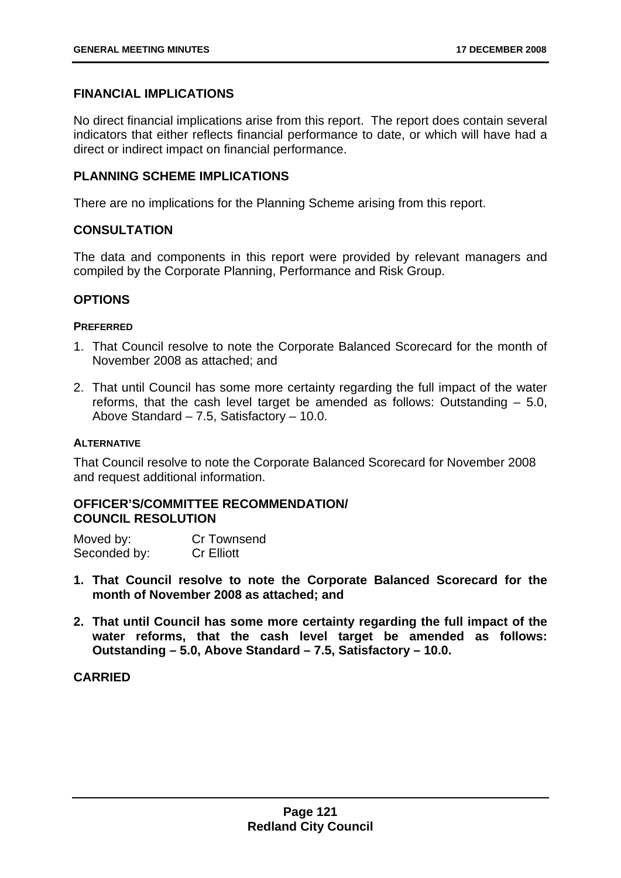## FINANCIAL IMPLICATIONS

No direct financial implications arise from this report. The report does contain several indicators that either reflects financial performance to date, or which will have had a direct or indirect impact on financial performance.

## PLANNING SCHEME IMPLICATIONS

There are no implications for the Planning Scheme arising from this report.

## CONSULTATION

The data and components in this report were provided by relevant managers and compiled by the Corporate Planning, Performance and Risk Group.

## OPTIONS

#### PREFERRED

1. That Council resolve to note the Corporate Balanced Scorecard for the month of November 2008 as attached; and
2. That until Council has some more certainty regarding the full impact of the water reforms, that the cash level target be amended as follows: Outstanding – 5.0, Above Standard – 7.5, Satisfactory – 10.0.

#### ALTERNATIVE

That Council resolve to note the Corporate Balanced Scorecard for November 2008 and request additional information.

## OFFICER'S/COMMITTEE RECOMMENDATION/ COUNCIL RESOLUTION

Moved by: Cr Townsend
Seconded by: Cr Elliott

1. **That Council resolve to note the Corporate Balanced Scorecard for the month of November 2008 as attached; and**
2. **That until Council has some more certainty regarding the full impact of the water reforms, that the cash level target be amended as follows: Outstanding – 5.0, Above Standard – 7.5, Satisfactory – 10.0.**

**CARRIED**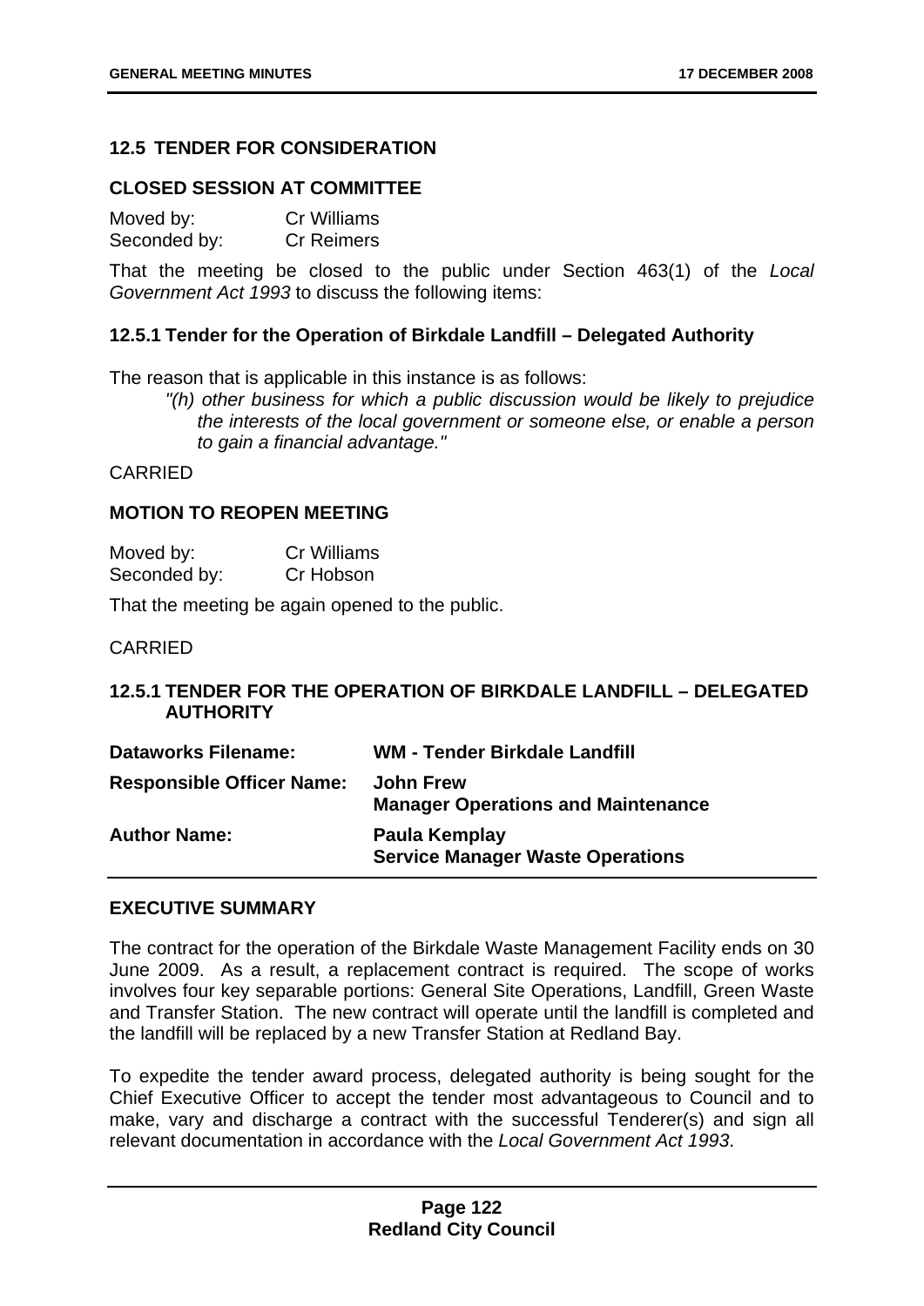## 12.5 TENDER FOR CONSIDERATION

### CLOSED SESSION AT COMMITTEE

Moved by: Cr Williams
Seconded by: Cr Reimers

That the meeting be closed to the public under Section 463(1) of the *Local Government Act 1993* to discuss the following items:

### 12.5.1 Tender for the Operation of Birkdale Landfill – Delegated Authority

The reason that is applicable in this instance is as follows:

> *"(h) other business for which a public discussion would be likely to prejudice the interests of the local government or someone else, or enable a person to gain a financial advantage."*

CARRIED

### MOTION TO REOPEN MEETING

Moved by: Cr Williams
Seconded by: Cr Hobson

That the meeting be again opened to the public.

CARRIED

### 12.5.1 TENDER FOR THE OPERATION OF BIRKDALE LANDFILL – DELEGATED AUTHORITY

| | |
|---|---|
| **Dataworks Filename:** | **WM - Tender Birkdale Landfill** |
| **Responsible Officer Name:** | **John Frew**<br>**Manager Operations and Maintenance** |
| **Author Name:** | **Paula Kemplay**<br>**Service Manager Waste Operations** |

### EXECUTIVE SUMMARY

The contract for the operation of the Birkdale Waste Management Facility ends on 30 June 2009. As a result, a replacement contract is required. The scope of works involves four key separable portions: General Site Operations, Landfill, Green Waste and Transfer Station. The new contract will operate until the landfill is completed and the landfill will be replaced by a new Transfer Station at Redland Bay.

To expedite the tender award process, delegated authority is being sought for the Chief Executive Officer to accept the tender most advantageous to Council and to make, vary and discharge a contract with the successful Tenderer(s) and sign all relevant documentation in accordance with the *Local Government Act 1993*.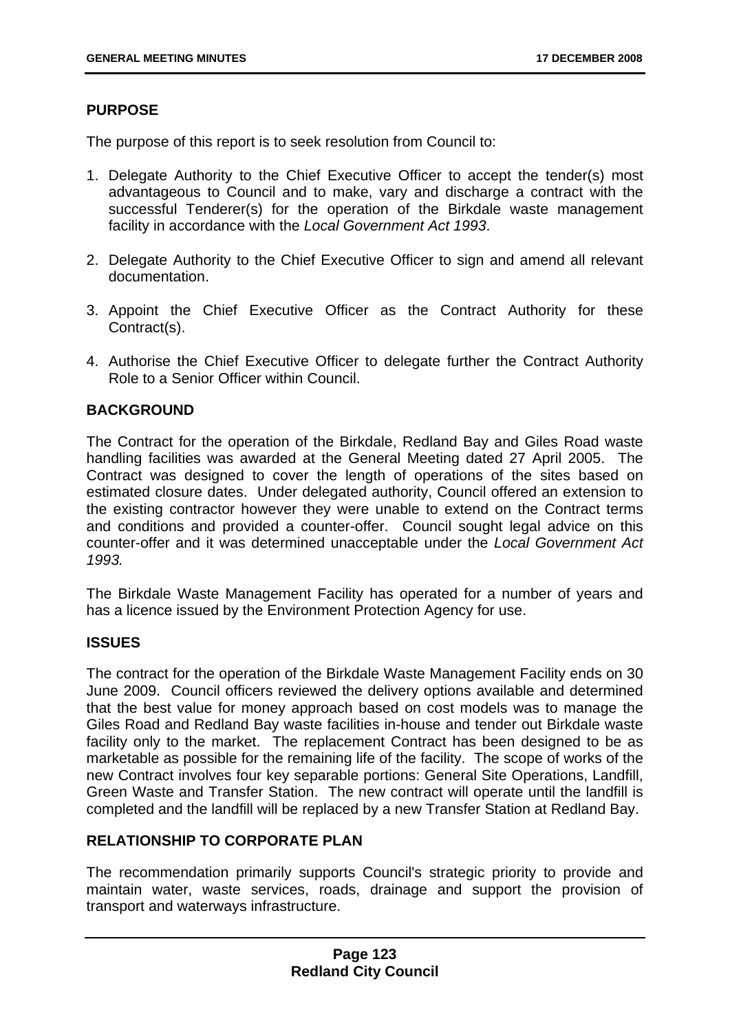## PURPOSE

The purpose of this report is to seek resolution from Council to:

1. Delegate Authority to the Chief Executive Officer to accept the tender(s) most advantageous to Council and to make, vary and discharge a contract with the successful Tenderer(s) for the operation of the Birkdale waste management facility in accordance with the *Local Government Act 1993*.

2. Delegate Authority to the Chief Executive Officer to sign and amend all relevant documentation.

3. Appoint the Chief Executive Officer as the Contract Authority for these Contract(s).

4. Authorise the Chief Executive Officer to delegate further the Contract Authority Role to a Senior Officer within Council.

## BACKGROUND

The Contract for the operation of the Birkdale, Redland Bay and Giles Road waste handling facilities was awarded at the General Meeting dated 27 April 2005. The Contract was designed to cover the length of operations of the sites based on estimated closure dates. Under delegated authority, Council offered an extension to the existing contractor however they were unable to extend on the Contract terms and conditions and provided a counter-offer. Council sought legal advice on this counter-offer and it was determined unacceptable under the *Local Government Act 1993.*

The Birkdale Waste Management Facility has operated for a number of years and has a licence issued by the Environment Protection Agency for use.

## ISSUES

The contract for the operation of the Birkdale Waste Management Facility ends on 30 June 2009. Council officers reviewed the delivery options available and determined that the best value for money approach based on cost models was to manage the Giles Road and Redland Bay waste facilities in-house and tender out Birkdale waste facility only to the market. The replacement Contract has been designed to be as marketable as possible for the remaining life of the facility. The scope of works of the new Contract involves four key separable portions: General Site Operations, Landfill, Green Waste and Transfer Station. The new contract will operate until the landfill is completed and the landfill will be replaced by a new Transfer Station at Redland Bay.

## RELATIONSHIP TO CORPORATE PLAN

The recommendation primarily supports Council's strategic priority to provide and maintain water, waste services, roads, drainage and support the provision of transport and waterways infrastructure.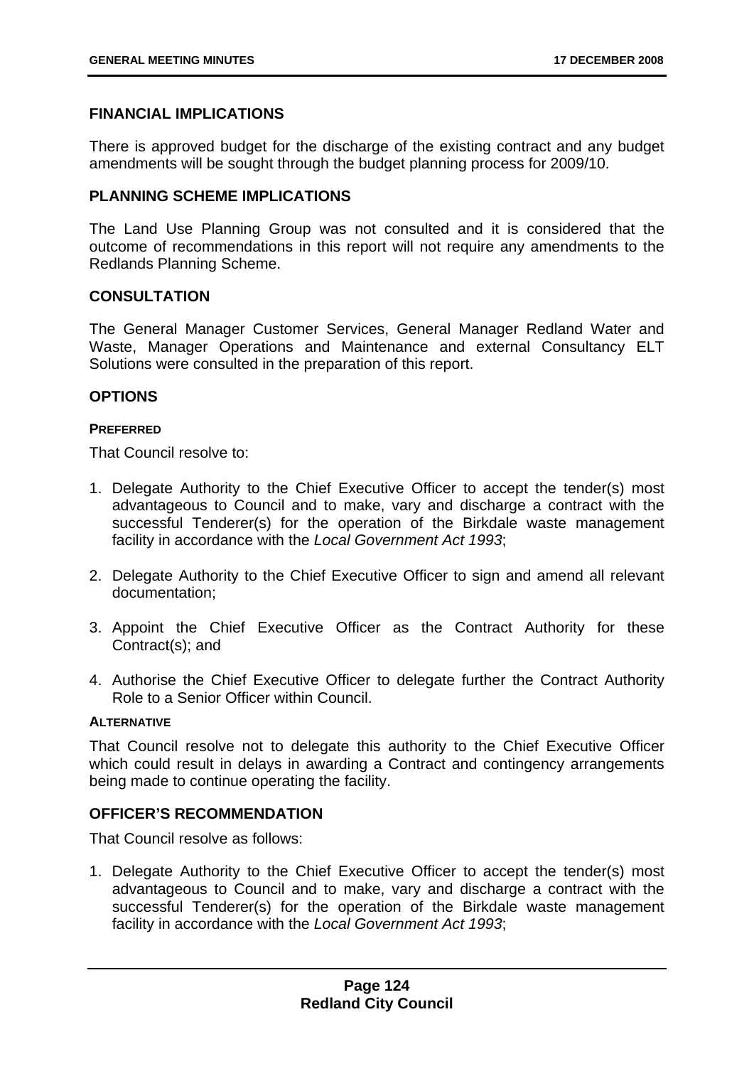## FINANCIAL IMPLICATIONS

There is approved budget for the discharge of the existing contract and any budget amendments will be sought through the budget planning process for 2009/10.

## PLANNING SCHEME IMPLICATIONS

The Land Use Planning Group was not consulted and it is considered that the outcome of recommendations in this report will not require any amendments to the Redlands Planning Scheme.

## CONSULTATION

The General Manager Customer Services, General Manager Redland Water and Waste, Manager Operations and Maintenance and external Consultancy ELT Solutions were consulted in the preparation of this report.

## OPTIONS

### PREFERRED

That Council resolve to:

1. Delegate Authority to the Chief Executive Officer to accept the tender(s) most advantageous to Council and to make, vary and discharge a contract with the successful Tenderer(s) for the operation of the Birkdale waste management facility in accordance with the *Local Government Act 1993*;
2. Delegate Authority to the Chief Executive Officer to sign and amend all relevant documentation;
3. Appoint the Chief Executive Officer as the Contract Authority for these Contract(s); and
4. Authorise the Chief Executive Officer to delegate further the Contract Authority Role to a Senior Officer within Council.

### ALTERNATIVE

That Council resolve not to delegate this authority to the Chief Executive Officer which could result in delays in awarding a Contract and contingency arrangements being made to continue operating the facility.

## OFFICER'S RECOMMENDATION

That Council resolve as follows:

1. Delegate Authority to the Chief Executive Officer to accept the tender(s) most advantageous to Council and to make, vary and discharge a contract with the successful Tenderer(s) for the operation of the Birkdale waste management facility in accordance with the *Local Government Act 1993*;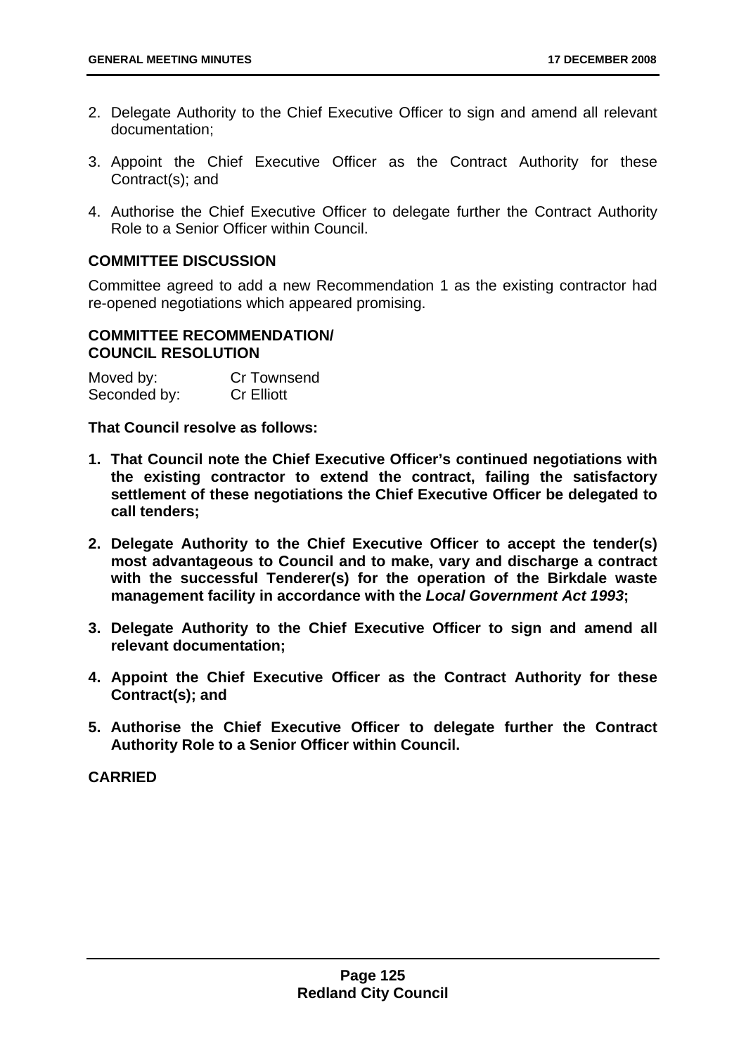2. Delegate Authority to the Chief Executive Officer to sign and amend all relevant documentation;

3. Appoint the Chief Executive Officer as the Contract Authority for these Contract(s); and

4. Authorise the Chief Executive Officer to delegate further the Contract Authority Role to a Senior Officer within Council.

**COMMITTEE DISCUSSION**

Committee agreed to add a new Recommendation 1 as the existing contractor had re-opened negotiations which appeared promising.

**COMMITTEE RECOMMENDATION/ COUNCIL RESOLUTION**

Moved by: Cr Townsend
Seconded by: Cr Elliott

**That Council resolve as follows:**

1. **That Council note the Chief Executive Officer's continued negotiations with the existing contractor to extend the contract, failing the satisfactory settlement of these negotiations the Chief Executive Officer be delegated to call tenders;**

2. **Delegate Authority to the Chief Executive Officer to accept the tender(s) most advantageous to Council and to make, vary and discharge a contract with the successful Tenderer(s) for the operation of the Birkdale waste management facility in accordance with the *Local Government Act 1993*;**

3. **Delegate Authority to the Chief Executive Officer to sign and amend all relevant documentation;**

4. **Appoint the Chief Executive Officer as the Contract Authority for these Contract(s); and**

5. **Authorise the Chief Executive Officer to delegate further the Contract Authority Role to a Senior Officer within Council.**

**CARRIED**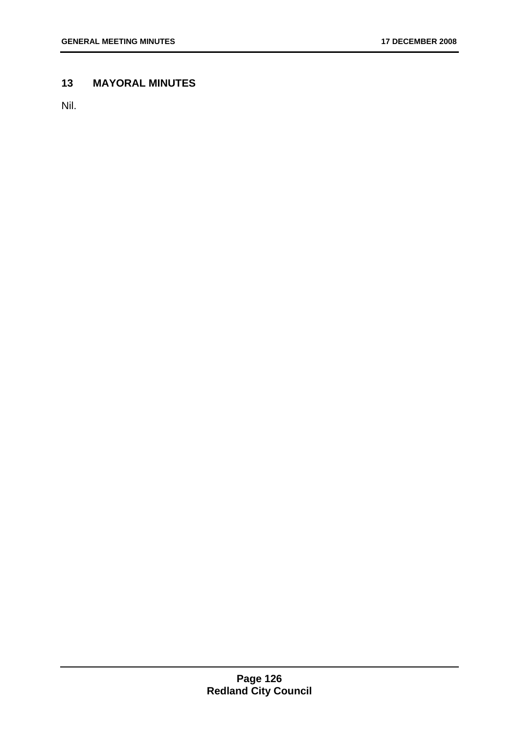## 13 MAYORAL MINUTES

Nil.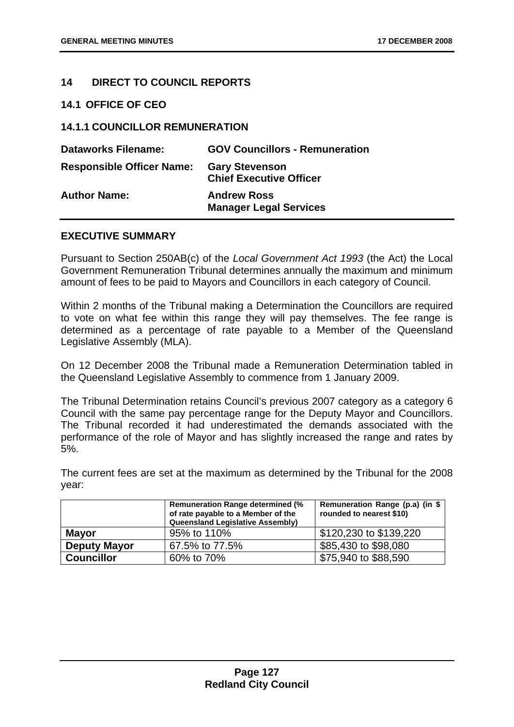## 14 DIRECT TO COUNCIL REPORTS

### 14.1 OFFICE OF CEO

### 14.1.1 COUNCILLOR REMUNERATION

| | |
|---|---|
| **Dataworks Filename:** | **GOV Councillors - Remuneration** |
| **Responsible Officer Name:** | **Gary Stevenson**<br>**Chief Executive Officer** |
| **Author Name:** | **Andrew Ross**<br>**Manager Legal Services** |

**EXECUTIVE SUMMARY**

Pursuant to Section 250AB(c) of the *Local Government Act 1993* (the Act) the Local Government Remuneration Tribunal determines annually the maximum and minimum amount of fees to be paid to Mayors and Councillors in each category of Council.

Within 2 months of the Tribunal making a Determination the Councillors are required to vote on what fee within this range they will pay themselves. The fee range is determined as a percentage of rate payable to a Member of the Queensland Legislative Assembly (MLA).

On 12 December 2008 the Tribunal made a Remuneration Determination tabled in the Queensland Legislative Assembly to commence from 1 January 2009.

The Tribunal Determination retains Council's previous 2007 category as a category 6 Council with the same pay percentage range for the Deputy Mayor and Councillors. The Tribunal recorded it had underestimated the demands associated with the performance of the role of Mayor and has slightly increased the range and rates by 5%.

The current fees are set at the maximum as determined by the Tribunal for the 2008 year:

| | Remuneration Range determined (% of rate payable to a Member of the Queensland Legislative Assembly) | Remuneration Range (p.a) (in $ rounded to nearest $10) |
|---|---|---|
| **Mayor** | 95% to 110% | $120,230 to $139,220 |
| **Deputy Mayor** | 67.5% to 77.5% | $85,430 to $98,080 |
| **Councillor** | 60% to 70% | $75,940 to $88,590 |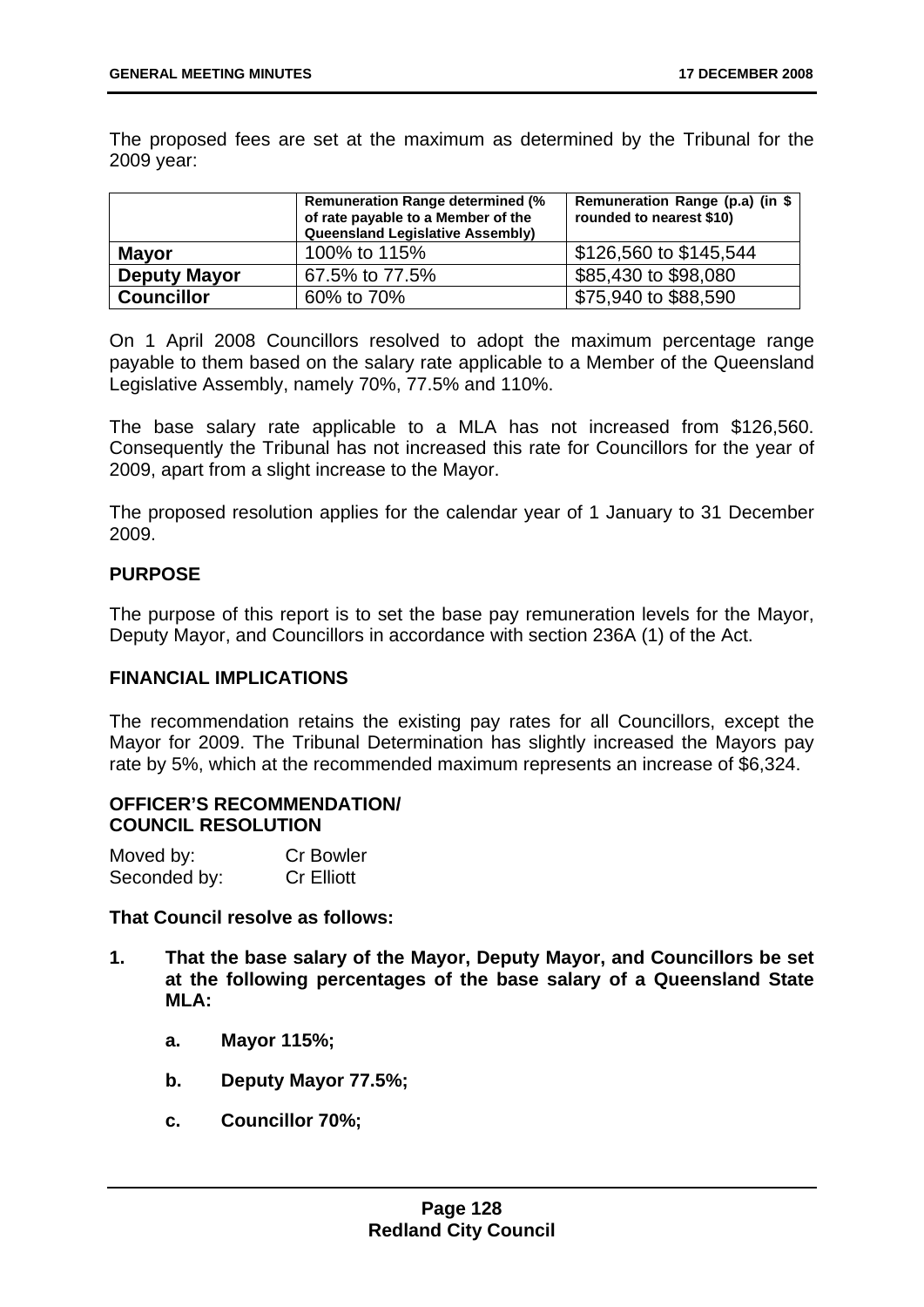The proposed fees are set at the maximum as determined by the Tribunal for the 2009 year:

| | Remuneration Range determined (% of rate payable to a Member of the Queensland Legislative Assembly) | Remuneration Range (p.a) (in $ rounded to nearest $10) |
|---|---|---|
| **Mayor** | 100% to 115% | $126,560 to $145,544 |
| **Deputy Mayor** | 67.5% to 77.5% | $85,430 to $98,080 |
| **Councillor** | 60% to 70% | $75,940 to $88,590 |

On 1 April 2008 Councillors resolved to adopt the maximum percentage range payable to them based on the salary rate applicable to a Member of the Queensland Legislative Assembly, namely 70%, 77.5% and 110%.

The base salary rate applicable to a MLA has not increased from $126,560. Consequently the Tribunal has not increased this rate for Councillors for the year of 2009, apart from a slight increase to the Mayor.

The proposed resolution applies for the calendar year of 1 January to 31 December 2009.

## PURPOSE

The purpose of this report is to set the base pay remuneration levels for the Mayor, Deputy Mayor, and Councillors in accordance with section 236A (1) of the Act.

## FINANCIAL IMPLICATIONS

The recommendation retains the existing pay rates for all Councillors, except the Mayor for 2009. The Tribunal Determination has slightly increased the Mayors pay rate by 5%, which at the recommended maximum represents an increase of $6,324.

## OFFICER'S RECOMMENDATION/ COUNCIL RESOLUTION

Moved by: Cr Bowler
Seconded by: Cr Elliott

**That Council resolve as follows:**

1. **That the base salary of the Mayor, Deputy Mayor, and Councillors be set at the following percentages of the base salary of a Queensland State MLA:**

   a. **Mayor 115%;**

   b. **Deputy Mayor 77.5%;**

   c. **Councillor 70%;**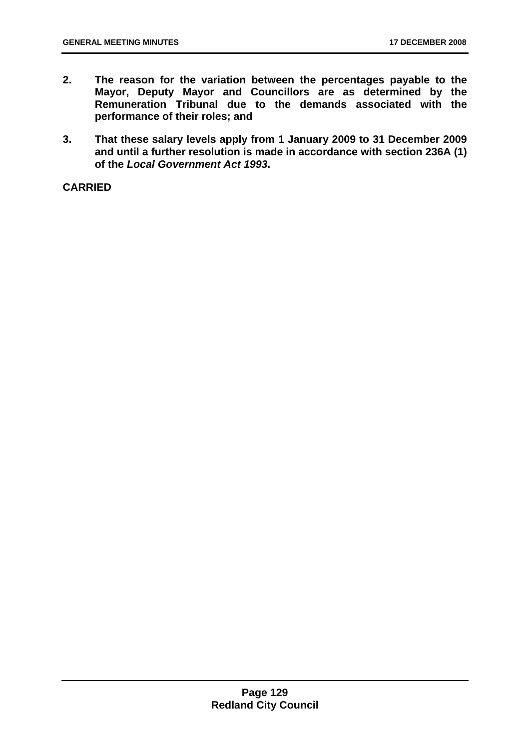2. **The reason for the variation between the percentages payable to the Mayor, Deputy Mayor and Councillors are as determined by the Remuneration Tribunal due to the demands associated with the performance of their roles; and**

3. **That these salary levels apply from 1 January 2009 to 31 December 2009 and until a further resolution is made in accordance with section 236A (1) of the *Local Government Act 1993*.**

**CARRIED**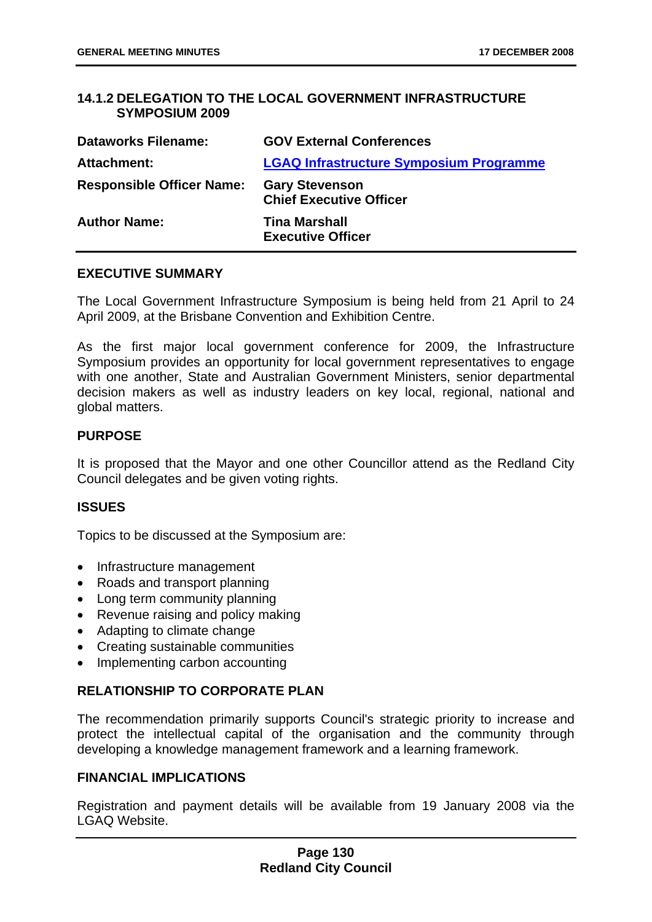### 14.1.2 DELEGATION TO THE LOCAL GOVERNMENT INFRASTRUCTURE SYMPOSIUM 2009

| | |
|---|---|
| **Dataworks Filename:** | **GOV External Conferences** |
| **Attachment:** | **LGAQ Infrastructure Symposium Programme** |
| **Responsible Officer Name:** | **Gary Stevenson**<br>**Chief Executive Officer** |
| **Author Name:** | **Tina Marshall**<br>**Executive Officer** |

#### EXECUTIVE SUMMARY

The Local Government Infrastructure Symposium is being held from 21 April to 24 April 2009, at the Brisbane Convention and Exhibition Centre.

As the first major local government conference for 2009, the Infrastructure Symposium provides an opportunity for local government representatives to engage with one another, State and Australian Government Ministers, senior departmental decision makers as well as industry leaders on key local, regional, national and global matters.

#### PURPOSE

It is proposed that the Mayor and one other Councillor attend as the Redland City Council delegates and be given voting rights.

#### ISSUES

Topics to be discussed at the Symposium are:

- Infrastructure management
- Roads and transport planning
- Long term community planning
- Revenue raising and policy making
- Adapting to climate change
- Creating sustainable communities
- Implementing carbon accounting

#### RELATIONSHIP TO CORPORATE PLAN

The recommendation primarily supports Council's strategic priority to increase and protect the intellectual capital of the organisation and the community through developing a knowledge management framework and a learning framework.

#### FINANCIAL IMPLICATIONS

Registration and payment details will be available from 19 January 2008 via the LGAQ Website.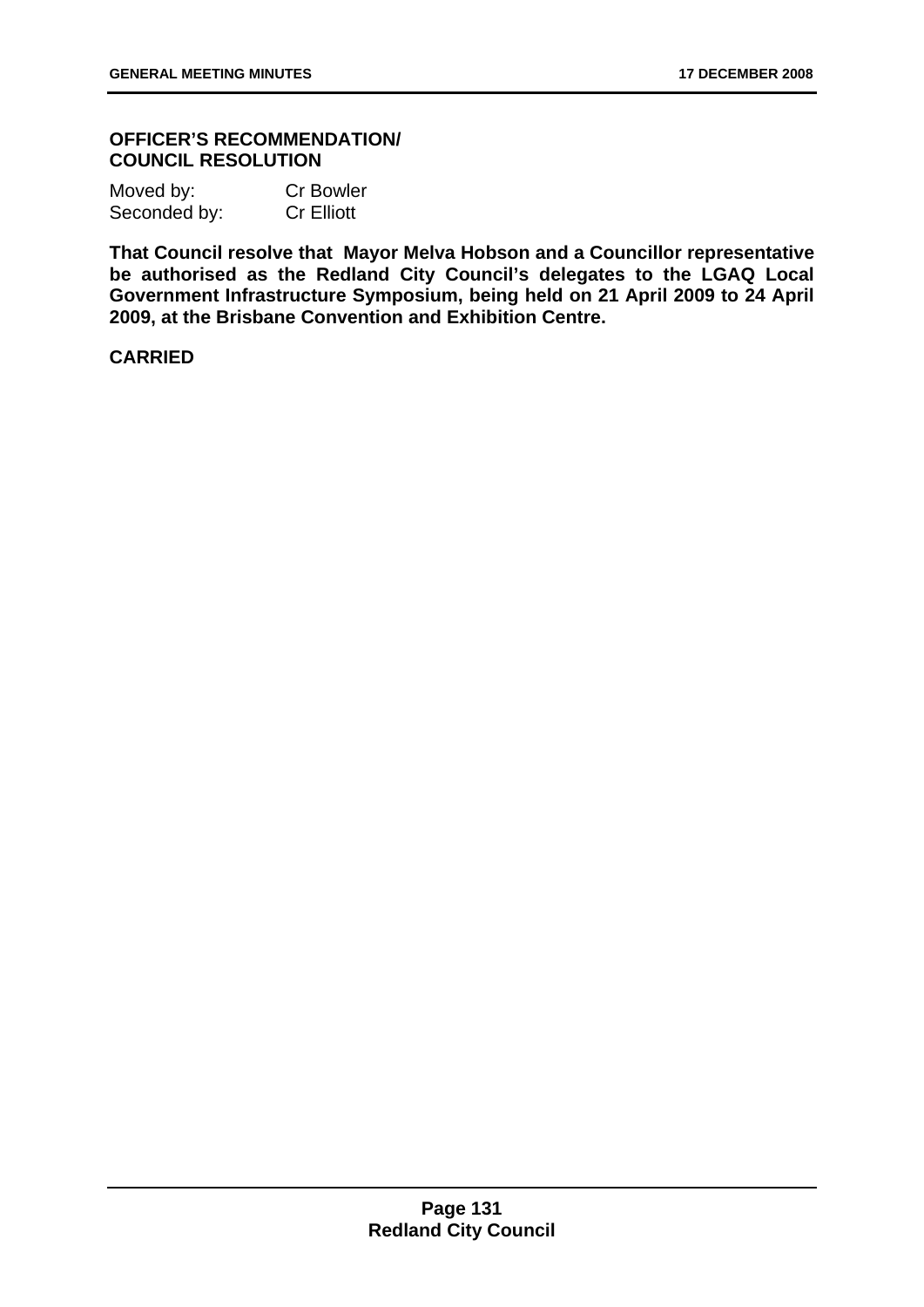**OFFICER'S RECOMMENDATION/ COUNCIL RESOLUTION**

Moved by: Cr Bowler
Seconded by: Cr Elliott

**That Council resolve that Mayor Melva Hobson and a Councillor representative be authorised as the Redland City Council's delegates to the LGAQ Local Government Infrastructure Symposium, being held on 21 April 2009 to 24 April 2009, at the Brisbane Convention and Exhibition Centre.**

**CARRIED**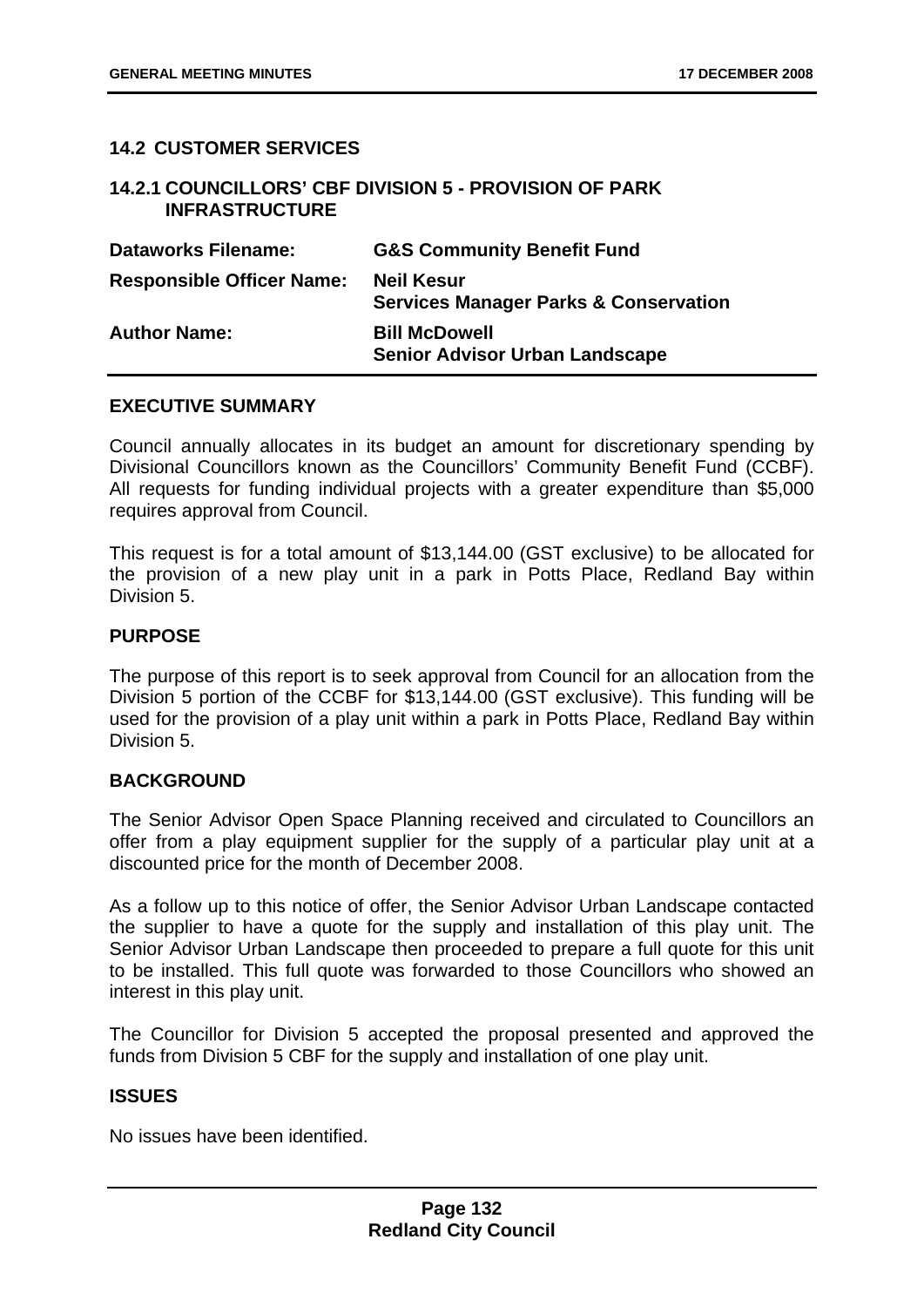## 14.2 CUSTOMER SERVICES

### 14.2.1 COUNCILLORS' CBF DIVISION 5 - PROVISION OF PARK INFRASTRUCTURE

| | |
|---|---|
| **Dataworks Filename:** | **G&S Community Benefit Fund** |
| **Responsible Officer Name:** | **Neil Kesur**<br>**Services Manager Parks & Conservation** |
| **Author Name:** | **Bill McDowell**<br>**Senior Advisor Urban Landscape** |

#### EXECUTIVE SUMMARY

Council annually allocates in its budget an amount for discretionary spending by Divisional Councillors known as the Councillors' Community Benefit Fund (CCBF). All requests for funding individual projects with a greater expenditure than $5,000 requires approval from Council.

This request is for a total amount of $13,144.00 (GST exclusive) to be allocated for the provision of a new play unit in a park in Potts Place, Redland Bay within Division 5.

#### PURPOSE

The purpose of this report is to seek approval from Council for an allocation from the Division 5 portion of the CCBF for $13,144.00 (GST exclusive). This funding will be used for the provision of a play unit within a park in Potts Place, Redland Bay within Division 5.

#### BACKGROUND

The Senior Advisor Open Space Planning received and circulated to Councillors an offer from a play equipment supplier for the supply of a particular play unit at a discounted price for the month of December 2008.

As a follow up to this notice of offer, the Senior Advisor Urban Landscape contacted the supplier to have a quote for the supply and installation of this play unit. The Senior Advisor Urban Landscape then proceeded to prepare a full quote for this unit to be installed. This full quote was forwarded to those Councillors who showed an interest in this play unit.

The Councillor for Division 5 accepted the proposal presented and approved the funds from Division 5 CBF for the supply and installation of one play unit.

#### ISSUES

No issues have been identified.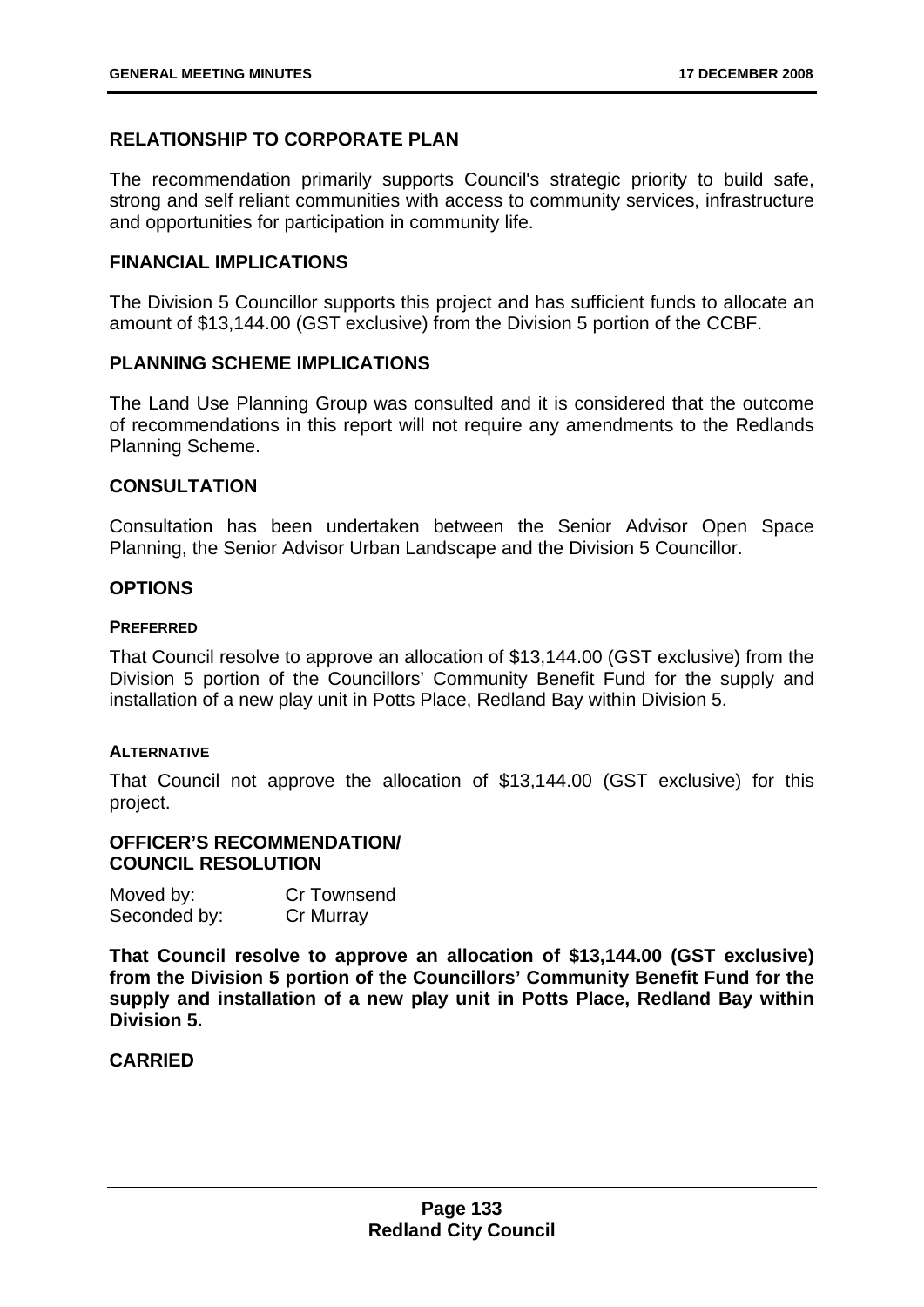## RELATIONSHIP TO CORPORATE PLAN

The recommendation primarily supports Council's strategic priority to build safe, strong and self reliant communities with access to community services, infrastructure and opportunities for participation in community life.

## FINANCIAL IMPLICATIONS

The Division 5 Councillor supports this project and has sufficient funds to allocate an amount of $13,144.00 (GST exclusive) from the Division 5 portion of the CCBF.

## PLANNING SCHEME IMPLICATIONS

The Land Use Planning Group was consulted and it is considered that the outcome of recommendations in this report will not require any amendments to the Redlands Planning Scheme.

## CONSULTATION

Consultation has been undertaken between the Senior Advisor Open Space Planning, the Senior Advisor Urban Landscape and the Division 5 Councillor.

## OPTIONS

### PREFERRED

That Council resolve to approve an allocation of $13,144.00 (GST exclusive) from the Division 5 portion of the Councillors' Community Benefit Fund for the supply and installation of a new play unit in Potts Place, Redland Bay within Division 5.

### ALTERNATIVE

That Council not approve the allocation of $13,144.00 (GST exclusive) for this project.

## OFFICER'S RECOMMENDATION/ COUNCIL RESOLUTION

Moved by: Cr Townsend
Seconded by: Cr Murray

**That Council resolve to approve an allocation of $13,144.00 (GST exclusive) from the Division 5 portion of the Councillors' Community Benefit Fund for the supply and installation of a new play unit in Potts Place, Redland Bay within Division 5.**

**CARRIED**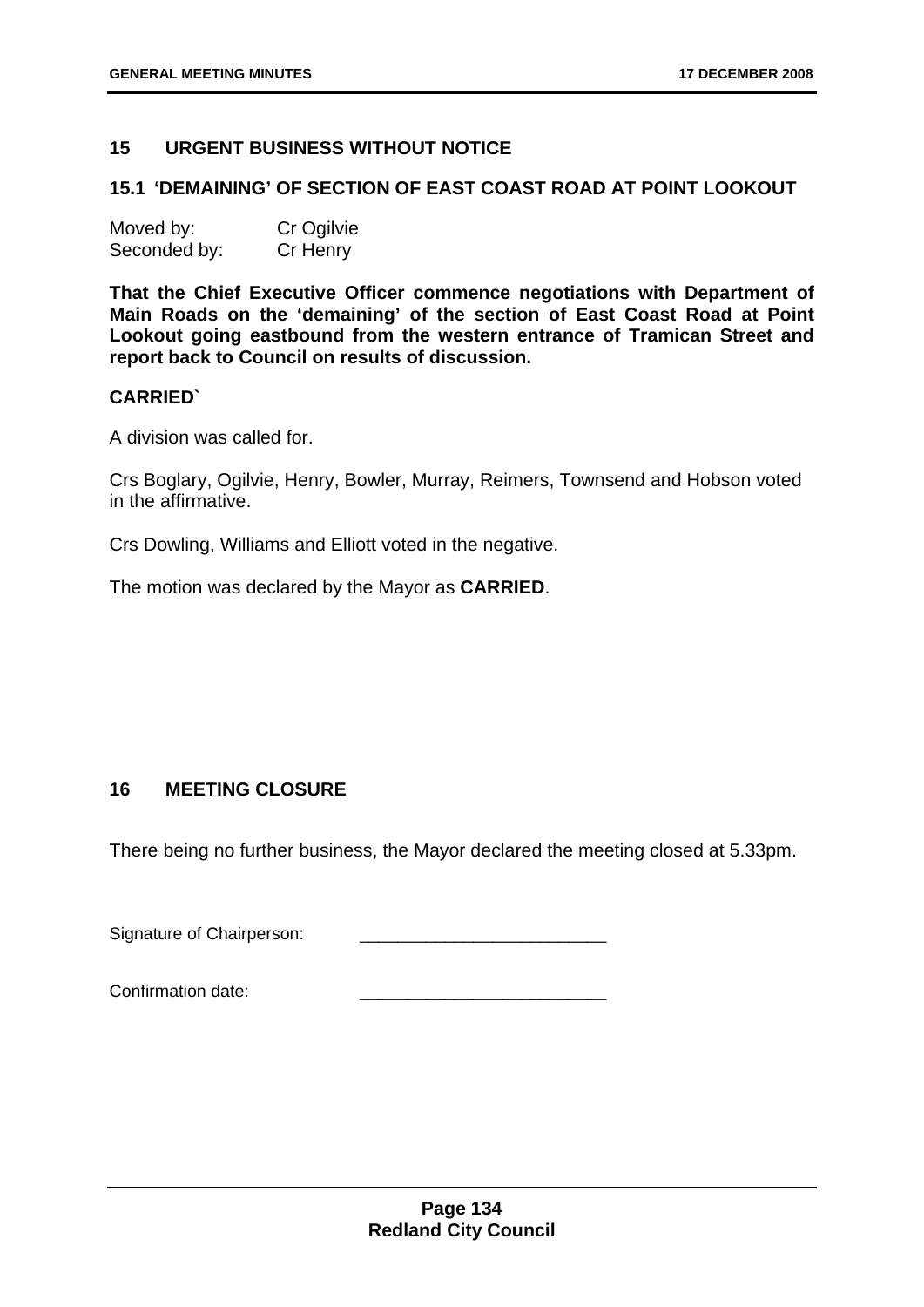## 15 URGENT BUSINESS WITHOUT NOTICE

### 15.1 'DEMAINING' OF SECTION OF EAST COAST ROAD AT POINT LOOKOUT

Moved by: Cr Ogilvie
Seconded by: Cr Henry

**That the Chief Executive Officer commence negotiations with Department of Main Roads on the 'demaining' of the section of East Coast Road at Point Lookout going eastbound from the western entrance of Tramican Street and report back to Council on results of discussion.**

**CARRIED`**

A division was called for.

Crs Boglary, Ogilvie, Henry, Bowler, Murray, Reimers, Townsend and Hobson voted in the affirmative.

Crs Dowling, Williams and Elliott voted in the negative.

The motion was declared by the Mayor as **CARRIED**.

## 16 MEETING CLOSURE

There being no further business, the Mayor declared the meeting closed at 5.33pm.

Signature of Chairperson: __________________________

Confirmation date: __________________________